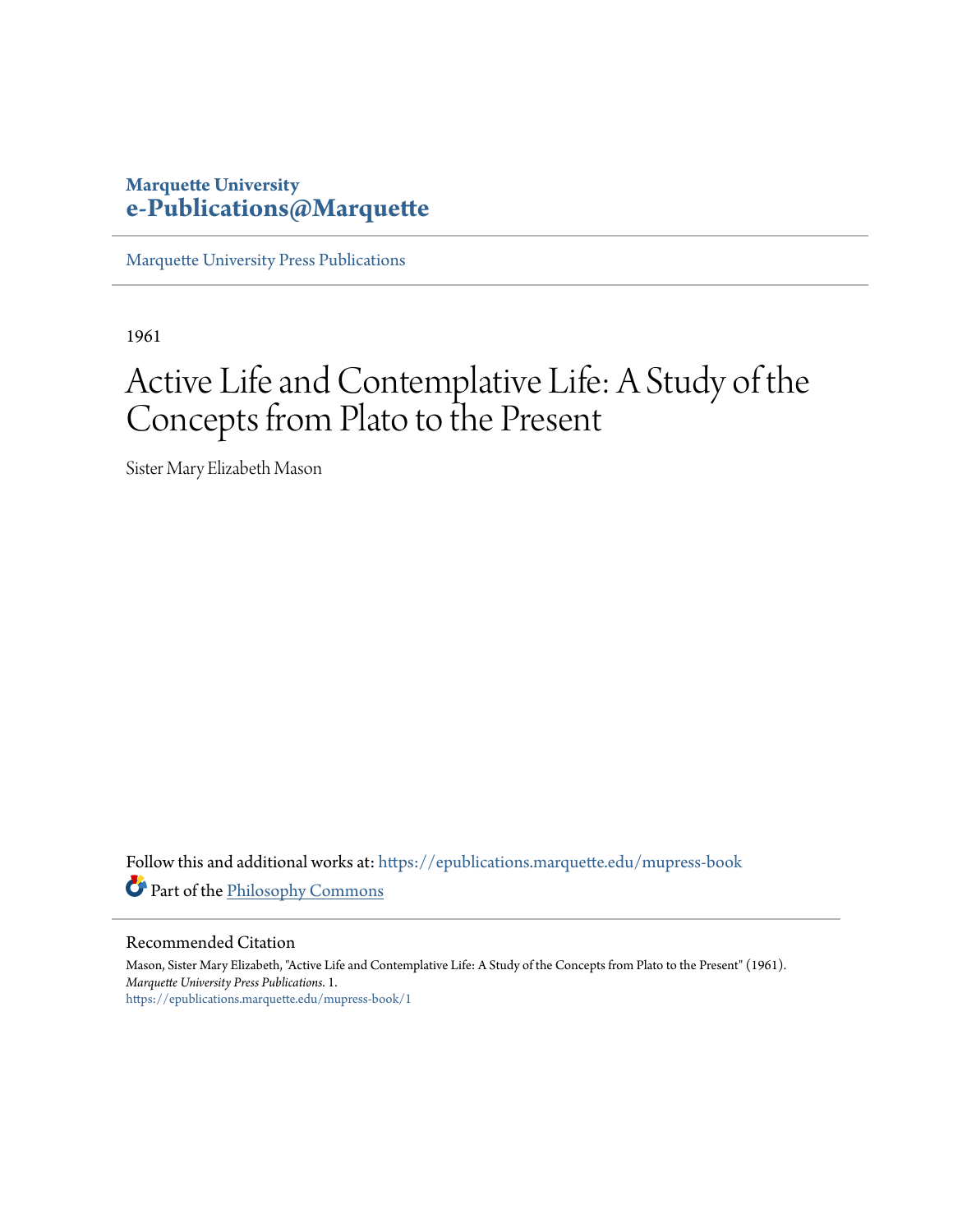**Marquette University**
**e-Publications@Marquette**

Marquette University Press Publications

1961

# Active Life and Contemplative Life: A Study of the Concepts from Plato to the Present

Sister Mary Elizabeth Mason

Follow this and additional works at: https://epublications.marquette.edu/mupress-book

Part of the Philosophy Commons

## Recommended Citation

Mason, Sister Mary Elizabeth, "Active Life and Contemplative Life: A Study of the Concepts from Plato to the Present" (1961). *Marquette University Press Publications*. 1.
https://epublications.marquette.edu/mupress-book/1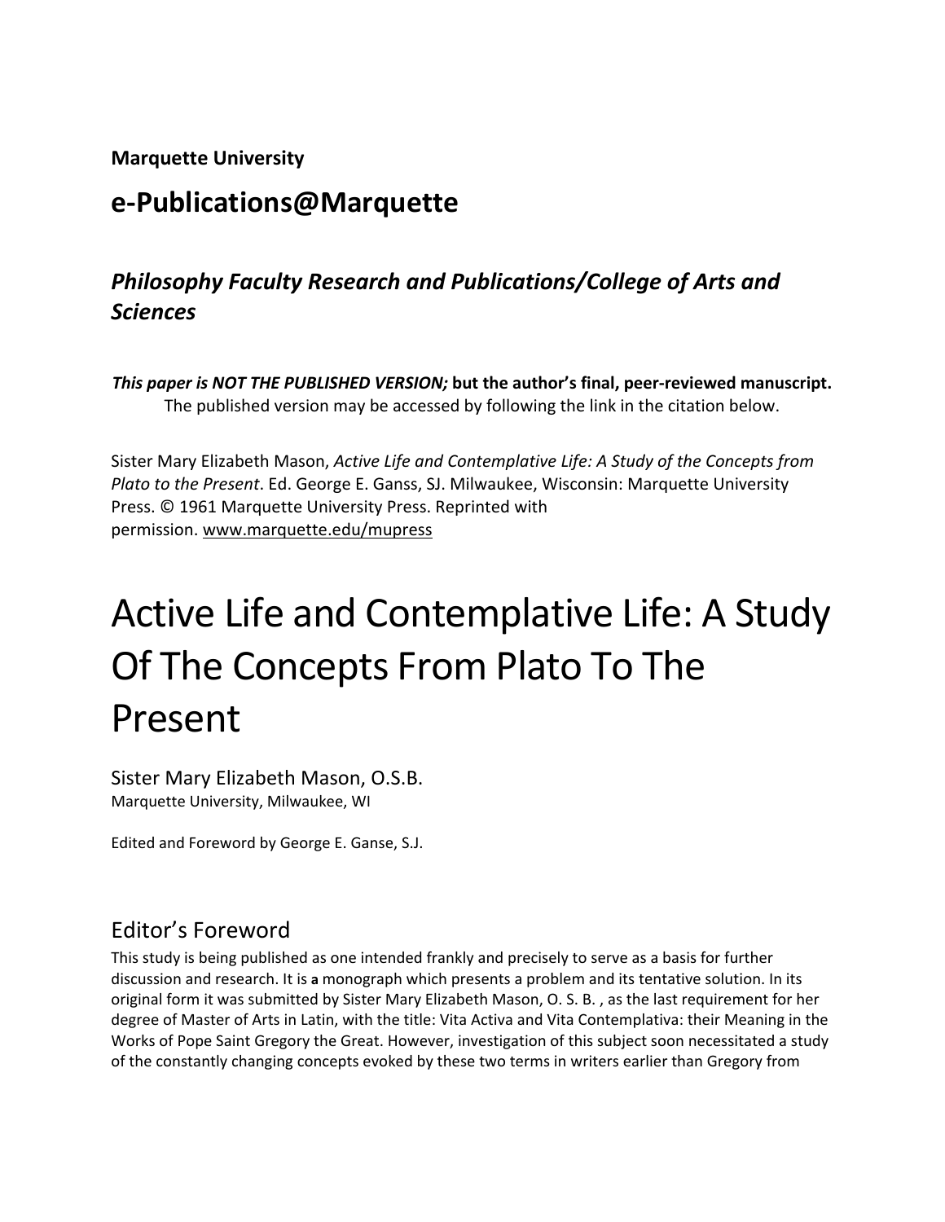**Marquette University**

## e-Publications@Marquette

### *Philosophy Faculty Research and Publications/College of Arts and Sciences*

***This paper is NOT THE PUBLISHED VERSION;* but the author's final, peer-reviewed manuscript.** The published version may be accessed by following the link in the citation below.

Sister Mary Elizabeth Mason, *Active Life and Contemplative Life: A Study of the Concepts from Plato to the Present*. Ed. George E. Ganss, SJ. Milwaukee, Wisconsin: Marquette University Press. © 1961 Marquette University Press. Reprinted with permission. www.marquette.edu/mupress

# Active Life and Contemplative Life: A Study Of The Concepts From Plato To The Present

Sister Mary Elizabeth Mason, O.S.B.
Marquette University, Milwaukee, WI

Edited and Foreword by George E. Ganse, S.J.

## Editor's Foreword

This study is being published as one intended frankly and precisely to serve as a basis for further discussion and research. It is **a** monograph which presents a problem and its tentative solution. In its original form it was submitted by Sister Mary Elizabeth Mason, O. S. B. , as the last requirement for her degree of Master of Arts in Latin, with the title: Vita Activa and Vita Contemplativa: their Meaning in the Works of Pope Saint Gregory the Great. However, investigation of this subject soon necessitated a study of the constantly changing concepts evoked by these two terms in writers earlier than Gregory from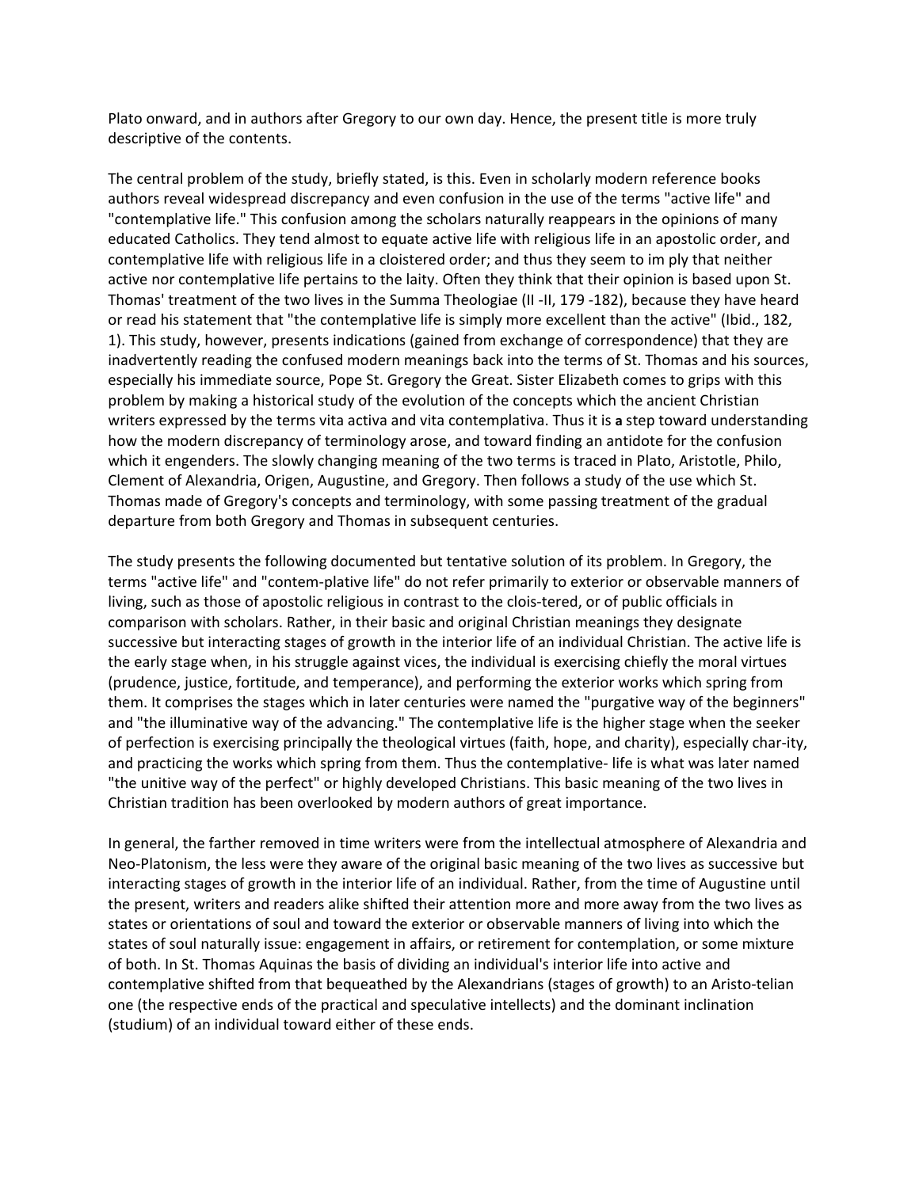Plato onward, and in authors after Gregory to our own day. Hence, the present title is more truly descriptive of the contents.

The central problem of the study, briefly stated, is this. Even in scholarly modern reference books authors reveal widespread discrepancy and even confusion in the use of the terms "active life" and "contemplative life." This confusion among the scholars naturally reappears in the opinions of many educated Catholics. They tend almost to equate active life with religious life in an apostolic order, and contemplative life with religious life in a cloistered order; and thus they seem to im ply that neither active nor contemplative life pertains to the laity. Often they think that their opinion is based upon St. Thomas' treatment of the two lives in the Summa Theologiae (II -II, 179 -182), because they have heard or read his statement that "the contemplative life is simply more excellent than the active" (Ibid., 182, 1). This study, however, presents indications (gained from exchange of correspondence) that they are inadvertently reading the confused modern meanings back into the terms of St. Thomas and his sources, especially his immediate source, Pope St. Gregory the Great. Sister Elizabeth comes to grips with this problem by making a historical study of the evolution of the concepts which the ancient Christian writers expressed by the terms vita activa and vita contemplativa. Thus it is **a** step toward understanding how the modern discrepancy of terminology arose, and toward finding an antidote for the confusion which it engenders. The slowly changing meaning of the two terms is traced in Plato, Aristotle, Philo, Clement of Alexandria, Origen, Augustine, and Gregory. Then follows a study of the use which St. Thomas made of Gregory's concepts and terminology, with some passing treatment of the gradual departure from both Gregory and Thomas in subsequent centuries.

The study presents the following documented but tentative solution of its problem. In Gregory, the terms "active life" and "contem-plative life" do not refer primarily to exterior or observable manners of living, such as those of apostolic religious in contrast to the clois-tered, or of public officials in comparison with scholars. Rather, in their basic and original Christian meanings they designate successive but interacting stages of growth in the interior life of an individual Christian. The active life is the early stage when, in his struggle against vices, the individual is exercising chiefly the moral virtues (prudence, justice, fortitude, and temperance), and performing the exterior works which spring from them. It comprises the stages which in later centuries were named the "purgative way of the beginners" and "the illuminative way of the advancing." The contemplative life is the higher stage when the seeker of perfection is exercising principally the theological virtues (faith, hope, and charity), especially char-ity, and practicing the works which spring from them. Thus the contemplative- life is what was later named "the unitive way of the perfect" or highly developed Christians. This basic meaning of the two lives in Christian tradition has been overlooked by modern authors of great importance.

In general, the farther removed in time writers were from the intellectual atmosphere of Alexandria and Neo-Platonism, the less were they aware of the original basic meaning of the two lives as successive but interacting stages of growth in the interior life of an individual. Rather, from the time of Augustine until the present, writers and readers alike shifted their attention more and more away from the two lives as states or orientations of soul and toward the exterior or observable manners of living into which the states of soul naturally issue: engagement in affairs, or retirement for contemplation, or some mixture of both. In St. Thomas Aquinas the basis of dividing an individual's interior life into active and contemplative shifted from that bequeathed by the Alexandrians (stages of growth) to an Aristo-telian one (the respective ends of the practical and speculative intellects) and the dominant inclination (studium) of an individual toward either of these ends.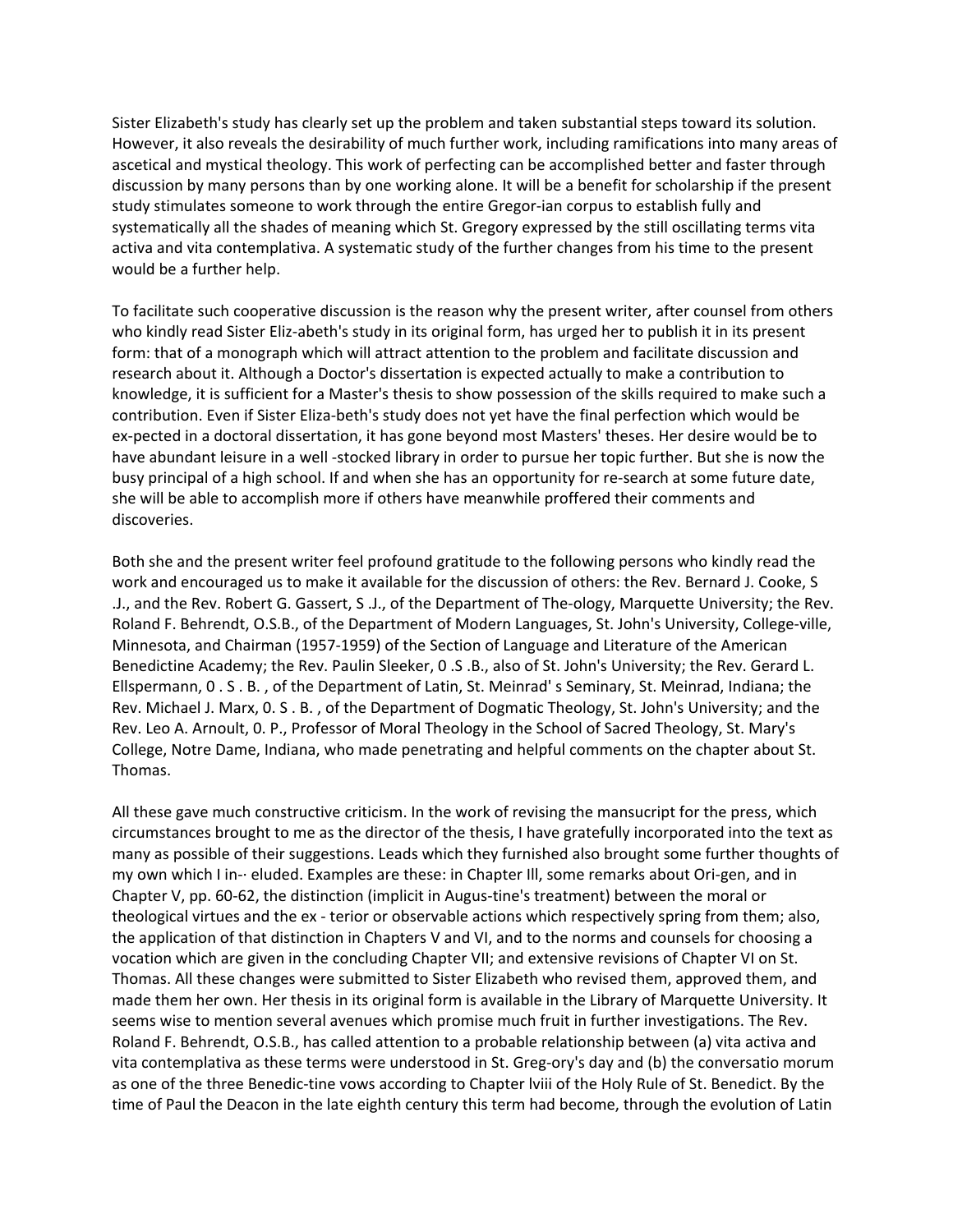Sister Elizabeth's study has clearly set up the problem and taken substantial steps toward its solution. However, it also reveals the desirability of much further work, including ramifications into many areas of ascetical and mystical theology. This work of perfecting can be accomplished better and faster through discussion by many persons than by one working alone. It will be a benefit for scholarship if the present study stimulates someone to work through the entire Gregor-ian corpus to establish fully and systematically all the shades of meaning which St. Gregory expressed by the still oscillating terms vita activa and vita contemplativa. A systematic study of the further changes from his time to the present would be a further help.

To facilitate such cooperative discussion is the reason why the present writer, after counsel from others who kindly read Sister Eliz-abeth's study in its original form, has urged her to publish it in its present form: that of a monograph which will attract attention to the problem and facilitate discussion and research about it. Although a Doctor's dissertation is expected actually to make a contribution to knowledge, it is sufficient for a Master's thesis to show possession of the skills required to make such a contribution. Even if Sister Eliza-beth's study does not yet have the final perfection which would be ex-pected in a doctoral dissertation, it has gone beyond most Masters' theses. Her desire would be to have abundant leisure in a well -stocked library in order to pursue her topic further. But she is now the busy principal of a high school. If and when she has an opportunity for re-search at some future date, she will be able to accomplish more if others have meanwhile proffered their comments and discoveries.

Both she and the present writer feel profound gratitude to the following persons who kindly read the work and encouraged us to make it available for the discussion of others: the Rev. Bernard J. Cooke, S .J., and the Rev. Robert G. Gassert, S .J., of the Department of The-ology, Marquette University; the Rev. Roland F. Behrendt, O.S.B., of the Department of Modern Languages, St. John's University, College-ville, Minnesota, and Chairman (1957-1959) of the Section of Language and Literature of the American Benedictine Academy; the Rev. Paulin Sleeker, 0 .S .B., also of St. John's University; the Rev. Gerard L. Ellspermann, 0 . S . B. , of the Department of Latin, St. Meinrad' s Seminary, St. Meinrad, Indiana; the Rev. Michael J. Marx, 0. S . B. , of the Department of Dogmatic Theology, St. John's University; and the Rev. Leo A. Arnoult, 0. P., Professor of Moral Theology in the School of Sacred Theology, St. Mary's College, Notre Dame, Indiana, who made penetrating and helpful comments on the chapter about St. Thomas.

All these gave much constructive criticism. In the work of revising the mansucript for the press, which circumstances brought to me as the director of the thesis, I have gratefully incorporated into the text as many as possible of their suggestions. Leads which they furnished also brought some further thoughts of my own which I in-· eluded. Examples are these: in Chapter Ill, some remarks about Ori-gen, and in Chapter V, pp. 60-62, the distinction (implicit in Augus-tine's treatment) between the moral or theological virtues and the ex - terior or observable actions which respectively spring from them; also, the application of that distinction in Chapters V and VI, and to the norms and counsels for choosing a vocation which are given in the concluding Chapter VII; and extensive revisions of Chapter VI on St. Thomas. All these changes were submitted to Sister Elizabeth who revised them, approved them, and made them her own. Her thesis in its original form is available in the Library of Marquette University. It seems wise to mention several avenues which promise much fruit in further investigations. The Rev. Roland F. Behrendt, O.S.B., has called attention to a probable relationship between (a) vita activa and vita contemplativa as these terms were understood in St. Greg-ory's day and (b) the conversatio morum as one of the three Benedic-tine vows according to Chapter lviii of the Holy Rule of St. Benedict. By the time of Paul the Deacon in the late eighth century this term had become, through the evolution of Latin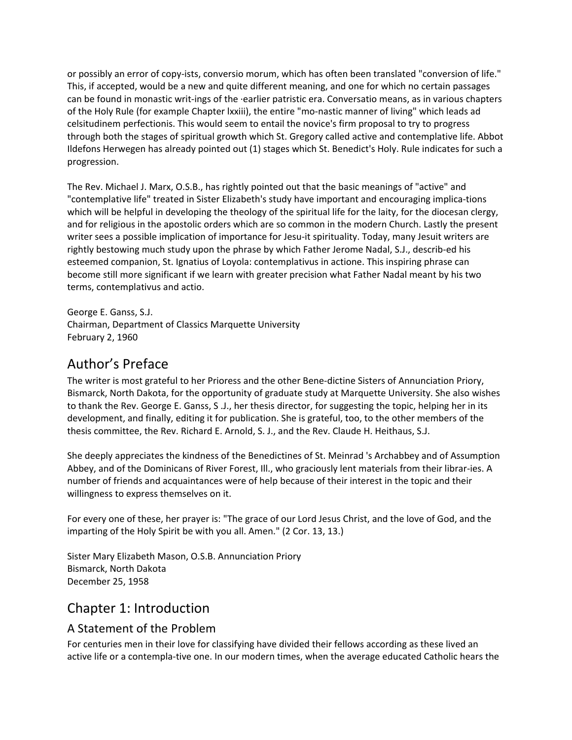or possibly an error of copy-ists, conversio morum, which has often been translated "conversion of life." This, if accepted, would be a new and quite different meaning, and one for which no certain passages can be found in monastic writ-ings of the ·earlier patristic era. Conversatio means, as in various chapters of the Holy Rule (for example Chapter lxxiii), the entire "mo-nastic manner of living" which leads ad celsitudinem perfectionis. This would seem to entail the novice's firm proposal to try to progress through both the stages of spiritual growth which St. Gregory called active and contemplative life. Abbot Ildefons Herwegen has already pointed out (1) stages which St. Benedict's Holy. Rule indicates for such a progression.

The Rev. Michael J. Marx, O.S.B., has rightly pointed out that the basic meanings of "active" and "contemplative life" treated in Sister Elizabeth's study have important and encouraging implica-tions which will be helpful in developing the theology of the spiritual life for the laity, for the diocesan clergy, and for religious in the apostolic orders which are so common in the modern Church. Lastly the present writer sees a possible implication of importance for Jesu-it spirituality. Today, many Jesuit writers are rightly bestowing much study upon the phrase by which Father Jerome Nadal, S.J., describ-ed his esteemed companion, St. Ignatius of Loyola: contemplativus in actione. This inspiring phrase can become still more significant if we learn with greater precision what Father Nadal meant by his two terms, contemplativus and actio.

George E. Ganss, S.J.  
Chairman, Department of Classics Marquette University  
February 2, 1960

## Author's Preface

The writer is most grateful to her Prioress and the other Bene-dictine Sisters of Annunciation Priory, Bismarck, North Dakota, for the opportunity of graduate study at Marquette University. She also wishes to thank the Rev. George E. Ganss, S .J., her thesis director, for suggesting the topic, helping her in its development, and finally, editing it for publication. She is grateful, too, to the other members of the thesis committee, the Rev. Richard E. Arnold, S. J., and the Rev. Claude H. Heithaus, S.J.

She deeply appreciates the kindness of the Benedictines of St. Meinrad 's Archabbey and of Assumption Abbey, and of the Dominicans of River Forest, Ill., who graciously lent materials from their librar-ies. A number of friends and acquaintances were of help because of their interest in the topic and their willingness to express themselves on it.

For every one of these, her prayer is: "The grace of our Lord Jesus Christ, and the love of God, and the imparting of the Holy Spirit be with you all. Amen." (2 Cor. 13, 13.)

Sister Mary Elizabeth Mason, O.S.B. Annunciation Priory  
Bismarck, North Dakota  
December 25, 1958

## Chapter 1: Introduction

### A Statement of the Problem

For centuries men in their love for classifying have divided their fellows according as these lived an active life or a contempla-tive one. In our modern times, when the average educated Catholic hears the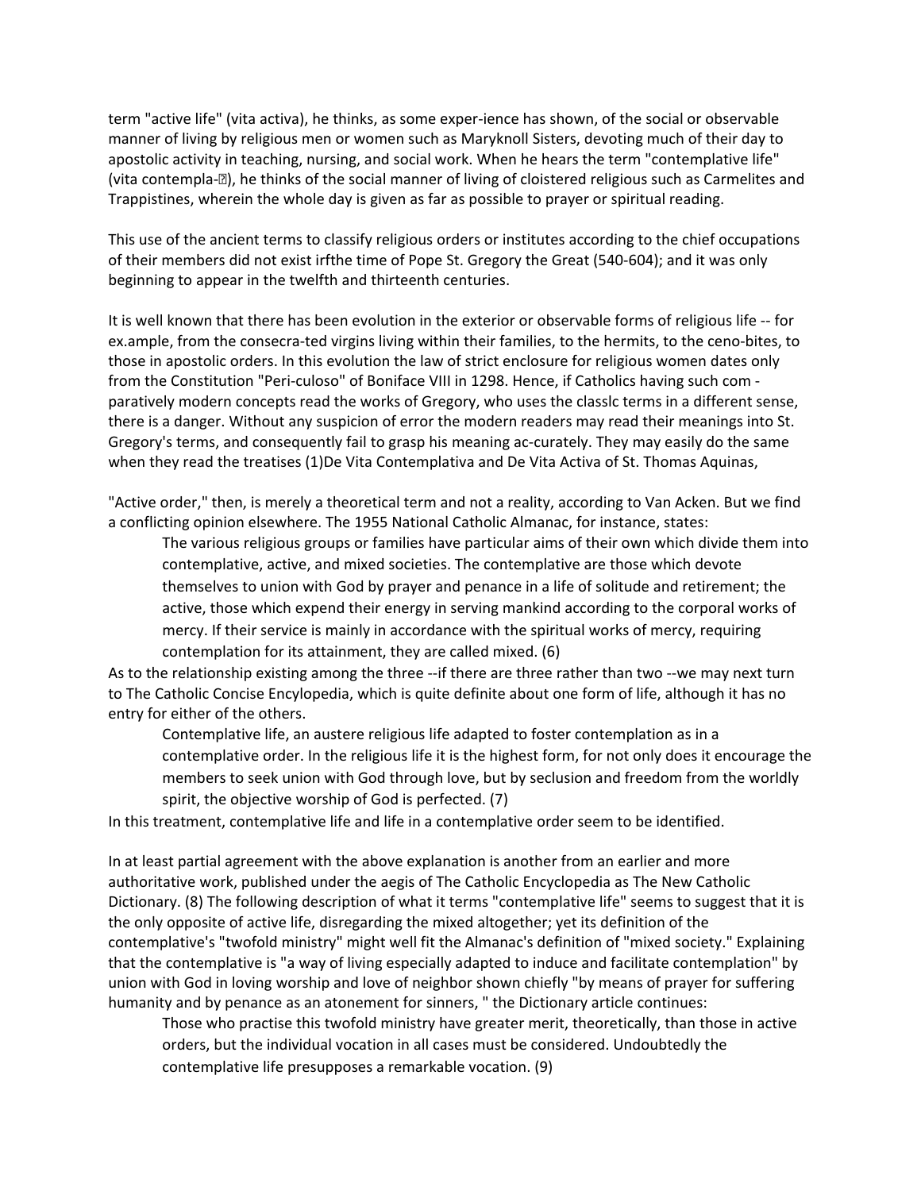term "active life" (vita activa), he thinks, as some exper-ience has shown, of the social or observable manner of living by religious men or women such as Maryknoll Sisters, devoting much of their day to apostolic activity in teaching, nursing, and social work. When he hears the term "contemplative life" (vita contempla-�), he thinks of the social manner of living of cloistered religious such as Carmelites and Trappistines, wherein the whole day is given as far as possible to prayer or spiritual reading.

This use of the ancient terms to classify religious orders or institutes according to the chief occupations of their members did not exist irfthe time of Pope St. Gregory the Great (540-604); and it was only beginning to appear in the twelfth and thirteenth centuries.

It is well known that there has been evolution in the exterior or observable forms of religious life -- for ex.ample, from the consecra-ted virgins living within their families, to the hermits, to the ceno-bites, to those in apostolic orders. In this evolution the law of strict enclosure for religious women dates only from the Constitution "Peri-culoso" of Boniface VIII in 1298. Hence, if Catholics having such com - paratively modern concepts read the works of Gregory, who uses the classlc terms in a different sense, there is a danger. Without any suspicion of error the modern readers may read their meanings into St. Gregory's terms, and consequently fail to grasp his meaning ac-curately. They may easily do the same when they read the treatises (1)De Vita Contemplativa and De Vita Activa of St. Thomas Aquinas,

"Active order," then, is merely a theoretical term and not a reality, according to Van Acken. But we find a conflicting opinion elsewhere. The 1955 National Catholic Almanac, for instance, states:

> The various religious groups or families have particular aims of their own which divide them into contemplative, active, and mixed societies. The contemplative are those which devote themselves to union with God by prayer and penance in a life of solitude and retirement; the active, those which expend their energy in serving mankind according to the corporal works of mercy. If their service is mainly in accordance with the spiritual works of mercy, requiring contemplation for its attainment, they are called mixed. (6)

As to the relationship existing among the three --if there are three rather than two --we may next turn to The Catholic Concise Encylopedia, which is quite definite about one form of life, although it has no entry for either of the others.

> Contemplative life, an austere religious life adapted to foster contemplation as in a contemplative order. In the religious life it is the highest form, for not only does it encourage the members to seek union with God through love, but by seclusion and freedom from the worldly spirit, the objective worship of God is perfected. (7)

In this treatment, contemplative life and life in a contemplative order seem to be identified.

In at least partial agreement with the above explanation is another from an earlier and more authoritative work, published under the aegis of The Catholic Encyclopedia as The New Catholic Dictionary. (8) The following description of what it terms "contemplative life" seems to suggest that it is the only opposite of active life, disregarding the mixed altogether; yet its definition of the contemplative's "twofold ministry" might well fit the Almanac's definition of "mixed society." Explaining that the contemplative is "a way of living especially adapted to induce and facilitate contemplation" by union with God in loving worship and love of neighbor shown chiefly "by means of prayer for suffering humanity and by penance as an atonement for sinners, " the Dictionary article continues:

> Those who practise this twofold ministry have greater merit, theoretically, than those in active orders, but the individual vocation in all cases must be considered. Undoubtedly the contemplative life presupposes a remarkable vocation. (9)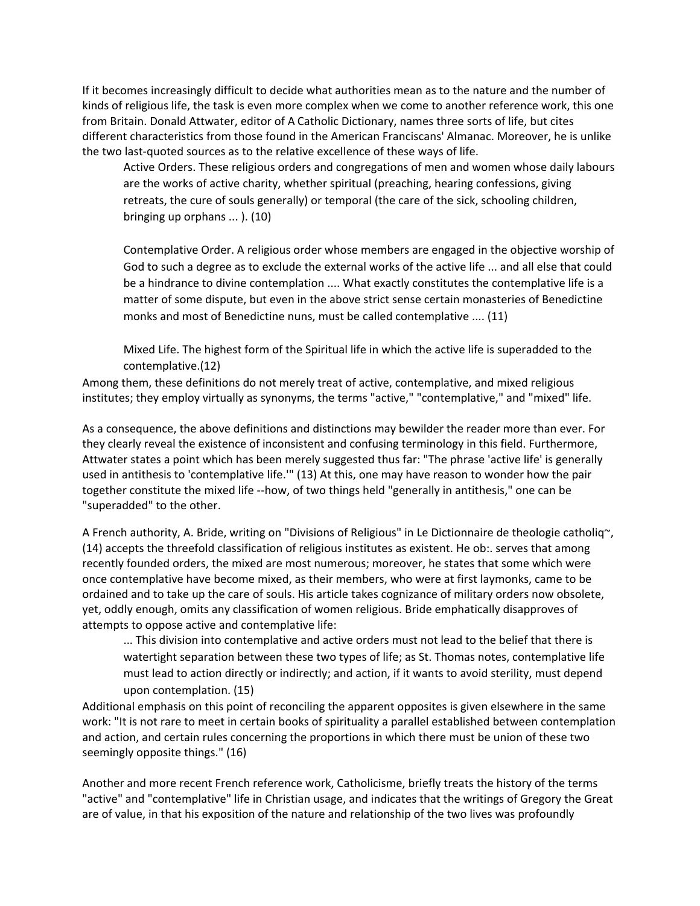If it becomes increasingly difficult to decide what authorities mean as to the nature and the number of kinds of religious life, the task is even more complex when we come to another reference work, this one from Britain. Donald Attwater, editor of A Catholic Dictionary, names three sorts of life, but cites different characteristics from those found in the American Franciscans' Almanac. Moreover, he is unlike the two last-quoted sources as to the relative excellence of these ways of life.

> Active Orders. These religious orders and congregations of men and women whose daily labours are the works of active charity, whether spiritual (preaching, hearing confessions, giving retreats, the cure of souls generally) or temporal (the care of the sick, schooling children, bringing up orphans ... ). (10)
>
> Contemplative Order. A religious order whose members are engaged in the objective worship of God to such a degree as to exclude the external works of the active life ... and all else that could be a hindrance to divine contemplation .... What exactly constitutes the contemplative life is a matter of some dispute, but even in the above strict sense certain monasteries of Benedictine monks and most of Benedictine nuns, must be called contemplative .... (11)
>
> Mixed Life. The highest form of the Spiritual life in which the active life is superadded to the contemplative.(12)

Among them, these definitions do not merely treat of active, contemplative, and mixed religious institutes; they employ virtually as synonyms, the terms "active," "contemplative," and "mixed" life.

As a consequence, the above definitions and distinctions may bewilder the reader more than ever. For they clearly reveal the existence of inconsistent and confusing terminology in this field. Furthermore, Attwater states a point which has been merely suggested thus far: "The phrase 'active life' is generally used in antithesis to 'contemplative life.'" (13) At this, one may have reason to wonder how the pair together constitute the mixed life --how, of two things held "generally in antithesis," one can be "superadded" to the other.

A French authority, A. Bride, writing on "Divisions of Religious" in Le Dictionnaire de theologie catholiq~, (14) accepts the threefold classification of religious institutes as existent. He ob:. serves that among recently founded orders, the mixed are most numerous; moreover, he states that some which were once contemplative have become mixed, as their members, who were at first laymonks, came to be ordained and to take up the care of souls. His article takes cognizance of military orders now obsolete, yet, oddly enough, omits any classification of women religious. Bride emphatically disapproves of attempts to oppose active and contemplative life:

> ... This division into contemplative and active orders must not lead to the belief that there is watertight separation between these two types of life; as St. Thomas notes, contemplative life must lead to action directly or indirectly; and action, if it wants to avoid sterility, must depend upon contemplation. (15)

Additional emphasis on this point of reconciling the apparent opposites is given elsewhere in the same work: "It is not rare to meet in certain books of spirituality a parallel established between contemplation and action, and certain rules concerning the proportions in which there must be union of these two seemingly opposite things." (16)

Another and more recent French reference work, Catholicisme, briefly treats the history of the terms "active" and "contemplative" life in Christian usage, and indicates that the writings of Gregory the Great are of value, in that his exposition of the nature and relationship of the two lives was profoundly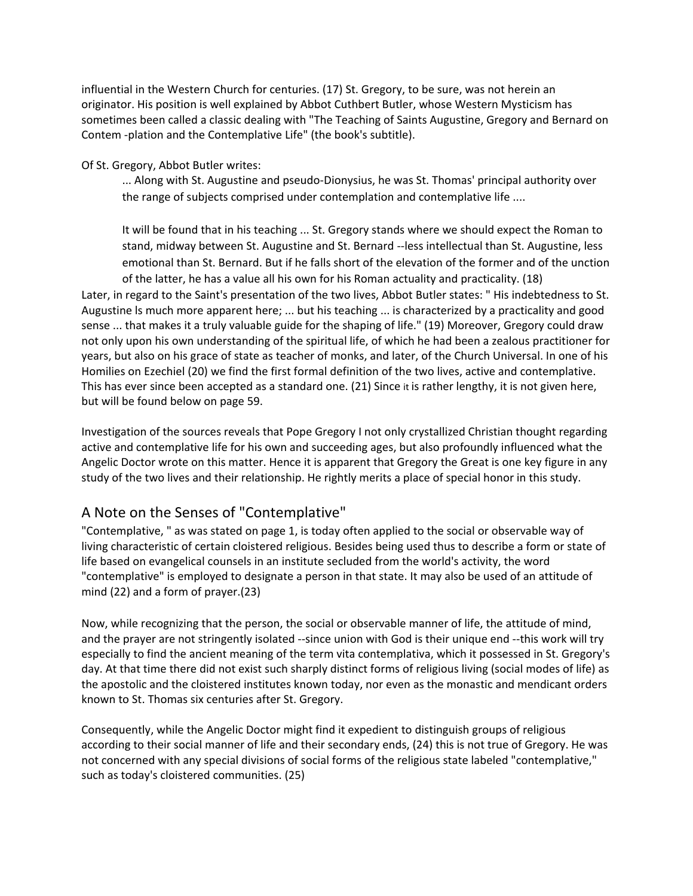influential in the Western Church for centuries. (17) St. Gregory, to be sure, was not herein an originator. His position is well explained by Abbot Cuthbert Butler, whose Western Mysticism has sometimes been called a classic dealing with "The Teaching of Saints Augustine, Gregory and Bernard on Contem -plation and the Contemplative Life" (the book's subtitle).

Of St. Gregory, Abbot Butler writes:

> ... Along with St. Augustine and pseudo-Dionysius, he was St. Thomas' principal authority over the range of subjects comprised under contemplation and contemplative life ....
>
> It will be found that in his teaching ... St. Gregory stands where we should expect the Roman to stand, midway between St. Augustine and St. Bernard --less intellectual than St. Augustine, less emotional than St. Bernard. But if he falls short of the elevation of the former and of the unction of the latter, he has a value all his own for his Roman actuality and practicality. (18)

Later, in regard to the Saint's presentation of the two lives, Abbot Butler states: " His indebtedness to St. Augustine ls much more apparent here; ... but his teaching ... is characterized by a practicality and good sense ... that makes it a truly valuable guide for the shaping of life." (19) Moreover, Gregory could draw not only upon his own understanding of the spiritual life, of which he had been a zealous practitioner for years, but also on his grace of state as teacher of monks, and later, of the Church Universal. In one of his Homilies on Ezechiel (20) we find the first formal definition of the two lives, active and contemplative. This has ever since been accepted as a standard one. (21) Since it is rather lengthy, it is not given here, but will be found below on page 59.

Investigation of the sources reveals that Pope Gregory I not only crystallized Christian thought regarding active and contemplative life for his own and succeeding ages, but also profoundly influenced what the Angelic Doctor wrote on this matter. Hence it is apparent that Gregory the Great is one key figure in any study of the two lives and their relationship. He rightly merits a place of special honor in this study.

## A Note on the Senses of "Contemplative"

"Contemplative, " as was stated on page 1, is today often applied to the social or observable way of living characteristic of certain cloistered religious. Besides being used thus to describe a form or state of life based on evangelical counsels in an institute secluded from the world's activity, the word "contemplative" is employed to designate a person in that state. It may also be used of an attitude of mind (22) and a form of prayer.(23)

Now, while recognizing that the person, the social or observable manner of life, the attitude of mind, and the prayer are not stringently isolated --since union with God is their unique end --this work will try especially to find the ancient meaning of the term vita contemplativa, which it possessed in St. Gregory's day. At that time there did not exist such sharply distinct forms of religious living (social modes of life) as the apostolic and the cloistered institutes known today, nor even as the monastic and mendicant orders known to St. Thomas six centuries after St. Gregory.

Consequently, while the Angelic Doctor might find it expedient to distinguish groups of religious according to their social manner of life and their secondary ends, (24) this is not true of Gregory. He was not concerned with any special divisions of social forms of the religious state labeled "contemplative," such as today's cloistered communities. (25)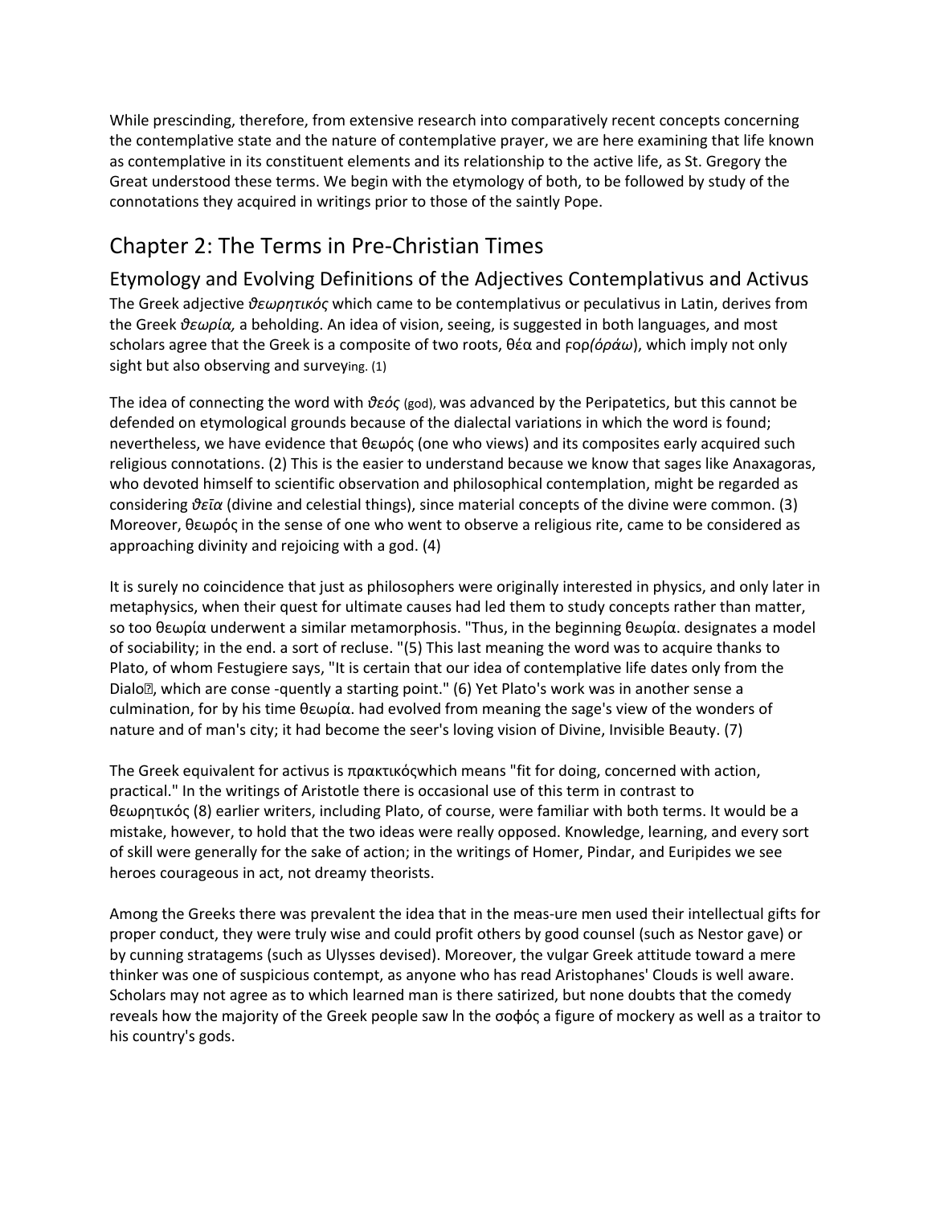While prescinding, therefore, from extensive research into comparatively recent concepts concerning the contemplative state and the nature of contemplative prayer, we are here examining that life known as contemplative in its constituent elements and its relationship to the active life, as St. Gregory the Great understood these terms. We begin with the etymology of both, to be followed by study of the connotations they acquired in writings prior to those of the saintly Pope.

# Chapter 2: The Terms in Pre-Christian Times

## Etymology and Evolving Definitions of the Adjectives Contemplativus and Activus

The Greek adjective *θεωρητικός* which came to be contemplativus or peculativus in Latin, derives from the Greek *θεωρία,* a beholding. An idea of vision, seeing, is suggested in both languages, and most scholars agree that the Greek is a composite of two roots, θέα and ϝορ*(ὁράω*), which imply not only sight but also observing and surveying. (1)

The idea of connecting the word with *θεός* (god), was advanced by the Peripatetics, but this cannot be defended on etymological grounds because of the dialectal variations in which the word is found; nevertheless, we have evidence that θεωρός (one who views) and its composites early acquired such religious connotations. (2) This is the easier to understand because we know that sages like Anaxagoras, who devoted himself to scientific observation and philosophical contemplation, might be regarded as considering *θεῖα* (divine and celestial things), since material concepts of the divine were common. (3) Moreover, θεωρός in the sense of one who went to observe a religious rite, came to be considered as approaching divinity and rejoicing with a god. (4)

It is surely no coincidence that just as philosophers were originally interested in physics, and only later in metaphysics, when their quest for ultimate causes had led them to study concepts rather than matter, so too θεωρία underwent a similar metamorphosis. "Thus, in the beginning θεωρία. designates a model of sociability; in the end. a sort of recluse. "(5) This last meaning the word was to acquire thanks to Plato, of whom Festugiere says, "It is certain that our idea of contemplative life dates only from the Dialo�, which are conse -quently a starting point." (6) Yet Plato's work was in another sense a culmination, for by his time θεωρία. had evolved from meaning the sage's view of the wonders of nature and of man's city; it had become the seer's loving vision of Divine, Invisible Beauty. (7)

The Greek equivalent for activus is πρακτικόςwhich means "fit for doing, concerned with action, practical." In the writings of Aristotle there is occasional use of this term in contrast to θεωρητικός (8) earlier writers, including Plato, of course, were familiar with both terms. It would be a mistake, however, to hold that the two ideas were really opposed. Knowledge, learning, and every sort of skill were generally for the sake of action; in the writings of Homer, Pindar, and Euripides we see heroes courageous in act, not dreamy theorists.

Among the Greeks there was prevalent the idea that in the meas-ure men used their intellectual gifts for proper conduct, they were truly wise and could profit others by good counsel (such as Nestor gave) or by cunning stratagems (such as Ulysses devised). Moreover, the vulgar Greek attitude toward a mere thinker was one of suspicious contempt, as anyone who has read Aristophanes' Clouds is well aware. Scholars may not agree as to which learned man is there satirized, but none doubts that the comedy reveals how the majority of the Greek people saw ln the σοφός a figure of mockery as well as a traitor to his country's gods.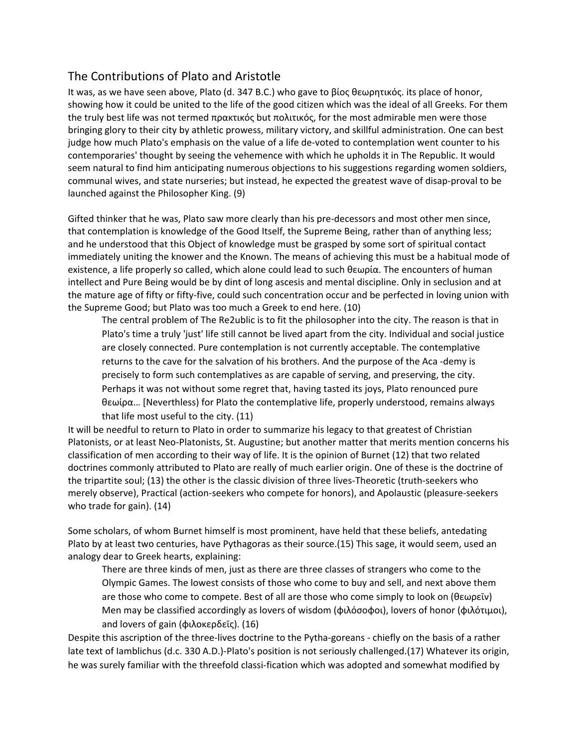## The Contributions of Plato and Aristotle

It was, as we have seen above, Plato (d. 347 B.C.) who gave to βίος θεωρητικός. its place of honor, showing how it could be united to the life of the good citizen which was the ideal of all Greeks. For them the truly best life was not termed πρακτικός but πολιτικός, for the most admirable men were those bringing glory to their city by athletic prowess, military victory, and skillful administration. One can best judge how much Plato's emphasis on the value of a life de-voted to contemplation went counter to his contemporaries' thought by seeing the vehemence with which he upholds it in The Republic. It would seem natural to find him anticipating numerous objections to his suggestions regarding women soldiers, communal wives, and state nurseries; but instead, he expected the greatest wave of disap-proval to be launched against the Philosopher King. (9)

Gifted thinker that he was, Plato saw more clearly than his pre-decessors and most other men since, that contemplation is knowledge of the Good Itself, the Supreme Being, rather than of anything less; and he understood that this Object of knowledge must be grasped by some sort of spiritual contact immediately uniting the knower and the Known. The means of achieving this must be a habitual mode of existence, a life properly so called, which alone could lead to such θεωρία. The encounters of human intellect and Pure Being would be by dint of long ascesis and mental discipline. Only in seclusion and at the mature age of fifty or fifty-five, could such concentration occur and be perfected in loving union with the Supreme Good; but Plato was too much a Greek to end here. (10)

> The central problem of The Re2ublic is to fit the philosopher into the city. The reason is that in Plato's time a truly 'just' life still cannot be lived apart from the city. Individual and social justice are closely connected. Pure contemplation is not currently acceptable. The contemplative returns to the cave for the salvation of his brothers. And the purpose of the Aca -demy is precisely to form such contemplatives as are capable of serving, and preserving, the city. Perhaps it was not without some regret that, having tasted its joys, Plato renounced pure θεωίρα... [Neverthless) for Plato the contemplative life, properly understood, remains always that life most useful to the city. (11)

It will be needful to return to Plato in order to summarize his legacy to that greatest of Christian Platonists, or at least Neo-Platonists, St. Augustine; but another matter that merits mention concerns his classification of men according to their way of life. It is the opinion of Burnet (12) that two related doctrines commonly attributed to Plato are really of much earlier origin. One of these is the doctrine of the tripartite soul; (13) the other is the classic division of three lives-Theoretic (truth-seekers who merely observe), Practical (action-seekers who compete for honors), and Apolaustic (pleasure-seekers who trade for gain). (14)

Some scholars, of whom Burnet himself is most prominent, have held that these beliefs, antedating Plato by at least two centuries, have Pythagoras as their source.(15) This sage, it would seem, used an analogy dear to Greek hearts, explaining:

> There are three kinds of men, just as there are three classes of strangers who come to the Olympic Games. The lowest consists of those who come to buy and sell, and next above them are those who come to compete. Best of all are those who come simply to look on (θεωρεῖν) Men may be classified accordingly as lovers of wisdom (φιλόσοφοι), lovers of honor (φιλότιμοι), and lovers of gain (φιλοκερδεῖς). (16)

Despite this ascription of the three-lives doctrine to the Pytha-goreans - chiefly on the basis of a rather late text of Iamblichus (d.c. 330 A.D.)-Plato's position is not seriously challenged.(17) Whatever its origin, he was surely familiar with the threefold classi-fication which was adopted and somewhat modified by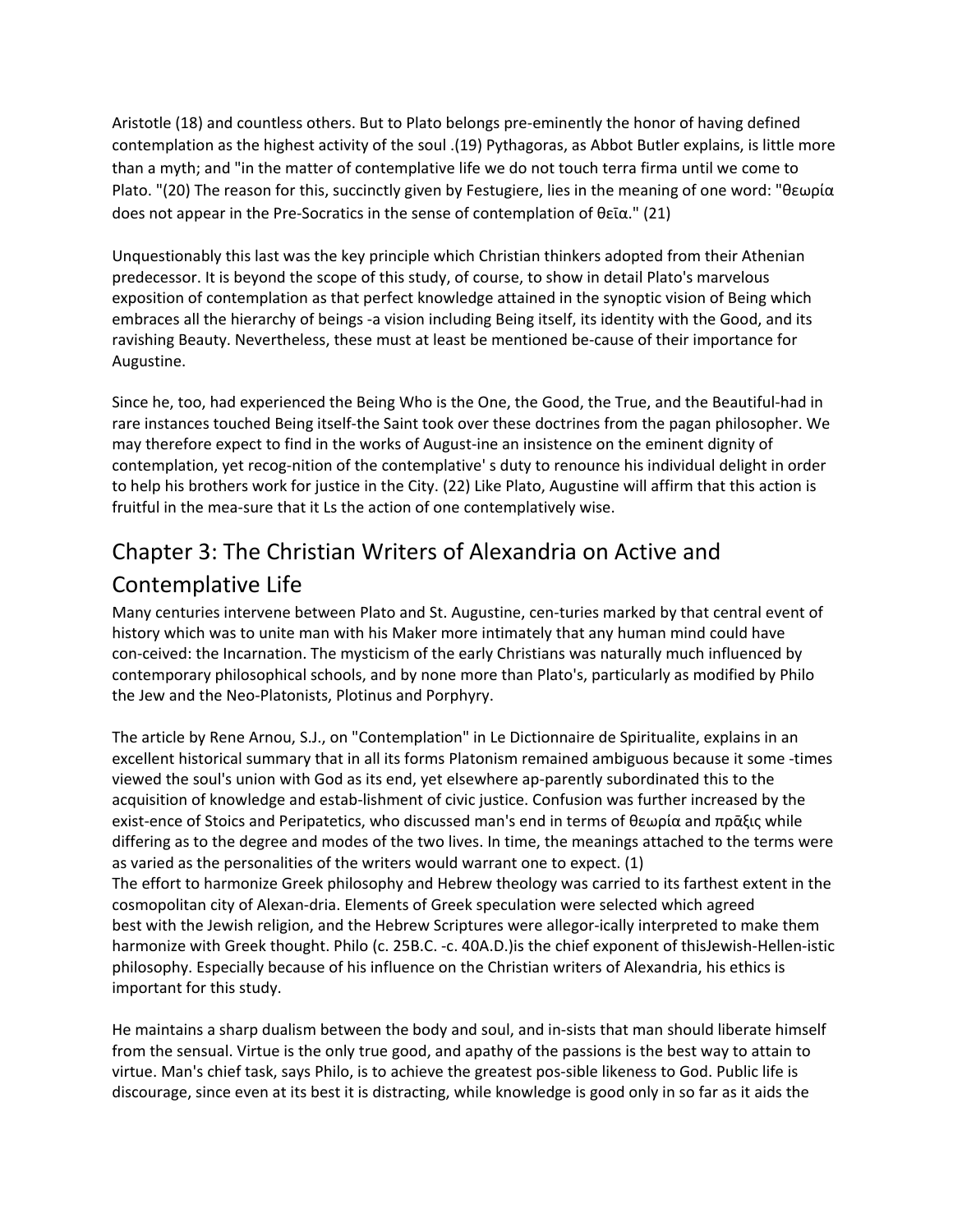Aristotle (18) and countless others. But to Plato belongs pre-eminently the honor of having defined contemplation as the highest activity of the soul .(19) Pythagoras, as Abbot Butler explains, is little more than a myth; and "in the matter of contemplative life we do not touch terra firma until we come to Plato. "(20) The reason for this, succinctly given by Festugiere, lies in the meaning of one word: "θεωρία does not appear in the Pre-Socratics in the sense of contemplation of θεῖα." (21)

Unquestionably this last was the key principle which Christian thinkers adopted from their Athenian predecessor. It is beyond the scope of this study, of course, to show in detail Plato's marvelous exposition of contemplation as that perfect knowledge attained in the synoptic vision of Being which embraces all the hierarchy of beings -a vision including Being itself, its identity with the Good, and its ravishing Beauty. Nevertheless, these must at least be mentioned be-cause of their importance for Augustine.

Since he, too, had experienced the Being Who is the One, the Good, the True, and the Beautiful-had in rare instances touched Being itself-the Saint took over these doctrines from the pagan philosopher. We may therefore expect to find in the works of August-ine an insistence on the eminent dignity of contemplation, yet recog-nition of the contemplative' s duty to renounce his individual delight in order to help his brothers work for justice in the City. (22) Like Plato, Augustine will affirm that this action is fruitful in the mea-sure that it Ls the action of one contemplatively wise.

## Chapter 3: The Christian Writers of Alexandria on Active and Contemplative Life

Many centuries intervene between Plato and St. Augustine, cen-turies marked by that central event of history which was to unite man with his Maker more intimately that any human mind could have con-ceived: the Incarnation. The mysticism of the early Christians was naturally much influenced by contemporary philosophical schools, and by none more than Plato's, particularly as modified by Philo the Jew and the Neo-Platonists, Plotinus and Porphyry.

The article by Rene Arnou, S.J., on "Contemplation" in Le Dictionnaire de Spiritualite, explains in an excellent historical summary that in all its forms Platonism remained ambiguous because it some -times viewed the soul's union with God as its end, yet elsewhere ap-parently subordinated this to the acquisition of knowledge and estab-lishment of civic justice. Confusion was further increased by the exist-ence of Stoics and Peripatetics, who discussed man's end in terms of θεωρία and πρᾶξις while differing as to the degree and modes of the two lives. In time, the meanings attached to the terms were as varied as the personalities of the writers would warrant one to expect. (1)

The effort to harmonize Greek philosophy and Hebrew theology was carried to its farthest extent in the cosmopolitan city of Alexan-dria. Elements of Greek speculation were selected which agreed best with the Jewish religion, and the Hebrew Scriptures were allegor-ically interpreted to make them harmonize with Greek thought. Philo (c. 25B.C. -c. 40A.D.)is the chief exponent of thisJewish-Hellen-istic philosophy. Especially because of his influence on the Christian writers of Alexandria, his ethics is important for this study.

He maintains a sharp dualism between the body and soul, and in-sists that man should liberate himself from the sensual. Virtue is the only true good, and apathy of the passions is the best way to attain to virtue. Man's chief task, says Philo, is to achieve the greatest pos-sible likeness to God. Public life is discourage, since even at its best it is distracting, while knowledge is good only in so far as it aids the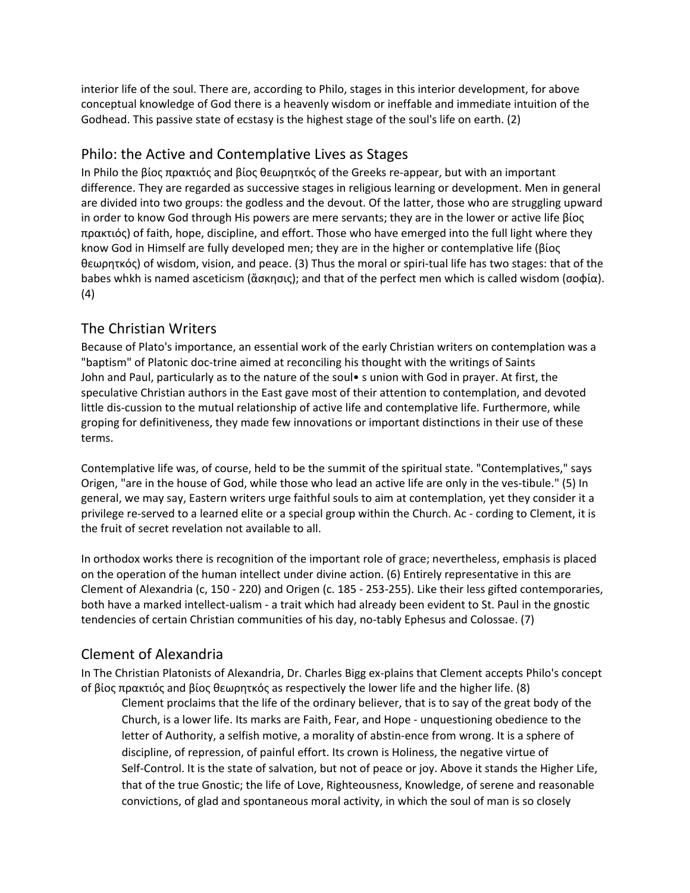interior life of the soul. There are, according to Philo, stages in this interior development, for above conceptual knowledge of God there is a heavenly wisdom or ineffable and immediate intuition of the Godhead. This passive state of ecstasy is the highest stage of the soul's life on earth. (2)

## Philo: the Active and Contemplative Lives as Stages

In Philo the βίος πρακτιός and βίος θεωρητκός of the Greeks re-appear, but with an important difference. They are regarded as successive stages in religious learning or development. Men in general are divided into two groups: the godless and the devout. Of the latter, those who are struggling upward in order to know God through His powers are mere servants; they are in the lower or active life βίος πρακτιός) of faith, hope, discipline, and effort. Those who have emerged into the full light where they know God in Himself are fully developed men; they are in the higher or contemplative life (βίος θεωρητκός) of wisdom, vision, and peace. (3) Thus the moral or spiri-tual life has two stages: that of the babes whkh is named asceticism (ἄσκησις); and that of the perfect men which is called wisdom (σοφία). (4)

## The Christian Writers

Because of Plato's importance, an essential work of the early Christian writers on contemplation was a "baptism" of Platonic doc-trine aimed at reconciling his thought with the writings of Saints John and Paul, particularly as to the nature of the soul• s union with God in prayer. At first, the speculative Christian authors in the East gave most of their attention to contemplation, and devoted little dis-cussion to the mutual relationship of active life and contemplative life. Furthermore, while groping for definitiveness, they made few innovations or important distinctions in their use of these terms.

Contemplative life was, of course, held to be the summit of the spiritual state. "Contemplatives," says Origen, "are in the house of God, while those who lead an active life are only in the ves-tibule." (5) In general, we may say, Eastern writers urge faithful souls to aim at contemplation, yet they consider it a privilege re-served to a learned elite or a special group within the Church. Ac - cording to Clement, it is the fruit of secret revelation not available to all.

In orthodox works there is recognition of the important role of grace; nevertheless, emphasis is placed on the operation of the human intellect under divine action. (6) Entirely representative in this are Clement of Alexandria (c, 150 - 220) and Origen (c. 185 - 253-255). Like their less gifted contemporaries, both have a marked intellect-ualism - a trait which had already been evident to St. Paul in the gnostic tendencies of certain Christian communities of his day, no-tably Ephesus and Colossae. (7)

## Clement of Alexandria

In The Christian Platonists of Alexandria, Dr. Charles Bigg ex-plains that Clement accepts Philo's concept of βίος πρακτιός and βίος θεωρητκός as respectively the lower life and the higher life. (8)

> Clement proclaims that the life of the ordinary believer, that is to say of the great body of the Church, is a lower life. Its marks are Faith, Fear, and Hope - unquestioning obedience to the letter of Authority, a selfish motive, a morality of abstin-ence from wrong. It is a sphere of discipline, of repression, of painful effort. Its crown is Holiness, the negative virtue of Self-Control. It is the state of salvation, but not of peace or joy. Above it stands the Higher Life, that of the true Gnostic; the life of Love, Righteousness, Knowledge, of serene and reasonable convictions, of glad and spontaneous moral activity, in which the soul of man is so closely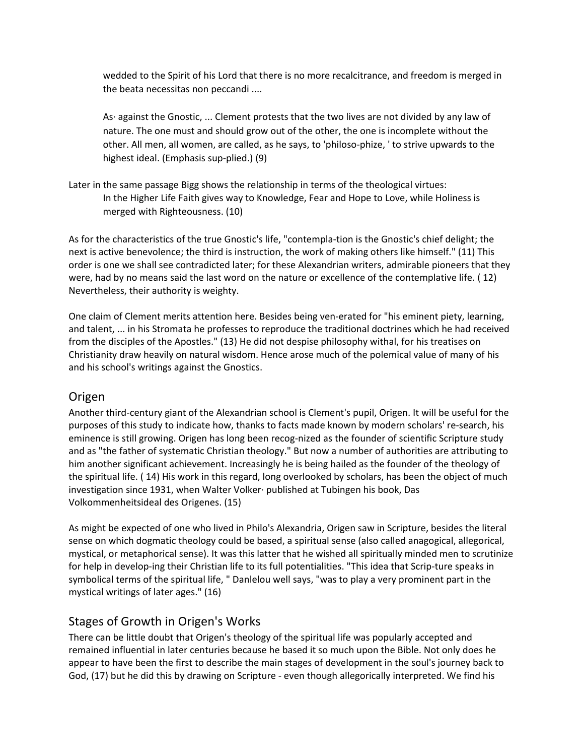> wedded to the Spirit of his Lord that there is no more recalcitrance, and freedom is merged in the beata necessitas non peccandi ....
>
> As· against the Gnostic, ... Clement protests that the two lives are not divided by any law of nature. The one must and should grow out of the other, the one is incomplete without the other. All men, all women, are called, as he says, to 'philoso-phize, ' to strive upwards to the highest ideal. (Emphasis sup-plied.) (9)

Later in the same passage Bigg shows the relationship in terms of the theological virtues:

> In the Higher Life Faith gives way to Knowledge, Fear and Hope to Love, while Holiness is merged with Righteousness. (10)

As for the characteristics of the true Gnostic's life, "contempla-tion is the Gnostic's chief delight; the next is active benevolence; the third is instruction, the work of making others like himself." (11) This order is one we shall see contradicted later; for these Alexandrian writers, admirable pioneers that they were, had by no means said the last word on the nature or excellence of the contemplative life. ( 12) Nevertheless, their authority is weighty.

One claim of Clement merits attention here. Besides being ven-erated for "his eminent piety, learning, and talent, ... in his Stromata he professes to reproduce the traditional doctrines which he had received from the disciples of the Apostles." (13) He did not despise philosophy withal, for his treatises on Christianity draw heavily on natural wisdom. Hence arose much of the polemical value of many of his and his school's writings against the Gnostics.

## Origen

Another third-century giant of the Alexandrian school is Clement's pupil, Origen. It will be useful for the purposes of this study to indicate how, thanks to facts made known by modern scholars' re-search, his eminence is still growing. Origen has long been recog-nized as the founder of scientific Scripture study and as "the father of systematic Christian theology." But now a number of authorities are attributing to him another significant achievement. Increasingly he is being hailed as the founder of the theology of the spiritual life. ( 14) His work in this regard, long overlooked by scholars, has been the object of much investigation since 1931, when Walter Volker· published at Tubingen his book, Das Volkommenheitsideal des Origenes. (15)

As might be expected of one who lived in Philo's Alexandria, Origen saw in Scripture, besides the literal sense on which dogmatic theology could be based, a spiritual sense (also called anagogical, allegorical, mystical, or metaphorical sense). It was this latter that he wished all spiritually minded men to scrutinize for help in develop-ing their Christian life to its full potentialities. "This idea that Scrip-ture speaks in symbolical terms of the spiritual life, " Danlelou well says, "was to play a very prominent part in the mystical writings of later ages." (16)

## Stages of Growth in Origen's Works

There can be little doubt that Origen's theology of the spiritual life was popularly accepted and remained influential in later centuries because he based it so much upon the Bible. Not only does he appear to have been the first to describe the main stages of development in the soul's journey back to God, (17) but he did this by drawing on Scripture - even though allegorically interpreted. We find his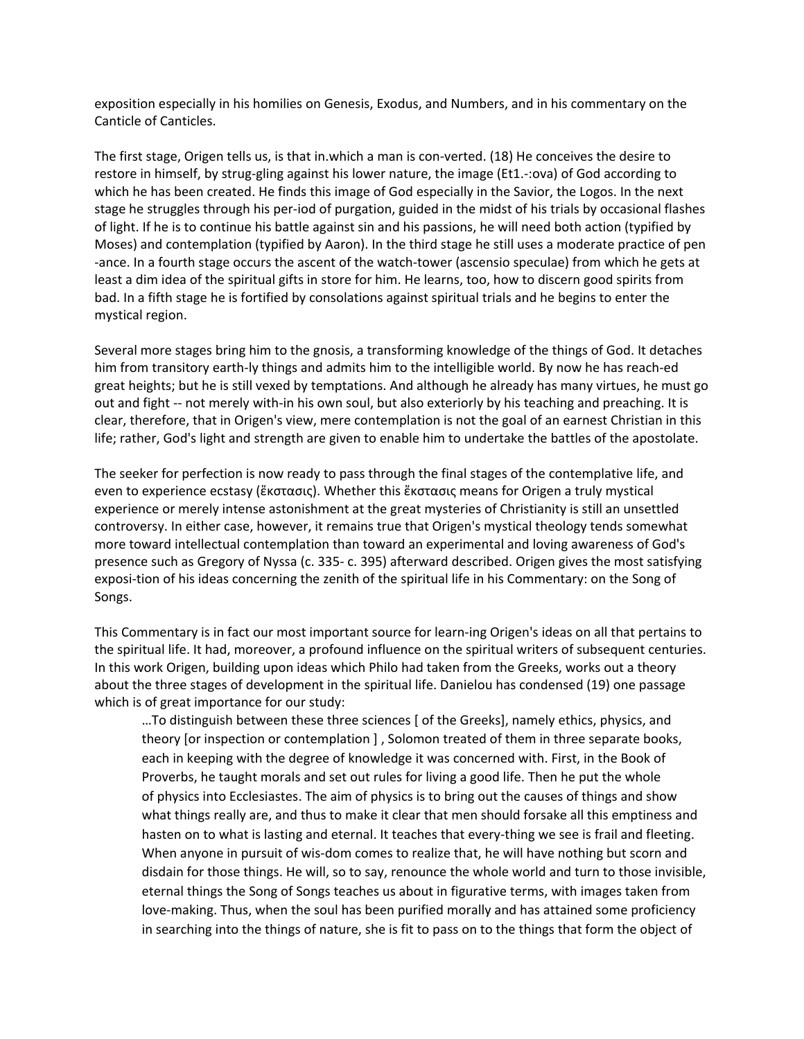exposition especially in his homilies on Genesis, Exodus, and Numbers, and in his commentary on the Canticle of Canticles.

The first stage, Origen tells us, is that in.which a man is con-verted. (18) He conceives the desire to restore in himself, by strug-gling against his lower nature, the image (Et1.-:ova) of God according to which he has been created. He finds this image of God especially in the Savior, the Logos. In the next stage he struggles through his per-iod of purgation, guided in the midst of his trials by occasional flashes of light. If he is to continue his battle against sin and his passions, he will need both action (typified by Moses) and contemplation (typified by Aaron). In the third stage he still uses a moderate practice of pen -ance. In a fourth stage occurs the ascent of the watch-tower (ascensio speculae) from which he gets at least a dim idea of the spiritual gifts in store for him. He learns, too, how to discern good spirits from bad. In a fifth stage he is fortified by consolations against spiritual trials and he begins to enter the mystical region.

Several more stages bring him to the gnosis, a transforming knowledge of the things of God. It detaches him from transitory earth-ly things and admits him to the intelligible world. By now he has reach-ed great heights; but he is still vexed by temptations. And although he already has many virtues, he must go out and fight -- not merely with-in his own soul, but also exteriorly by his teaching and preaching. It is clear, therefore, that in Origen's view, mere contemplation is not the goal of an earnest Christian in this life; rather, God's light and strength are given to enable him to undertake the battles of the apostolate.

The seeker for perfection is now ready to pass through the final stages of the contemplative life, and even to experience ecstasy (ἔκστασις). Whether this ἔκστασις means for Origen a truly mystical experience or merely intense astonishment at the great mysteries of Christianity is still an unsettled controversy. In either case, however, it remains true that Origen's mystical theology tends somewhat more toward intellectual contemplation than toward an experimental and loving awareness of God's presence such as Gregory of Nyssa (c. 335- c. 395) afterward described. Origen gives the most satisfying exposi-tion of his ideas concerning the zenith of the spiritual life in his Commentary: on the Song of Songs.

This Commentary is in fact our most important source for learn-ing Origen's ideas on all that pertains to the spiritual life. It had, moreover, a profound influence on the spiritual writers of subsequent centuries. In this work Origen, building upon ideas which Philo had taken from the Greeks, works out a theory about the three stages of development in the spiritual life. Danielou has condensed (19) one passage which is of great importance for our study:

> …To distinguish between these three sciences [ of the Greeks], namely ethics, physics, and theory [or inspection or contemplation ] , Solomon treated of them in three separate books, each in keeping with the degree of knowledge it was concerned with. First, in the Book of Proverbs, he taught morals and set out rules for living a good life. Then he put the whole of physics into Ecclesiastes. The aim of physics is to bring out the causes of things and show what things really are, and thus to make it clear that men should forsake all this emptiness and hasten on to what is lasting and eternal. It teaches that every-thing we see is frail and fleeting. When anyone in pursuit of wis-dom comes to realize that, he will have nothing but scorn and disdain for those things. He will, so to say, renounce the whole world and turn to those invisible, eternal things the Song of Songs teaches us about in figurative terms, with images taken from love-making. Thus, when the soul has been purified morally and has attained some proficiency in searching into the things of nature, she is fit to pass on to the things that form the object of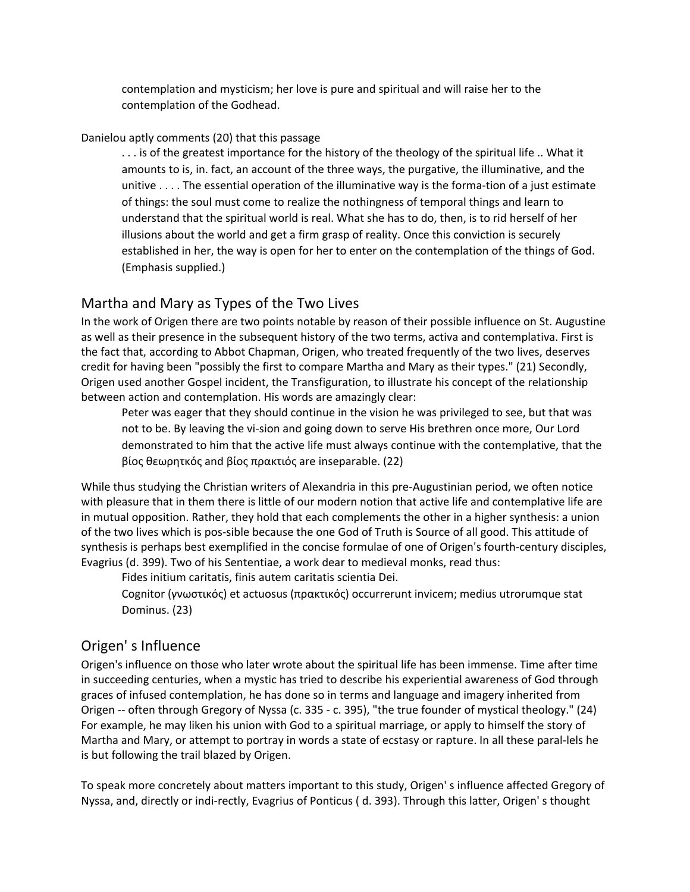> contemplation and mysticism; her love is pure and spiritual and will raise her to the contemplation of the Godhead.

Danielou aptly comments (20) that this passage

> . . . is of the greatest importance for the history of the theology of the spiritual life .. What it amounts to is, in. fact, an account of the three ways, the purgative, the illuminative, and the unitive . . . . The essential operation of the illuminative way is the forma-tion of a just estimate of things: the soul must come to realize the nothingness of temporal things and learn to understand that the spiritual world is real. What she has to do, then, is to rid herself of her illusions about the world and get a firm grasp of reality. Once this conviction is securely established in her, the way is open for her to enter on the contemplation of the things of God. (Emphasis supplied.)

## Martha and Mary as Types of the Two Lives

In the work of Origen there are two points notable by reason of their possible influence on St. Augustine as well as their presence in the subsequent history of the two terms, activa and contemplativa. First is the fact that, according to Abbot Chapman, Origen, who treated frequently of the two lives, deserves credit for having been "possibly the first to compare Martha and Mary as their types." (21) Secondly, Origen used another Gospel incident, the Transfiguration, to illustrate his concept of the relationship between action and contemplation. His words are amazingly clear:

> Peter was eager that they should continue in the vision he was privileged to see, but that was not to be. By leaving the vi-sion and going down to serve His brethren once more, Our Lord demonstrated to him that the active life must always continue with the contemplative, that the βίος θεωρητκός and βίος πρακτιός are inseparable. (22)

While thus studying the Christian writers of Alexandria in this pre-Augustinian period, we often notice with pleasure that in them there is little of our modern notion that active life and contemplative life are in mutual opposition. Rather, they hold that each complements the other in a higher synthesis: a union of the two lives which is pos-sible because the one God of Truth is Source of all good. This attitude of synthesis is perhaps best exemplified in the concise formulae of one of Origen's fourth-century disciples, Evagrius (d. 399). Two of his Sententiae, a work dear to medieval monks, read thus:

> Fides initium caritatis, finis autem caritatis scientia Dei.
>
> Cognitor (γνωστικός) et actuosus (πρακτικός) occurrerunt invicem; medius utrorumque stat Dominus. (23)

## Origen' s Influence

Origen's influence on those who later wrote about the spiritual life has been immense. Time after time in succeeding centuries, when a mystic has tried to describe his experiential awareness of God through graces of infused contemplation, he has done so in terms and language and imagery inherited from Origen -- often through Gregory of Nyssa (c. 335 - c. 395), "the true founder of mystical theology." (24) For example, he may liken his union with God to a spiritual marriage, or apply to himself the story of Martha and Mary, or attempt to portray in words a state of ecstasy or rapture. In all these paral-lels he is but following the trail blazed by Origen.

To speak more concretely about matters important to this study, Origen' s influence affected Gregory of Nyssa, and, directly or indi-rectly, Evagrius of Ponticus ( d. 393). Through this latter, Origen' s thought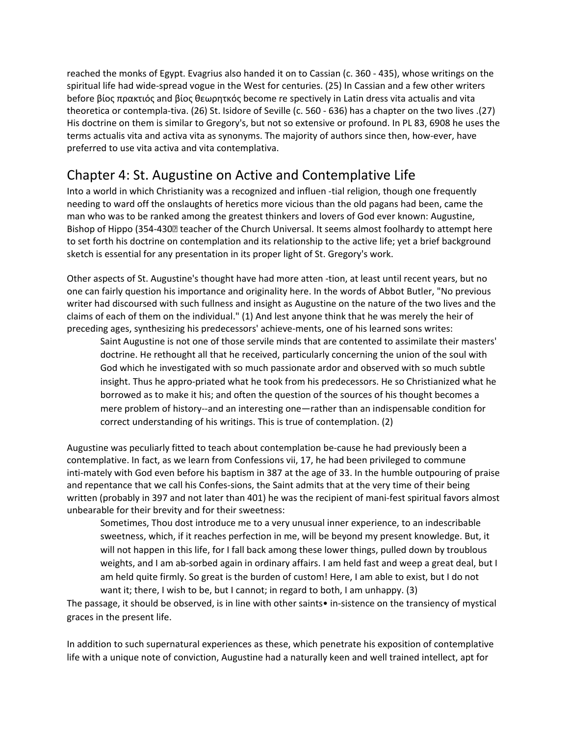reached the monks of Egypt. Evagrius also handed it on to Cassian (c. 360 - 435), whose writings on the spiritual life had wide-spread vogue in the West for centuries. (25) In Cassian and a few other writers before βίος πρακτιός and βίος θεωρητκός become re spectively in Latin dress vita actualis and vita theoretica or contempla-tiva. (26) St. Isidore of Seville (c. 560 - 636) has a chapter on the two lives .(27) His doctrine on them is similar to Gregory's, but not so extensive or profound. In PL 83, 6908 he uses the terms actualis vita and activa vita as synonyms. The majority of authors since then, how-ever, have preferred to use vita activa and vita contemplativa.

## Chapter 4: St. Augustine on Active and Contemplative Life

Into a world in which Christianity was a recognized and influen -tial religion, though one frequently needing to ward off the onslaughts of heretics more vicious than the old pagans had been, came the man who was to be ranked among the greatest thinkers and lovers of God ever known: Augustine, Bishop of Hippo (354-430� teacher of the Church Universal. It seems almost foolhardy to attempt here to set forth his doctrine on contemplation and its relationship to the active life; yet a brief background sketch is essential for any presentation in its proper light of St. Gregory's work.

Other aspects of St. Augustine's thought have had more atten -tion, at least until recent years, but no one can fairly question his importance and originality here. In the words of Abbot Butler, "No previous writer had discoursed with such fullness and insight as Augustine on the nature of the two lives and the claims of each of them on the individual." (1) And lest anyone think that he was merely the heir of preceding ages, synthesizing his predecessors' achieve-ments, one of his learned sons writes:

> Saint Augustine is not one of those servile minds that are contented to assimilate their masters' doctrine. He rethought all that he received, particularly concerning the union of the soul with God which he investigated with so much passionate ardor and observed with so much subtle insight. Thus he appro-priated what he took from his predecessors. He so Christianized what he borrowed as to make it his; and often the question of the sources of his thought becomes a mere problem of history--and an interesting one—rather than an indispensable condition for correct understanding of his writings. This is true of contemplation. (2)

Augustine was peculiarly fitted to teach about contemplation be-cause he had previously been a contemplative. In fact, as we learn from Confessions vii, 17, he had been privileged to commune inti-mately with God even before his baptism in 387 at the age of 33. In the humble outpouring of praise and repentance that we call his Confes-sions, the Saint admits that at the very time of their being written (probably in 397 and not later than 401) he was the recipient of mani-fest spiritual favors almost unbearable for their brevity and for their sweetness:

> Sometimes, Thou dost introduce me to a very unusual inner experience, to an indescribable sweetness, which, if it reaches perfection in me, will be beyond my present knowledge. But, it will not happen in this life, for I fall back among these lower things, pulled down by troublous weights, and I am ab-sorbed again in ordinary affairs. I am held fast and weep a great deal, but I am held quite firmly. So great is the burden of custom! Here, I am able to exist, but I do not want it; there, I wish to be, but I cannot; in regard to both, I am unhappy. (3)

The passage, it should be observed, is in line with other saints• in-sistence on the transiency of mystical graces in the present life.

In addition to such supernatural experiences as these, which penetrate his exposition of contemplative life with a unique note of conviction, Augustine had a naturally keen and well trained intellect, apt for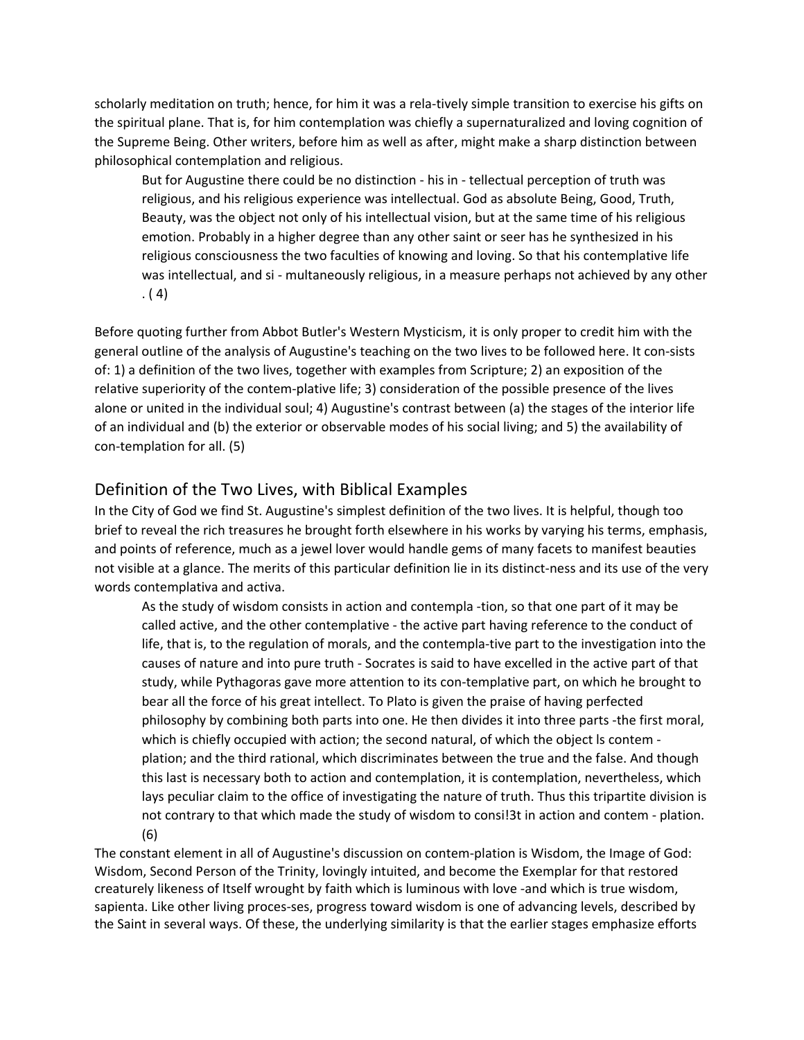scholarly meditation on truth; hence, for him it was a rela-tively simple transition to exercise his gifts on the spiritual plane. That is, for him contemplation was chiefly a supernaturalized and loving cognition of the Supreme Being. Other writers, before him as well as after, might make a sharp distinction between philosophical contemplation and religious.

> But for Augustine there could be no distinction - his in - tellectual perception of truth was religious, and his religious experience was intellectual. God as absolute Being, Good, Truth, Beauty, was the object not only of his intellectual vision, but at the same time of his religious emotion. Probably in a higher degree than any other saint or seer has he synthesized in his religious consciousness the two faculties of knowing and loving. So that his contemplative life was intellectual, and si - multaneously religious, in a measure perhaps not achieved by any other . ( 4)

Before quoting further from Abbot Butler's Western Mysticism, it is only proper to credit him with the general outline of the analysis of Augustine's teaching on the two lives to be followed here. It con-sists of: 1) a definition of the two lives, together with examples from Scripture; 2) an exposition of the relative superiority of the contem-plative life; 3) consideration of the possible presence of the lives alone or united in the individual soul; 4) Augustine's contrast between (a) the stages of the interior life of an individual and (b) the exterior or observable modes of his social living; and 5) the availability of con-templation for all. (5)

## Definition of the Two Lives, with Biblical Examples

In the City of God we find St. Augustine's simplest definition of the two lives. It is helpful, though too brief to reveal the rich treasures he brought forth elsewhere in his works by varying his terms, emphasis, and points of reference, much as a jewel lover would handle gems of many facets to manifest beauties not visible at a glance. The merits of this particular definition lie in its distinct-ness and its use of the very words contemplativa and activa.

> As the study of wisdom consists in action and contempla -tion, so that one part of it may be called active, and the other contemplative - the active part having reference to the conduct of life, that is, to the regulation of morals, and the contempla-tive part to the investigation into the causes of nature and into pure truth - Socrates is said to have excelled in the active part of that study, while Pythagoras gave more attention to its con-templative part, on which he brought to bear all the force of his great intellect. To Plato is given the praise of having perfected philosophy by combining both parts into one. He then divides it into three parts -the first moral, which is chiefly occupied with action; the second natural, of which the object ls contem - plation; and the third rational, which discriminates between the true and the false. And though this last is necessary both to action and contemplation, it is contemplation, nevertheless, which lays peculiar claim to the office of investigating the nature of truth. Thus this tripartite division is not contrary to that which made the study of wisdom to consi!3t in action and contem - plation. (6)

The constant element in all of Augustine's discussion on contem-plation is Wisdom, the Image of God: Wisdom, Second Person of the Trinity, lovingly intuited, and become the Exemplar for that restored creaturely likeness of Itself wrought by faith which is luminous with love -and which is true wisdom, sapienta. Like other living proces-ses, progress toward wisdom is one of advancing levels, described by the Saint in several ways. Of these, the underlying similarity is that the earlier stages emphasize efforts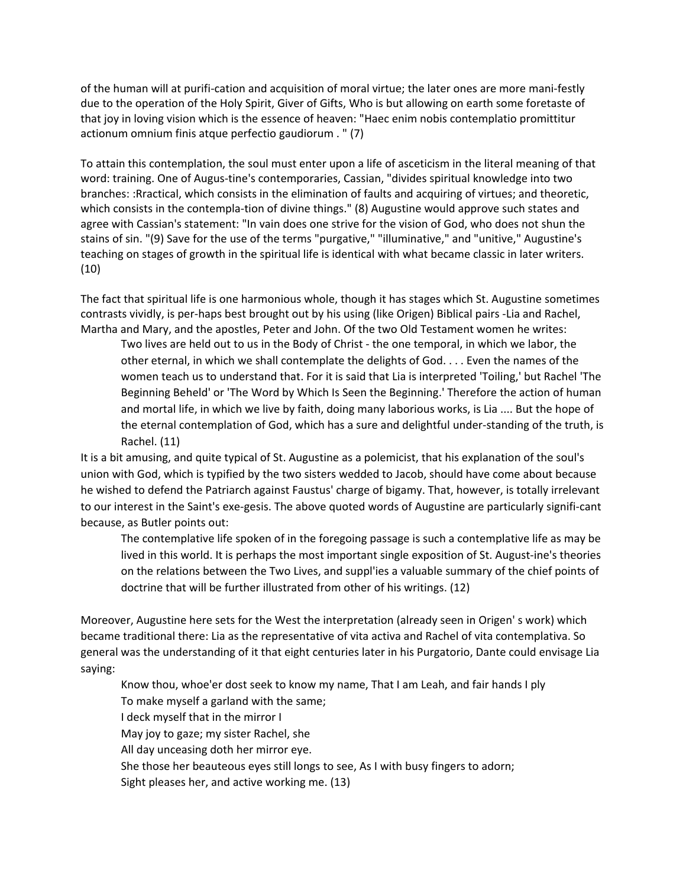of the human will at purifi-cation and acquisition of moral virtue; the later ones are more mani-festly due to the operation of the Holy Spirit, Giver of Gifts, Who is but allowing on earth some foretaste of that joy in loving vision which is the essence of heaven: "Haec enim nobis contemplatio promittitur actionum omnium finis atque perfectio gaudiorum . " (7)

To attain this contemplation, the soul must enter upon a life of asceticism in the literal meaning of that word: training. One of Augus-tine's contemporaries, Cassian, "divides spiritual knowledge into two branches: :Rractical, which consists in the elimination of faults and acquiring of virtues; and theoretic, which consists in the contempla-tion of divine things." (8) Augustine would approve such states and agree with Cassian's statement: "In vain does one strive for the vision of God, who does not shun the stains of sin. "(9) Save for the use of the terms "purgative," "illuminative," and "unitive," Augustine's teaching on stages of growth in the spiritual life is identical with what became classic in later writers. (10)

The fact that spiritual life is one harmonious whole, though it has stages which St. Augustine sometimes contrasts vividly, is per-haps best brought out by his using (like Origen) Biblical pairs -Lia and Rachel, Martha and Mary, and the apostles, Peter and John. Of the two Old Testament women he writes:

> Two lives are held out to us in the Body of Christ - the one temporal, in which we labor, the other eternal, in which we shall contemplate the delights of God. . . . Even the names of the women teach us to understand that. For it is said that Lia is interpreted 'Toiling,' but Rachel 'The Beginning Beheld' or 'The Word by Which Is Seen the Beginning.' Therefore the action of human and mortal life, in which we live by faith, doing many laborious works, is Lia .... But the hope of the eternal contemplation of God, which has a sure and delightful under-standing of the truth, is Rachel. (11)

It is a bit amusing, and quite typical of St. Augustine as a polemicist, that his explanation of the soul's union with God, which is typified by the two sisters wedded to Jacob, should have come about because he wished to defend the Patriarch against Faustus' charge of bigamy. That, however, is totally irrelevant to our interest in the Saint's exe-gesis. The above quoted words of Augustine are particularly signifi-cant because, as Butler points out:

> The contemplative life spoken of in the foregoing passage is such a contemplative life as may be lived in this world. It is perhaps the most important single exposition of St. August-ine's theories on the relations between the Two Lives, and suppl'ies a valuable summary of the chief points of doctrine that will be further illustrated from other of his writings. (12)

Moreover, Augustine here sets for the West the interpretation (already seen in Origen' s work) which became traditional there: Lia as the representative of vita activa and Rachel of vita contemplativa. So general was the understanding of it that eight centuries later in his Purgatorio, Dante could envisage Lia saying:

> Know thou, whoe'er dost seek to know my name, That I am Leah, and fair hands I ply
> To make myself a garland with the same;
> I deck myself that in the mirror I
> May joy to gaze; my sister Rachel, she
> All day unceasing doth her mirror eye.
> She those her beauteous eyes still longs to see, As I with busy fingers to adorn;
> Sight pleases her, and active working me. (13)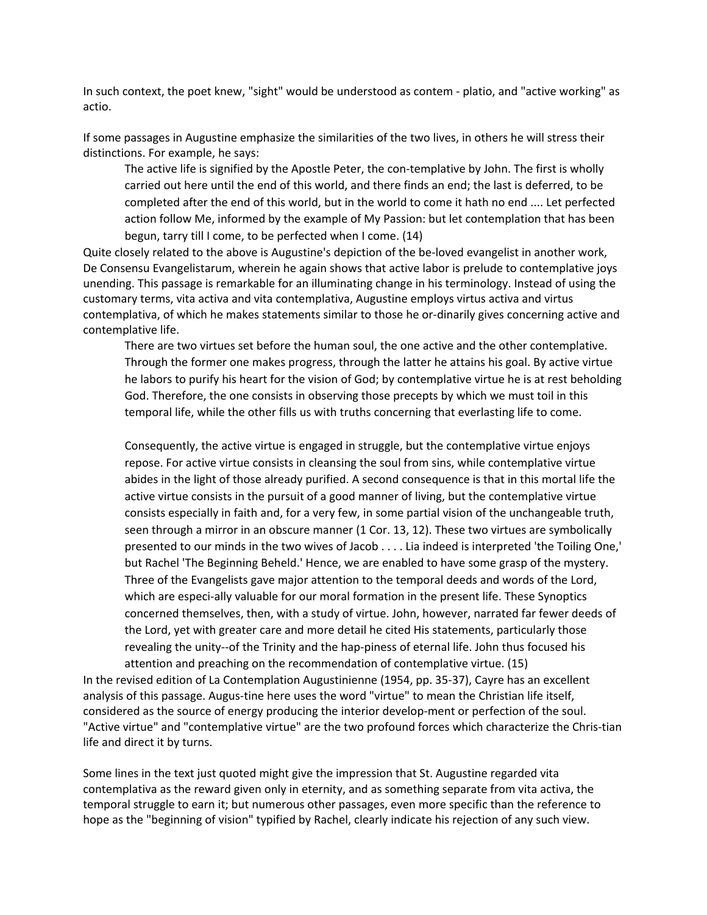In such context, the poet knew, "sight" would be understood as contem - platio, and "active working" as actio.

If some passages in Augustine emphasize the similarities of the two lives, in others he will stress their distinctions. For example, he says:

> The active life is signified by the Apostle Peter, the con-templative by John. The first is wholly carried out here until the end of this world, and there finds an end; the last is deferred, to be completed after the end of this world, but in the world to come it hath no end .... Let perfected action follow Me, informed by the example of My Passion: but let contemplation that has been begun, tarry till I come, to be perfected when I come. (14)

Quite closely related to the above is Augustine's depiction of the be-loved evangelist in another work, De Consensu Evangelistarum, wherein he again shows that active labor is prelude to contemplative joys unending. This passage is remarkable for an illuminating change in his terminology. Instead of using the customary terms, vita activa and vita contemplativa, Augustine employs virtus activa and virtus contemplativa, of which he makes statements similar to those he or-dinarily gives concerning active and contemplative life.

> There are two virtues set before the human soul, the one active and the other contemplative. Through the former one makes progress, through the latter he attains his goal. By active virtue he labors to purify his heart for the vision of God; by contemplative virtue he is at rest beholding God. Therefore, the one consists in observing those precepts by which we must toil in this temporal life, while the other fills us with truths concerning that everlasting life to come.
>
> Consequently, the active virtue is engaged in struggle, but the contemplative virtue enjoys repose. For active virtue consists in cleansing the soul from sins, while contemplative virtue abides in the light of those already purified. A second consequence is that in this mortal life the active virtue consists in the pursuit of a good manner of living, but the contemplative virtue consists especially in faith and, for a very few, in some partial vision of the unchangeable truth, seen through a mirror in an obscure manner (1 Cor. 13, 12). These two virtues are symbolically presented to our minds in the two wives of Jacob . . . . Lia indeed is interpreted 'the Toiling One,' but Rachel 'The Beginning Beheld.' Hence, we are enabled to have some grasp of the mystery. Three of the Evangelists gave major attention to the temporal deeds and words of the Lord, which are especi-ally valuable for our moral formation in the present life. These Synoptics concerned themselves, then, with a study of virtue. John, however, narrated far fewer deeds of the Lord, yet with greater care and more detail he cited His statements, particularly those revealing the unity--of the Trinity and the hap-piness of eternal life. John thus focused his attention and preaching on the recommendation of contemplative virtue. (15)

In the revised edition of La Contemplation Augustinienne (1954, pp. 35-37), Cayre has an excellent analysis of this passage. Augus-tine here uses the word "virtue" to mean the Christian life itself, considered as the source of energy producing the interior develop-ment or perfection of the soul. "Active virtue" and "contemplative virtue" are the two profound forces which characterize the Chris-tian life and direct it by turns.

Some lines in the text just quoted might give the impression that St. Augustine regarded vita contemplativa as the reward given only in eternity, and as something separate from vita activa, the temporal struggle to earn it; but numerous other passages, even more specific than the reference to hope as the "beginning of vision" typified by Rachel, clearly indicate his rejection of any such view.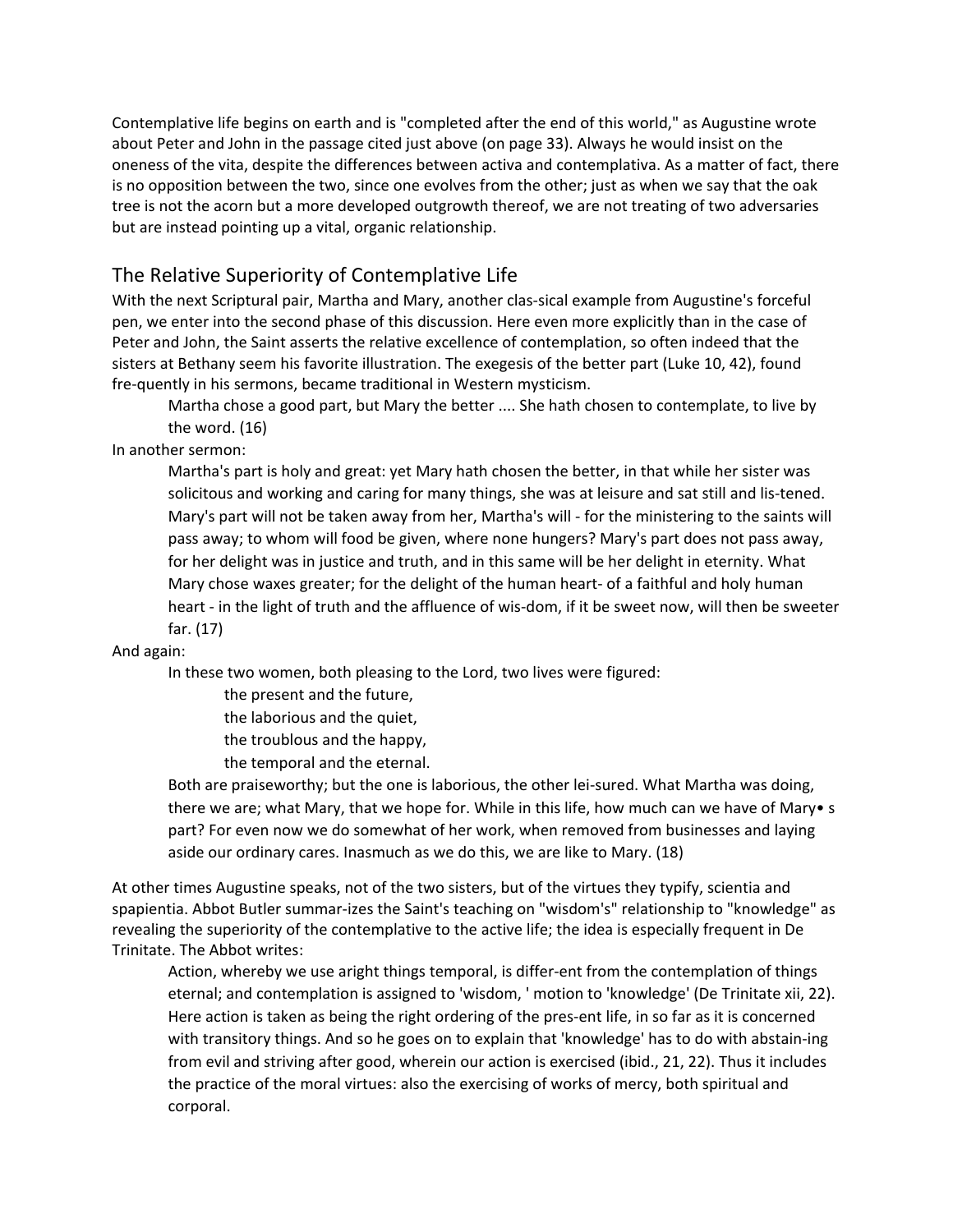Contemplative life begins on earth and is "completed after the end of this world," as Augustine wrote about Peter and John in the passage cited just above (on page 33). Always he would insist on the oneness of the vita, despite the differences between activa and contemplativa. As a matter of fact, there is no opposition between the two, since one evolves from the other; just as when we say that the oak tree is not the acorn but a more developed outgrowth thereof, we are not treating of two adversaries but are instead pointing up a vital, organic relationship.

## The Relative Superiority of Contemplative Life

With the next Scriptural pair, Martha and Mary, another clas-sical example from Augustine's forceful pen, we enter into the second phase of this discussion. Here even more explicitly than in the case of Peter and John, the Saint asserts the relative excellence of contemplation, so often indeed that the sisters at Bethany seem his favorite illustration. The exegesis of the better part (Luke 10, 42), found fre-quently in his sermons, became traditional in Western mysticism.

> Martha chose a good part, but Mary the better .... She hath chosen to contemplate, to live by the word. (16)

In another sermon:

> Martha's part is holy and great: yet Mary hath chosen the better, in that while her sister was solicitous and working and caring for many things, she was at leisure and sat still and lis-tened. Mary's part will not be taken away from her, Martha's will - for the ministering to the saints will pass away; to whom will food be given, where none hungers? Mary's part does not pass away, for her delight was in justice and truth, and in this same will be her delight in eternity. What Mary chose waxes greater; for the delight of the human heart- of a faithful and holy human heart - in the light of truth and the affluence of wis-dom, if it be sweet now, will then be sweeter far. (17)

And again:

> In these two women, both pleasing to the Lord, two lives were figured:
>
> the present and the future,
> the laborious and the quiet,
> the troublous and the happy,
> the temporal and the eternal.
>
> Both are praiseworthy; but the one is laborious, the other lei-sured. What Martha was doing, there we are; what Mary, that we hope for. While in this life, how much can we have of Mary• s part? For even now we do somewhat of her work, when removed from businesses and laying aside our ordinary cares. Inasmuch as we do this, we are like to Mary. (18)

At other times Augustine speaks, not of the two sisters, but of the virtues they typify, scientia and spapientia. Abbot Butler summar-izes the Saint's teaching on "wisdom's" relationship to "knowledge" as revealing the superiority of the contemplative to the active life; the idea is especially frequent in De Trinitate. The Abbot writes:

> Action, whereby we use aright things temporal, is differ-ent from the contemplation of things eternal; and contemplation is assigned to 'wisdom, ' motion to 'knowledge' (De Trinitate xii, 22). Here action is taken as being the right ordering of the pres-ent life, in so far as it is concerned with transitory things. And so he goes on to explain that 'knowledge' has to do with abstain-ing from evil and striving after good, wherein our action is exercised (ibid., 21, 22). Thus it includes the practice of the moral virtues: also the exercising of works of mercy, both spiritual and corporal.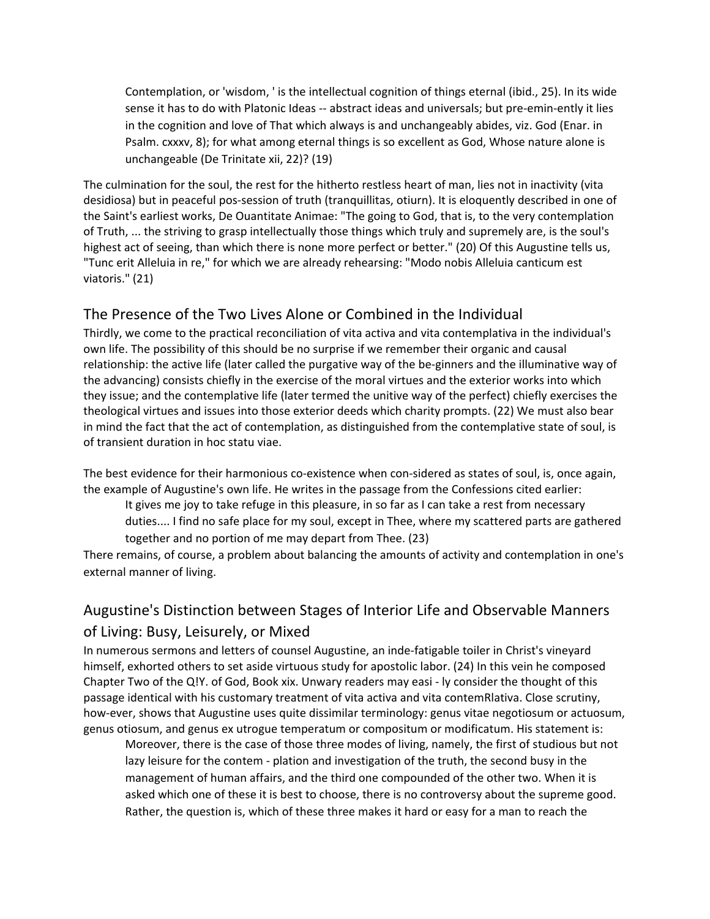> Contemplation, or 'wisdom, ' is the intellectual cognition of things eternal (ibid., 25). In its wide sense it has to do with Platonic Ideas -- abstract ideas and universals; but pre-emin-ently it lies in the cognition and love of That which always is and unchangeably abides, viz. God (Enar. in Psalm. cxxxv, 8); for what among eternal things is so excellent as God, Whose nature alone is unchangeable (De Trinitate xii, 22)? (19)

The culmination for the soul, the rest for the hitherto restless heart of man, lies not in inactivity (vita desidiosa) but in peaceful pos-session of truth (tranquillitas, otiurn). It is eloquently described in one of the Saint's earliest works, De Ouantitate Animae: "The going to God, that is, to the very contemplation of Truth, ... the striving to grasp intellectually those things which truly and supremely are, is the soul's highest act of seeing, than which there is none more perfect or better." (20) Of this Augustine tells us, "Tunc erit Alleluia in re," for which we are already rehearsing: "Modo nobis Alleluia canticum est viatoris." (21)

## The Presence of the Two Lives Alone or Combined in the Individual

Thirdly, we come to the practical reconciliation of vita activa and vita contemplativa in the individual's own life. The possibility of this should be no surprise if we remember their organic and causal relationship: the active life (later called the purgative way of the be-ginners and the illuminative way of the advancing) consists chiefly in the exercise of the moral virtues and the exterior works into which they issue; and the contemplative life (later termed the unitive way of the perfect) chiefly exercises the theological virtues and issues into those exterior deeds which charity prompts. (22) We must also bear in mind the fact that the act of contemplation, as distinguished from the contemplative state of soul, is of transient duration in hoc statu viae.

The best evidence for their harmonious co-existence when con-sidered as states of soul, is, once again, the example of Augustine's own life. He writes in the passage from the Confessions cited earlier:

> It gives me joy to take refuge in this pleasure, in so far as I can take a rest from necessary duties.... I find no safe place for my soul, except in Thee, where my scattered parts are gathered together and no portion of me may depart from Thee. (23)

There remains, of course, a problem about balancing the amounts of activity and contemplation in one's external manner of living.

## Augustine's Distinction between Stages of Interior Life and Observable Manners of Living: Busy, Leisurely, or Mixed

In numerous sermons and letters of counsel Augustine, an inde-fatigable toiler in Christ's vineyard himself, exhorted others to set aside virtuous study for apostolic labor. (24) In this vein he composed Chapter Two of the Q!Y. of God, Book xix. Unwary readers may easi - ly consider the thought of this passage identical with his customary treatment of vita activa and vita contemRlativa. Close scrutiny, how-ever, shows that Augustine uses quite dissimilar terminology: genus vitae negotiosum or actuosum, genus otiosum, and genus ex utrogue temperatum or compositum or modificatum. His statement is:

> Moreover, there is the case of those three modes of living, namely, the first of studious but not lazy leisure for the contem - plation and investigation of the truth, the second busy in the management of human affairs, and the third one compounded of the other two. When it is asked which one of these it is best to choose, there is no controversy about the supreme good. Rather, the question is, which of these three makes it hard or easy for a man to reach the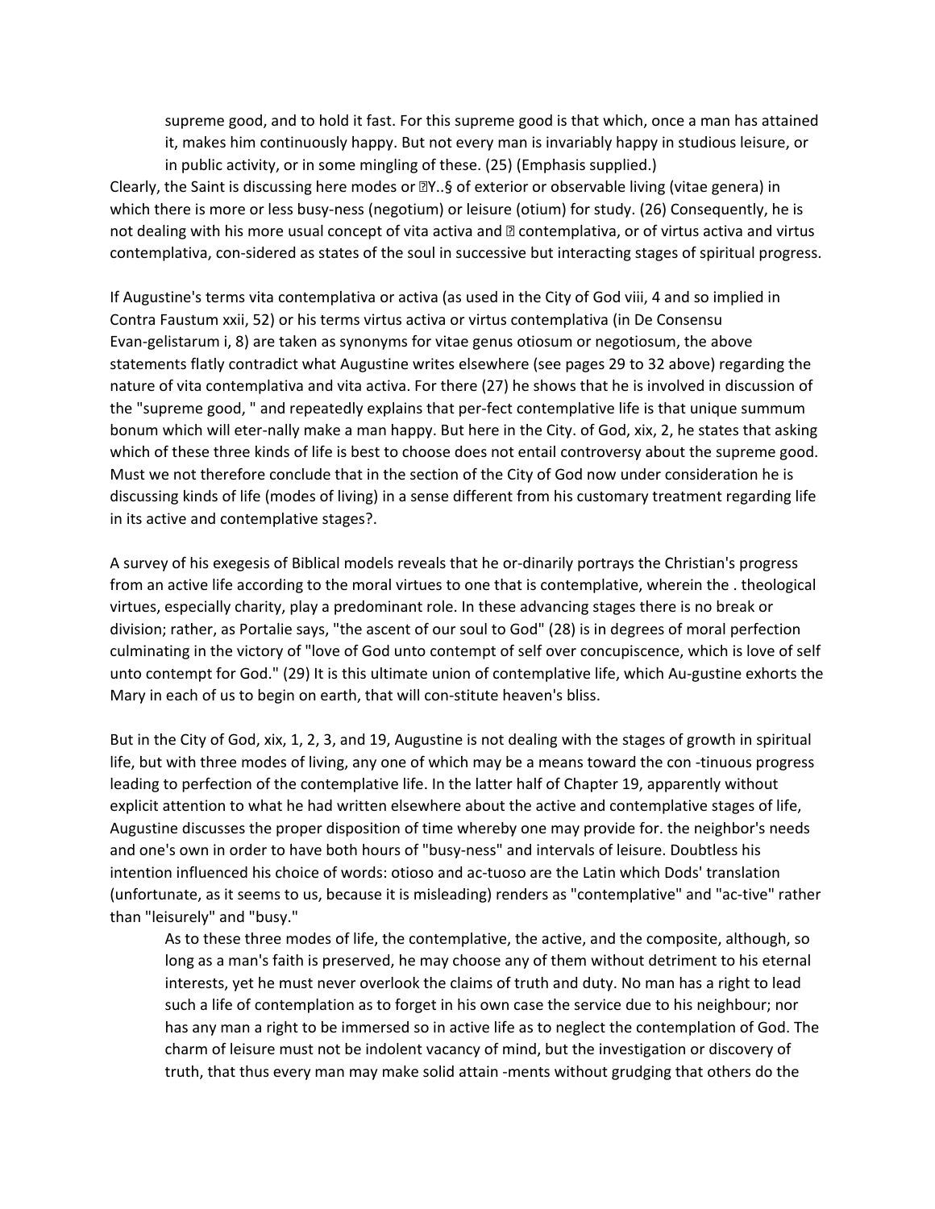> supreme good, and to hold it fast. For this supreme good is that which, once a man has attained it, makes him continuously happy. But not every man is invariably happy in studious leisure, or in public activity, or in some mingling of these. (25) (Emphasis supplied.)

Clearly, the Saint is discussing here modes or ⍰Y..§ of exterior or observable living (vitae genera) in which there is more or less busy-ness (negotium) or leisure (otium) for study. (26) Consequently, he is not dealing with his more usual concept of vita activa and ⍰ contemplativa, or of virtus activa and virtus contemplativa, con-sidered as states of the soul in successive but interacting stages of spiritual progress.

If Augustine's terms vita contemplativa or activa (as used in the City of God viii, 4 and so implied in Contra Faustum xxii, 52) or his terms virtus activa or virtus contemplativa (in De Consensu Evan-gelistarum i, 8) are taken as synonyms for vitae genus otiosum or negotiosum, the above statements flatly contradict what Augustine writes elsewhere (see pages 29 to 32 above) regarding the nature of vita contemplativa and vita activa. For there (27) he shows that he is involved in discussion of the "supreme good, " and repeatedly explains that per-fect contemplative life is that unique summum bonum which will eter-nally make a man happy. But here in the City. of God, xix, 2, he states that asking which of these three kinds of life is best to choose does not entail controversy about the supreme good. Must we not therefore conclude that in the section of the City of God now under consideration he is discussing kinds of life (modes of living) in a sense different from his customary treatment regarding life in its active and contemplative stages?.

A survey of his exegesis of Biblical models reveals that he or-dinarily portrays the Christian's progress from an active life according to the moral virtues to one that is contemplative, wherein the . theological virtues, especially charity, play a predominant role. In these advancing stages there is no break or division; rather, as Portalie says, "the ascent of our soul to God" (28) is in degrees of moral perfection culminating in the victory of "love of God unto contempt of self over concupiscence, which is love of self unto contempt for God." (29) It is this ultimate union of contemplative life, which Au-gustine exhorts the Mary in each of us to begin on earth, that will con-stitute heaven's bliss.

But in the City of God, xix, 1, 2, 3, and 19, Augustine is not dealing with the stages of growth in spiritual life, but with three modes of living, any one of which may be a means toward the con -tinuous progress leading to perfection of the contemplative life. In the latter half of Chapter 19, apparently without explicit attention to what he had written elsewhere about the active and contemplative stages of life, Augustine discusses the proper disposition of time whereby one may provide for. the neighbor's needs and one's own in order to have both hours of "busy-ness" and intervals of leisure. Doubtless his intention influenced his choice of words: otioso and ac-tuoso are the Latin which Dods' translation (unfortunate, as it seems to us, because it is misleading) renders as "contemplative" and "ac-tive" rather than "leisurely" and "busy."

> As to these three modes of life, the contemplative, the active, and the composite, although, so long as a man's faith is preserved, he may choose any of them without detriment to his eternal interests, yet he must never overlook the claims of truth and duty. No man has a right to lead such a life of contemplation as to forget in his own case the service due to his neighbour; nor has any man a right to be immersed so in active life as to neglect the contemplation of God. The charm of leisure must not be indolent vacancy of mind, but the investigation or discovery of truth, that thus every man may make solid attain -ments without grudging that others do the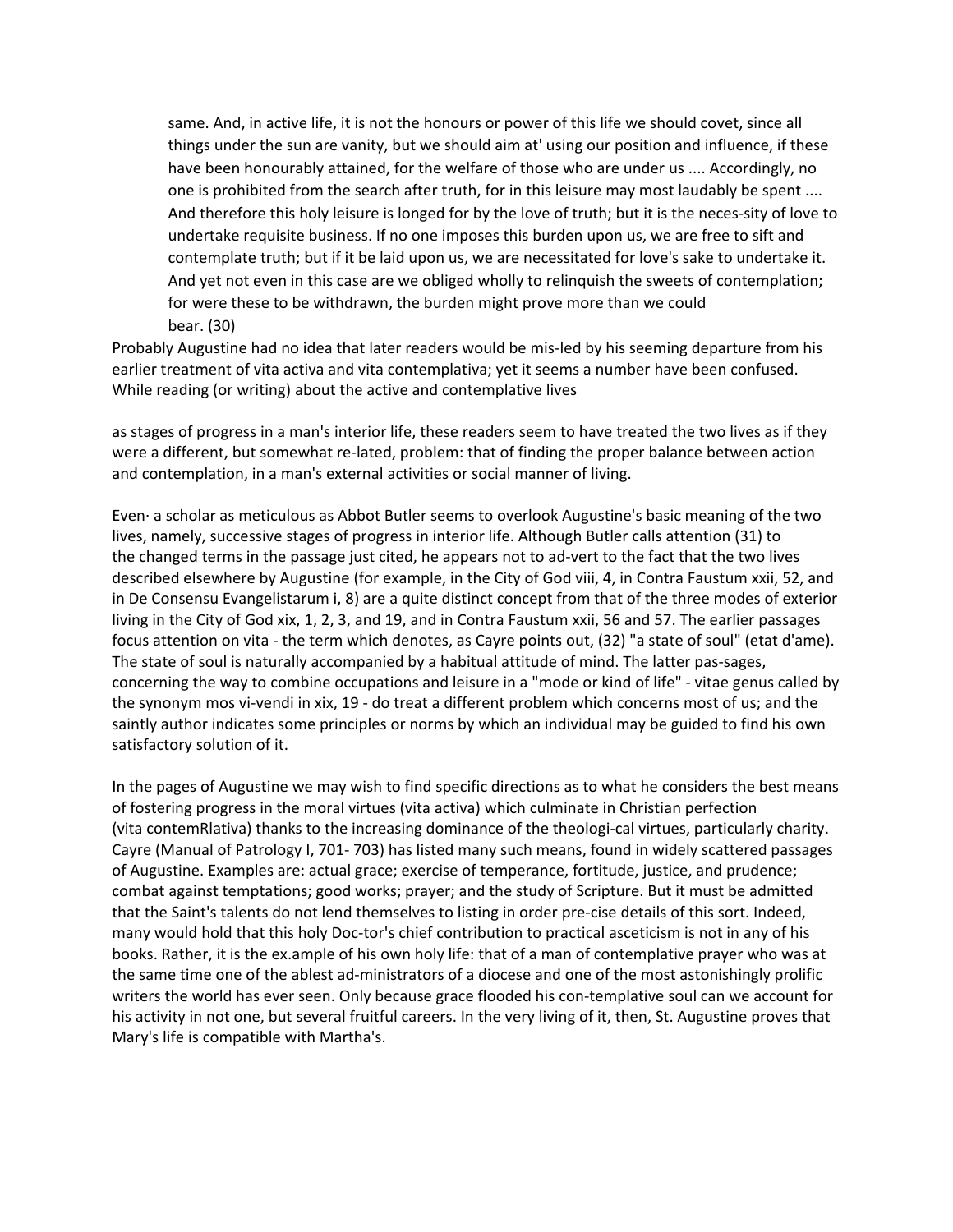> same. And, in active life, it is not the honours or power of this life we should covet, since all things under the sun are vanity, but we should aim at' using our position and influence, if these have been honourably attained, for the welfare of those who are under us .... Accordingly, no one is prohibited from the search after truth, for in this leisure may most laudably be spent .... And therefore this holy leisure is longed for by the love of truth; but it is the neces-sity of love to undertake requisite business. If no one imposes this burden upon us, we are free to sift and contemplate truth; but if it be laid upon us, we are necessitated for love's sake to undertake it. And yet not even in this case are we obliged wholly to relinquish the sweets of contemplation; for were these to be withdrawn, the burden might prove more than we could bear. (30)

Probably Augustine had no idea that later readers would be mis-led by his seeming departure from his earlier treatment of vita activa and vita contemplativa; yet it seems a number have been confused. While reading (or writing) about the active and contemplative lives

as stages of progress in a man's interior life, these readers seem to have treated the two lives as if they were a different, but somewhat re-lated, problem: that of finding the proper balance between action and contemplation, in a man's external activities or social manner of living.

Even· a scholar as meticulous as Abbot Butler seems to overlook Augustine's basic meaning of the two lives, namely, successive stages of progress in interior life. Although Butler calls attention (31) to the changed terms in the passage just cited, he appears not to ad-vert to the fact that the two lives described elsewhere by Augustine (for example, in the City of God viii, 4, in Contra Faustum xxii, 52, and in De Consensu Evangelistarum i, 8) are a quite distinct concept from that of the three modes of exterior living in the City of God xix, 1, 2, 3, and 19, and in Contra Faustum xxii, 56 and 57. The earlier passages focus attention on vita - the term which denotes, as Cayre points out, (32) "a state of soul" (etat d'ame). The state of soul is naturally accompanied by a habitual attitude of mind. The latter pas-sages, concerning the way to combine occupations and leisure in a "mode or kind of life" - vitae genus called by the synonym mos vi-vendi in xix, 19 - do treat a different problem which concerns most of us; and the saintly author indicates some principles or norms by which an individual may be guided to find his own satisfactory solution of it.

In the pages of Augustine we may wish to find specific directions as to what he considers the best means of fostering progress in the moral virtues (vita activa) which culminate in Christian perfection (vita contemRlativa) thanks to the increasing dominance of the theologi-cal virtues, particularly charity. Cayre (Manual of Patrology I, 701- 703) has listed many such means, found in widely scattered passages of Augustine. Examples are: actual grace; exercise of temperance, fortitude, justice, and prudence; combat against temptations; good works; prayer; and the study of Scripture. But it must be admitted that the Saint's talents do not lend themselves to listing in order pre-cise details of this sort. Indeed, many would hold that this holy Doc-tor's chief contribution to practical asceticism is not in any of his books. Rather, it is the ex.ample of his own holy life: that of a man of contemplative prayer who was at the same time one of the ablest ad-ministrators of a diocese and one of the most astonishingly prolific writers the world has ever seen. Only because grace flooded his con-templative soul can we account for his activity in not one, but several fruitful careers. In the very living of it, then, St. Augustine proves that Mary's life is compatible with Martha's.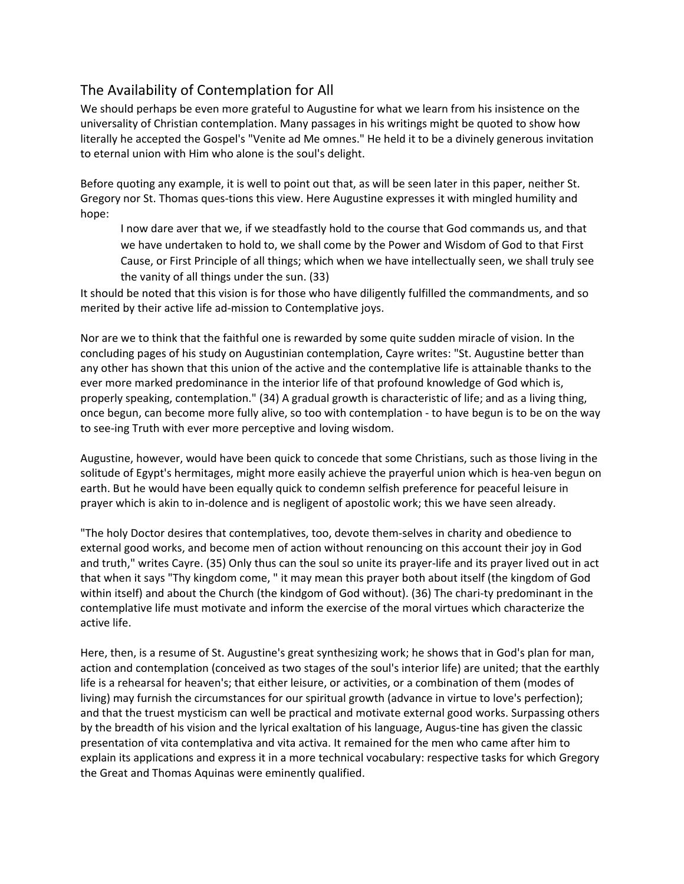## The Availability of Contemplation for All

We should perhaps be even more grateful to Augustine for what we learn from his insistence on the universality of Christian contemplation. Many passages in his writings might be quoted to show how literally he accepted the Gospel's "Venite ad Me omnes." He held it to be a divinely generous invitation to eternal union with Him who alone is the soul's delight.

Before quoting any example, it is well to point out that, as will be seen later in this paper, neither St. Gregory nor St. Thomas ques-tions this view. Here Augustine expresses it with mingled humility and hope:

> I now dare aver that we, if we steadfastly hold to the course that God commands us, and that we have undertaken to hold to, we shall come by the Power and Wisdom of God to that First Cause, or First Principle of all things; which when we have intellectually seen, we shall truly see the vanity of all things under the sun. (33)

It should be noted that this vision is for those who have diligently fulfilled the commandments, and so merited by their active life ad-mission to Contemplative joys.

Nor are we to think that the faithful one is rewarded by some quite sudden miracle of vision. In the concluding pages of his study on Augustinian contemplation, Cayre writes: "St. Augustine better than any other has shown that this union of the active and the contemplative life is attainable thanks to the ever more marked predominance in the interior life of that profound knowledge of God which is, properly speaking, contemplation." (34) A gradual growth is characteristic of life; and as a living thing, once begun, can become more fully alive, so too with contemplation - to have begun is to be on the way to see-ing Truth with ever more perceptive and loving wisdom.

Augustine, however, would have been quick to concede that some Christians, such as those living in the solitude of Egypt's hermitages, might more easily achieve the prayerful union which is hea-ven begun on earth. But he would have been equally quick to condemn selfish preference for peaceful leisure in prayer which is akin to in-dolence and is negligent of apostolic work; this we have seen already.

"The holy Doctor desires that contemplatives, too, devote them-selves in charity and obedience to external good works, and become men of action without renouncing on this account their joy in God and truth," writes Cayre. (35) Only thus can the soul so unite its prayer-life and its prayer lived out in act that when it says "Thy kingdom come, " it may mean this prayer both about itself (the kingdom of God within itself) and about the Church (the kindgom of God without). (36) The chari-ty predominant in the contemplative life must motivate and inform the exercise of the moral virtues which characterize the active life.

Here, then, is a resume of St. Augustine's great synthesizing work; he shows that in God's plan for man, action and contemplation (conceived as two stages of the soul's interior life) are united; that the earthly life is a rehearsal for heaven's; that either leisure, or activities, or a combination of them (modes of living) may furnish the circumstances for our spiritual growth (advance in virtue to love's perfection); and that the truest mysticism can well be practical and motivate external good works. Surpassing others by the breadth of his vision and the lyrical exaltation of his language, Augus-tine has given the classic presentation of vita contemplativa and vita activa. It remained for the men who came after him to explain its applications and express it in a more technical vocabulary: respective tasks for which Gregory the Great and Thomas Aquinas were eminently qualified.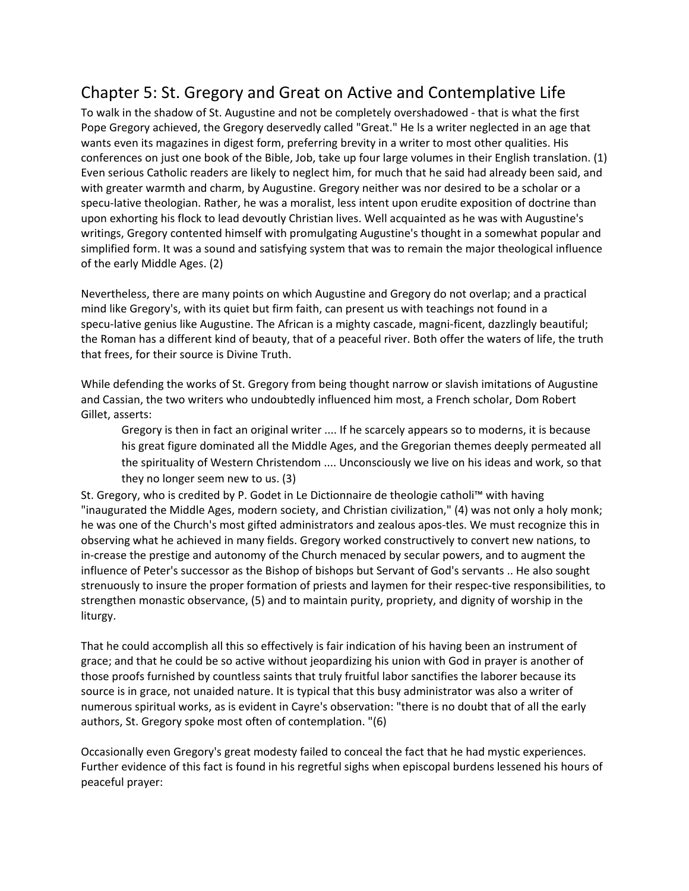## Chapter 5: St. Gregory and Great on Active and Contemplative Life

To walk in the shadow of St. Augustine and not be completely overshadowed - that is what the first Pope Gregory achieved, the Gregory deservedly called "Great." He ls a writer neglected in an age that wants even its magazines in digest form, preferring brevity in a writer to most other qualities. His conferences on just one book of the Bible, Job, take up four large volumes in their English translation. (1) Even serious Catholic readers are likely to neglect him, for much that he said had already been said, and with greater warmth and charm, by Augustine. Gregory neither was nor desired to be a scholar or a specu-lative theologian. Rather, he was a moralist, less intent upon erudite exposition of doctrine than upon exhorting his flock to lead devoutly Christian lives. Well acquainted as he was with Augustine's writings, Gregory contented himself with promulgating Augustine's thought in a somewhat popular and simplified form. It was a sound and satisfying system that was to remain the major theological influence of the early Middle Ages. (2)

Nevertheless, there are many points on which Augustine and Gregory do not overlap; and a practical mind like Gregory's, with its quiet but firm faith, can present us with teachings not found in a specu-lative genius like Augustine. The African is a mighty cascade, magni-ficent, dazzlingly beautiful; the Roman has a different kind of beauty, that of a peaceful river. Both offer the waters of life, the truth that frees, for their source is Divine Truth.

While defending the works of St. Gregory from being thought narrow or slavish imitations of Augustine and Cassian, the two writers who undoubtedly influenced him most, a French scholar, Dom Robert Gillet, asserts:

> Gregory is then in fact an original writer .... If he scarcely appears so to moderns, it is because his great figure dominated all the Middle Ages, and the Gregorian themes deeply permeated all the spirituality of Western Christendom .... Unconsciously we live on his ideas and work, so that they no longer seem new to us. (3)

St. Gregory, who is credited by P. Godet in Le Dictionnaire de theologie catholi™ with having "inaugurated the Middle Ages, modern society, and Christian civilization," (4) was not only a holy monk; he was one of the Church's most gifted administrators and zealous apos-tles. We must recognize this in observing what he achieved in many fields. Gregory worked constructively to convert new nations, to in-crease the prestige and autonomy of the Church menaced by secular powers, and to augment the influence of Peter's successor as the Bishop of bishops but Servant of God's servants .. He also sought strenuously to insure the proper formation of priests and laymen for their respec-tive responsibilities, to strengthen monastic observance, (5) and to maintain purity, propriety, and dignity of worship in the liturgy.

That he could accomplish all this so effectively is fair indication of his having been an instrument of grace; and that he could be so active without jeopardizing his union with God in prayer is another of those proofs furnished by countless saints that truly fruitful labor sanctifies the laborer because its source is in grace, not unaided nature. It is typical that this busy administrator was also a writer of numerous spiritual works, as is evident in Cayre's observation: "there is no doubt that of all the early authors, St. Gregory spoke most often of contemplation. "(6)

Occasionally even Gregory's great modesty failed to conceal the fact that he had mystic experiences. Further evidence of this fact is found in his regretful sighs when episcopal burdens lessened his hours of peaceful prayer: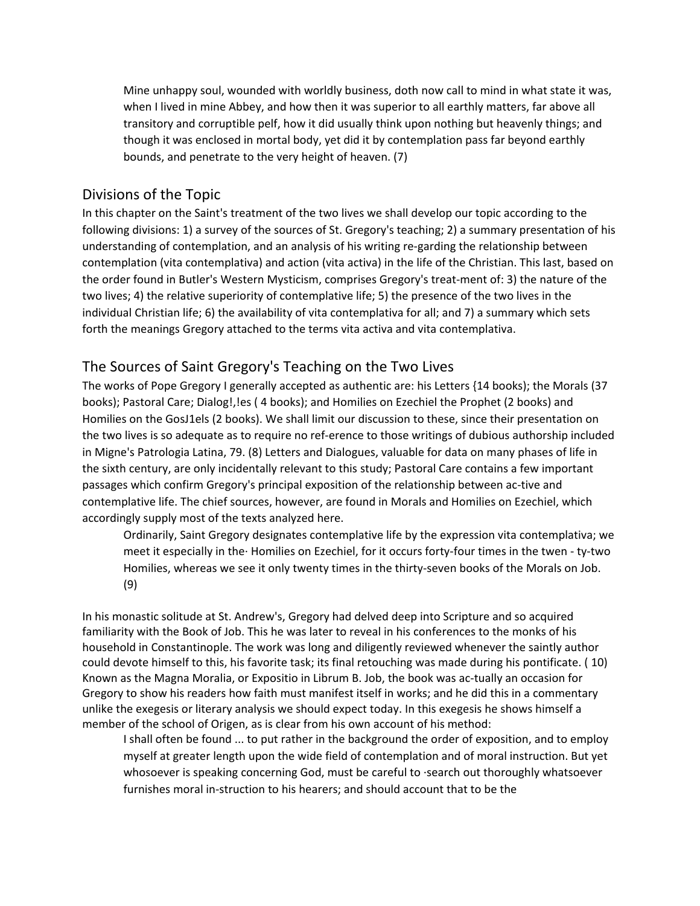> Mine unhappy soul, wounded with worldly business, doth now call to mind in what state it was, when I lived in mine Abbey, and how then it was superior to all earthly matters, far above all transitory and corruptible pelf, how it did usually think upon nothing but heavenly things; and though it was enclosed in mortal body, yet did it by contemplation pass far beyond earthly bounds, and penetrate to the very height of heaven. (7)

## Divisions of the Topic

In this chapter on the Saint's treatment of the two lives we shall develop our topic according to the following divisions: 1) a survey of the sources of St. Gregory's teaching; 2) a summary presentation of his understanding of contemplation, and an analysis of his writing re-garding the relationship between contemplation (vita contemplativa) and action (vita activa) in the life of the Christian. This last, based on the order found in Butler's Western Mysticism, comprises Gregory's treat-ment of: 3) the nature of the two lives; 4) the relative superiority of contemplative life; 5) the presence of the two lives in the individual Christian life; 6) the availability of vita contemplativa for all; and 7) a summary which sets forth the meanings Gregory attached to the terms vita activa and vita contemplativa.

## The Sources of Saint Gregory's Teaching on the Two Lives

The works of Pope Gregory I generally accepted as authentic are: his Letters {14 books); the Morals (37 books); Pastoral Care; Dialog!,!es ( 4 books); and Homilies on Ezechiel the Prophet (2 books) and Homilies on the GosJ1els (2 books). We shall limit our discussion to these, since their presentation on the two lives is so adequate as to require no ref-erence to those writings of dubious authorship included in Migne's Patrologia Latina, 79. (8) Letters and Dialogues, valuable for data on many phases of life in the sixth century, are only incidentally relevant to this study; Pastoral Care contains a few important passages which confirm Gregory's principal exposition of the relationship between ac-tive and contemplative life. The chief sources, however, are found in Morals and Homilies on Ezechiel, which accordingly supply most of the texts analyzed here.

> Ordinarily, Saint Gregory designates contemplative life by the expression vita contemplativa; we meet it especially in the· Homilies on Ezechiel, for it occurs forty-four times in the twen - ty-two Homilies, whereas we see it only twenty times in the thirty-seven books of the Morals on Job. (9)

In his monastic solitude at St. Andrew's, Gregory had delved deep into Scripture and so acquired familiarity with the Book of Job. This he was later to reveal in his conferences to the monks of his household in Constantinople. The work was long and diligently reviewed whenever the saintly author could devote himself to this, his favorite task; its final retouching was made during his pontificate. ( 10) Known as the Magna Moralia, or Expositio in Librum B. Job, the book was ac-tually an occasion for Gregory to show his readers how faith must manifest itself in works; and he did this in a commentary unlike the exegesis or literary analysis we should expect today. In this exegesis he shows himself a member of the school of Origen, as is clear from his own account of his method:

> I shall often be found ... to put rather in the background the order of exposition, and to employ myself at greater length upon the wide field of contemplation and of moral instruction. But yet whosoever is speaking concerning God, must be careful to ·search out thoroughly whatsoever furnishes moral in-struction to his hearers; and should account that to be the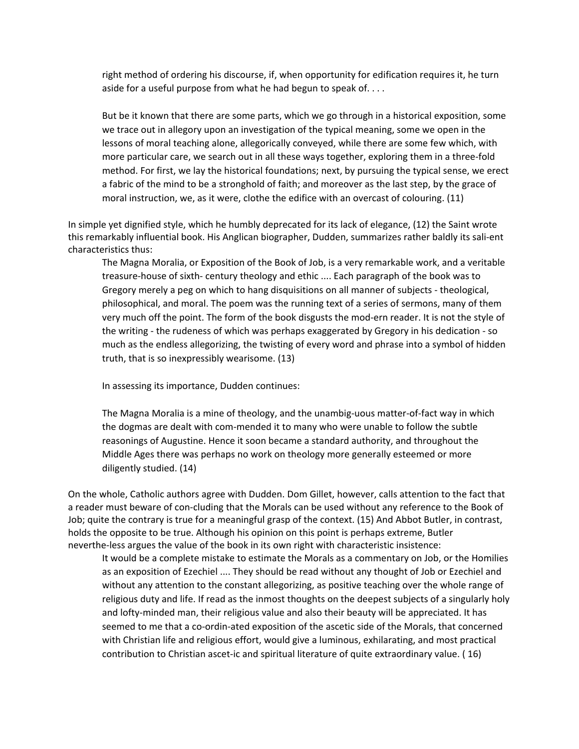> right method of ordering his discourse, if, when opportunity for edification requires it, he turn aside for a useful purpose from what he had begun to speak of. . . .
>
> But be it known that there are some parts, which we go through in a historical exposition, some we trace out in allegory upon an investigation of the typical meaning, some we open in the lessons of moral teaching alone, allegorically conveyed, while there are some few which, with more particular care, we search out in all these ways together, exploring them in a three-fold method. For first, we lay the historical foundations; next, by pursuing the typical sense, we erect a fabric of the mind to be a stronghold of faith; and moreover as the last step, by the grace of moral instruction, we, as it were, clothe the edifice with an overcast of colouring. (11)

In simple yet dignified style, which he humbly deprecated for its lack of elegance, (12) the Saint wrote this remarkably influential book. His Anglican biographer, Dudden, summarizes rather baldly its sali-ent characteristics thus:

> The Magna Moralia, or Exposition of the Book of Job, is a very remarkable work, and a veritable treasure-house of sixth- century theology and ethic .... Each paragraph of the book was to Gregory merely a peg on which to hang disquisitions on all manner of subjects - theological, philosophical, and moral. The poem was the running text of a series of sermons, many of them very much off the point. The form of the book disgusts the mod-ern reader. It is not the style of the writing - the rudeness of which was perhaps exaggerated by Gregory in his dedication - so much as the endless allegorizing, the twisting of every word and phrase into a symbol of hidden truth, that is so inexpressibly wearisome. (13)
>
> In assessing its importance, Dudden continues:
>
> The Magna Moralia is a mine of theology, and the unambig-uous matter-of-fact way in which the dogmas are dealt with com-mended it to many who were unable to follow the subtle reasonings of Augustine. Hence it soon became a standard authority, and throughout the Middle Ages there was perhaps no work on theology more generally esteemed or more diligently studied. (14)

On the whole, Catholic authors agree with Dudden. Dom Gillet, however, calls attention to the fact that a reader must beware of con-cluding that the Morals can be used without any reference to the Book of Job; quite the contrary is true for a meaningful grasp of the context. (15) And Abbot Butler, in contrast, holds the opposite to be true. Although his opinion on this point is perhaps extreme, Butler neverthe-less argues the value of the book in its own right with characteristic insistence:

> It would be a complete mistake to estimate the Morals as a commentary on Job, or the Homilies as an exposition of Ezechiel .... They should be read without any thought of Job or Ezechiel and without any attention to the constant allegorizing, as positive teaching over the whole range of religious duty and life. If read as the inmost thoughts on the deepest subjects of a singularly holy and lofty-minded man, their religious value and also their beauty will be appreciated. It has seemed to me that a co-ordin-ated exposition of the ascetic side of the Morals, that concerned with Christian life and religious effort, would give a luminous, exhilarating, and most practical contribution to Christian ascet-ic and spiritual literature of quite extraordinary value. ( 16)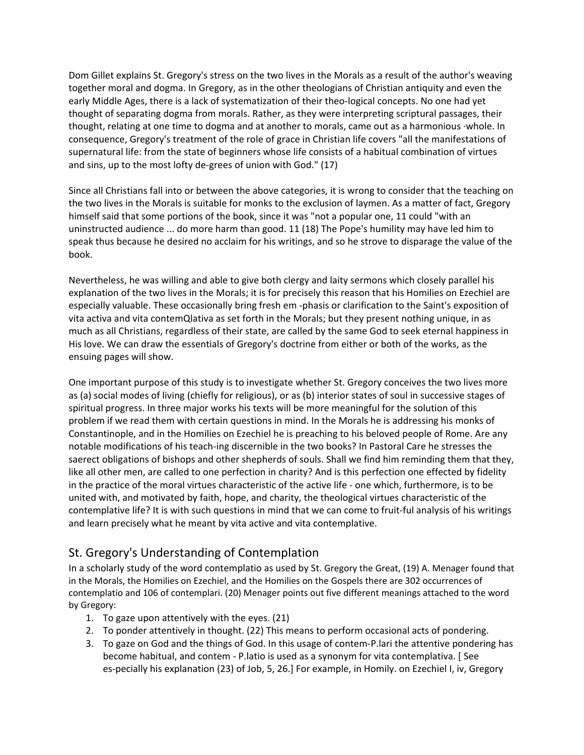Dom Gillet explains St. Gregory's stress on the two lives in the Morals as a result of the author's weaving together moral and dogma. In Gregory, as in the other theologians of Christian antiquity and even the early Middle Ages, there is a lack of systematization of their theo-logical concepts. No one had yet thought of separating dogma from morals. Rather, as they were interpreting scriptural passages, their thought, relating at one time to dogma and at another to morals, came out as a harmonious ·whole. In consequence, Gregory's treatment of the role of grace in Christian life covers "all the manifestations of supernatural life: from the state of beginners whose life consists of a habitual combination of virtues and sins, up to the most lofty de-grees of union with God." (17)

Since all Christians fall into or between the above categories, it is wrong to consider that the teaching on the two lives in the Morals is suitable for monks to the exclusion of laymen. As a matter of fact, Gregory himself said that some portions of the book, since it was "not a popular one, 11 could "with an uninstructed audience ... do more harm than good. 11 (18) The Pope's humility may have led him to speak thus because he desired no acclaim for his writings, and so he strove to disparage the value of the book.

Nevertheless, he was willing and able to give both clergy and laity sermons which closely parallel his explanation of the two lives in the Morals; it is for precisely this reason that his Homilies on Ezechiel are especially valuable. These occasionally bring fresh em -phasis or clarification to the Saint's exposition of vita activa and vita contemQlativa as set forth in the Morals; but they present nothing unique, in as much as all Christians, regardless of their state, are called by the same God to seek eternal happiness in His love. We can draw the essentials of Gregory's doctrine from either or both of the works, as the ensuing pages will show.

One important purpose of this study is to investigate whether St. Gregory conceives the two lives more as (a) social modes of living (chiefly for religious), or as (b) interior states of soul in successive stages of spiritual progress. In three major works his texts will be more meaningful for the solution of this problem if we read them with certain questions in mind. In the Morals he is addressing his monks of Constantinople, and in the Homilies on Ezechiel he is preaching to his beloved people of Rome. Are any notable modifications of his teach-ing discernible in the two books? In Pastoral Care he stresses the saerect obligations of bishops and other shepherds of souls. Shall we find him reminding them that they, like all other men, are called to one perfection in charity? And is this perfection one effected by fidelity in the practice of the moral virtues characteristic of the active life - one which, furthermore, is to be united with, and motivated by faith, hope, and charity, the theological virtues characteristic of the contemplative life? It is with such questions in mind that we can come to fruit-ful analysis of his writings and learn precisely what he meant by vita active and vita contemplative.

## St. Gregory's Understanding of Contemplation

In a scholarly study of the word contemplatio as used by St. Gregory the Great, (19) A. Menager found that in the Morals, the Homilies on Ezechiel, and the Homilies on the Gospels there are 302 occurrences of contemplatio and 106 of contemplari. (20) Menager points out five different meanings attached to the word by Gregory:

1. To gaze upon attentively with the eyes. (21)
2. To ponder attentively in thought. (22) This means to perform occasional acts of pondering.
3. To gaze on God and the things of God. In this usage of contem-P.lari the attentive pondering has become habitual, and contem - P.latio is used as a synonym for vita contemplativa. [ See es-pecially his explanation (23) of Job, 5, 26.] For example, in Homily. on Ezechiel I, iv, Gregory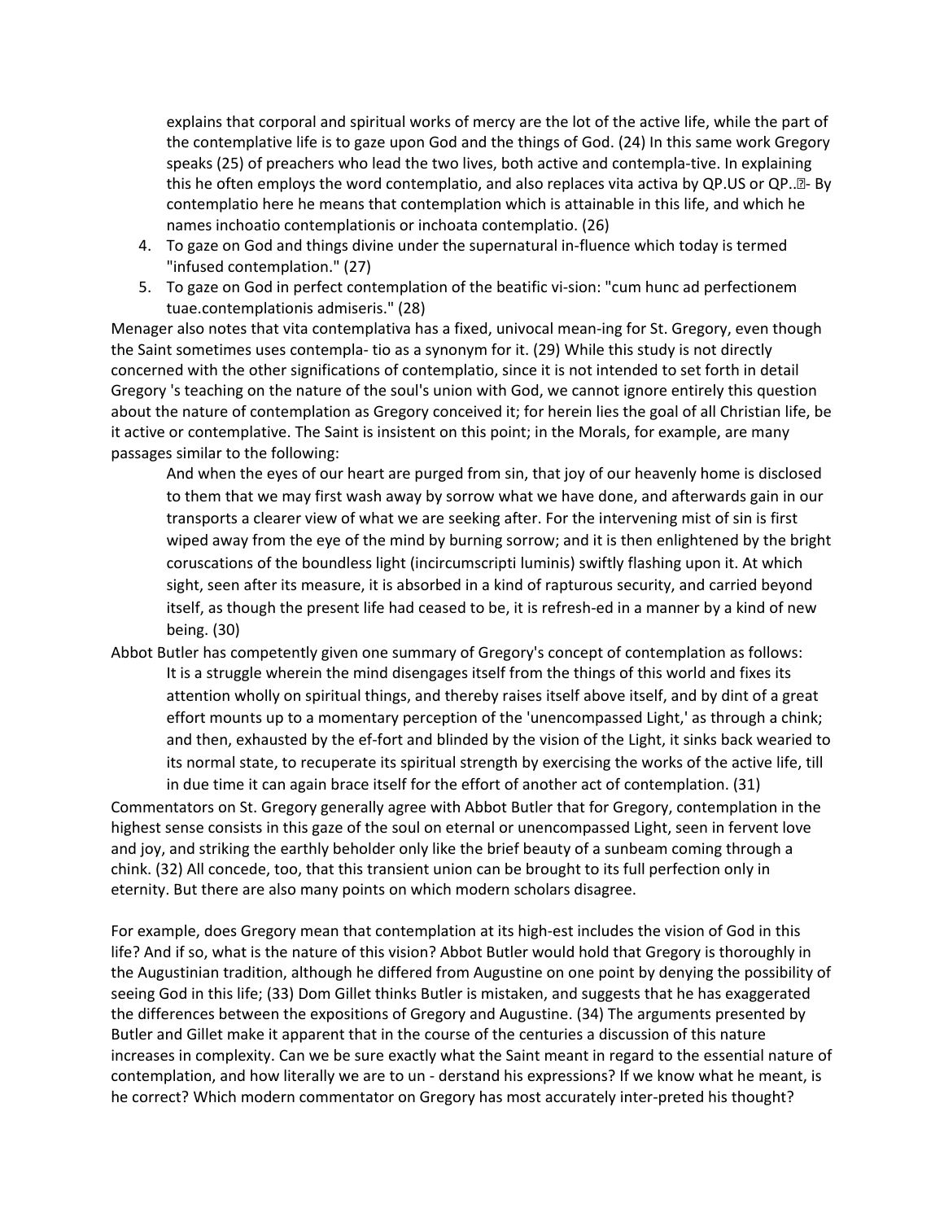explains that corporal and spiritual works of mercy are the lot of the active life, while the part of the contemplative life is to gaze upon God and the things of God. (24) In this same work Gregory speaks (25) of preachers who lead the two lives, both active and contempla-tive. In explaining this he often employs the word contemplatio, and also replaces vita activa by QP.US or QP..⍰- By contemplatio here he means that contemplation which is attainable in this life, and which he names inchoatio contemplationis or inchoata contemplatio. (26)

4. To gaze on God and things divine under the supernatural in-fluence which today is termed "infused contemplation." (27)
5. To gaze on God in perfect contemplation of the beatific vi-sion: "cum hunc ad perfectionem tuae.contemplationis admiseris." (28)

Menager also notes that vita contemplativa has a fixed, univocal mean-ing for St. Gregory, even though the Saint sometimes uses contempla- tio as a synonym for it. (29) While this study is not directly concerned with the other significations of contemplatio, since it is not intended to set forth in detail Gregory 's teaching on the nature of the soul's union with God, we cannot ignore entirely this question about the nature of contemplation as Gregory conceived it; for herein lies the goal of all Christian life, be it active or contemplative. The Saint is insistent on this point; in the Morals, for example, are many passages similar to the following:

> And when the eyes of our heart are purged from sin, that joy of our heavenly home is disclosed to them that we may first wash away by sorrow what we have done, and afterwards gain in our transports a clearer view of what we are seeking after. For the intervening mist of sin is first wiped away from the eye of the mind by burning sorrow; and it is then enlightened by the bright coruscations of the boundless light (incircumscripti luminis) swiftly flashing upon it. At which sight, seen after its measure, it is absorbed in a kind of rapturous security, and carried beyond itself, as though the present life had ceased to be, it is refresh-ed in a manner by a kind of new being. (30)

Abbot Butler has competently given one summary of Gregory's concept of contemplation as follows:

> It is a struggle wherein the mind disengages itself from the things of this world and fixes its attention wholly on spiritual things, and thereby raises itself above itself, and by dint of a great effort mounts up to a momentary perception of the 'unencompassed Light,' as through a chink; and then, exhausted by the ef-fort and blinded by the vision of the Light, it sinks back wearied to its normal state, to recuperate its spiritual strength by exercising the works of the active life, till in due time it can again brace itself for the effort of another act of contemplation. (31)

Commentators on St. Gregory generally agree with Abbot Butler that for Gregory, contemplation in the highest sense consists in this gaze of the soul on eternal or unencompassed Light, seen in fervent love and joy, and striking the earthly beholder only like the brief beauty of a sunbeam coming through a chink. (32) All concede, too, that this transient union can be brought to its full perfection only in eternity. But there are also many points on which modern scholars disagree.

For example, does Gregory mean that contemplation at its high-est includes the vision of God in this life? And if so, what is the nature of this vision? Abbot Butler would hold that Gregory is thoroughly in the Augustinian tradition, although he differed from Augustine on one point by denying the possibility of seeing God in this life; (33) Dom Gillet thinks Butler is mistaken, and suggests that he has exaggerated the differences between the expositions of Gregory and Augustine. (34) The arguments presented by Butler and Gillet make it apparent that in the course of the centuries a discussion of this nature increases in complexity. Can we be sure exactly what the Saint meant in regard to the essential nature of contemplation, and how literally we are to un - derstand his expressions? If we know what he meant, is he correct? Which modern commentator on Gregory has most accurately inter-preted his thought?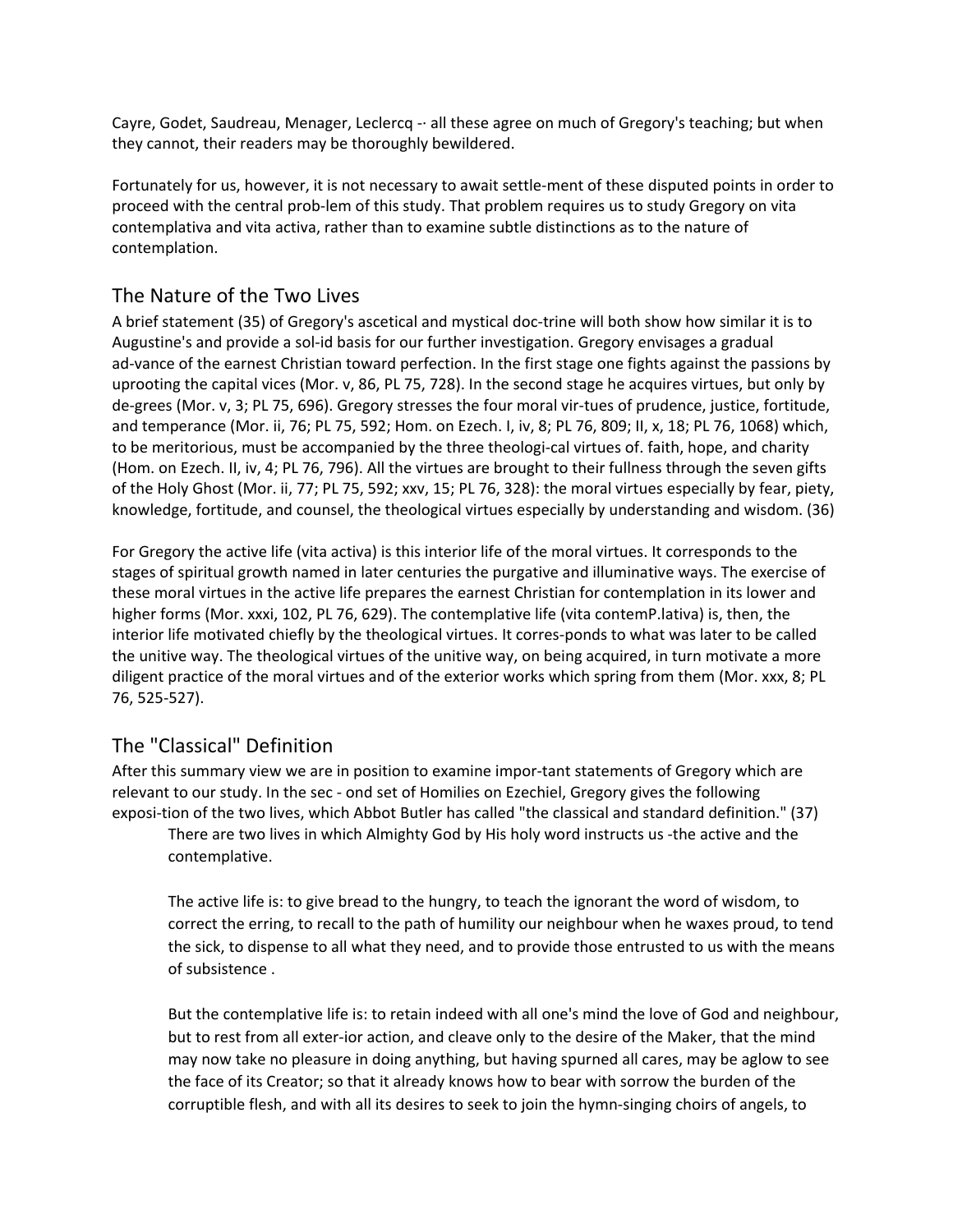Cayre, Godet, Saudreau, Menager, Leclercq -· all these agree on much of Gregory's teaching; but when they cannot, their readers may be thoroughly bewildered.

Fortunately for us, however, it is not necessary to await settle-ment of these disputed points in order to proceed with the central prob-lem of this study. That problem requires us to study Gregory on vita contemplativa and vita activa, rather than to examine subtle distinctions as to the nature of contemplation.

## The Nature of the Two Lives

A brief statement (35) of Gregory's ascetical and mystical doc-trine will both show how similar it is to Augustine's and provide a sol-id basis for our further investigation. Gregory envisages a gradual ad-vance of the earnest Christian toward perfection. In the first stage one fights against the passions by uprooting the capital vices (Mor. v, 86, PL 75, 728). In the second stage he acquires virtues, but only by de-grees (Mor. v, 3; PL 75, 696). Gregory stresses the four moral vir-tues of prudence, justice, fortitude, and temperance (Mor. ii, 76; PL 75, 592; Hom. on Ezech. I, iv, 8; PL 76, 809; II, x, 18; PL 76, 1068) which, to be meritorious, must be accompanied by the three theologi-cal virtues of. faith, hope, and charity (Hom. on Ezech. II, iv, 4; PL 76, 796). All the virtues are brought to their fullness through the seven gifts of the Holy Ghost (Mor. ii, 77; PL 75, 592; xxv, 15; PL 76, 328): the moral virtues especially by fear, piety, knowledge, fortitude, and counsel, the theological virtues especially by understanding and wisdom. (36)

For Gregory the active life (vita activa) is this interior life of the moral virtues. It corresponds to the stages of spiritual growth named in later centuries the purgative and illuminative ways. The exercise of these moral virtues in the active life prepares the earnest Christian for contemplation in its lower and higher forms (Mor. xxxi, 102, PL 76, 629). The contemplative life (vita contemP.lativa) is, then, the interior life motivated chiefly by the theological virtues. It corres-ponds to what was later to be called the unitive way. The theological virtues of the unitive way, on being acquired, in turn motivate a more diligent practice of the moral virtues and of the exterior works which spring from them (Mor. xxx, 8; PL 76, 525-527).

## The "Classical" Definition

After this summary view we are in position to examine impor-tant statements of Gregory which are relevant to our study. In the sec - ond set of Homilies on Ezechiel, Gregory gives the following exposi-tion of the two lives, which Abbot Butler has called "the classical and standard definition." (37)

> There are two lives in which Almighty God by His holy word instructs us -the active and the contemplative.
>
> The active life is: to give bread to the hungry, to teach the ignorant the word of wisdom, to correct the erring, to recall to the path of humility our neighbour when he waxes proud, to tend the sick, to dispense to all what they need, and to provide those entrusted to us with the means of subsistence .
>
> But the contemplative life is: to retain indeed with all one's mind the love of God and neighbour, but to rest from all exter-ior action, and cleave only to the desire of the Maker, that the mind may now take no pleasure in doing anything, but having spurned all cares, may be aglow to see the face of its Creator; so that it already knows how to bear with sorrow the burden of the corruptible flesh, and with all its desires to seek to join the hymn-singing choirs of angels, to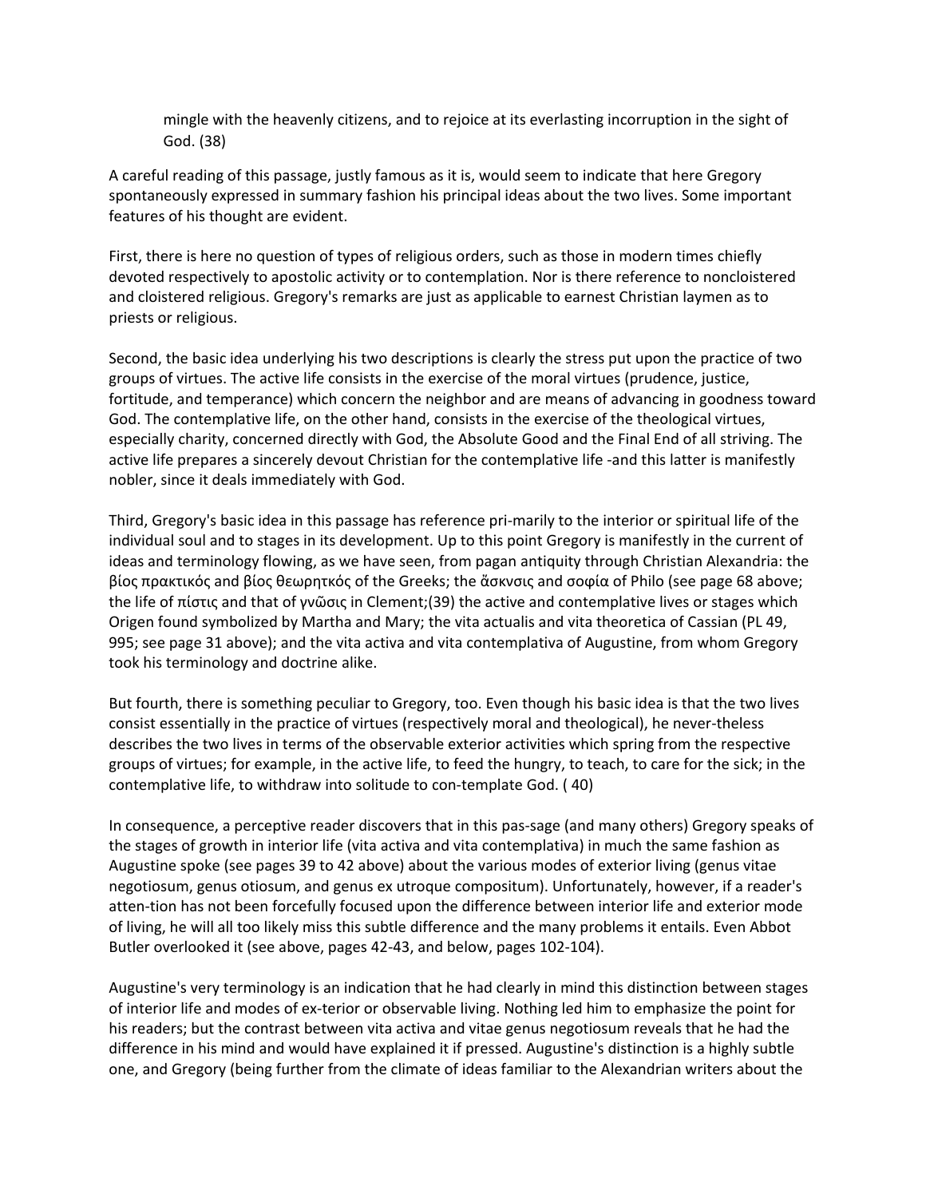> mingle with the heavenly citizens, and to rejoice at its everlasting incorruption in the sight of God. (38)

A careful reading of this passage, justly famous as it is, would seem to indicate that here Gregory spontaneously expressed in summary fashion his principal ideas about the two lives. Some important features of his thought are evident.

First, there is here no question of types of religious orders, such as those in modern times chiefly devoted respectively to apostolic activity or to contemplation. Nor is there reference to noncloistered and cloistered religious. Gregory's remarks are just as applicable to earnest Christian laymen as to priests or religious.

Second, the basic idea underlying his two descriptions is clearly the stress put upon the practice of two groups of virtues. The active life consists in the exercise of the moral virtues (prudence, justice, fortitude, and temperance) which concern the neighbor and are means of advancing in goodness toward God. The contemplative life, on the other hand, consists in the exercise of the theological virtues, especially charity, concerned directly with God, the Absolute Good and the Final End of all striving. The active life prepares a sincerely devout Christian for the contemplative life -and this latter is manifestly nobler, since it deals immediately with God.

Third, Gregory's basic idea in this passage has reference pri-marily to the interior or spiritual life of the individual soul and to stages in its development. Up to this point Gregory is manifestly in the current of ideas and terminology flowing, as we have seen, from pagan antiquity through Christian Alexandria: the βίος πρακτικός and βίος θεωρητκός of the Greeks; the ἄσκνσις and σοφία of Philo (see page 68 above; the life of πίστις and that of γνῶσις in Clement;(39) the active and contemplative lives or stages which Origen found symbolized by Martha and Mary; the vita actualis and vita theoretica of Cassian (PL 49, 995; see page 31 above); and the vita activa and vita contemplativa of Augustine, from whom Gregory took his terminology and doctrine alike.

But fourth, there is something peculiar to Gregory, too. Even though his basic idea is that the two lives consist essentially in the practice of virtues (respectively moral and theological), he never-theless describes the two lives in terms of the observable exterior activities which spring from the respective groups of virtues; for example, in the active life, to feed the hungry, to teach, to care for the sick; in the contemplative life, to withdraw into solitude to con-template God. ( 40)

In consequence, a perceptive reader discovers that in this pas-sage (and many others) Gregory speaks of the stages of growth in interior life (vita activa and vita contemplativa) in much the same fashion as Augustine spoke (see pages 39 to 42 above) about the various modes of exterior living (genus vitae negotiosum, genus otiosum, and genus ex utroque compositum). Unfortunately, however, if a reader's atten-tion has not been forcefully focused upon the difference between interior life and exterior mode of living, he will all too likely miss this subtle difference and the many problems it entails. Even Abbot Butler overlooked it (see above, pages 42-43, and below, pages 102-104).

Augustine's very terminology is an indication that he had clearly in mind this distinction between stages of interior life and modes of ex-terior or observable living. Nothing led him to emphasize the point for his readers; but the contrast between vita activa and vitae genus negotiosum reveals that he had the difference in his mind and would have explained it if pressed. Augustine's distinction is a highly subtle one, and Gregory (being further from the climate of ideas familiar to the Alexandrian writers about the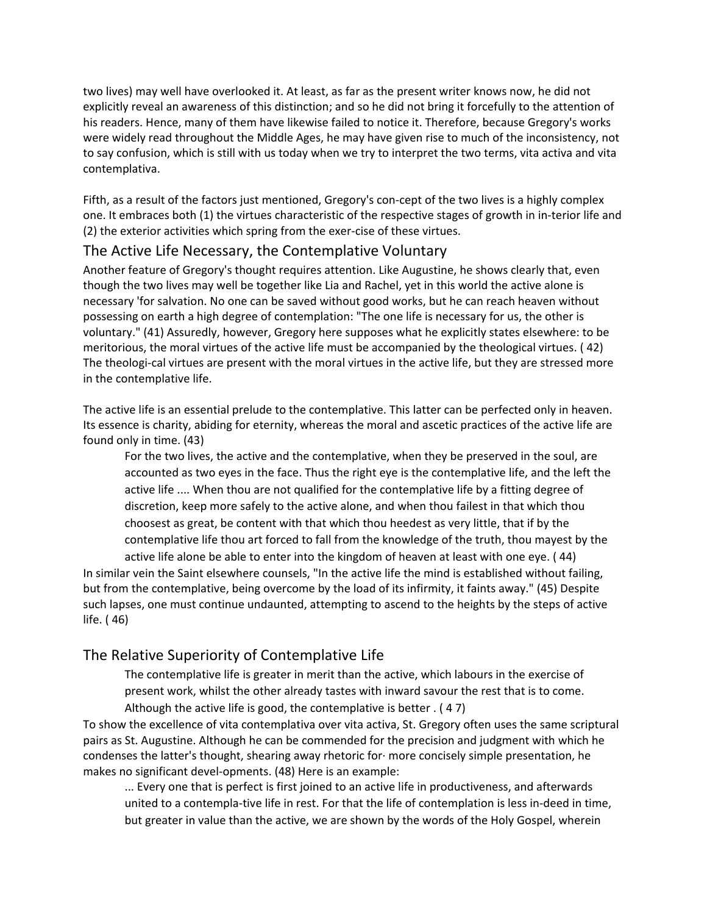two lives) may well have overlooked it. At least, as far as the present writer knows now, he did not explicitly reveal an awareness of this distinction; and so he did not bring it forcefully to the attention of his readers. Hence, many of them have likewise failed to notice it. Therefore, because Gregory's works were widely read throughout the Middle Ages, he may have given rise to much of the inconsistency, not to say confusion, which is still with us today when we try to interpret the two terms, vita activa and vita contemplativa.

Fifth, as a result of the factors just mentioned, Gregory's con-cept of the two lives is a highly complex one. It embraces both (1) the virtues characteristic of the respective stages of growth in in-terior life and (2) the exterior activities which spring from the exer-cise of these virtues.

## The Active Life Necessary, the Contemplative Voluntary

Another feature of Gregory's thought requires attention. Like Augustine, he shows clearly that, even though the two lives may well be together like Lia and Rachel, yet in this world the active alone is necessary 'for salvation. No one can be saved without good works, but he can reach heaven without possessing on earth a high degree of contemplation: "The one life is necessary for us, the other is voluntary." (41) Assuredly, however, Gregory here supposes what he explicitly states elsewhere: to be meritorious, the moral virtues of the active life must be accompanied by the theological virtues. ( 42) The theologi-cal virtues are present with the moral virtues in the active life, but they are stressed more in the contemplative life.

The active life is an essential prelude to the contemplative. This latter can be perfected only in heaven. Its essence is charity, abiding for eternity, whereas the moral and ascetic practices of the active life are found only in time. (43)

> For the two lives, the active and the contemplative, when they be preserved in the soul, are accounted as two eyes in the face. Thus the right eye is the contemplative life, and the left the active life .... When thou are not qualified for the contemplative life by a fitting degree of discretion, keep more safely to the active alone, and when thou failest in that which thou choosest as great, be content with that which thou heedest as very little, that if by the contemplative life thou art forced to fall from the knowledge of the truth, thou mayest by the active life alone be able to enter into the kingdom of heaven at least with one eye. ( 44)

In similar vein the Saint elsewhere counsels, "In the active life the mind is established without failing, but from the contemplative, being overcome by the load of its infirmity, it faints away." (45) Despite such lapses, one must continue undaunted, attempting to ascend to the heights by the steps of active life. ( 46)

## The Relative Superiority of Contemplative Life

> The contemplative life is greater in merit than the active, which labours in the exercise of present work, whilst the other already tastes with inward savour the rest that is to come. Although the active life is good, the contemplative is better . ( 4 7)

To show the excellence of vita contemplativa over vita activa, St. Gregory often uses the same scriptural pairs as St. Augustine. Although he can be commended for the precision and judgment with which he condenses the latter's thought, shearing away rhetoric for· more concisely simple presentation, he makes no significant devel-opments. (48) Here is an example:

> ... Every one that is perfect is first joined to an active life in productiveness, and afterwards united to a contempla-tive life in rest. For that the life of contemplation is less in-deed in time, but greater in value than the active, we are shown by the words of the Holy Gospel, wherein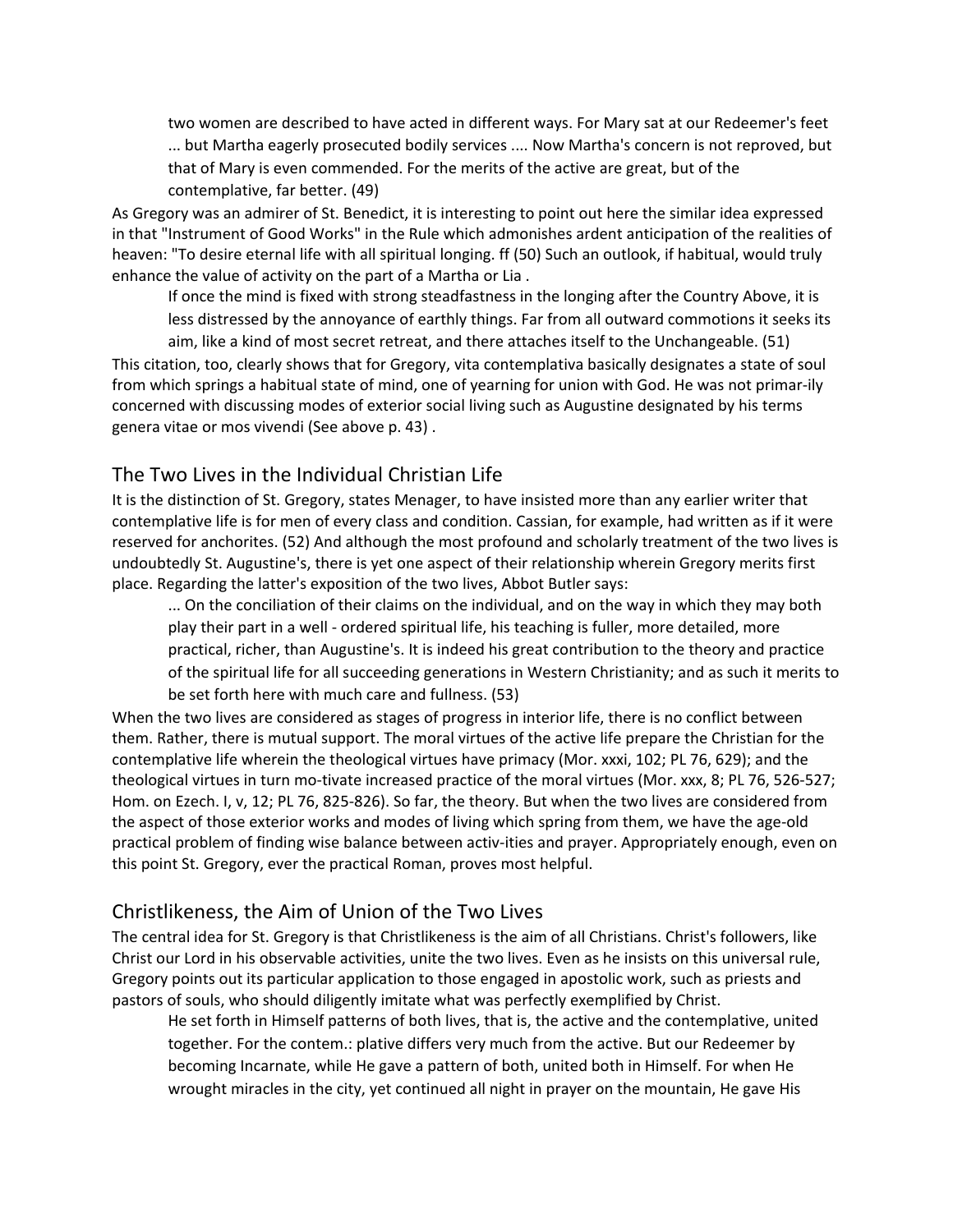> two women are described to have acted in different ways. For Mary sat at our Redeemer's feet ... but Martha eagerly prosecuted bodily services .... Now Martha's concern is not reproved, but that of Mary is even commended. For the merits of the active are great, but of the contemplative, far better. (49)

As Gregory was an admirer of St. Benedict, it is interesting to point out here the similar idea expressed in that "Instrument of Good Works" in the Rule which admonishes ardent anticipation of the realities of heaven: "To desire eternal life with all spiritual longing. ff (50) Such an outlook, if habitual, would truly enhance the value of activity on the part of a Martha or Lia .

> If once the mind is fixed with strong steadfastness in the longing after the Country Above, it is less distressed by the annoyance of earthly things. Far from all outward commotions it seeks its aim, like a kind of most secret retreat, and there attaches itself to the Unchangeable. (51)

This citation, too, clearly shows that for Gregory, vita contemplativa basically designates a state of soul from which springs a habitual state of mind, one of yearning for union with God. He was not primar-ily concerned with discussing modes of exterior social living such as Augustine designated by his terms genera vitae or mos vivendi (See above p. 43) .

## The Two Lives in the Individual Christian Life

It is the distinction of St. Gregory, states Menager, to have insisted more than any earlier writer that contemplative life is for men of every class and condition. Cassian, for example, had written as if it were reserved for anchorites. (52) And although the most profound and scholarly treatment of the two lives is undoubtedly St. Augustine's, there is yet one aspect of their relationship wherein Gregory merits first place. Regarding the latter's exposition of the two lives, Abbot Butler says:

> ... On the conciliation of their claims on the individual, and on the way in which they may both play their part in a well - ordered spiritual life, his teaching is fuller, more detailed, more practical, richer, than Augustine's. It is indeed his great contribution to the theory and practice of the spiritual life for all succeeding generations in Western Christianity; and as such it merits to be set forth here with much care and fullness. (53)

When the two lives are considered as stages of progress in interior life, there is no conflict between them. Rather, there is mutual support. The moral virtues of the active life prepare the Christian for the contemplative life wherein the theological virtues have primacy (Mor. xxxi, 102; PL 76, 629); and the theological virtues in turn mo-tivate increased practice of the moral virtues (Mor. xxx, 8; PL 76, 526-527; Hom. on Ezech. I, v, 12; PL 76, 825-826). So far, the theory. But when the two lives are considered from the aspect of those exterior works and modes of living which spring from them, we have the age-old practical problem of finding wise balance between activ-ities and prayer. Appropriately enough, even on this point St. Gregory, ever the practical Roman, proves most helpful.

## Christlikeness, the Aim of Union of the Two Lives

The central idea for St. Gregory is that Christlikeness is the aim of all Christians. Christ's followers, like Christ our Lord in his observable activities, unite the two lives. Even as he insists on this universal rule, Gregory points out its particular application to those engaged in apostolic work, such as priests and pastors of souls, who should diligently imitate what was perfectly exemplified by Christ.

> He set forth in Himself patterns of both lives, that is, the active and the contemplative, united together. For the contem.: plative differs very much from the active. But our Redeemer by becoming Incarnate, while He gave a pattern of both, united both in Himself. For when He wrought miracles in the city, yet continued all night in prayer on the mountain, He gave His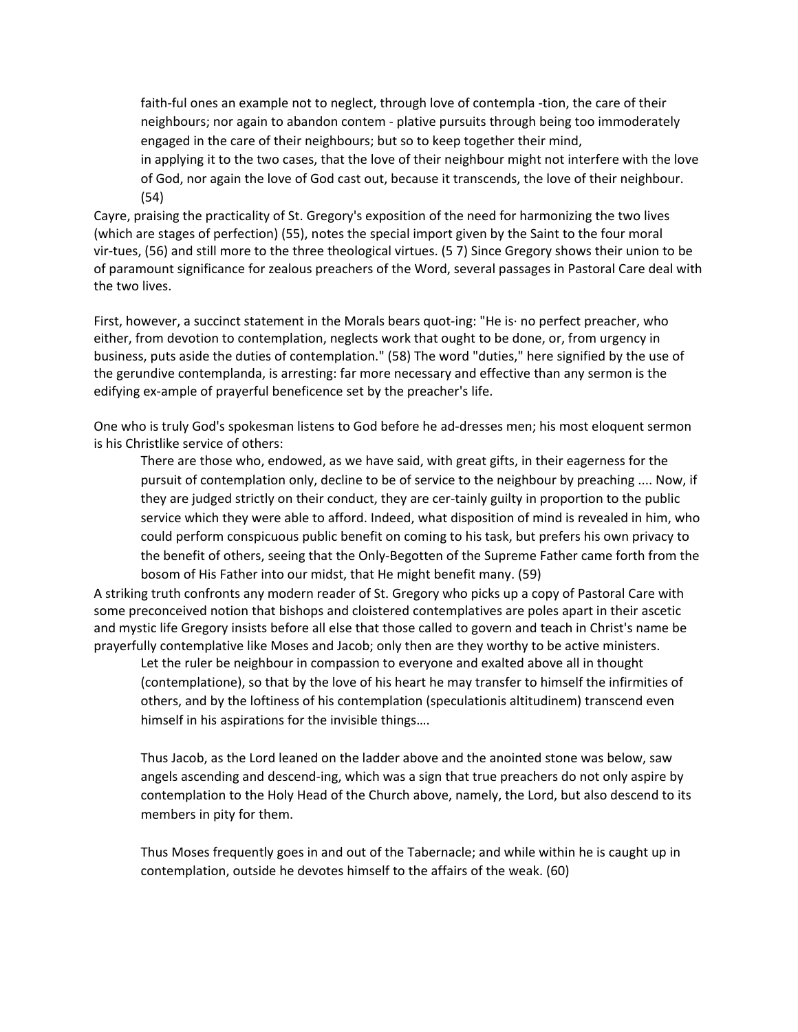> faith-ful ones an example not to neglect, through love of contempla -tion, the care of their neighbours; nor again to abandon contem - plative pursuits through being too immoderately engaged in the care of their neighbours; but so to keep together their mind,
> in applying it to the two cases, that the love of their neighbour might not interfere with the love of God, nor again the love of God cast out, because it transcends, the love of their neighbour. (54)

Cayre, praising the practicality of St. Gregory's exposition of the need for harmonizing the two lives (which are stages of perfection) (55), notes the special import given by the Saint to the four moral vir-tues, (56) and still more to the three theological virtues. (5 7) Since Gregory shows their union to be of paramount significance for zealous preachers of the Word, several passages in Pastoral Care deal with the two lives.

First, however, a succinct statement in the Morals bears quot-ing: "He is· no perfect preacher, who either, from devotion to contemplation, neglects work that ought to be done, or, from urgency in business, puts aside the duties of contemplation." (58) The word "duties," here signified by the use of the gerundive contemplanda, is arresting: far more necessary and effective than any sermon is the edifying ex-ample of prayerful beneficence set by the preacher's life.

One who is truly God's spokesman listens to God before he ad-dresses men; his most eloquent sermon is his Christlike service of others:

> There are those who, endowed, as we have said, with great gifts, in their eagerness for the pursuit of contemplation only, decline to be of service to the neighbour by preaching .... Now, if they are judged strictly on their conduct, they are cer-tainly guilty in proportion to the public service which they were able to afford. Indeed, what disposition of mind is revealed in him, who could perform conspicuous public benefit on coming to his task, but prefers his own privacy to the benefit of others, seeing that the Only-Begotten of the Supreme Father came forth from the bosom of His Father into our midst, that He might benefit many. (59)

A striking truth confronts any modern reader of St. Gregory who picks up a copy of Pastoral Care with some preconceived notion that bishops and cloistered contemplatives are poles apart in their ascetic and mystic life Gregory insists before all else that those called to govern and teach in Christ's name be prayerfully contemplative like Moses and Jacob; only then are they worthy to be active ministers.

> Let the ruler be neighbour in compassion to everyone and exalted above all in thought (contemplatione), so that by the love of his heart he may transfer to himself the infirmities of others, and by the loftiness of his contemplation (speculationis altitudinem) transcend even himself in his aspirations for the invisible things….
>
> Thus Jacob, as the Lord leaned on the ladder above and the anointed stone was below, saw angels ascending and descend-ing, which was a sign that true preachers do not only aspire by contemplation to the Holy Head of the Church above, namely, the Lord, but also descend to its members in pity for them.
>
> Thus Moses frequently goes in and out of the Tabernacle; and while within he is caught up in contemplation, outside he devotes himself to the affairs of the weak. (60)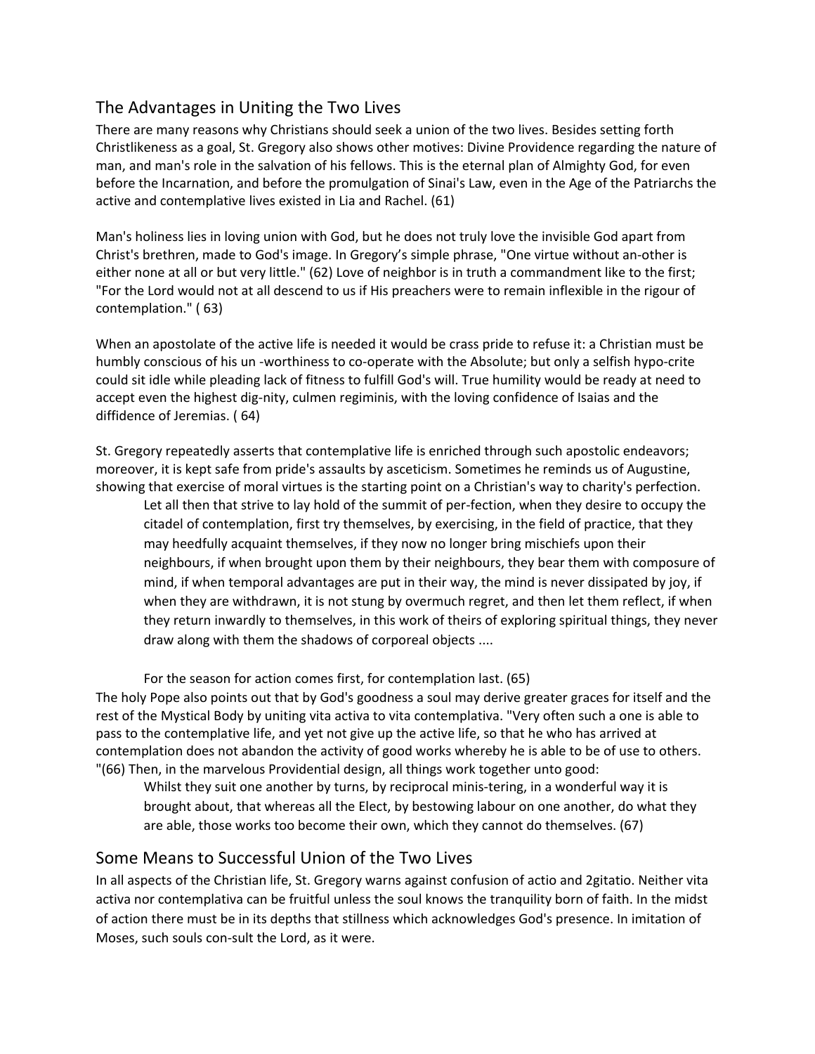## The Advantages in Uniting the Two Lives

There are many reasons why Christians should seek a union of the two lives. Besides setting forth Christlikeness as a goal, St. Gregory also shows other motives: Divine Providence regarding the nature of man, and man's role in the salvation of his fellows. This is the eternal plan of Almighty God, for even before the Incarnation, and before the promulgation of Sinai's Law, even in the Age of the Patriarchs the active and contemplative lives existed in Lia and Rachel. (61)

Man's holiness lies in loving union with God, but he does not truly love the invisible God apart from Christ's brethren, made to God's image. In Gregory's simple phrase, "One virtue without an-other is either none at all or but very little." (62) Love of neighbor is in truth a commandment like to the first; "For the Lord would not at all descend to us if His preachers were to remain inflexible in the rigour of contemplation." ( 63)

When an apostolate of the active life is needed it would be crass pride to refuse it: a Christian must be humbly conscious of his un -worthiness to co-operate with the Absolute; but only a selfish hypo-crite could sit idle while pleading lack of fitness to fulfill God's will. True humility would be ready at need to accept even the highest dig-nity, culmen regiminis, with the loving confidence of Isaias and the diffidence of Jeremias. ( 64)

St. Gregory repeatedly asserts that contemplative life is enriched through such apostolic endeavors; moreover, it is kept safe from pride's assaults by asceticism. Sometimes he reminds us of Augustine, showing that exercise of moral virtues is the starting point on a Christian's way to charity's perfection.

> Let all then that strive to lay hold of the summit of per-fection, when they desire to occupy the citadel of contemplation, first try themselves, by exercising, in the field of practice, that they may heedfully acquaint themselves, if they now no longer bring mischiefs upon their neighbours, if when brought upon them by their neighbours, they bear them with composure of mind, if when temporal advantages are put in their way, the mind is never dissipated by joy, if when they are withdrawn, it is not stung by overmuch regret, and then let them reflect, if when they return inwardly to themselves, in this work of theirs of exploring spiritual things, they never draw along with them the shadows of corporeal objects ....
>
> For the season for action comes first, for contemplation last. (65)

The holy Pope also points out that by God's goodness a soul may derive greater graces for itself and the rest of the Mystical Body by uniting vita activa to vita contemplativa. "Very often such a one is able to pass to the contemplative life, and yet not give up the active life, so that he who has arrived at contemplation does not abandon the activity of good works whereby he is able to be of use to others. "(66) Then, in the marvelous Providential design, all things work together unto good:

> Whilst they suit one another by turns, by reciprocal minis-tering, in a wonderful way it is brought about, that whereas all the Elect, by bestowing labour on one another, do what they are able, those works too become their own, which they cannot do themselves. (67)

## Some Means to Successful Union of the Two Lives

In all aspects of the Christian life, St. Gregory warns against confusion of actio and 2gitatio. Neither vita activa nor contemplativa can be fruitful unless the soul knows the tranquility born of faith. In the midst of action there must be in its depths that stillness which acknowledges God's presence. In imitation of Moses, such souls con-sult the Lord, as it were.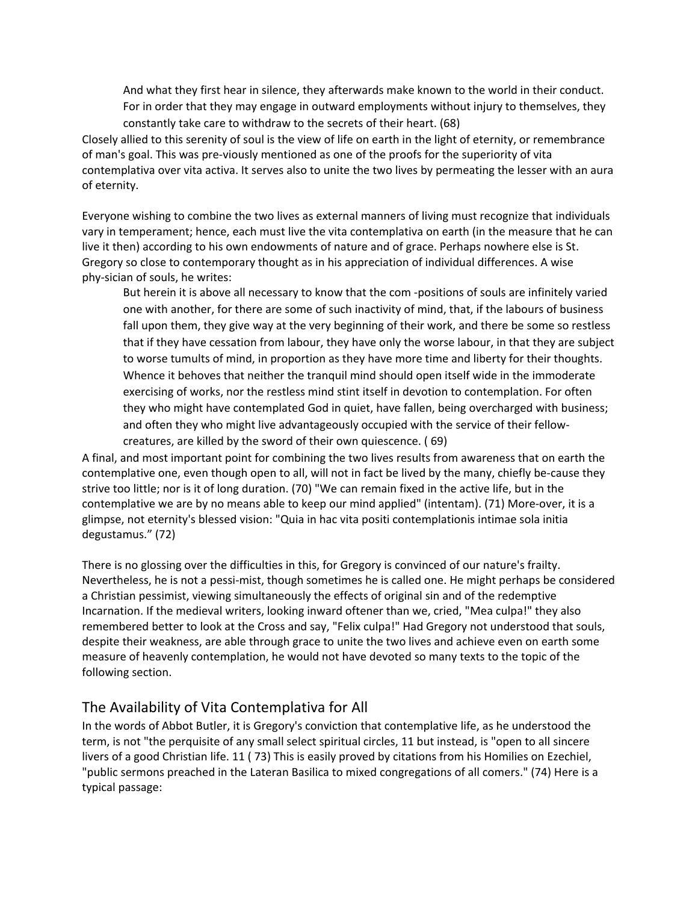> And what they first hear in silence, they afterwards make known to the world in their conduct. For in order that they may engage in outward employments without injury to themselves, they constantly take care to withdraw to the secrets of their heart. (68)

Closely allied to this serenity of soul is the view of life on earth in the light of eternity, or remembrance of man's goal. This was pre-viously mentioned as one of the proofs for the superiority of vita contemplativa over vita activa. It serves also to unite the two lives by permeating the lesser with an aura of eternity.

Everyone wishing to combine the two lives as external manners of living must recognize that individuals vary in temperament; hence, each must live the vita contemplativa on earth (in the measure that he can live it then) according to his own endowments of nature and of grace. Perhaps nowhere else is St. Gregory so close to contemporary thought as in his appreciation of individual differences. A wise phy-sician of souls, he writes:

> But herein it is above all necessary to know that the com -positions of souls are infinitely varied one with another, for there are some of such inactivity of mind, that, if the labours of business fall upon them, they give way at the very beginning of their work, and there be some so restless that if they have cessation from labour, they have only the worse labour, in that they are subject to worse tumults of mind, in proportion as they have more time and liberty for their thoughts. Whence it behoves that neither the tranquil mind should open itself wide in the immoderate exercising of works, nor the restless mind stint itself in devotion to contemplation. For often they who might have contemplated God in quiet, have fallen, being overcharged with business; and often they who might live advantageously occupied with the service of their fellow-creatures, are killed by the sword of their own quiescence. ( 69)

A final, and most important point for combining the two lives results from awareness that on earth the contemplative one, even though open to all, will not in fact be lived by the many, chiefly be-cause they strive too little; nor is it of long duration. (70) "We can remain fixed in the active life, but in the contemplative we are by no means able to keep our mind applied" (intentam). (71) More-over, it is a glimpse, not eternity's blessed vision: "Quia in hac vita positi contemplationis intimae sola initia degustamus." (72)

There is no glossing over the difficulties in this, for Gregory is convinced of our nature's frailty. Nevertheless, he is not a pessi-mist, though sometimes he is called one. He might perhaps be considered a Christian pessimist, viewing simultaneously the effects of original sin and of the redemptive Incarnation. If the medieval writers, looking inward oftener than we, cried, "Mea culpa!" they also remembered better to look at the Cross and say, "Felix culpa!" Had Gregory not understood that souls, despite their weakness, are able through grace to unite the two lives and achieve even on earth some measure of heavenly contemplation, he would not have devoted so many texts to the topic of the following section.

## The Availability of Vita Contemplativa for All

In the words of Abbot Butler, it is Gregory's conviction that contemplative life, as he understood the term, is not "the perquisite of any small select spiritual circles, 11 but instead, is "open to all sincere livers of a good Christian life. 11 ( 73) This is easily proved by citations from his Homilies on Ezechiel, "public sermons preached in the Lateran Basilica to mixed congregations of all comers." (74) Here is a typical passage: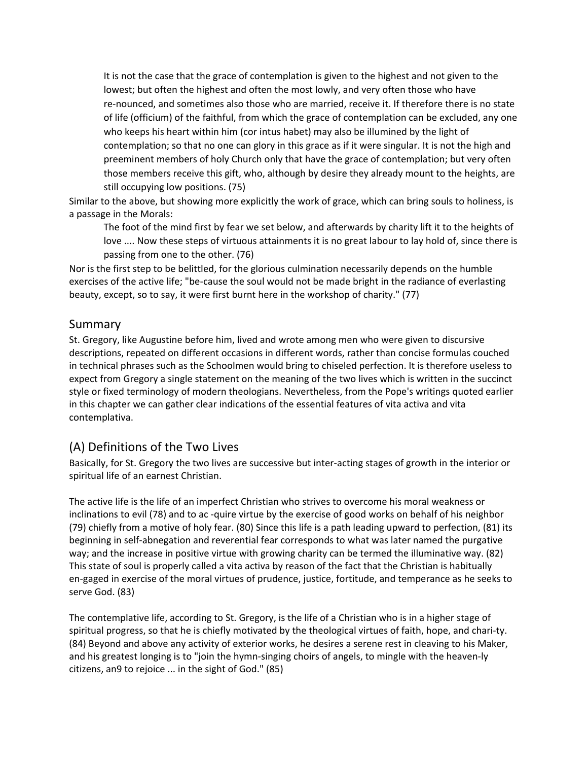> It is not the case that the grace of contemplation is given to the highest and not given to the lowest; but often the highest and often the most lowly, and very often those who have re-nounced, and sometimes also those who are married, receive it. If therefore there is no state of life (officium) of the faithful, from which the grace of contemplation can be excluded, any one who keeps his heart within him (cor intus habet) may also be illumined by the light of contemplation; so that no one can glory in this grace as if it were singular. It is not the high and preeminent members of holy Church only that have the grace of contemplation; but very often those members receive this gift, who, although by desire they already mount to the heights, are still occupying low positions. (75)

Similar to the above, but showing more explicitly the work of grace, which can bring souls to holiness, is a passage in the Morals:

> The foot of the mind first by fear we set below, and afterwards by charity lift it to the heights of love .... Now these steps of virtuous attainments it is no great labour to lay hold of, since there is passing from one to the other. (76)

Nor is the first step to be belittled, for the glorious culmination necessarily depends on the humble exercises of the active life; "be-cause the soul would not be made bright in the radiance of everlasting beauty, except, so to say, it were first burnt here in the workshop of charity." (77)

## Summary

St. Gregory, like Augustine before him, lived and wrote among men who were given to discursive descriptions, repeated on different occasions in different words, rather than concise formulas couched in technical phrases such as the Schoolmen would bring to chiseled perfection. It is therefore useless to expect from Gregory a single statement on the meaning of the two lives which is written in the succinct style or fixed terminology of modern theologians. Nevertheless, from the Pope's writings quoted earlier in this chapter we can gather clear indications of the essential features of vita activa and vita contemplativa.

## (A) Definitions of the Two Lives

Basically, for St. Gregory the two lives are successive but inter-acting stages of growth in the interior or spiritual life of an earnest Christian.

The active life is the life of an imperfect Christian who strives to overcome his moral weakness or inclinations to evil (78) and to ac -quire virtue by the exercise of good works on behalf of his neighbor (79) chiefly from a motive of holy fear. (80) Since this life is a path leading upward to perfection, (81) its beginning in self-abnegation and reverential fear corresponds to what was later named the purgative way; and the increase in positive virtue with growing charity can be termed the illuminative way. (82) This state of soul is properly called a vita activa by reason of the fact that the Christian is habitually en-gaged in exercise of the moral virtues of prudence, justice, fortitude, and temperance as he seeks to serve God. (83)

The contemplative life, according to St. Gregory, is the life of a Christian who is in a higher stage of spiritual progress, so that he is chiefly motivated by the theological virtues of faith, hope, and chari-ty. (84) Beyond and above any activity of exterior works, he desires a serene rest in cleaving to his Maker, and his greatest longing is to "join the hymn-singing choirs of angels, to mingle with the heaven-ly citizens, an9 to rejoice ... in the sight of God." (85)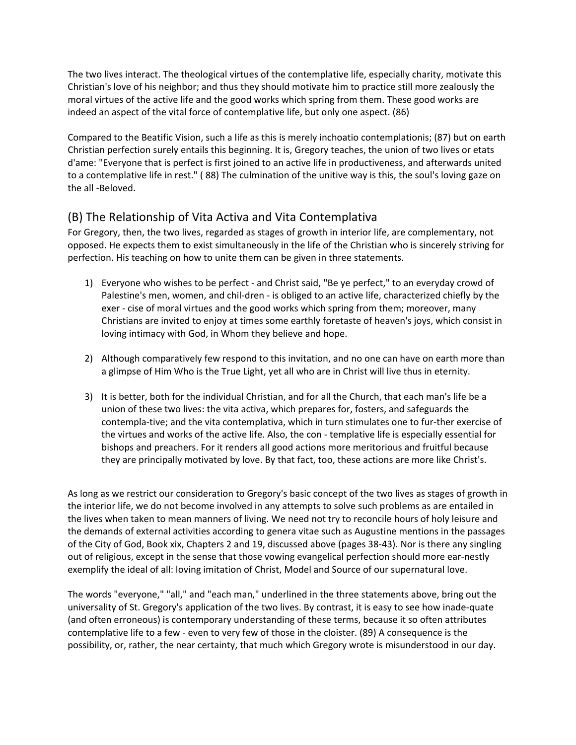The two lives interact. The theological virtues of the contemplative life, especially charity, motivate this Christian's love of his neighbor; and thus they should motivate him to practice still more zealously the moral virtues of the active life and the good works which spring from them. These good works are indeed an aspect of the vital force of contemplative life, but only one aspect. (86)

Compared to the Beatific Vision, such a life as this is merely inchoatio contemplationis; (87) but on earth Christian perfection surely entails this beginning. It is, Gregory teaches, the union of two lives or etats d'ame: "Everyone that is perfect is first joined to an active life in productiveness, and afterwards united to a contemplative life in rest." ( 88) The culmination of the unitive way is this, the soul's loving gaze on the all -Beloved.

## (B) The Relationship of Vita Activa and Vita Contemplativa

For Gregory, then, the two lives, regarded as stages of growth in interior life, are complementary, not opposed. He expects them to exist simultaneously in the life of the Christian who is sincerely striving for perfection. His teaching on how to unite them can be given in three statements.

1) Everyone who wishes to be perfect - and Christ said, "Be ye perfect," to an everyday crowd of Palestine's men, women, and chil-dren - is obliged to an active life, characterized chiefly by the exer - cise of moral virtues and the good works which spring from them; moreover, many Christians are invited to enjoy at times some earthly foretaste of heaven's joys, which consist in loving intimacy with God, in Whom they believe and hope.

2) Although comparatively few respond to this invitation, and no one can have on earth more than a glimpse of Him Who is the True Light, yet all who are in Christ will live thus in eternity.

3) It is better, both for the individual Christian, and for all the Church, that each man's life be a union of these two lives: the vita activa, which prepares for, fosters, and safeguards the contempla-tive; and the vita contemplativa, which in turn stimulates one to fur-ther exercise of the virtues and works of the active life. Also, the con - templative life is especially essential for bishops and preachers. For it renders all good actions more meritorious and fruitful because they are principally motivated by love. By that fact, too, these actions are more like Christ's.

As long as we restrict our consideration to Gregory's basic concept of the two lives as stages of growth in the interior life, we do not become involved in any attempts to solve such problems as are entailed in the lives when taken to mean manners of living. We need not try to reconcile hours of holy leisure and the demands of external activities according to genera vitae such as Augustine mentions in the passages of the City of God, Book xix, Chapters 2 and 19, discussed above (pages 38-43). Nor is there any singling out of religious, except in the sense that those vowing evangelical perfection should more ear-nestly exemplify the ideal of all: loving imitation of Christ, Model and Source of our supernatural love.

The words "everyone," "all," and "each man," underlined in the three statements above, bring out the universality of St. Gregory's application of the two lives. By contrast, it is easy to see how inade-quate (and often erroneous) is contemporary understanding of these terms, because it so often attributes contemplative life to a few - even to very few of those in the cloister. (89) A consequence is the possibility, or, rather, the near certainty, that much which Gregory wrote is misunderstood in our day.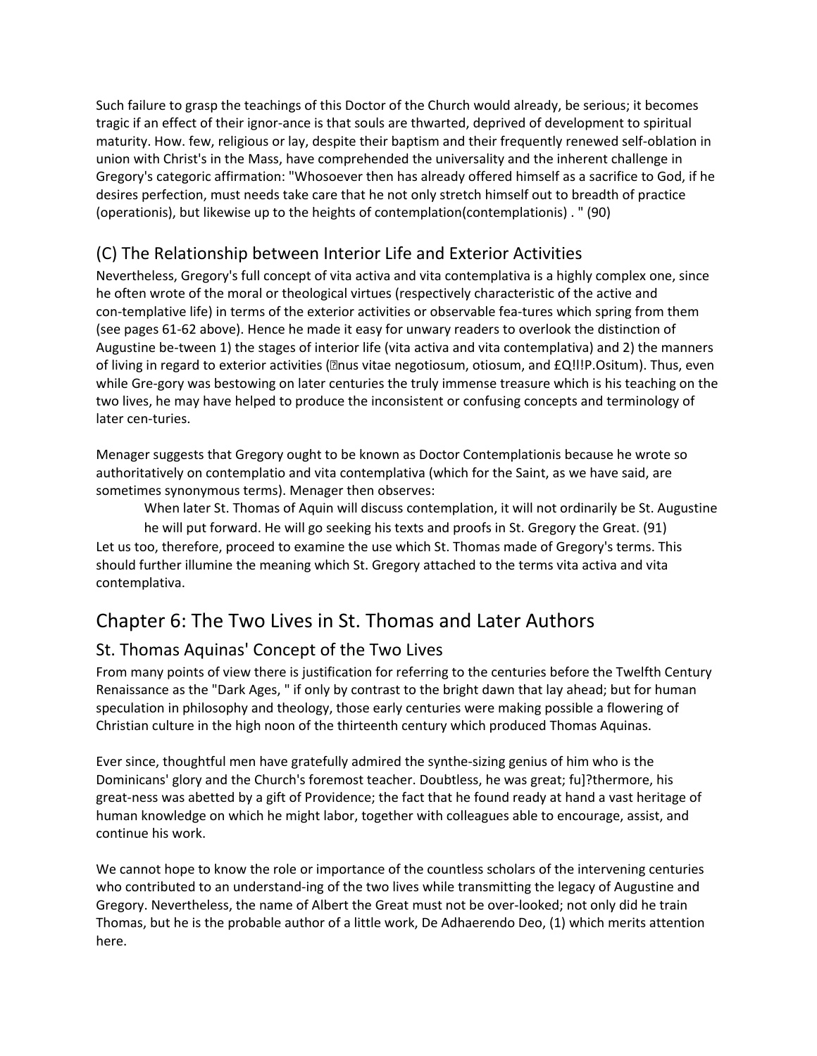Such failure to grasp the teachings of this Doctor of the Church would already, be serious; it becomes tragic if an effect of their ignor-ance is that souls are thwarted, deprived of development to spiritual maturity. How. few, religious or lay, despite their baptism and their frequently renewed self-oblation in union with Christ's in the Mass, have comprehended the universality and the inherent challenge in Gregory's categoric affirmation: "Whosoever then has already offered himself as a sacrifice to God, if he desires perfection, must needs take care that he not only stretch himself out to breadth of practice (operationis), but likewise up to the heights of contemplation(contemplationis) . " (90)

## (C) The Relationship between Interior Life and Exterior Activities

Nevertheless, Gregory's full concept of vita activa and vita contemplativa is a highly complex one, since he often wrote of the moral or theological virtues (respectively characteristic of the active and con-templative life) in terms of the exterior activities or observable fea-tures which spring from them (see pages 61-62 above). Hence he made it easy for unwary readers to overlook the distinction of Augustine be-tween 1) the stages of interior life (vita activa and vita contemplativa) and 2) the manners of living in regard to exterior activities (?nus vitae negotiosum, otiosum, and £Q!l!P.Ositum). Thus, even while Gre-gory was bestowing on later centuries the truly immense treasure which is his teaching on the two lives, he may have helped to produce the inconsistent or confusing concepts and terminology of later cen-turies.

Menager suggests that Gregory ought to be known as Doctor Contemplationis because he wrote so authoritatively on contemplatio and vita contemplativa (which for the Saint, as we have said, are sometimes synonymous terms). Menager then observes:

> When later St. Thomas of Aquin will discuss contemplation, it will not ordinarily be St. Augustine he will put forward. He will go seeking his texts and proofs in St. Gregory the Great. (91)

Let us too, therefore, proceed to examine the use which St. Thomas made of Gregory's terms. This should further illumine the meaning which St. Gregory attached to the terms vita activa and vita contemplativa.

# Chapter 6: The Two Lives in St. Thomas and Later Authors

## St. Thomas Aquinas' Concept of the Two Lives

From many points of view there is justification for referring to the centuries before the Twelfth Century Renaissance as the "Dark Ages, " if only by contrast to the bright dawn that lay ahead; but for human speculation in philosophy and theology, those early centuries were making possible a flowering of Christian culture in the high noon of the thirteenth century which produced Thomas Aquinas.

Ever since, thoughtful men have gratefully admired the synthe-sizing genius of him who is the Dominicans' glory and the Church's foremost teacher. Doubtless, he was great; fu]?thermore, his great-ness was abetted by a gift of Providence; the fact that he found ready at hand a vast heritage of human knowledge on which he might labor, together with colleagues able to encourage, assist, and continue his work.

We cannot hope to know the role or importance of the countless scholars of the intervening centuries who contributed to an understand-ing of the two lives while transmitting the legacy of Augustine and Gregory. Nevertheless, the name of Albert the Great must not be over-looked; not only did he train Thomas, but he is the probable author of a little work, De Adhaerendo Deo, (1) which merits attention here.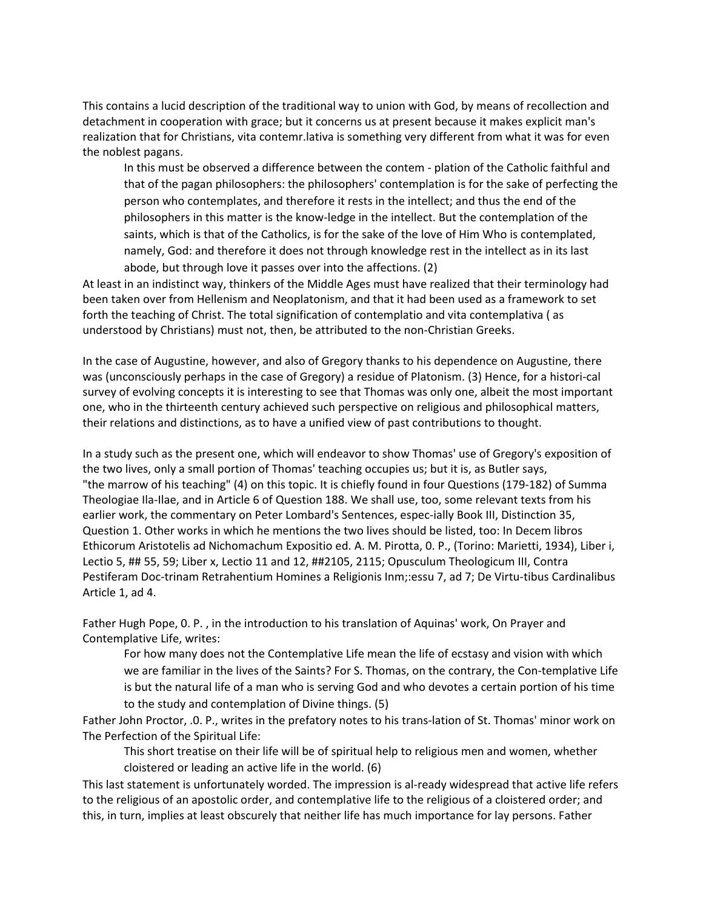This contains a lucid description of the traditional way to union with God, by means of recollection and detachment in cooperation with grace; but it concerns us at present because it makes explicit man's realization that for Christians, vita contemr.lativa is something very different from what it was for even the noblest pagans.

> In this must be observed a difference between the contem - plation of the Catholic faithful and that of the pagan philosophers: the philosophers' contemplation is for the sake of perfecting the person who contemplates, and therefore it rests in the intellect; and thus the end of the philosophers in this matter is the know-ledge in the intellect. But the contemplation of the saints, which is that of the Catholics, is for the sake of the love of Him Who is contemplated, namely, God: and therefore it does not through knowledge rest in the intellect as in its last abode, but through love it passes over into the affections. (2)

At least in an indistinct way, thinkers of the Middle Ages must have realized that their terminology had been taken over from Hellenism and Neoplatonism, and that it had been used as a framework to set forth the teaching of Christ. The total signification of contemplatio and vita contemplativa ( as understood by Christians) must not, then, be attributed to the non-Christian Greeks.

In the case of Augustine, however, and also of Gregory thanks to his dependence on Augustine, there was (unconsciously perhaps in the case of Gregory) a residue of Platonism. (3) Hence, for a histori-cal survey of evolving concepts it is interesting to see that Thomas was only one, albeit the most important one, who in the thirteenth century achieved such perspective on religious and philosophical matters, their relations and distinctions, as to have a unified view of past contributions to thought.

In a study such as the present one, which will endeavor to show Thomas' use of Gregory's exposition of the two lives, only a small portion of Thomas' teaching occupies us; but it is, as Butler says, "the marrow of his teaching" (4) on this topic. It is chiefly found in four Questions (179-182) of Summa Theologiae IIa-IIae, and in Article 6 of Question 188. We shall use, too, some relevant texts from his earlier work, the commentary on Peter Lombard's Sentences, espec-ially Book III, Distinction 35, Question 1. Other works in which he mentions the two lives should be listed, too: In Decem libros Ethicorum Aristotelis ad Nichomachum Expositio ed. A. M. Pirotta, 0. P., (Torino: Marietti, 1934), Liber i, Lectio 5, ## 55, 59; Liber x, Lectio 11 and 12, ##2105, 2115; Opusculum Theologicum III, Contra Pestiferam Doc-trinam Retrahentium Homines a Religionis Inm;:essu 7, ad 7; De Virtu-tibus Cardinalibus Article 1, ad 4.

Father Hugh Pope, 0. P. , in the introduction to his translation of Aquinas' work, On Prayer and Contemplative Life, writes:

> For how many does not the Contemplative Life mean the life of ecstasy and vision with which we are familiar in the lives of the Saints? For S. Thomas, on the contrary, the Con-templative Life is but the natural life of a man who is serving God and who devotes a certain portion of his time to the study and contemplation of Divine things. (5)

Father John Proctor, .0. P., writes in the prefatory notes to his trans-lation of St. Thomas' minor work on The Perfection of the Spiritual Life:

> This short treatise on their life will be of spiritual help to religious men and women, whether cloistered or leading an active life in the world. (6)

This last statement is unfortunately worded. The impression is al-ready widespread that active life refers to the religious of an apostolic order, and contemplative life to the religious of a cloistered order; and this, in turn, implies at least obscurely that neither life has much importance for lay persons. Father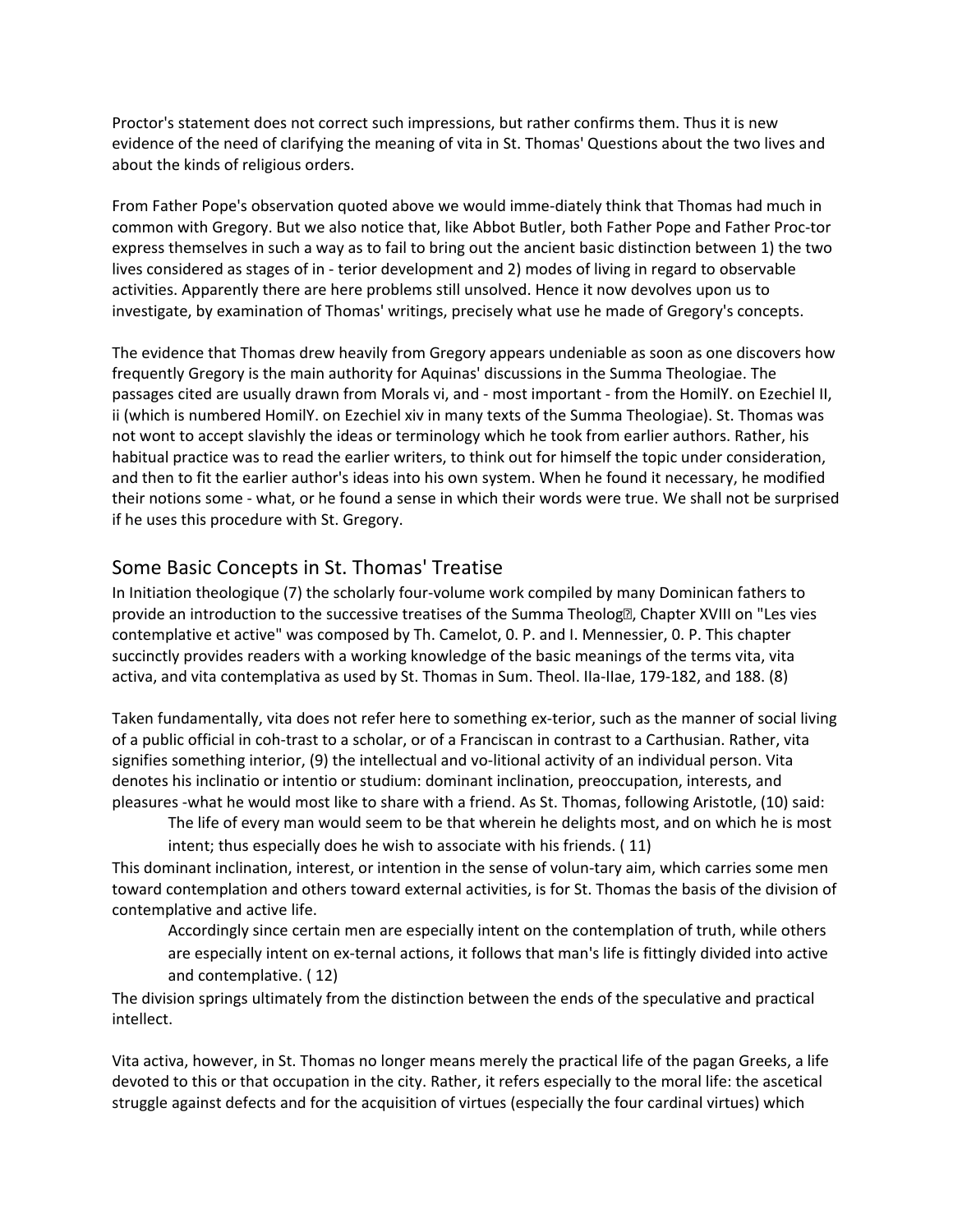Proctor's statement does not correct such impressions, but rather confirms them. Thus it is new evidence of the need of clarifying the meaning of vita in St. Thomas' Questions about the two lives and about the kinds of religious orders.

From Father Pope's observation quoted above we would imme-diately think that Thomas had much in common with Gregory. But we also notice that, like Abbot Butler, both Father Pope and Father Proc-tor express themselves in such a way as to fail to bring out the ancient basic distinction between 1) the two lives considered as stages of in - terior development and 2) modes of living in regard to observable activities. Apparently there are here problems still unsolved. Hence it now devolves upon us to investigate, by examination of Thomas' writings, precisely what use he made of Gregory's concepts.

The evidence that Thomas drew heavily from Gregory appears undeniable as soon as one discovers how frequently Gregory is the main authority for Aquinas' discussions in the Summa Theologiae. The passages cited are usually drawn from Morals vi, and - most important - from the HomilY. on Ezechiel II, ii (which is numbered HomilY. on Ezechiel xiv in many texts of the Summa Theologiae). St. Thomas was not wont to accept slavishly the ideas or terminology which he took from earlier authors. Rather, his habitual practice was to read the earlier writers, to think out for himself the topic under consideration, and then to fit the earlier author's ideas into his own system. When he found it necessary, he modified their notions some - what, or he found a sense in which their words were true. We shall not be surprised if he uses this procedure with St. Gregory.

## Some Basic Concepts in St. Thomas' Treatise

In Initiation theologique (7) the scholarly four-volume work compiled by many Dominican fathers to provide an introduction to the successive treatises of the Summa Theolog�, Chapter XVIII on "Les vies contemplative et active" was composed by Th. Camelot, 0. P. and I. Mennessier, 0. P. This chapter succinctly provides readers with a working knowledge of the basic meanings of the terms vita, vita activa, and vita contemplativa as used by St. Thomas in Sum. Theol. IIa-IIae, 179-182, and 188. (8)

Taken fundamentally, vita does not refer here to something ex-terior, such as the manner of social living of a public official in coh-trast to a scholar, or of a Franciscan in contrast to a Carthusian. Rather, vita signifies something interior, (9) the intellectual and vo-litional activity of an individual person. Vita denotes his inclinatio or intentio or studium: dominant inclination, preoccupation, interests, and pleasures -what he would most like to share with a friend. As St. Thomas, following Aristotle, (10) said:

> The life of every man would seem to be that wherein he delights most, and on which he is most intent; thus especially does he wish to associate with his friends. ( 11)

This dominant inclination, interest, or intention in the sense of volun-tary aim, which carries some men toward contemplation and others toward external activities, is for St. Thomas the basis of the division of contemplative and active life.

> Accordingly since certain men are especially intent on the contemplation of truth, while others are especially intent on ex-ternal actions, it follows that man's life is fittingly divided into active and contemplative. ( 12)

The division springs ultimately from the distinction between the ends of the speculative and practical intellect.

Vita activa, however, in St. Thomas no longer means merely the practical life of the pagan Greeks, a life devoted to this or that occupation in the city. Rather, it refers especially to the moral life: the ascetical struggle against defects and for the acquisition of virtues (especially the four cardinal virtues) which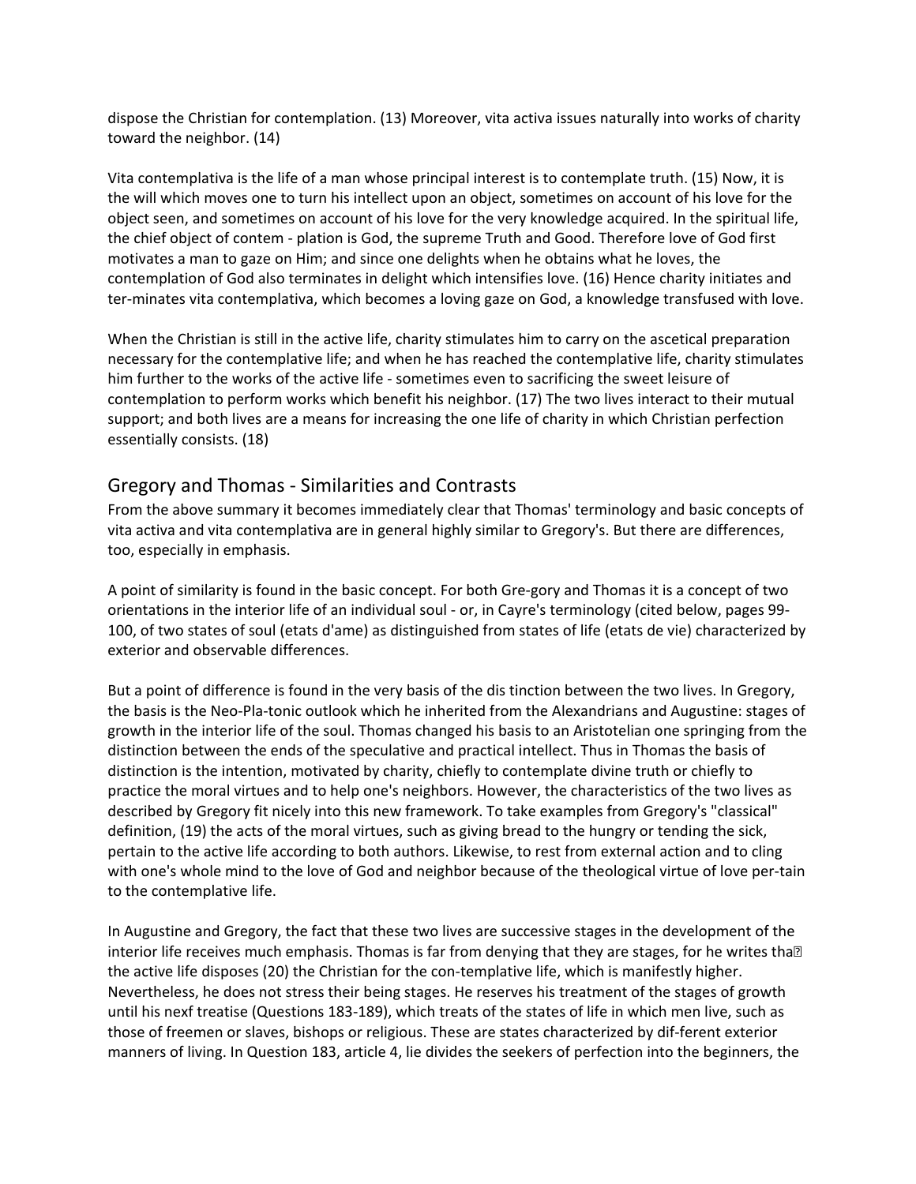dispose the Christian for contemplation. (13) Moreover, vita activa issues naturally into works of charity toward the neighbor. (14)

Vita contemplativa is the life of a man whose principal interest is to contemplate truth. (15) Now, it is the will which moves one to turn his intellect upon an object, sometimes on account of his love for the object seen, and sometimes on account of his love for the very knowledge acquired. In the spiritual life, the chief object of contem - plation is God, the supreme Truth and Good. Therefore love of God first motivates a man to gaze on Him; and since one delights when he obtains what he loves, the contemplation of God also terminates in delight which intensifies love. (16) Hence charity initiates and ter-minates vita contemplativa, which becomes a loving gaze on God, a knowledge transfused with love.

When the Christian is still in the active life, charity stimulates him to carry on the ascetical preparation necessary for the contemplative life; and when he has reached the contemplative life, charity stimulates him further to the works of the active life - sometimes even to sacrificing the sweet leisure of contemplation to perform works which benefit his neighbor. (17) The two lives interact to their mutual support; and both lives are a means for increasing the one life of charity in which Christian perfection essentially consists. (18)

## Gregory and Thomas - Similarities and Contrasts

From the above summary it becomes immediately clear that Thomas' terminology and basic concepts of vita activa and vita contemplativa are in general highly similar to Gregory's. But there are differences, too, especially in emphasis.

A point of similarity is found in the basic concept. For both Gre-gory and Thomas it is a concept of two orientations in the interior life of an individual soul - or, in Cayre's terminology (cited below, pages 99-100, of two states of soul (etats d'ame) as distinguished from states of life (etats de vie) characterized by exterior and observable differences.

But a point of difference is found in the very basis of the dis tinction between the two lives. In Gregory, the basis is the Neo-Pla-tonic outlook which he inherited from the Alexandrians and Augustine: stages of growth in the interior life of the soul. Thomas changed his basis to an Aristotelian one springing from the distinction between the ends of the speculative and practical intellect. Thus in Thomas the basis of distinction is the intention, motivated by charity, chiefly to contemplate divine truth or chiefly to practice the moral virtues and to help one's neighbors. However, the characteristics of the two lives as described by Gregory fit nicely into this new framework. To take examples from Gregory's "classical" definition, (19) the acts of the moral virtues, such as giving bread to the hungry or tending the sick, pertain to the active life according to both authors. Likewise, to rest from external action and to cling with one's whole mind to the love of God and neighbor because of the theological virtue of love per-tain to the contemplative life.

In Augustine and Gregory, the fact that these two lives are successive stages in the development of the interior life receives much emphasis. Thomas is far from denying that they are stages, for he writes tha� the active life disposes (20) the Christian for the con-templative life, which is manifestly higher. Nevertheless, he does not stress their being stages. He reserves his treatment of the stages of growth until his nexf treatise (Questions 183-189), which treats of the states of life in which men live, such as those of freemen or slaves, bishops or religious. These are states characterized by dif-ferent exterior manners of living. In Question 183, article 4, lie divides the seekers of perfection into the beginners, the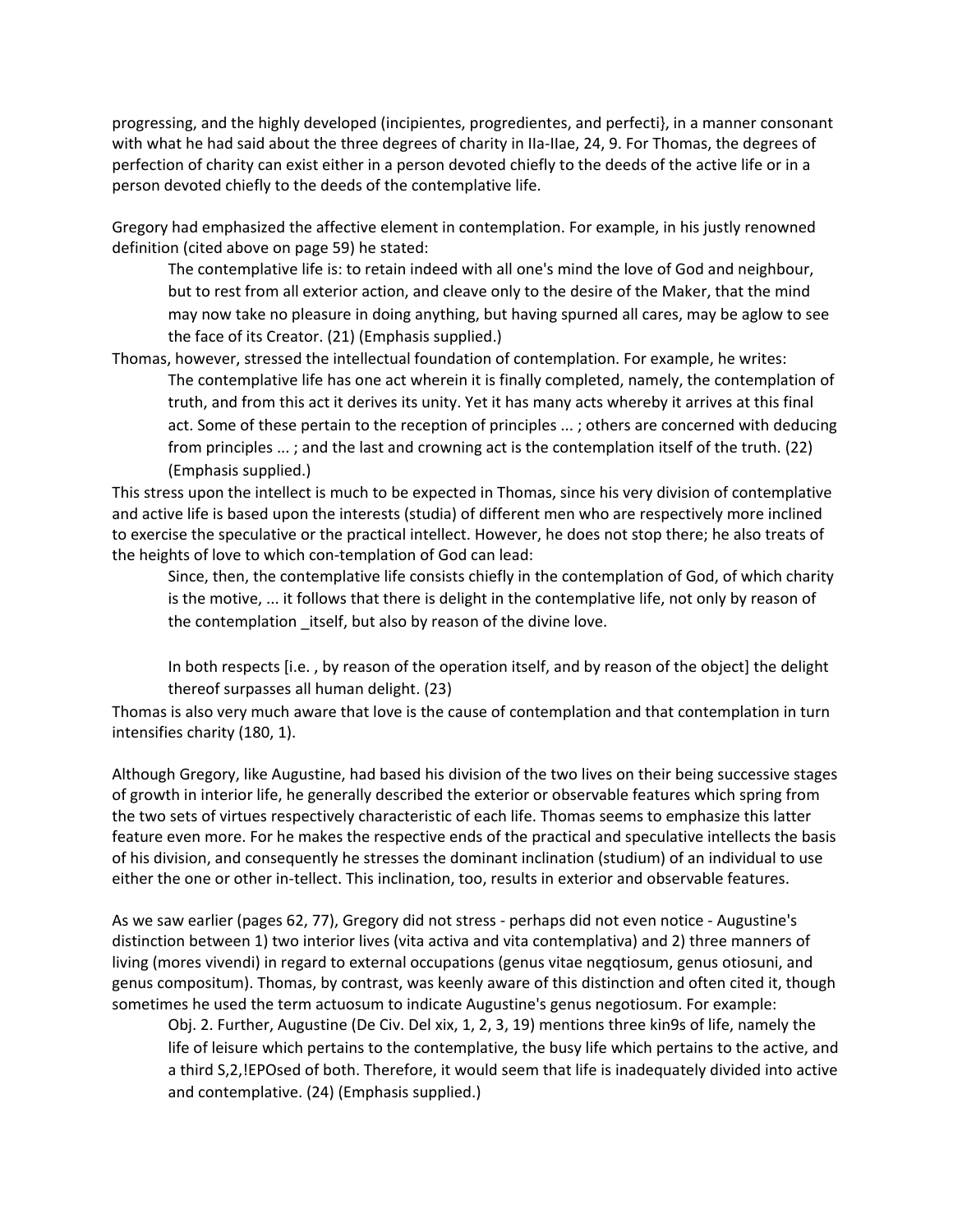progressing, and the highly developed (incipientes, progredientes, and perfecti}, in a manner consonant with what he had said about the three degrees of charity in IIa-IIae, 24, 9. For Thomas, the degrees of perfection of charity can exist either in a person devoted chiefly to the deeds of the active life or in a person devoted chiefly to the deeds of the contemplative life.

Gregory had emphasized the affective element in contemplation. For example, in his justly renowned definition (cited above on page 59) he stated:

> The contemplative life is: to retain indeed with all one's mind the love of God and neighbour, but to rest from all exterior action, and cleave only to the desire of the Maker, that the mind may now take no pleasure in doing anything, but having spurned all cares, may be aglow to see the face of its Creator. (21) (Emphasis supplied.)

Thomas, however, stressed the intellectual foundation of contemplation. For example, he writes:

> The contemplative life has one act wherein it is finally completed, namely, the contemplation of truth, and from this act it derives its unity. Yet it has many acts whereby it arrives at this final act. Some of these pertain to the reception of principles ... ; others are concerned with deducing from principles ... ; and the last and crowning act is the contemplation itself of the truth. (22) (Emphasis supplied.)

This stress upon the intellect is much to be expected in Thomas, since his very division of contemplative and active life is based upon the interests (studia) of different men who are respectively more inclined to exercise the speculative or the practical intellect. However, he does not stop there; he also treats of the heights of love to which con-templation of God can lead:

> Since, then, the contemplative life consists chiefly in the contemplation of God, of which charity is the motive, ... it follows that there is delight in the contemplative life, not only by reason of the contemplation _itself, but also by reason of the divine love.
>
> In both respects [i.e. , by reason of the operation itself, and by reason of the object] the delight thereof surpasses all human delight. (23)

Thomas is also very much aware that love is the cause of contemplation and that contemplation in turn intensifies charity (180, 1).

Although Gregory, like Augustine, had based his division of the two lives on their being successive stages of growth in interior life, he generally described the exterior or observable features which spring from the two sets of virtues respectively characteristic of each life. Thomas seems to emphasize this latter feature even more. For he makes the respective ends of the practical and speculative intellects the basis of his division, and consequently he stresses the dominant inclination (studium) of an individual to use either the one or other in-tellect. This inclination, too, results in exterior and observable features.

As we saw earlier (pages 62, 77), Gregory did not stress - perhaps did not even notice - Augustine's distinction between 1) two interior lives (vita activa and vita contemplativa) and 2) three manners of living (mores vivendi) in regard to external occupations (genus vitae negqtiosum, genus otiosuni, and genus compositum). Thomas, by contrast, was keenly aware of this distinction and often cited it, though sometimes he used the term actuosum to indicate Augustine's genus negotiosum. For example:

> Obj. 2. Further, Augustine (De Civ. Del xix, 1, 2, 3, 19) mentions three kin9s of life, namely the life of leisure which pertains to the contemplative, the busy life which pertains to the active, and a third S,2,!EPOsed of both. Therefore, it would seem that life is inadequately divided into active and contemplative. (24) (Emphasis supplied.)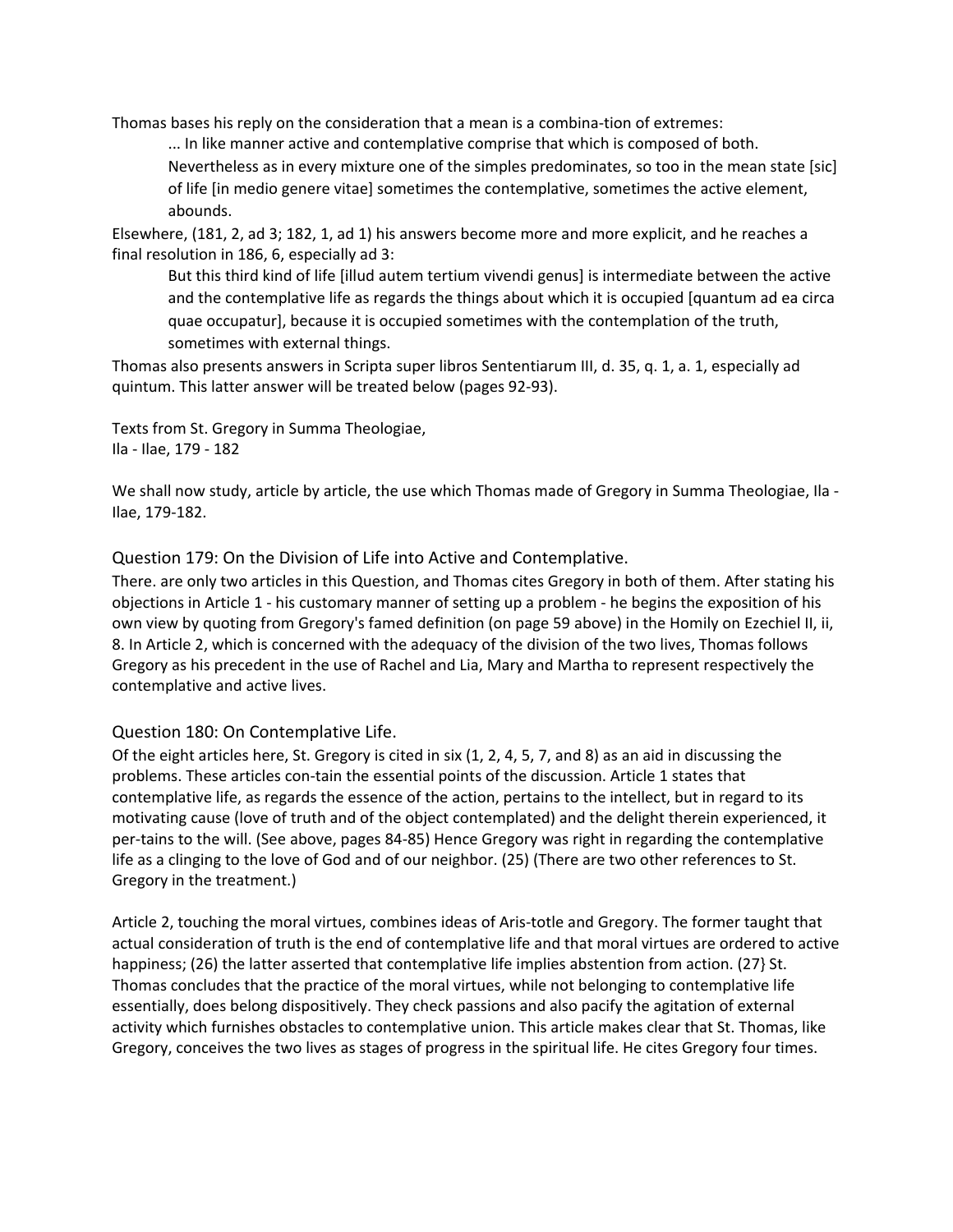Thomas bases his reply on the consideration that a mean is a combina-tion of extremes:

> ... In like manner active and contemplative comprise that which is composed of both. Nevertheless as in every mixture one of the simples predominates, so too in the mean state [sic] of life [in medio genere vitae] sometimes the contemplative, sometimes the active element, abounds.

Elsewhere, (181, 2, ad 3; 182, 1, ad 1) his answers become more and more explicit, and he reaches a final resolution in 186, 6, especially ad 3:

> But this third kind of life [illud autem tertium vivendi genus] is intermediate between the active and the contemplative life as regards the things about which it is occupied [quantum ad ea circa quae occupatur], because it is occupied sometimes with the contemplation of the truth, sometimes with external things.

Thomas also presents answers in Scripta super libros Sententiarum III, d. 35, q. 1, a. 1, especially ad quintum. This latter answer will be treated below (pages 92-93).

Texts from St. Gregory in Summa Theologiae,
IIa - IIae, 179 - 182

We shall now study, article by article, the use which Thomas made of Gregory in Summa Theologiae, IIa - IIae, 179-182.

## Question 179: On the Division of Life into Active and Contemplative.

There. are only two articles in this Question, and Thomas cites Gregory in both of them. After stating his objections in Article 1 - his customary manner of setting up a problem - he begins the exposition of his own view by quoting from Gregory's famed definition (on page 59 above) in the Homily on Ezechiel II, ii, 8. In Article 2, which is concerned with the adequacy of the division of the two lives, Thomas follows Gregory as his precedent in the use of Rachel and Lia, Mary and Martha to represent respectively the contemplative and active lives.

## Question 180: On Contemplative Life.

Of the eight articles here, St. Gregory is cited in six (1, 2, 4, 5, 7, and 8) as an aid in discussing the problems. These articles con-tain the essential points of the discussion. Article 1 states that contemplative life, as regards the essence of the action, pertains to the intellect, but in regard to its motivating cause (love of truth and of the object contemplated) and the delight therein experienced, it per-tains to the will. (See above, pages 84-85) Hence Gregory was right in regarding the contemplative life as a clinging to the love of God and of our neighbor. (25) (There are two other references to St. Gregory in the treatment.)

Article 2, touching the moral virtues, combines ideas of Aris-totle and Gregory. The former taught that actual consideration of truth is the end of contemplative life and that moral virtues are ordered to active happiness; (26) the latter asserted that contemplative life implies abstention from action. (27} St. Thomas concludes that the practice of the moral virtues, while not belonging to contemplative life essentially, does belong dispositively. They check passions and also pacify the agitation of external activity which furnishes obstacles to contemplative union. This article makes clear that St. Thomas, like Gregory, conceives the two lives as stages of progress in the spiritual life. He cites Gregory four times.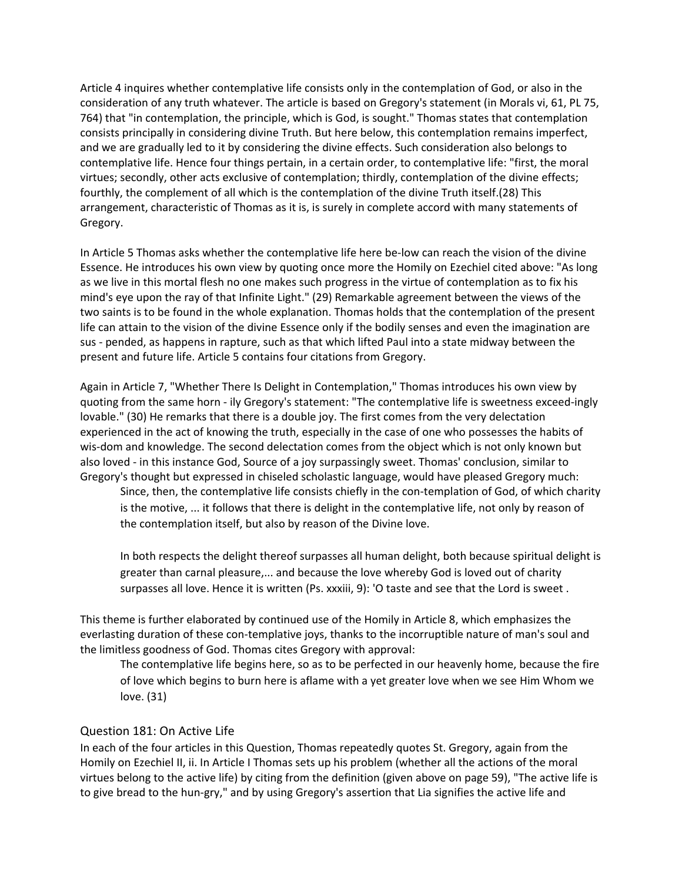Article 4 inquires whether contemplative life consists only in the contemplation of God, or also in the consideration of any truth whatever. The article is based on Gregory's statement (in Morals vi, 61, PL 75, 764) that "in contemplation, the principle, which is God, is sought." Thomas states that contemplation consists principally in considering divine Truth. But here below, this contemplation remains imperfect, and we are gradually led to it by considering the divine effects. Such consideration also belongs to contemplative life. Hence four things pertain, in a certain order, to contemplative life: "first, the moral virtues; secondly, other acts exclusive of contemplation; thirdly, contemplation of the divine effects; fourthly, the complement of all which is the contemplation of the divine Truth itself.(28) This arrangement, characteristic of Thomas as it is, is surely in complete accord with many statements of Gregory.

In Article 5 Thomas asks whether the contemplative life here be-low can reach the vision of the divine Essence. He introduces his own view by quoting once more the Homily on Ezechiel cited above: "As long as we live in this mortal flesh no one makes such progress in the virtue of contemplation as to fix his mind's eye upon the ray of that Infinite Light." (29) Remarkable agreement between the views of the two saints is to be found in the whole explanation. Thomas holds that the contemplation of the present life can attain to the vision of the divine Essence only if the bodily senses and even the imagination are sus - pended, as happens in rapture, such as that which lifted Paul into a state midway between the present and future life. Article 5 contains four citations from Gregory.

Again in Article 7, "Whether There Is Delight in Contemplation," Thomas introduces his own view by quoting from the same horn - ily Gregory's statement: "The contemplative life is sweetness exceed-ingly lovable." (30) He remarks that there is a double joy. The first comes from the very delectation experienced in the act of knowing the truth, especially in the case of one who possesses the habits of wis-dom and knowledge. The second delectation comes from the object which is not only known but also loved - in this instance God, Source of a joy surpassingly sweet. Thomas' conclusion, similar to Gregory's thought but expressed in chiseled scholastic language, would have pleased Gregory much:

> Since, then, the contemplative life consists chiefly in the con-templation of God, of which charity is the motive, ... it follows that there is delight in the contemplative life, not only by reason of the contemplation itself, but also by reason of the Divine love.
>
> In both respects the delight thereof surpasses all human delight, both because spiritual delight is greater than carnal pleasure,... and because the love whereby God is loved out of charity surpasses all love. Hence it is written (Ps. xxxiii, 9): 'O taste and see that the Lord is sweet .

This theme is further elaborated by continued use of the Homily in Article 8, which emphasizes the everlasting duration of these con-templative joys, thanks to the incorruptible nature of man's soul and the limitless goodness of God. Thomas cites Gregory with approval:

> The contemplative life begins here, so as to be perfected in our heavenly home, because the fire of love which begins to burn here is aflame with a yet greater love when we see Him Whom we love. (31)

## Question 181: On Active Life

In each of the four articles in this Question, Thomas repeatedly quotes St. Gregory, again from the Homily on Ezechiel II, ii. In Article I Thomas sets up his problem (whether all the actions of the moral virtues belong to the active life) by citing from the definition (given above on page 59), "The active life is to give bread to the hun-gry," and by using Gregory's assertion that Lia signifies the active life and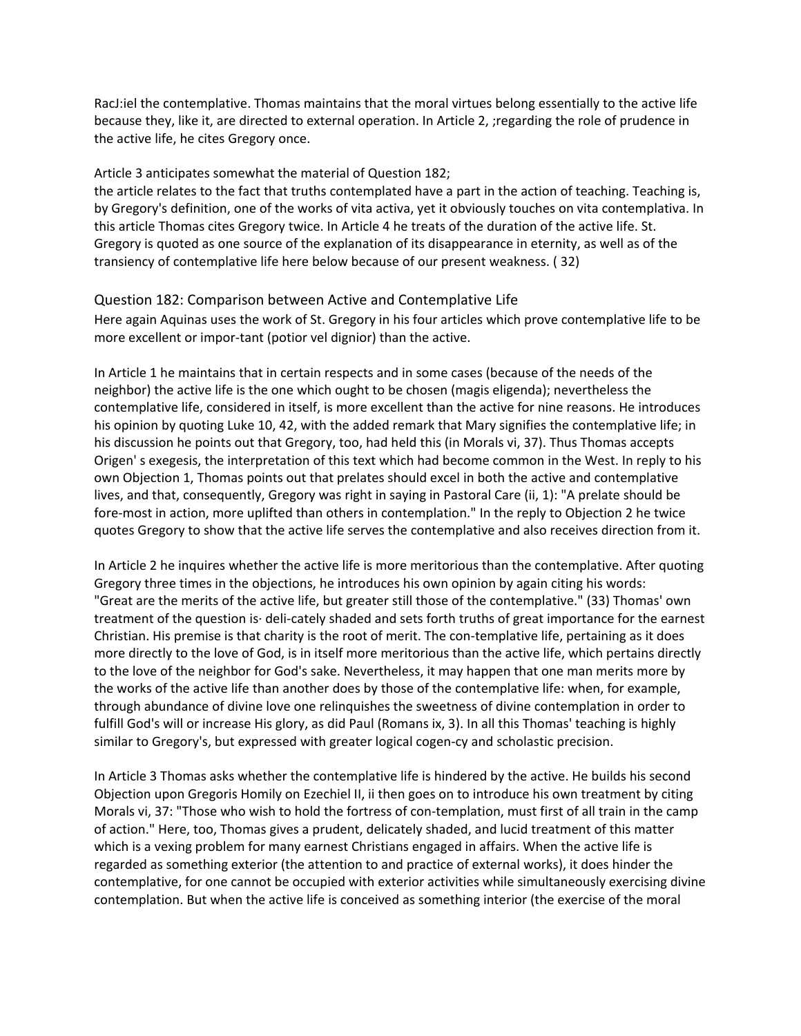RacJ:iel the contemplative. Thomas maintains that the moral virtues belong essentially to the active life because they, like it, are directed to external operation. In Article 2, ;regarding the role of prudence in the active life, he cites Gregory once.

Article 3 anticipates somewhat the material of Question 182;
the article relates to the fact that truths contemplated have a part in the action of teaching. Teaching is, by Gregory's definition, one of the works of vita activa, yet it obviously touches on vita contemplativa. In this article Thomas cites Gregory twice. In Article 4 he treats of the duration of the active life. St. Gregory is quoted as one source of the explanation of its disappearance in eternity, as well as of the transiency of contemplative life here below because of our present weakness. ( 32)

## Question 182: Comparison between Active and Contemplative Life

Here again Aquinas uses the work of St. Gregory in his four articles which prove contemplative life to be more excellent or impor-tant (potior vel dignior) than the active.

In Article 1 he maintains that in certain respects and in some cases (because of the needs of the neighbor) the active life is the one which ought to be chosen (magis eligenda); nevertheless the contemplative life, considered in itself, is more excellent than the active for nine reasons. He introduces his opinion by quoting Luke 10, 42, with the added remark that Mary signifies the contemplative life; in his discussion he points out that Gregory, too, had held this (in Morals vi, 37). Thus Thomas accepts Origen' s exegesis, the interpretation of this text which had become common in the West. In reply to his own Objection 1, Thomas points out that prelates should excel in both the active and contemplative lives, and that, consequently, Gregory was right in saying in Pastoral Care (ii, 1): "A prelate should be fore-most in action, more uplifted than others in contemplation." In the reply to Objection 2 he twice quotes Gregory to show that the active life serves the contemplative and also receives direction from it.

In Article 2 he inquires whether the active life is more meritorious than the contemplative. After quoting Gregory three times in the objections, he introduces his own opinion by again citing his words: "Great are the merits of the active life, but greater still those of the contemplative." (33) Thomas' own treatment of the question is· deli-cately shaded and sets forth truths of great importance for the earnest Christian. His premise is that charity is the root of merit. The con-templative life, pertaining as it does more directly to the love of God, is in itself more meritorious than the active life, which pertains directly to the love of the neighbor for God's sake. Nevertheless, it may happen that one man merits more by the works of the active life than another does by those of the contemplative life: when, for example, through abundance of divine love one relinquishes the sweetness of divine contemplation in order to fulfill God's will or increase His glory, as did Paul (Romans ix, 3). In all this Thomas' teaching is highly similar to Gregory's, but expressed with greater logical cogen-cy and scholastic precision.

In Article 3 Thomas asks whether the contemplative life is hindered by the active. He builds his second Objection upon Gregoris Homily on Ezechiel II, ii then goes on to introduce his own treatment by citing Morals vi, 37: "Those who wish to hold the fortress of con-templation, must first of all train in the camp of action." Here, too, Thomas gives a prudent, delicately shaded, and lucid treatment of this matter which is a vexing problem for many earnest Christians engaged in affairs. When the active life is regarded as something exterior (the attention to and practice of external works), it does hinder the contemplative, for one cannot be occupied with exterior activities while simultaneously exercising divine contemplation. But when the active life is conceived as something interior (the exercise of the moral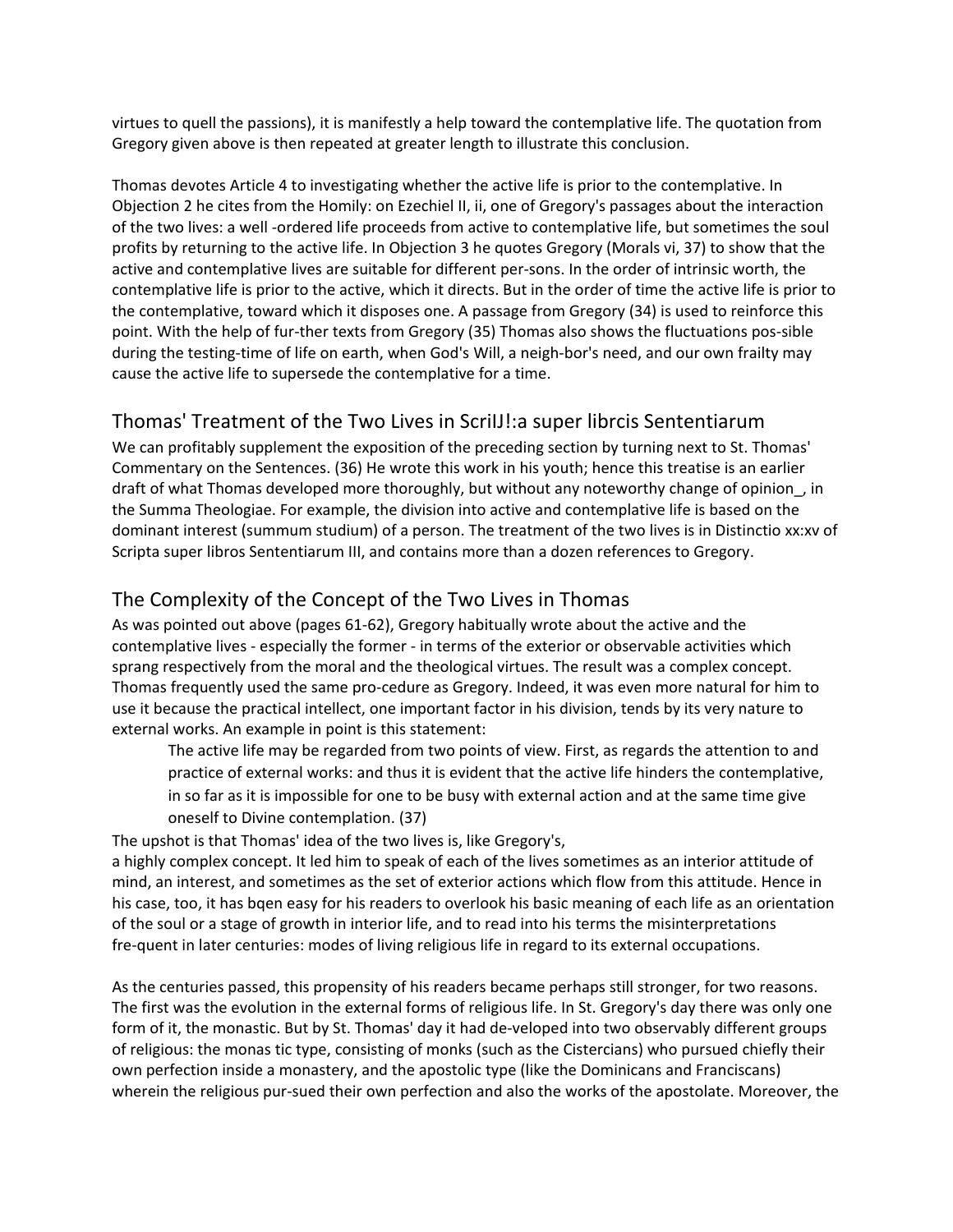virtues to quell the passions), it is manifestly a help toward the contemplative life. The quotation from Gregory given above is then repeated at greater length to illustrate this conclusion.

Thomas devotes Article 4 to investigating whether the active life is prior to the contemplative. In Objection 2 he cites from the Homily: on Ezechiel II, ii, one of Gregory's passages about the interaction of the two lives: a well -ordered life proceeds from active to contemplative life, but sometimes the soul profits by returning to the active life. In Objection 3 he quotes Gregory (Morals vi, 37) to show that the active and contemplative lives are suitable for different per-sons. In the order of intrinsic worth, the contemplative life is prior to the active, which it directs. But in the order of time the active life is prior to the contemplative, toward which it disposes one. A passage from Gregory (34) is used to reinforce this point. With the help of fur-ther texts from Gregory (35) Thomas also shows the fluctuations pos-sible during the testing-time of life on earth, when God's Will, a neigh-bor's need, and our own frailty may cause the active life to supersede the contemplative for a time.

## Thomas' Treatment of the Two Lives in ScriIJ!:a super librcis Sententiarum

We can profitably supplement the exposition of the preceding section by turning next to St. Thomas' Commentary on the Sentences. (36) He wrote this work in his youth; hence this treatise is an earlier draft of what Thomas developed more thoroughly, but without any noteworthy change of opinion_, in the Summa Theologiae. For example, the division into active and contemplative life is based on the dominant interest (summum studium) of a person. The treatment of the two lives is in Distinctio xx:xv of Scripta super libros Sententiarum III, and contains more than a dozen references to Gregory.

## The Complexity of the Concept of the Two Lives in Thomas

As was pointed out above (pages 61-62), Gregory habitually wrote about the active and the contemplative lives - especially the former - in terms of the exterior or observable activities which sprang respectively from the moral and the theological virtues. The result was a complex concept. Thomas frequently used the same pro-cedure as Gregory. Indeed, it was even more natural for him to use it because the practical intellect, one important factor in his division, tends by its very nature to external works. An example in point is this statement:

> The active life may be regarded from two points of view. First, as regards the attention to and practice of external works: and thus it is evident that the active life hinders the contemplative, in so far as it is impossible for one to be busy with external action and at the same time give oneself to Divine contemplation. (37)

The upshot is that Thomas' idea of the two lives is, like Gregory's,
a highly complex concept. It led him to speak of each of the lives sometimes as an interior attitude of mind, an interest, and sometimes as the set of exterior actions which flow from this attitude. Hence in his case, too, it has bqen easy for his readers to overlook his basic meaning of each life as an orientation of the soul or a stage of growth in interior life, and to read into his terms the misinterpretations fre-quent in later centuries: modes of living religious life in regard to its external occupations.

As the centuries passed, this propensity of his readers became perhaps still stronger, for two reasons. The first was the evolution in the external forms of religious life. In St. Gregory's day there was only one form of it, the monastic. But by St. Thomas' day it had de-veloped into two observably different groups of religious: the monas tic type, consisting of monks (such as the Cistercians) who pursued chiefly their own perfection inside a monastery, and the apostolic type (like the Dominicans and Franciscans) wherein the religious pur-sued their own perfection and also the works of the apostolate. Moreover, the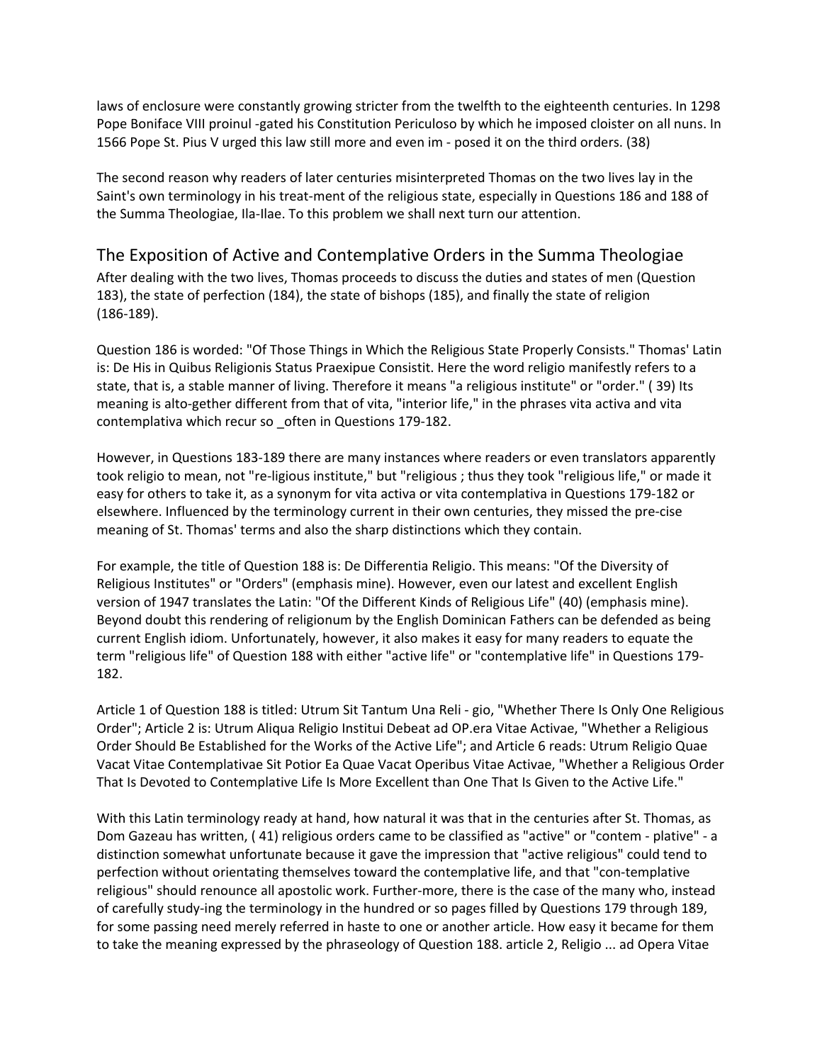laws of enclosure were constantly growing stricter from the twelfth to the eighteenth centuries. In 1298 Pope Boniface VIII proinul -gated his Constitution Periculoso by which he imposed cloister on all nuns. In 1566 Pope St. Pius V urged this law still more and even im - posed it on the third orders. (38)

The second reason why readers of later centuries misinterpreted Thomas on the two lives lay in the Saint's own terminology in his treat-ment of the religious state, especially in Questions 186 and 188 of the Summa Theologiae, Ila-Ilae. To this problem we shall next turn our attention.

## The Exposition of Active and Contemplative Orders in the Summa Theologiae

After dealing with the two lives, Thomas proceeds to discuss the duties and states of men (Question 183), the state of perfection (184), the state of bishops (185), and finally the state of religion (186-189).

Question 186 is worded: "Of Those Things in Which the Religious State Properly Consists." Thomas' Latin is: De His in Quibus Religionis Status Praexipue Consistit. Here the word religio manifestly refers to a state, that is, a stable manner of living. Therefore it means "a religious institute" or "order." ( 39) Its meaning is alto-gether different from that of vita, "interior life," in the phrases vita activa and vita contemplativa which recur so _often in Questions 179-182.

However, in Questions 183-189 there are many instances where readers or even translators apparently took religio to mean, not "re-ligious institute," but "religious ; thus they took "religious life," or made it easy for others to take it, as a synonym for vita activa or vita contemplativa in Questions 179-182 or elsewhere. Influenced by the terminology current in their own centuries, they missed the pre-cise meaning of St. Thomas' terms and also the sharp distinctions which they contain.

For example, the title of Question 188 is: De Differentia Religio. This means: "Of the Diversity of Religious Institutes" or "Orders" (emphasis mine). However, even our latest and excellent English version of 1947 translates the Latin: "Of the Different Kinds of Religious Life" (40) (emphasis mine). Beyond doubt this rendering of religionum by the English Dominican Fathers can be defended as being current English idiom. Unfortunately, however, it also makes it easy for many readers to equate the term "religious life" of Question 188 with either "active life" or "contemplative life" in Questions 179-182.

Article 1 of Question 188 is titled: Utrum Sit Tantum Una Reli - gio, "Whether There Is Only One Religious Order"; Article 2 is: Utrum Aliqua Religio Institui Debeat ad OP.era Vitae Activae, "Whether a Religious Order Should Be Established for the Works of the Active Life"; and Article 6 reads: Utrum Religio Quae Vacat Vitae Contemplativae Sit Potior Ea Quae Vacat Operibus Vitae Activae, "Whether a Religious Order That Is Devoted to Contemplative Life Is More Excellent than One That Is Given to the Active Life."

With this Latin terminology ready at hand, how natural it was that in the centuries after St. Thomas, as Dom Gazeau has written, ( 41) religious orders came to be classified as "active" or "contem - plative" - a distinction somewhat unfortunate because it gave the impression that "active religious" could tend to perfection without orientating themselves toward the contemplative life, and that "con-templative religious" should renounce all apostolic work. Further-more, there is the case of the many who, instead of carefully study-ing the terminology in the hundred or so pages filled by Questions 179 through 189, for some passing need merely referred in haste to one or another article. How easy it became for them to take the meaning expressed by the phraseology of Question 188. article 2, Religio ... ad Opera Vitae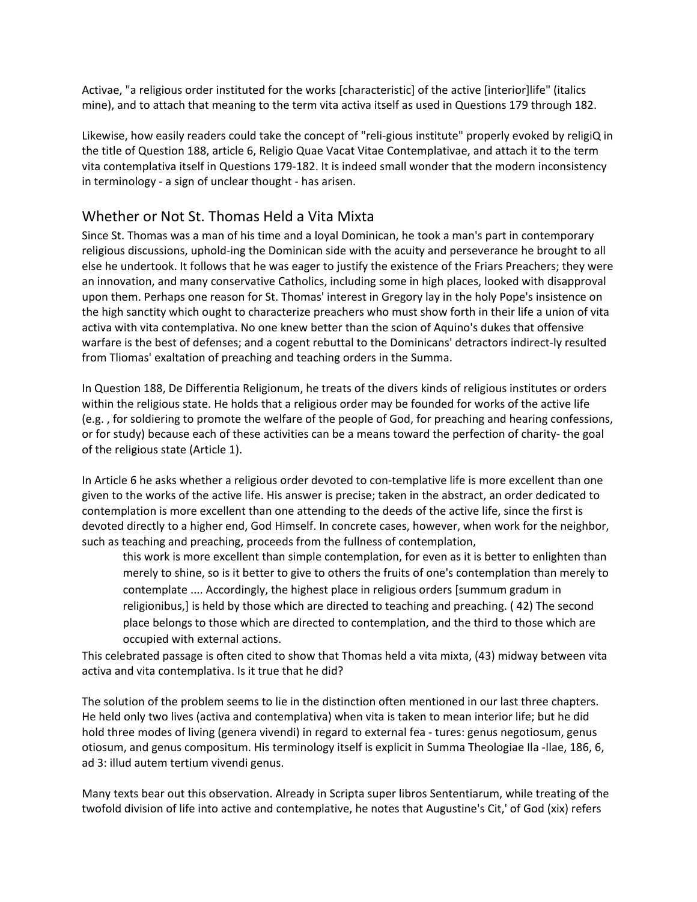Activae, "a religious order instituted for the works [characteristic] of the active [interior]life" (italics mine), and to attach that meaning to the term vita activa itself as used in Questions 179 through 182.

Likewise, how easily readers could take the concept of "reli-gious institute" properly evoked by religiQ in the title of Question 188, article 6, Religio Quae Vacat Vitae Contemplativae, and attach it to the term vita contemplativa itself in Questions 179-182. It is indeed small wonder that the modern inconsistency in terminology - a sign of unclear thought - has arisen.

## Whether or Not St. Thomas Held a Vita Mixta

Since St. Thomas was a man of his time and a loyal Dominican, he took a man's part in contemporary religious discussions, uphold-ing the Dominican side with the acuity and perseverance he brought to all else he undertook. It follows that he was eager to justify the existence of the Friars Preachers; they were an innovation, and many conservative Catholics, including some in high places, looked with disapproval upon them. Perhaps one reason for St. Thomas' interest in Gregory lay in the holy Pope's insistence on the high sanctity which ought to characterize preachers who must show forth in their life a union of vita activa with vita contemplativa. No one knew better than the scion of Aquino's dukes that offensive warfare is the best of defenses; and a cogent rebuttal to the Dominicans' detractors indirect-ly resulted from Tliomas' exaltation of preaching and teaching orders in the Summa.

In Question 188, De Differentia Religionum, he treats of the divers kinds of religious institutes or orders within the religious state. He holds that a religious order may be founded for works of the active life (e.g. , for soldiering to promote the welfare of the people of God, for preaching and hearing confessions, or for study) because each of these activities can be a means toward the perfection of charity- the goal of the religious state (Article 1).

In Article 6 he asks whether a religious order devoted to con-templative life is more excellent than one given to the works of the active life. His answer is precise; taken in the abstract, an order dedicated to contemplation is more excellent than one attending to the deeds of the active life, since the first is devoted directly to a higher end, God Himself. In concrete cases, however, when work for the neighbor, such as teaching and preaching, proceeds from the fullness of contemplation,

> this work is more excellent than simple contemplation, for even as it is better to enlighten than merely to shine, so is it better to give to others the fruits of one's contemplation than merely to contemplate .... Accordingly, the highest place in religious orders [summum gradum in religionibus,] is held by those which are directed to teaching and preaching. ( 42) The second place belongs to those which are directed to contemplation, and the third to those which are occupied with external actions.

This celebrated passage is often cited to show that Thomas held a vita mixta, (43) midway between vita activa and vita contemplativa. Is it true that he did?

The solution of the problem seems to lie in the distinction often mentioned in our last three chapters. He held only two lives (activa and contemplativa) when vita is taken to mean interior life; but he did hold three modes of living (genera vivendi) in regard to external fea - tures: genus negotiosum, genus otiosum, and genus compositum. His terminology itself is explicit in Summa Theologiae IIa -IIae, 186, 6, ad 3: illud autem tertium vivendi genus.

Many texts bear out this observation. Already in Scripta super libros Sententiarum, while treating of the twofold division of life into active and contemplative, he notes that Augustine's Cit,' of God (xix) refers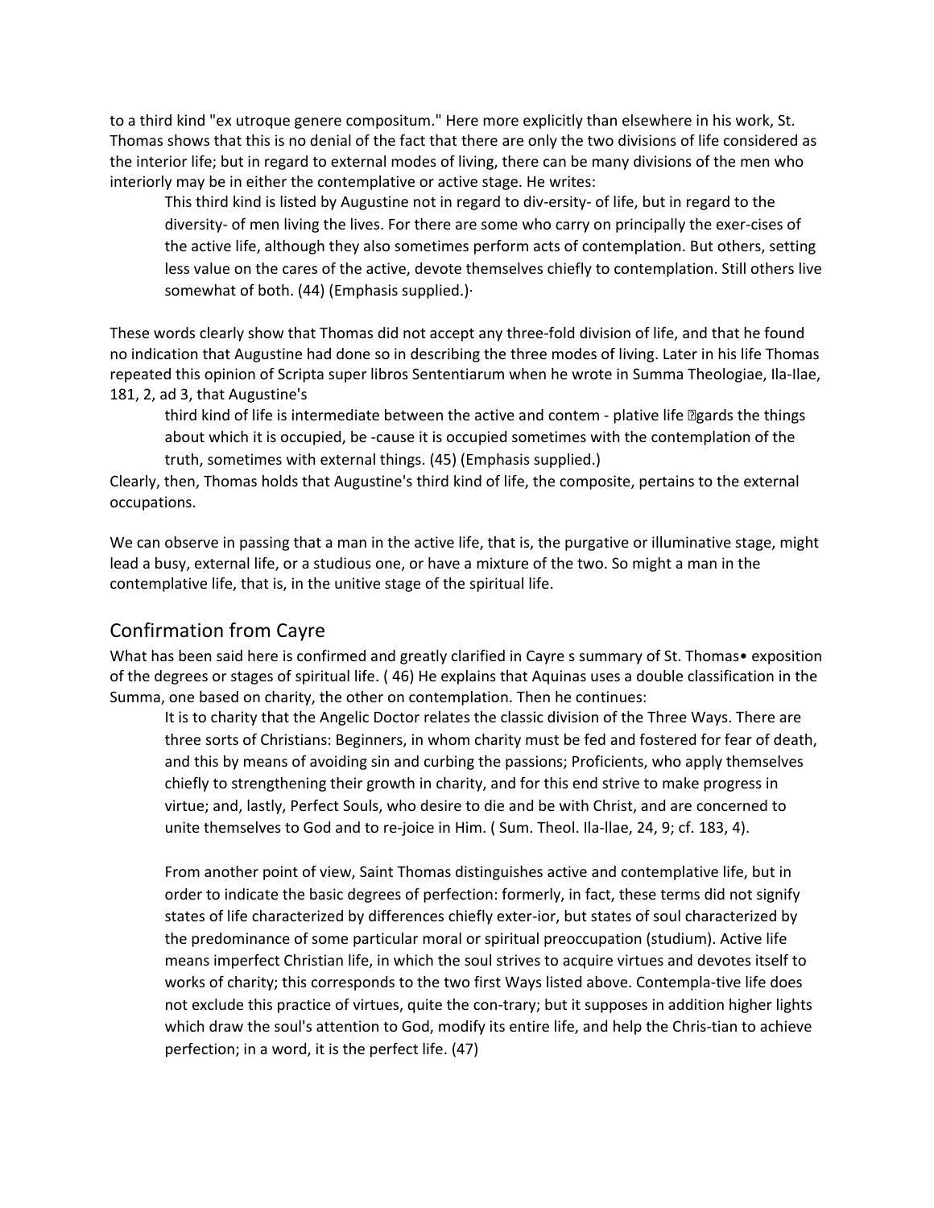to a third kind "ex utroque genere compositum." Here more explicitly than elsewhere in his work, St. Thomas shows that this is no denial of the fact that there are only the two divisions of life considered as the interior life; but in regard to external modes of living, there can be many divisions of the men who interiorly may be in either the contemplative or active stage. He writes:

> This third kind is listed by Augustine not in regard to div-ersity- of life, but in regard to the diversity- of men living the lives. For there are some who carry on principally the exer-cises of the active life, although they also sometimes perform acts of contemplation. But others, setting less value on the cares of the active, devote themselves chiefly to contemplation. Still others live somewhat of both. (44) (Emphasis supplied.)·

These words clearly show that Thomas did not accept any three-fold division of life, and that he found no indication that Augustine had done so in describing the three modes of living. Later in his life Thomas repeated this opinion of Scripta super libros Sententiarum when he wrote in Summa Theologiae, IIa-IIae, 181, 2, ad 3, that Augustine's

> third kind of life is intermediate between the active and contem - plative life �gards the things about which it is occupied, be -cause it is occupied sometimes with the contemplation of the truth, sometimes with external things. (45) (Emphasis supplied.)

Clearly, then, Thomas holds that Augustine's third kind of life, the composite, pertains to the external occupations.

We can observe in passing that a man in the active life, that is, the purgative or illuminative stage, might lead a busy, external life, or a studious one, or have a mixture of the two. So might a man in the contemplative life, that is, in the unitive stage of the spiritual life.

## Confirmation from Cayre

What has been said here is confirmed and greatly clarified in Cayre s summary of St. Thomas• exposition of the degrees or stages of spiritual life. ( 46) He explains that Aquinas uses a double classification in the Summa, one based on charity, the other on contemplation. Then he continues:

> It is to charity that the Angelic Doctor relates the classic division of the Three Ways. There are three sorts of Christians: Beginners, in whom charity must be fed and fostered for fear of death, and this by means of avoiding sin and curbing the passions; Proficients, who apply themselves chiefly to strengthening their growth in charity, and for this end strive to make progress in virtue; and, lastly, Perfect Souls, who desire to die and be with Christ, and are concerned to unite themselves to God and to re-joice in Him. ( Sum. Theol. IIa-IIae, 24, 9; cf. 183, 4).
>
> From another point of view, Saint Thomas distinguishes active and contemplative life, but in order to indicate the basic degrees of perfection: formerly, in fact, these terms did not signify states of life characterized by differences chiefly exter-ior, but states of soul characterized by the predominance of some particular moral or spiritual preoccupation (studium). Active life means imperfect Christian life, in which the soul strives to acquire virtues and devotes itself to works of charity; this corresponds to the two first Ways listed above. Contempla-tive life does not exclude this practice of virtues, quite the con-trary; but it supposes in addition higher lights which draw the soul's attention to God, modify its entire life, and help the Chris-tian to achieve perfection; in a word, it is the perfect life. (47)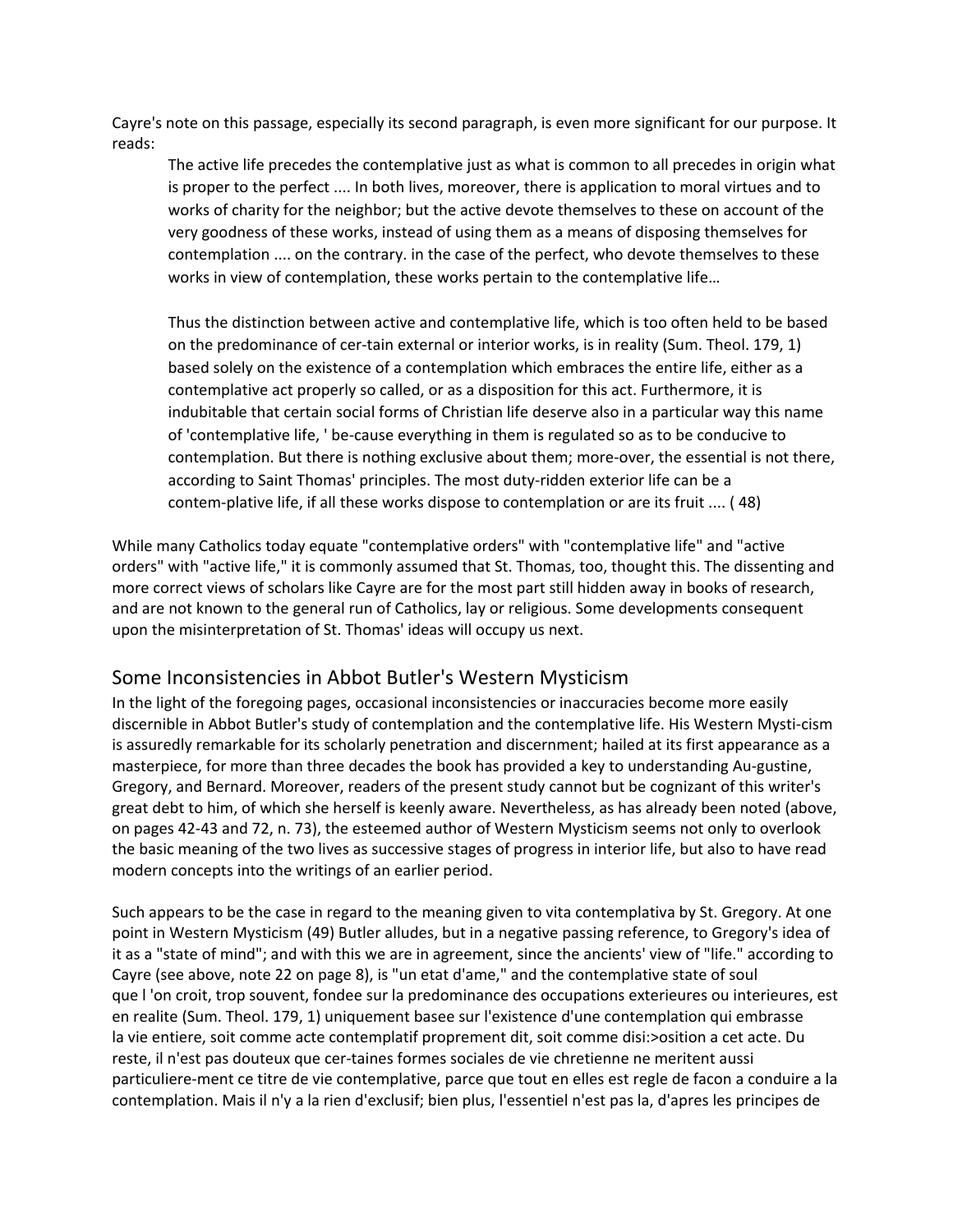Cayre's note on this passage, especially its second paragraph, is even more significant for our purpose. It reads:

> The active life precedes the contemplative just as what is common to all precedes in origin what is proper to the perfect .... In both lives, moreover, there is application to moral virtues and to works of charity for the neighbor; but the active devote themselves to these on account of the very goodness of these works, instead of using them as a means of disposing themselves for contemplation .... on the contrary. in the case of the perfect, who devote themselves to these works in view of contemplation, these works pertain to the contemplative life…
>
> Thus the distinction between active and contemplative life, which is too often held to be based on the predominance of cer-tain external or interior works, is in reality (Sum. Theol. 179, 1) based solely on the existence of a contemplation which embraces the entire life, either as a contemplative act properly so called, or as a disposition for this act. Furthermore, it is indubitable that certain social forms of Christian life deserve also in a particular way this name of 'contemplative life, ' be-cause everything in them is regulated so as to be conducive to contemplation. But there is nothing exclusive about them; more-over, the essential is not there, according to Saint Thomas' principles. The most duty-ridden exterior life can be a contem-plative life, if all these works dispose to contemplation or are its fruit .... ( 48)

While many Catholics today equate "contemplative orders" with "contemplative life" and "active orders" with "active life," it is commonly assumed that St. Thomas, too, thought this. The dissenting and more correct views of scholars like Cayre are for the most part still hidden away in books of research, and are not known to the general run of Catholics, lay or religious. Some developments consequent upon the misinterpretation of St. Thomas' ideas will occupy us next.

## Some Inconsistencies in Abbot Butler's Western Mysticism

In the light of the foregoing pages, occasional inconsistencies or inaccuracies become more easily discernible in Abbot Butler's study of contemplation and the contemplative life. His Western Mysti-cism is assuredly remarkable for its scholarly penetration and discernment; hailed at its first appearance as a masterpiece, for more than three decades the book has provided a key to understanding Au-gustine, Gregory, and Bernard. Moreover, readers of the present study cannot but be cognizant of this writer's great debt to him, of which she herself is keenly aware. Nevertheless, as has already been noted (above, on pages 42-43 and 72, n. 73), the esteemed author of Western Mysticism seems not only to overlook the basic meaning of the two lives as successive stages of progress in interior life, but also to have read modern concepts into the writings of an earlier period.

Such appears to be the case in regard to the meaning given to vita contemplativa by St. Gregory. At one point in Western Mysticism (49) Butler alludes, but in a negative passing reference, to Gregory's idea of it as a "state of mind"; and with this we are in agreement, since the ancients' view of "life." according to Cayre (see above, note 22 on page 8), is "un etat d'ame," and the contemplative state of soul

que l 'on croit, trop souvent, fondee sur la predominance des occupations exterieures ou interieures, est en realite (Sum. Theol. 179, 1) uniquement basee sur l'existence d'une contemplation qui embrasse la vie entiere, soit comme acte contemplatif proprement dit, soit comme disi:>osition a cet acte. Du reste, il n'est pas douteux que cer-taines formes sociales de vie chretienne ne meritent aussi particuliere-ment ce titre de vie contemplative, parce que tout en elles est regle de facon a conduire a la contemplation. Mais il n'y a la rien d'exclusif; bien plus, l'essentiel n'est pas la, d'apres les principes de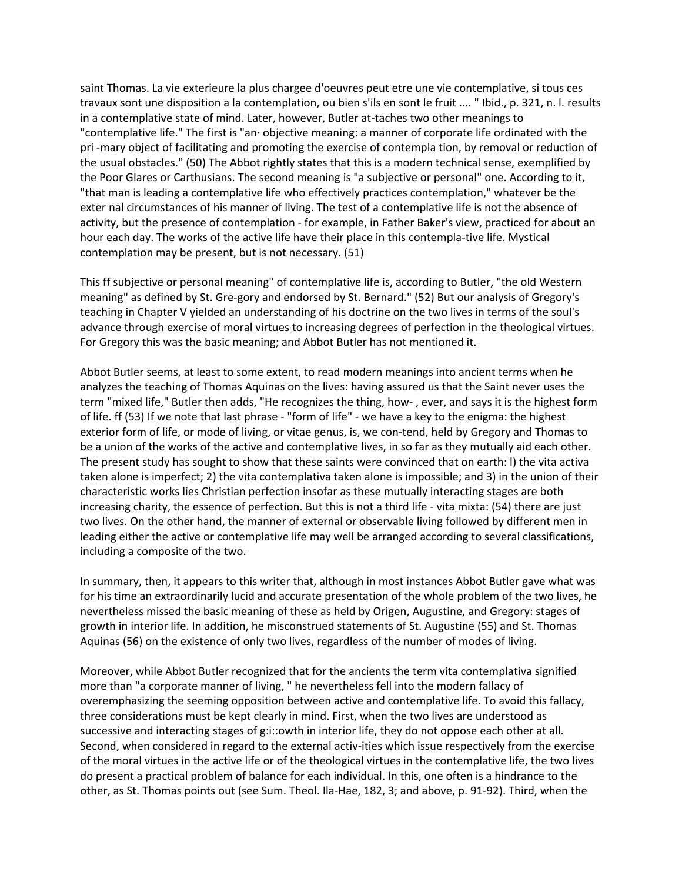saint Thomas. La vie exterieure la plus chargee d'oeuvres peut etre une vie contemplative, si tous ces travaux sont une disposition a la contemplation, ou bien s'ils en sont le fruit .... " Ibid., p. 321, n. l. results in a contemplative state of mind. Later, however, Butler at-taches two other meanings to "contemplative life." The first is "an· objective meaning: a manner of corporate life ordinated with the pri -mary object of facilitating and promoting the exercise of contempla tion, by removal or reduction of the usual obstacles." (50) The Abbot rightly states that this is a modern technical sense, exemplified by the Poor Glares or Carthusians. The second meaning is "a subjective or personal" one. According to it, "that man is leading a contemplative life who effectively practices contemplation," whatever be the exter nal circumstances of his manner of living. The test of a contemplative life is not the absence of activity, but the presence of contemplation - for example, in Father Baker's view, practiced for about an hour each day. The works of the active life have their place in this contempla-tive life. Mystical contemplation may be present, but is not necessary. (51)

This ff subjective or personal meaning" of contemplative life is, according to Butler, "the old Western meaning" as defined by St. Gre-gory and endorsed by St. Bernard." (52) But our analysis of Gregory's teaching in Chapter V yielded an understanding of his doctrine on the two lives in terms of the soul's advance through exercise of moral virtues to increasing degrees of perfection in the theological virtues. For Gregory this was the basic meaning; and Abbot Butler has not mentioned it.

Abbot Butler seems, at least to some extent, to read modern meanings into ancient terms when he analyzes the teaching of Thomas Aquinas on the lives: having assured us that the Saint never uses the term "mixed life," Butler then adds, "He recognizes the thing, how- , ever, and says it is the highest form of life. ff (53) If we note that last phrase - "form of life" - we have a key to the enigma: the highest exterior form of life, or mode of living, or vitae genus, is, we con-tend, held by Gregory and Thomas to be a union of the works of the active and contemplative lives, in so far as they mutually aid each other. The present study has sought to show that these saints were convinced that on earth: l) the vita activa taken alone is imperfect; 2) the vita contemplativa taken alone is impossible; and 3) in the union of their characteristic works lies Christian perfection insofar as these mutually interacting stages are both increasing charity, the essence of perfection. But this is not a third life - vita mixta: (54) there are just two lives. On the other hand, the manner of external or observable living followed by different men in leading either the active or contemplative life may well be arranged according to several classifications, including a composite of the two.

In summary, then, it appears to this writer that, although in most instances Abbot Butler gave what was for his time an extraordinarily lucid and accurate presentation of the whole problem of the two lives, he nevertheless missed the basic meaning of these as held by Origen, Augustine, and Gregory: stages of growth in interior life. In addition, he misconstrued statements of St. Augustine (55) and St. Thomas Aquinas (56) on the existence of only two lives, regardless of the number of modes of living.

Moreover, while Abbot Butler recognized that for the ancients the term vita contemplativa signified more than "a corporate manner of living, " he nevertheless fell into the modern fallacy of overemphasizing the seeming opposition between active and contemplative life. To avoid this fallacy, three considerations must be kept clearly in mind. First, when the two lives are understood as successive and interacting stages of g:i::owth in interior life, they do not oppose each other at all. Second, when considered in regard to the external activ-ities which issue respectively from the exercise of the moral virtues in the active life or of the theological virtues in the contemplative life, the two lives do present a practical problem of balance for each individual. In this, one often is a hindrance to the other, as St. Thomas points out (see Sum. Theol. IIa-Hae, 182, 3; and above, p. 91-92). Third, when the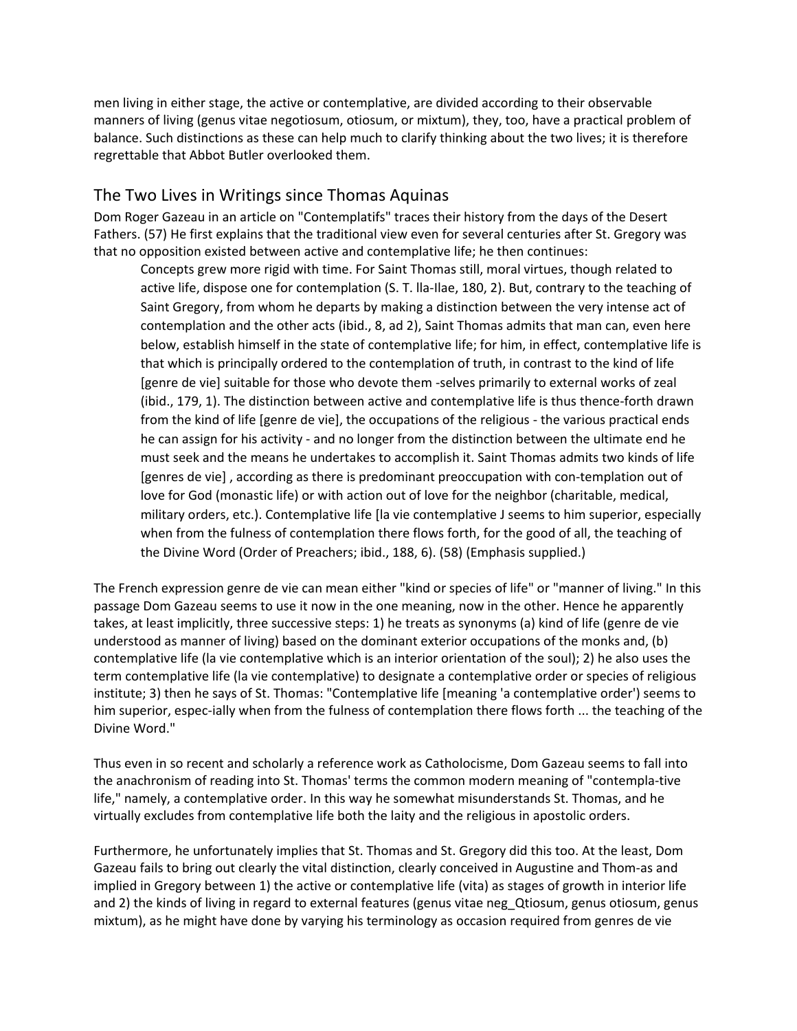men living in either stage, the active or contemplative, are divided according to their observable manners of living (genus vitae negotiosum, otiosum, or mixtum), they, too, have a practical problem of balance. Such distinctions as these can help much to clarify thinking about the two lives; it is therefore regrettable that Abbot Butler overlooked them.

## The Two Lives in Writings since Thomas Aquinas

Dom Roger Gazeau in an article on "Contemplatifs" traces their history from the days of the Desert Fathers. (57) He first explains that the traditional view even for several centuries after St. Gregory was that no opposition existed between active and contemplative life; he then continues:

> Concepts grew more rigid with time. For Saint Thomas still, moral virtues, though related to active life, dispose one for contemplation (S. T. lla-llae, 180, 2). But, contrary to the teaching of Saint Gregory, from whom he departs by making a distinction between the very intense act of contemplation and the other acts (ibid., 8, ad 2), Saint Thomas admits that man can, even here below, establish himself in the state of contemplative life; for him, in effect, contemplative life is that which is principally ordered to the contemplation of truth, in contrast to the kind of life [genre de vie] suitable for those who devote them -selves primarily to external works of zeal (ibid., 179, 1). The distinction between active and contemplative life is thus thence-forth drawn from the kind of life [genre de vie], the occupations of the religious - the various practical ends he can assign for his activity - and no longer from the distinction between the ultimate end he must seek and the means he undertakes to accomplish it. Saint Thomas admits two kinds of life [genres de vie] , according as there is predominant preoccupation with con-templation out of love for God (monastic life) or with action out of love for the neighbor (charitable, medical, military orders, etc.). Contemplative life [la vie contemplative J seems to him superior, especially when from the fulness of contemplation there flows forth, for the good of all, the teaching of the Divine Word (Order of Preachers; ibid., 188, 6). (58) (Emphasis supplied.)

The French expression genre de vie can mean either "kind or species of life" or "manner of living." In this passage Dom Gazeau seems to use it now in the one meaning, now in the other. Hence he apparently takes, at least implicitly, three successive steps: 1) he treats as synonyms (a) kind of life (genre de vie understood as manner of living) based on the dominant exterior occupations of the monks and, (b) contemplative life (la vie contemplative which is an interior orientation of the soul); 2) he also uses the term contemplative life (la vie contemplative) to designate a contemplative order or species of religious institute; 3) then he says of St. Thomas: "Contemplative life [meaning 'a contemplative order') seems to him superior, espec-ially when from the fulness of contemplation there flows forth ... the teaching of the Divine Word."

Thus even in so recent and scholarly a reference work as Catholocisme, Dom Gazeau seems to fall into the anachronism of reading into St. Thomas' terms the common modern meaning of "contempla-tive life," namely, a contemplative order. In this way he somewhat misunderstands St. Thomas, and he virtually excludes from contemplative life both the laity and the religious in apostolic orders.

Furthermore, he unfortunately implies that St. Thomas and St. Gregory did this too. At the least, Dom Gazeau fails to bring out clearly the vital distinction, clearly conceived in Augustine and Thom-as and implied in Gregory between 1) the active or contemplative life (vita) as stages of growth in interior life and 2) the kinds of living in regard to external features (genus vitae neg_Qtiosum, genus otiosum, genus mixtum), as he might have done by varying his terminology as occasion required from genres de vie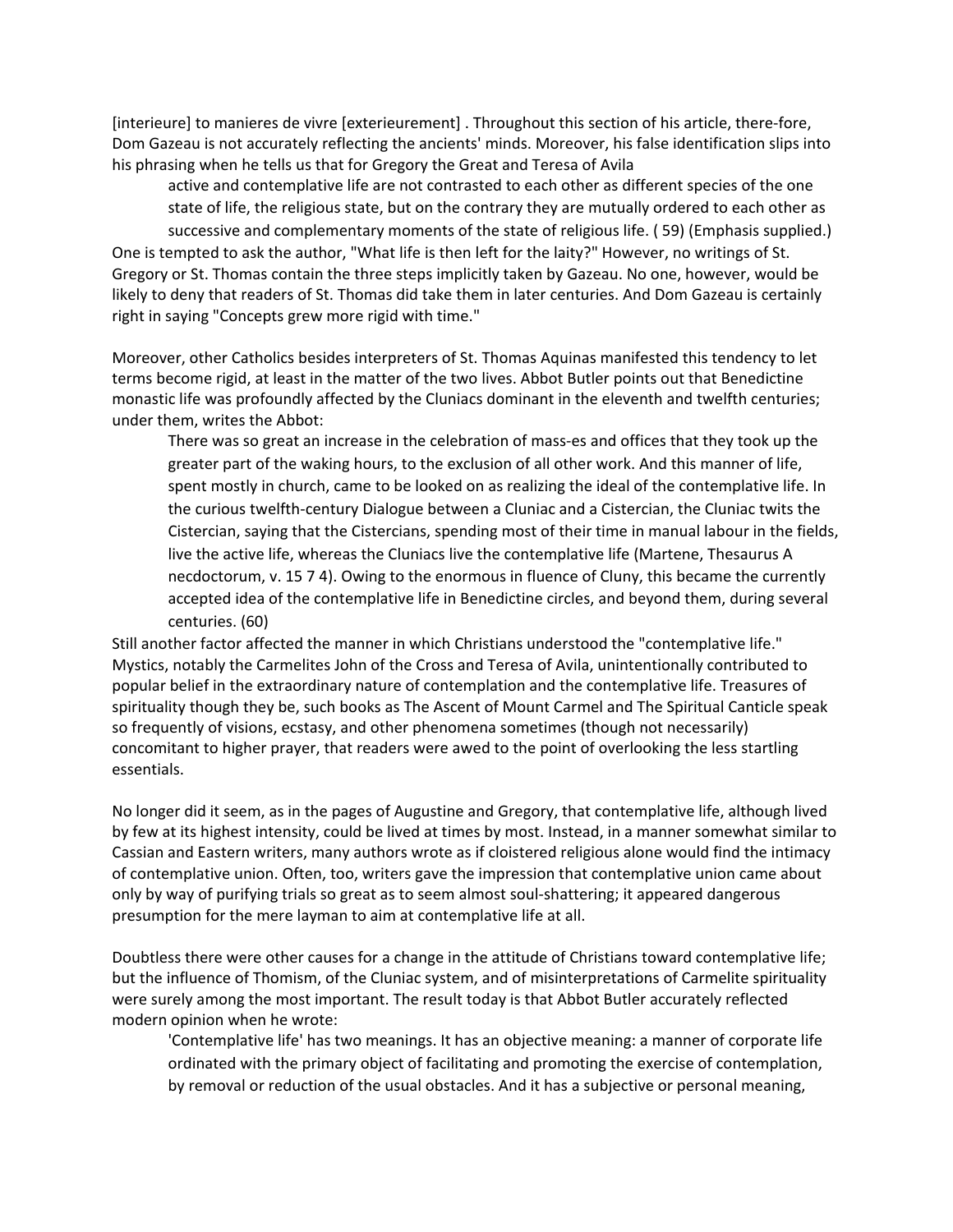[interieure] to manieres de vivre [exterieurement] . Throughout this section of his article, there-fore, Dom Gazeau is not accurately reflecting the ancients' minds. Moreover, his false identification slips into his phrasing when he tells us that for Gregory the Great and Teresa of Avila

> active and contemplative life are not contrasted to each other as different species of the one state of life, the religious state, but on the contrary they are mutually ordered to each other as successive and complementary moments of the state of religious life. ( 59) (Emphasis supplied.)

One is tempted to ask the author, "What life is then left for the laity?" However, no writings of St. Gregory or St. Thomas contain the three steps implicitly taken by Gazeau. No one, however, would be likely to deny that readers of St. Thomas did take them in later centuries. And Dom Gazeau is certainly right in saying "Concepts grew more rigid with time."

Moreover, other Catholics besides interpreters of St. Thomas Aquinas manifested this tendency to let terms become rigid, at least in the matter of the two lives. Abbot Butler points out that Benedictine monastic life was profoundly affected by the Cluniacs dominant in the eleventh and twelfth centuries; under them, writes the Abbot:

> There was so great an increase in the celebration of mass-es and offices that they took up the greater part of the waking hours, to the exclusion of all other work. And this manner of life, spent mostly in church, came to be looked on as realizing the ideal of the contemplative life. In the curious twelfth-century Dialogue between a Cluniac and a Cistercian, the Cluniac twits the Cistercian, saying that the Cistercians, spending most of their time in manual labour in the fields, live the active life, whereas the Cluniacs live the contemplative life (Martene, Thesaurus A necdoctorum, v. 15 7 4). Owing to the enormous in fluence of Cluny, this became the currently accepted idea of the contemplative life in Benedictine circles, and beyond them, during several centuries. (60)

Still another factor affected the manner in which Christians understood the "contemplative life." Mystics, notably the Carmelites John of the Cross and Teresa of Avila, unintentionally contributed to popular belief in the extraordinary nature of contemplation and the contemplative life. Treasures of spirituality though they be, such books as The Ascent of Mount Carmel and The Spiritual Canticle speak so frequently of visions, ecstasy, and other phenomena sometimes (though not necessarily) concomitant to higher prayer, that readers were awed to the point of overlooking the less startling essentials.

No longer did it seem, as in the pages of Augustine and Gregory, that contemplative life, although lived by few at its highest intensity, could be lived at times by most. Instead, in a manner somewhat similar to Cassian and Eastern writers, many authors wrote as if cloistered religious alone would find the intimacy of contemplative union. Often, too, writers gave the impression that contemplative union came about only by way of purifying trials so great as to seem almost soul-shattering; it appeared dangerous presumption for the mere layman to aim at contemplative life at all.

Doubtless there were other causes for a change in the attitude of Christians toward contemplative life; but the influence of Thomism, of the Cluniac system, and of misinterpretations of Carmelite spirituality were surely among the most important. The result today is that Abbot Butler accurately reflected modern opinion when he wrote:

> 'Contemplative life' has two meanings. It has an objective meaning: a manner of corporate life ordinated with the primary object of facilitating and promoting the exercise of contemplation, by removal or reduction of the usual obstacles. And it has a subjective or personal meaning,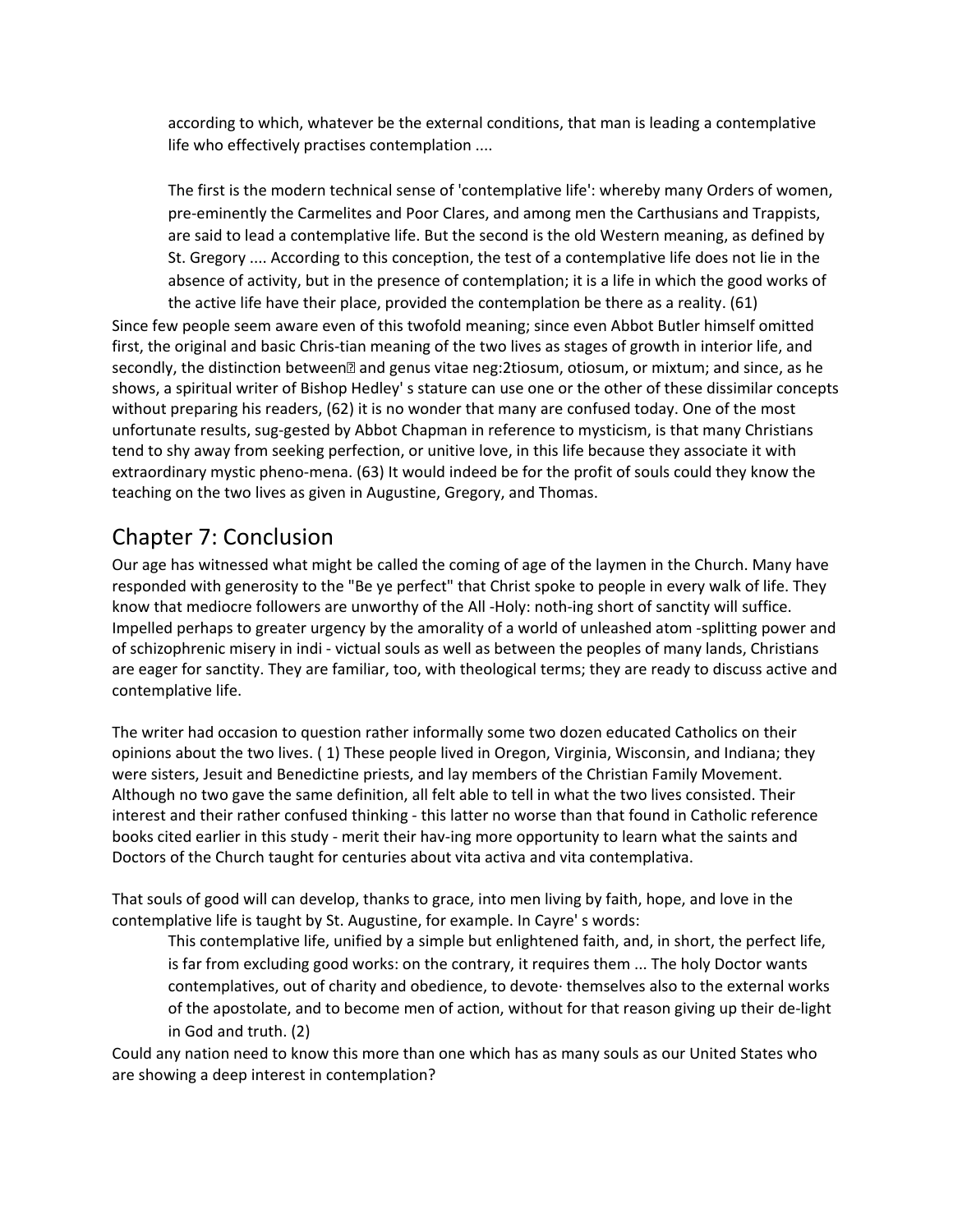> according to which, whatever be the external conditions, that man is leading a contemplative life who effectively practises contemplation ....
>
> The first is the modern technical sense of 'contemplative life': whereby many Orders of women, pre-eminently the Carmelites and Poor Clares, and among men the Carthusians and Trappists, are said to lead a contemplative life. But the second is the old Western meaning, as defined by St. Gregory .... According to this conception, the test of a contemplative life does not lie in the absence of activity, but in the presence of contemplation; it is a life in which the good works of the active life have their place, provided the contemplation be there as a reality. (61)

Since few people seem aware even of this twofold meaning; since even Abbot Butler himself omitted first, the original and basic Chris-tian meaning of the two lives as stages of growth in interior life, and secondly, the distinction between� and genus vitae neg:2tiosum, otiosum, or mixtum; and since, as he shows, a spiritual writer of Bishop Hedley' s stature can use one or the other of these dissimilar concepts without preparing his readers, (62) it is no wonder that many are confused today. One of the most unfortunate results, sug-gested by Abbot Chapman in reference to mysticism, is that many Christians tend to shy away from seeking perfection, or unitive love, in this life because they associate it with extraordinary mystic pheno-mena. (63) It would indeed be for the profit of souls could they know the teaching on the two lives as given in Augustine, Gregory, and Thomas.

## Chapter 7: Conclusion

Our age has witnessed what might be called the coming of age of the laymen in the Church. Many have responded with generosity to the "Be ye perfect" that Christ spoke to people in every walk of life. They know that mediocre followers are unworthy of the All -Holy: noth-ing short of sanctity will suffice. Impelled perhaps to greater urgency by the amorality of a world of unleashed atom -splitting power and of schizophrenic misery in indi - victual souls as well as between the peoples of many lands, Christians are eager for sanctity. They are familiar, too, with theological terms; they are ready to discuss active and contemplative life.

The writer had occasion to question rather informally some two dozen educated Catholics on their opinions about the two lives. ( 1) These people lived in Oregon, Virginia, Wisconsin, and Indiana; they were sisters, Jesuit and Benedictine priests, and lay members of the Christian Family Movement. Although no two gave the same definition, all felt able to tell in what the two lives consisted. Their interest and their rather confused thinking - this latter no worse than that found in Catholic reference books cited earlier in this study - merit their hav-ing more opportunity to learn what the saints and Doctors of the Church taught for centuries about vita activa and vita contemplativa.

That souls of good will can develop, thanks to grace, into men living by faith, hope, and love in the contemplative life is taught by St. Augustine, for example. In Cayre' s words:

> This contemplative life, unified by a simple but enlightened faith, and, in short, the perfect life, is far from excluding good works: on the contrary, it requires them ... The holy Doctor wants contemplatives, out of charity and obedience, to devote· themselves also to the external works of the apostolate, and to become men of action, without for that reason giving up their de-light in God and truth. (2)

Could any nation need to know this more than one which has as many souls as our United States who are showing a deep interest in contemplation?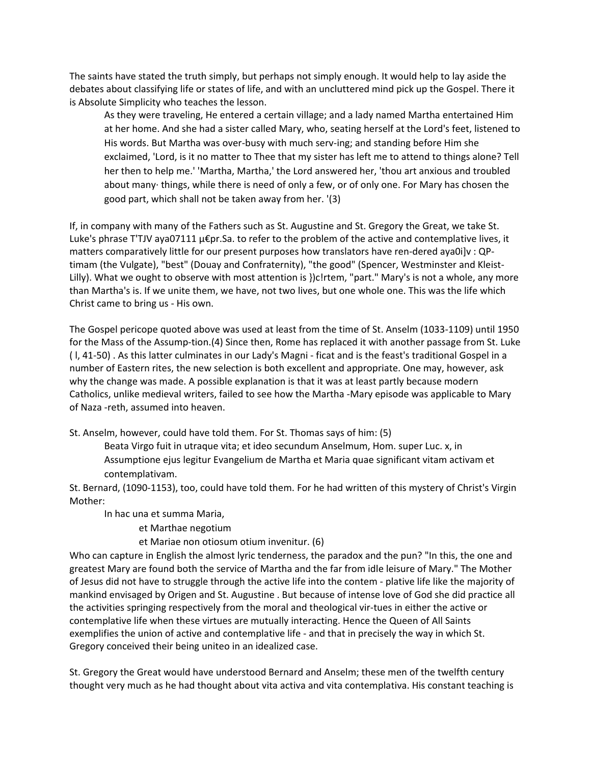The saints have stated the truth simply, but perhaps not simply enough. It would help to lay aside the debates about classifying life or states of life, and with an uncluttered mind pick up the Gospel. There it is Absolute Simplicity who teaches the lesson.

> As they were traveling, He entered a certain village; and a lady named Martha entertained Him at her home. And she had a sister called Mary, who, seating herself at the Lord's feet, listened to His words. But Martha was over-busy with much serv-ing; and standing before Him she exclaimed, 'Lord, is it no matter to Thee that my sister has left me to attend to things alone? Tell her then to help me.' 'Martha, Martha,' the Lord answered her, 'thou art anxious and troubled about many· things, while there is need of only a few, or of only one. For Mary has chosen the good part, which shall not be taken away from her. '(3)

If, in company with many of the Fathers such as St. Augustine and St. Gregory the Great, we take St. Luke's phrase T'TJV aya07111 µ€pr.Sa. to refer to the problem of the active and contemplative lives, it matters comparatively little for our present purposes how translators have ren-dered aya0i]v : QP-timam (the Vulgate), "best" (Douay and Confraternity), "the good" (Spencer, Westminster and Kleist-Lilly). What we ought to observe with most attention is })c!rtem, "part." Mary's is not a whole, any more than Martha's is. If we unite them, we have, not two lives, but one whole one. This was the life which Christ came to bring us - His own.

The Gospel pericope quoted above was used at least from the time of St. Anselm (1033-1109) until 1950 for the Mass of the Assump-tion.(4) Since then, Rome has replaced it with another passage from St. Luke ( l, 41-50) . As this latter culminates in our Lady's Magni - ficat and is the feast's traditional Gospel in a number of Eastern rites, the new selection is both excellent and appropriate. One may, however, ask why the change was made. A possible explanation is that it was at least partly because modern Catholics, unlike medieval writers, failed to see how the Martha -Mary episode was applicable to Mary of Naza -reth, assumed into heaven.

St. Anselm, however, could have told them. For St. Thomas says of him: (5)

> Beata Virgo fuit in utraque vita; et ideo secundum Anselmum, Hom. super Luc. x, in Assumptione ejus legitur Evangelium de Martha et Maria quae significant vitam activam et contemplativam.

St. Bernard, (1090-1153), too, could have told them. For he had written of this mystery of Christ's Virgin Mother:

> In hac una et summa Maria,
> et Marthae negotium
> et Mariae non otiosum otium invenitur. (6)

Who can capture in English the almost lyric tenderness, the paradox and the pun? "In this, the one and greatest Mary are found both the service of Martha and the far from idle leisure of Mary." The Mother of Jesus did not have to struggle through the active life into the contem - plative life like the majority of mankind envisaged by Origen and St. Augustine . But because of intense love of God she did practice all the activities springing respectively from the moral and theological vir-tues in either the active or contemplative life when these virtues are mutually interacting. Hence the Queen of All Saints exemplifies the union of active and contemplative life - and that in precisely the way in which St. Gregory conceived their being uniteo in an idealized case.

St. Gregory the Great would have understood Bernard and Anselm; these men of the twelfth century thought very much as he had thought about vita activa and vita contemplativa. His constant teaching is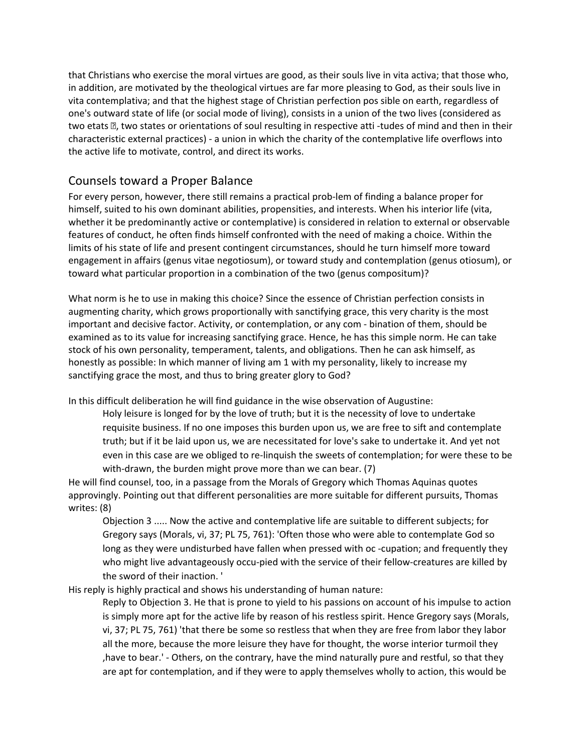that Christians who exercise the moral virtues are good, as their souls live in vita activa; that those who, in addition, are motivated by the theological virtues are far more pleasing to God, as their souls live in vita contemplativa; and that the highest stage of Christian perfection pos sible on earth, regardless of one's outward state of life (or social mode of living), consists in a union of the two lives (considered as two etats �, two states or orientations of soul resulting in respective atti -tudes of mind and then in their characteristic external practices) - a union in which the charity of the contemplative life overflows into the active life to motivate, control, and direct its works.

## Counsels toward a Proper Balance

For every person, however, there still remains a practical prob-lem of finding a balance proper for himself, suited to his own dominant abilities, propensities, and interests. When his interior life (vita, whether it be predominantly active or contemplative) is considered in relation to external or observable features of conduct, he often finds himself confronted with the need of making a choice. Within the limits of his state of life and present contingent circumstances, should he turn himself more toward engagement in affairs (genus vitae negotiosum), or toward study and contemplation (genus otiosum), or toward what particular proportion in a combination of the two (genus compositum)?

What norm is he to use in making this choice? Since the essence of Christian perfection consists in augmenting charity, which grows proportionally with sanctifying grace, this very charity is the most important and decisive factor. Activity, or contemplation, or any com - bination of them, should be examined as to its value for increasing sanctifying grace. Hence, he has this simple norm. He can take stock of his own personality, temperament, talents, and obligations. Then he can ask himself, as honestly as possible: In which manner of living am 1 with my personality, likely to increase my sanctifying grace the most, and thus to bring greater glory to God?

In this difficult deliberation he will find guidance in the wise observation of Augustine:

> Holy leisure is longed for by the love of truth; but it is the necessity of love to undertake requisite business. If no one imposes this burden upon us, we are free to sift and contemplate truth; but if it be laid upon us, we are necessitated for love's sake to undertake it. And yet not even in this case are we obliged to re-linquish the sweets of contemplation; for were these to be with-drawn, the burden might prove more than we can bear. (7)

He will find counsel, too, in a passage from the Morals of Gregory which Thomas Aquinas quotes approvingly. Pointing out that different personalities are more suitable for different pursuits, Thomas writes: (8)

> Objection 3 ..... Now the active and contemplative life are suitable to different subjects; for Gregory says (Morals, vi, 37; PL 75, 761): 'Often those who were able to contemplate God so long as they were undisturbed have fallen when pressed with oc -cupation; and frequently they who might live advantageously occu-pied with the service of their fellow-creatures are killed by the sword of their inaction. '

His reply is highly practical and shows his understanding of human nature:

> Reply to Objection 3. He that is prone to yield to his passions on account of his impulse to action is simply more apt for the active life by reason of his restless spirit. Hence Gregory says (Morals, vi, 37; PL 75, 761) 'that there be some so restless that when they are free from labor they labor all the more, because the more leisure they have for thought, the worse interior turmoil they ,have to bear.' - Others, on the contrary, have the mind naturally pure and restful, so that they are apt for contemplation, and if they were to apply themselves wholly to action, this would be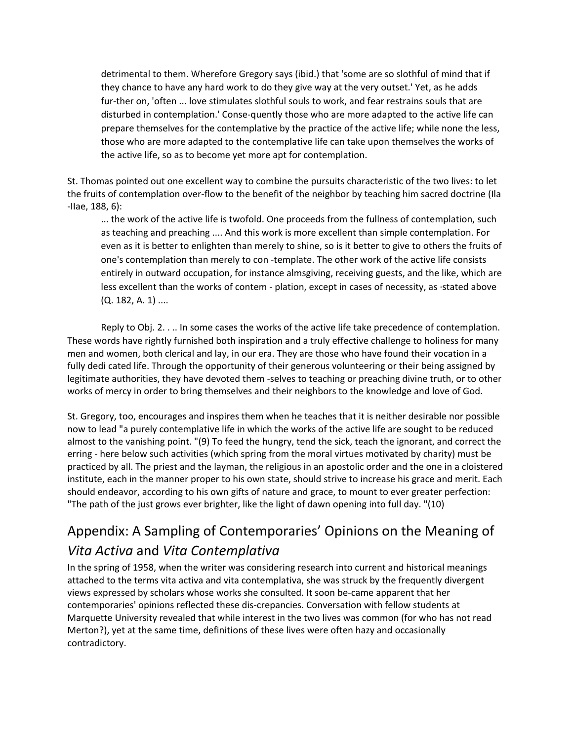> detrimental to them. Wherefore Gregory says (ibid.) that 'some are so slothful of mind that if they chance to have any hard work to do they give way at the very outset.' Yet, as he adds fur-ther on, 'often ... love stimulates slothful souls to work, and fear restrains souls that are disturbed in contemplation.' Conse-quently those who are more adapted to the active life can prepare themselves for the contemplative by the practice of the active life; while none the less, those who are more adapted to the contemplative life can take upon themselves the works of the active life, so as to become yet more apt for contemplation.

St. Thomas pointed out one excellent way to combine the pursuits characteristic of the two lives: to let the fruits of contemplation over-flow to the benefit of the neighbor by teaching him sacred doctrine (IIa -IIae, 188, 6):

> ... the work of the active life is twofold. One proceeds from the fullness of contemplation, such as teaching and preaching .... And this work is more excellent than simple contemplation. For even as it is better to enlighten than merely to shine, so is it better to give to others the fruits of one's contemplation than merely to con -template. The other work of the active life consists entirely in outward occupation, for instance almsgiving, receiving guests, and the like, which are less excellent than the works of contem - plation, except in cases of necessity, as ·stated above (Q. 182, A. 1) ....

Reply to Obj. 2. . .. In some cases the works of the active life take precedence of contemplation. These words have rightly furnished both inspiration and a truly effective challenge to holiness for many men and women, both clerical and lay, in our era. They are those who have found their vocation in a fully dedi cated life. Through the opportunity of their generous volunteering or their being assigned by legitimate authorities, they have devoted them -selves to teaching or preaching divine truth, or to other works of mercy in order to bring themselves and their neighbors to the knowledge and love of God.

St. Gregory, too, encourages and inspires them when he teaches that it is neither desirable nor possible now to lead "a purely contemplative life in which the works of the active life are sought to be reduced almost to the vanishing point. "(9) To feed the hungry, tend the sick, teach the ignorant, and correct the erring - here below such activities (which spring from the moral virtues motivated by charity) must be practiced by all. The priest and the layman, the religious in an apostolic order and the one in a cloistered institute, each in the manner proper to his own state, should strive to increase his grace and merit. Each should endeavor, according to his own gifts of nature and grace, to mount to ever greater perfection: "The path of the just grows ever brighter, like the light of dawn opening into full day. "(10)

## Appendix: A Sampling of Contemporaries' Opinions on the Meaning of *Vita Activa* and *Vita Contemplativa*

In the spring of 1958, when the writer was considering research into current and historical meanings attached to the terms vita activa and vita contemplativa, she was struck by the frequently divergent views expressed by scholars whose works she consulted. It soon be-came apparent that her contemporaries' opinions reflected these dis-crepancies. Conversation with fellow students at Marquette University revealed that while interest in the two lives was common (for who has not read Merton?), yet at the same time, definitions of these lives were often hazy and occasionally contradictory.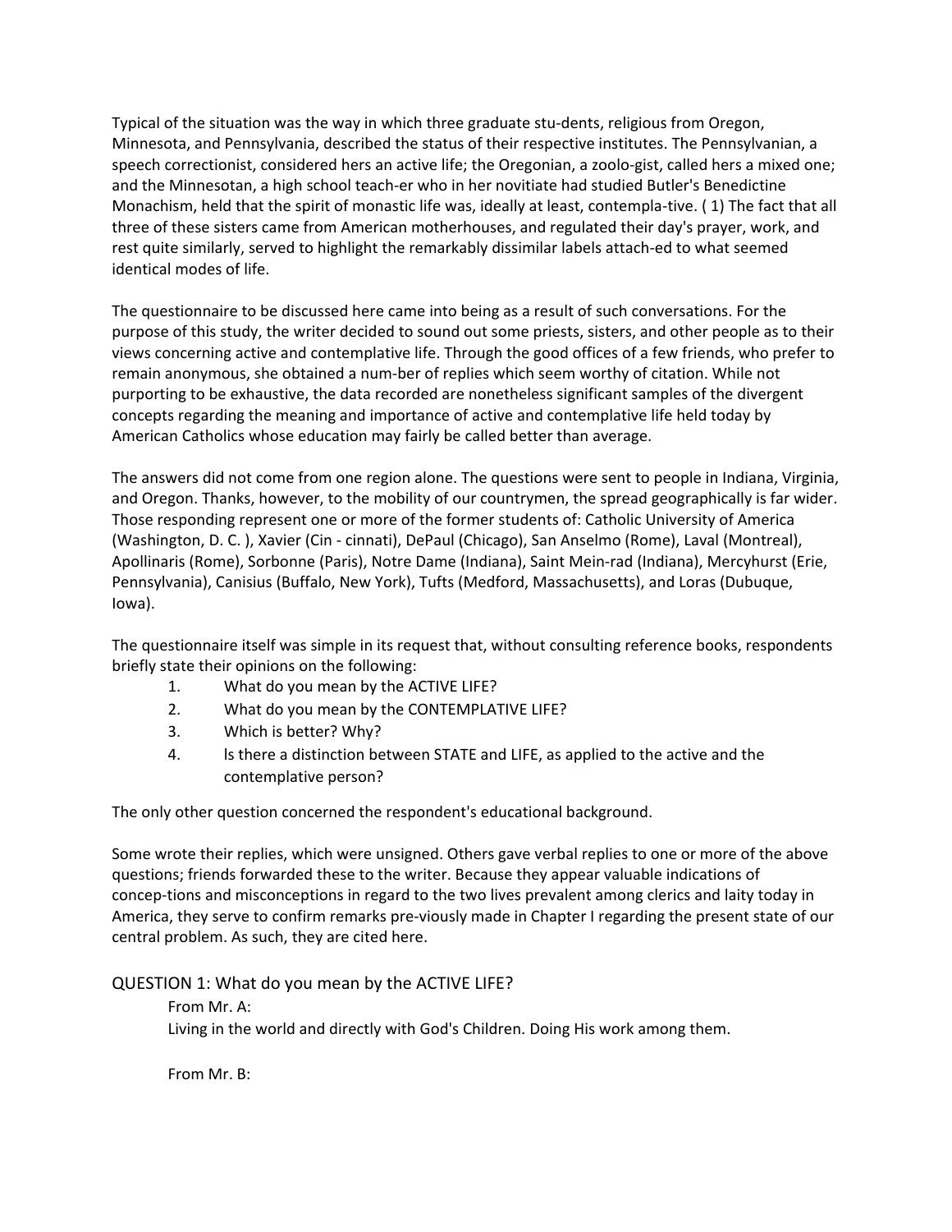Typical of the situation was the way in which three graduate stu-dents, religious from Oregon, Minnesota, and Pennsylvania, described the status of their respective institutes. The Pennsylvanian, a speech correctionist, considered hers an active life; the Oregonian, a zoolo-gist, called hers a mixed one; and the Minnesotan, a high school teach-er who in her novitiate had studied Butler's Benedictine Monachism, held that the spirit of monastic life was, ideally at least, contempla-tive. ( 1) The fact that all three of these sisters came from American motherhouses, and regulated their day's prayer, work, and rest quite similarly, served to highlight the remarkably dissimilar labels attach-ed to what seemed identical modes of life.

The questionnaire to be discussed here came into being as a result of such conversations. For the purpose of this study, the writer decided to sound out some priests, sisters, and other people as to their views concerning active and contemplative life. Through the good offices of a few friends, who prefer to remain anonymous, she obtained a num-ber of replies which seem worthy of citation. While not purporting to be exhaustive, the data recorded are nonetheless significant samples of the divergent concepts regarding the meaning and importance of active and contemplative life held today by American Catholics whose education may fairly be called better than average.

The answers did not come from one region alone. The questions were sent to people in Indiana, Virginia, and Oregon. Thanks, however, to the mobility of our countrymen, the spread geographically is far wider. Those responding represent one or more of the former students of: Catholic University of America (Washington, D. C. ), Xavier (Cin - cinnati), DePaul (Chicago), San Anselmo (Rome), Laval (Montreal), Apollinaris (Rome), Sorbonne (Paris), Notre Dame (Indiana), Saint Mein-rad (Indiana), Mercyhurst (Erie, Pennsylvania), Canisius (Buffalo, New York), Tufts (Medford, Massachusetts), and Loras (Dubuque, Iowa).

The questionnaire itself was simple in its request that, without consulting reference books, respondents briefly state their opinions on the following:

1. What do you mean by the ACTIVE LIFE?
2. What do you mean by the CONTEMPLATIVE LIFE?
3. Which is better? Why?
4. ls there a distinction between STATE and LIFE, as applied to the active and the contemplative person?

The only other question concerned the respondent's educational background.

Some wrote their replies, which were unsigned. Others gave verbal replies to one or more of the above questions; friends forwarded these to the writer. Because they appear valuable indications of concep-tions and misconceptions in regard to the two lives prevalent among clerics and laity today in America, they serve to confirm remarks pre-viously made in Chapter I regarding the present state of our central problem. As such, they are cited here.

## QUESTION 1: What do you mean by the ACTIVE LIFE?

From Mr. A:
Living in the world and directly with God's Children. Doing His work among them.

From Mr. B: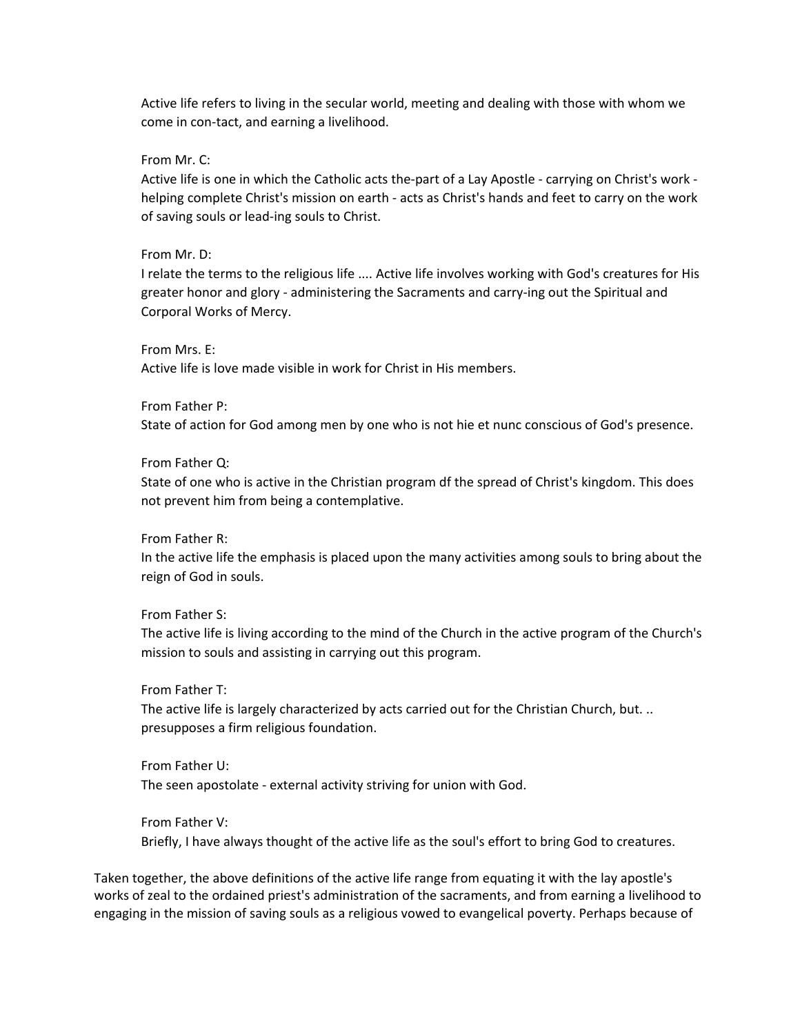Active life refers to living in the secular world, meeting and dealing with those with whom we come in con-tact, and earning a livelihood.

From Mr. C:
Active life is one in which the Catholic acts the-part of a Lay Apostle - carrying on Christ's work - helping complete Christ's mission on earth - acts as Christ's hands and feet to carry on the work of saving souls or lead-ing souls to Christ.

From Mr. D:
I relate the terms to the religious life .... Active life involves working with God's creatures for His greater honor and glory - administering the Sacraments and carry-ing out the Spiritual and Corporal Works of Mercy.

From Mrs. E:
Active life is love made visible in work for Christ in His members.

From Father P:
State of action for God among men by one who is not hie et nunc conscious of God's presence.

From Father Q:
State of one who is active in the Christian program df the spread of Christ's kingdom. This does not prevent him from being a contemplative.

From Father R:
In the active life the emphasis is placed upon the many activities among souls to bring about the reign of God in souls.

From Father S:
The active life is living according to the mind of the Church in the active program of the Church's mission to souls and assisting in carrying out this program.

From Father T:
The active life is largely characterized by acts carried out for the Christian Church, but. .. presupposes a firm religious foundation.

From Father U:
The seen apostolate - external activity striving for union with God.

From Father V:
Briefly, I have always thought of the active life as the soul's effort to bring God to creatures.

Taken together, the above definitions of the active life range from equating it with the lay apostle's works of zeal to the ordained priest's administration of the sacraments, and from earning a livelihood to engaging in the mission of saving souls as a religious vowed to evangelical poverty. Perhaps because of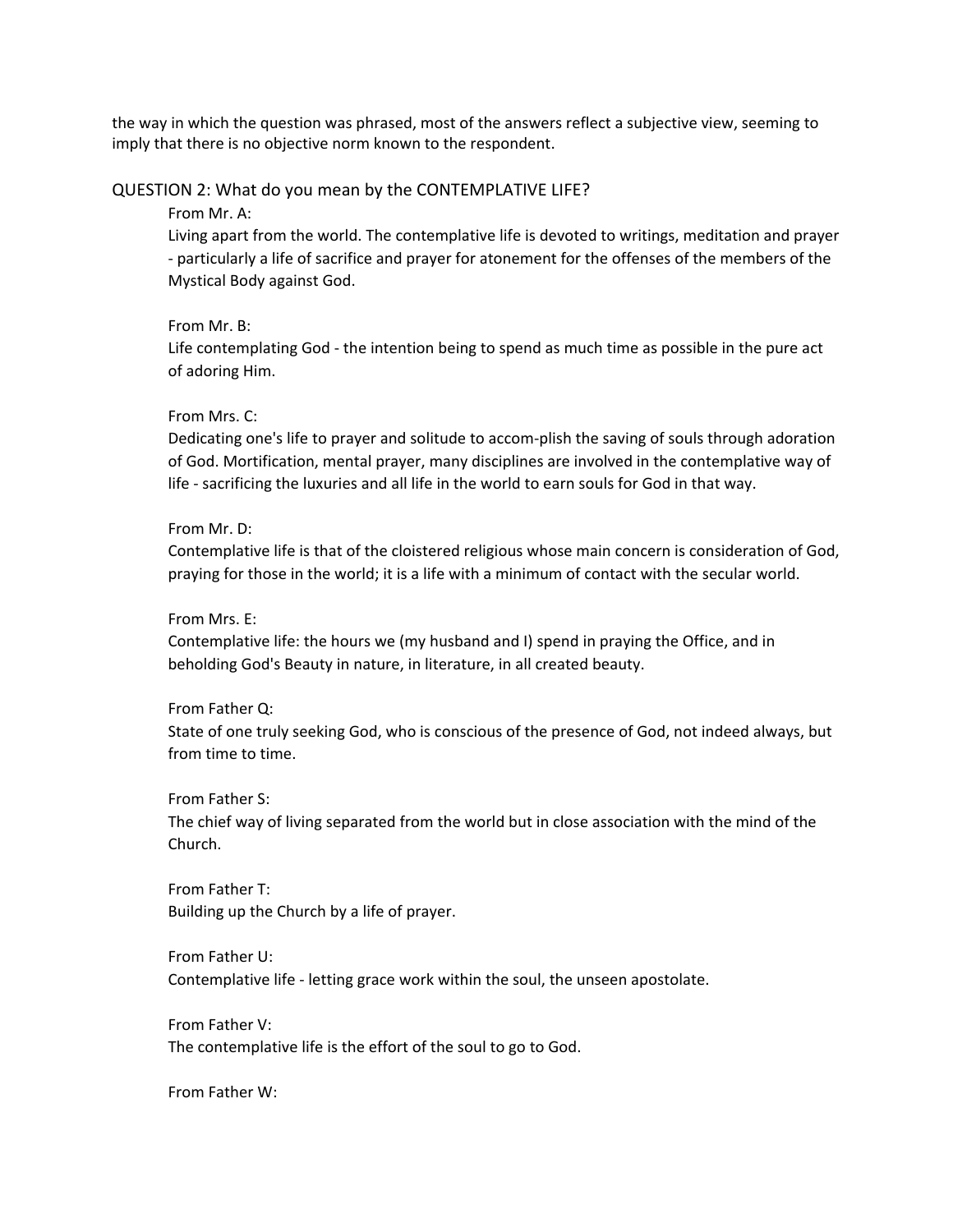the way in which the question was phrased, most of the answers reflect a subjective view, seeming to imply that there is no objective norm known to the respondent.

QUESTION 2: What do you mean by the CONTEMPLATIVE LIFE?

From Mr. A:
Living apart from the world. The contemplative life is devoted to writings, meditation and prayer - particularly a life of sacrifice and prayer for atonement for the offenses of the members of the Mystical Body against God.

From Mr. B:
Life contemplating God - the intention being to spend as much time as possible in the pure act of adoring Him.

From Mrs. C:
Dedicating one's life to prayer and solitude to accom-plish the saving of souls through adoration of God. Mortification, mental prayer, many disciplines are involved in the contemplative way of life - sacrificing the luxuries and all life in the world to earn souls for God in that way.

From Mr. D:
Contemplative life is that of the cloistered religious whose main concern is consideration of God, praying for those in the world; it is a life with a minimum of contact with the secular world.

From Mrs. E:
Contemplative life: the hours we (my husband and I) spend in praying the Office, and in beholding God's Beauty in nature, in literature, in all created beauty.

From Father Q:
State of one truly seeking God, who is conscious of the presence of God, not indeed always, but from time to time.

From Father S:
The chief way of living separated from the world but in close association with the mind of the Church.

From Father T:
Building up the Church by a life of prayer.

From Father U:
Contemplative life - letting grace work within the soul, the unseen apostolate.

From Father V:
The contemplative life is the effort of the soul to go to God.

From Father W: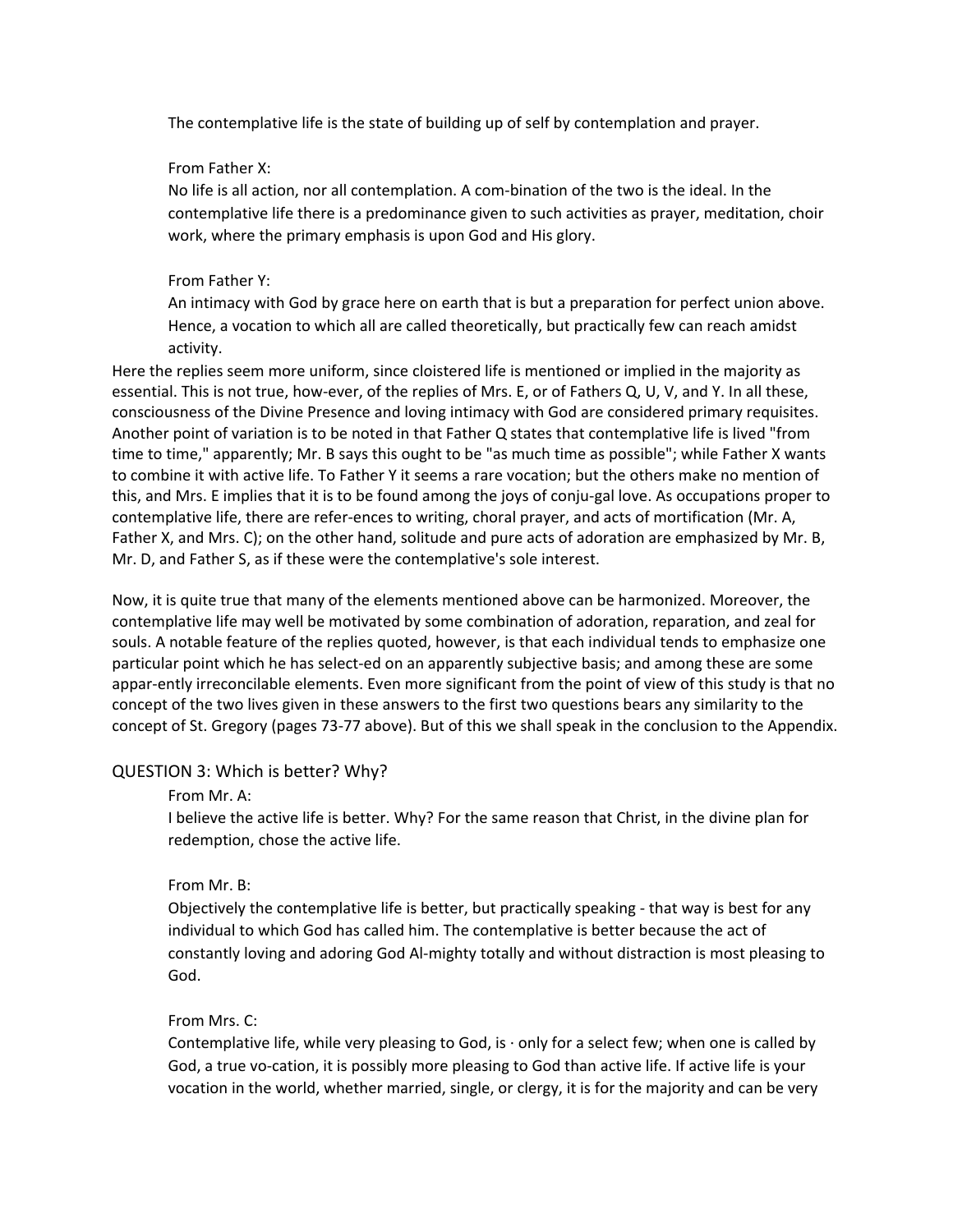The contemplative life is the state of building up of self by contemplation and prayer.

From Father X:
No life is all action, nor all contemplation. A com-bination of the two is the ideal. In the contemplative life there is a predominance given to such activities as prayer, meditation, choir work, where the primary emphasis is upon God and His glory.

From Father Y:
An intimacy with God by grace here on earth that is but a preparation for perfect union above. Hence, a vocation to which all are called theoretically, but practically few can reach amidst activity.

Here the replies seem more uniform, since cloistered life is mentioned or implied in the majority as essential. This is not true, how-ever, of the replies of Mrs. E, or of Fathers Q, U, V, and Y. In all these, consciousness of the Divine Presence and loving intimacy with God are considered primary requisites. Another point of variation is to be noted in that Father Q states that contemplative life is lived "from time to time," apparently; Mr. B says this ought to be "as much time as possible"; while Father X wants to combine it with active life. To Father Y it seems a rare vocation; but the others make no mention of this, and Mrs. E implies that it is to be found among the joys of conju-gal love. As occupations proper to contemplative life, there are refer-ences to writing, choral prayer, and acts of mortification (Mr. A, Father X, and Mrs. C); on the other hand, solitude and pure acts of adoration are emphasized by Mr. B, Mr. D, and Father S, as if these were the contemplative's sole interest.

Now, it is quite true that many of the elements mentioned above can be harmonized. Moreover, the contemplative life may well be motivated by some combination of adoration, reparation, and zeal for souls. A notable feature of the replies quoted, however, is that each individual tends to emphasize one particular point which he has select-ed on an apparently subjective basis; and among these are some appar-ently irreconcilable elements. Even more significant from the point of view of this study is that no concept of the two lives given in these answers to the first two questions bears any similarity to the concept of St. Gregory (pages 73-77 above). But of this we shall speak in the conclusion to the Appendix.

## QUESTION 3: Which is better? Why?

From Mr. A:
I believe the active life is better. Why? For the same reason that Christ, in the divine plan for redemption, chose the active life.

From Mr. B:
Objectively the contemplative life is better, but practically speaking - that way is best for any individual to which God has called him. The contemplative is better because the act of constantly loving and adoring God Al-mighty totally and without distraction is most pleasing to God.

From Mrs. C:
Contemplative life, while very pleasing to God, is · only for a select few; when one is called by God, a true vo-cation, it is possibly more pleasing to God than active life. If active life is your vocation in the world, whether married, single, or clergy, it is for the majority and can be very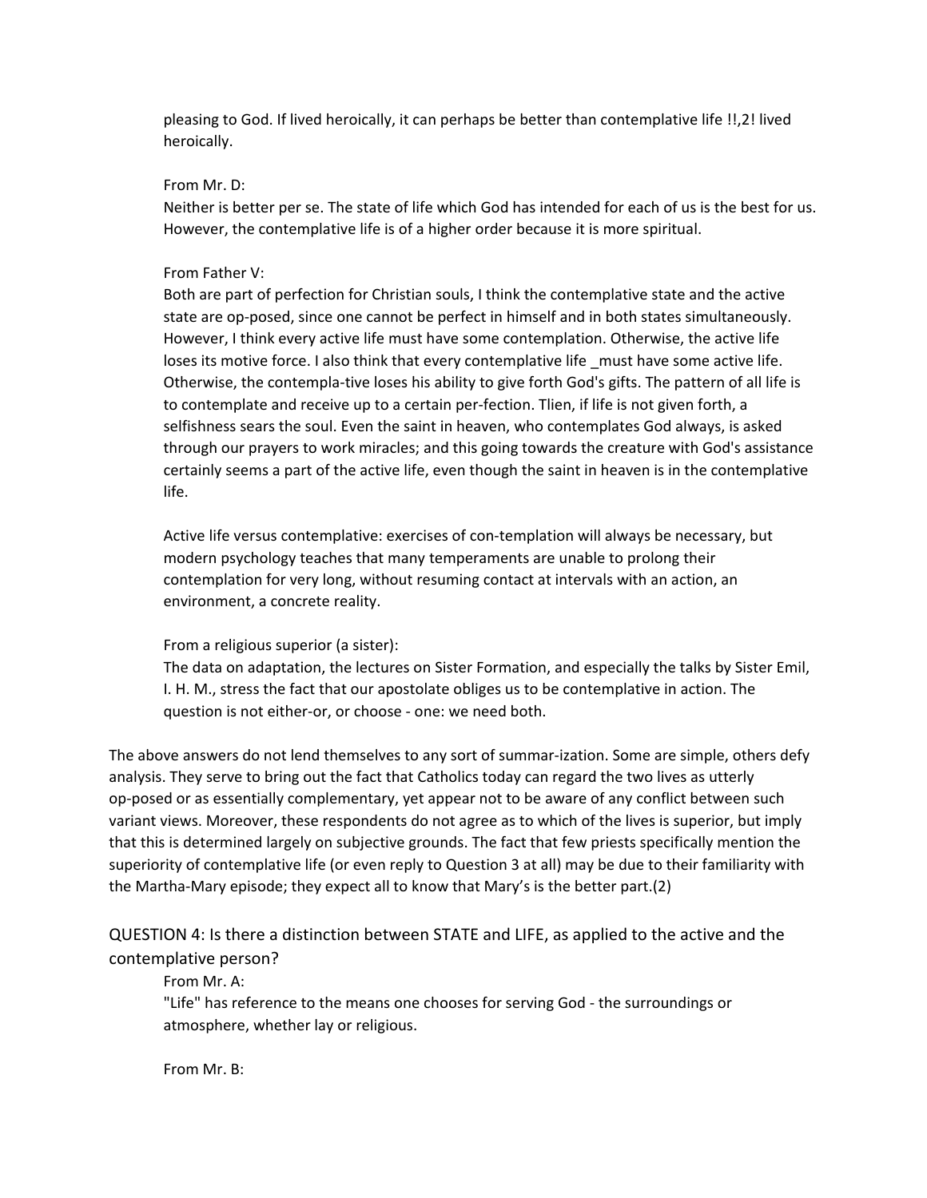pleasing to God. If lived heroically, it can perhaps be better than contemplative life !!,2! lived heroically.

From Mr. D:
Neither is better per se. The state of life which God has intended for each of us is the best for us. However, the contemplative life is of a higher order because it is more spiritual.

From Father V:
Both are part of perfection for Christian souls, I think the contemplative state and the active state are op-posed, since one cannot be perfect in himself and in both states simultaneously. However, I think every active life must have some contemplation. Otherwise, the active life loses its motive force. I also think that every contemplative life _must have some active life. Otherwise, the contempla-tive loses his ability to give forth God's gifts. The pattern of all life is to contemplate and receive up to a certain per-fection. Tlien, if life is not given forth, a selfishness sears the soul. Even the saint in heaven, who contemplates God always, is asked through our prayers to work miracles; and this going towards the creature with God's assistance certainly seems a part of the active life, even though the saint in heaven is in the contemplative life.

Active life versus contemplative: exercises of con-templation will always be necessary, but modern psychology teaches that many temperaments are unable to prolong their contemplation for very long, without resuming contact at intervals with an action, an environment, a concrete reality.

From a religious superior (a sister):
The data on adaptation, the lectures on Sister Formation, and especially the talks by Sister Emil, I. H. M., stress the fact that our apostolate obliges us to be contemplative in action. The question is not either-or, or choose - one: we need both.

The above answers do not lend themselves to any sort of summar-ization. Some are simple, others defy analysis. They serve to bring out the fact that Catholics today can regard the two lives as utterly op-posed or as essentially complementary, yet appear not to be aware of any conflict between such variant views. Moreover, these respondents do not agree as to which of the lives is superior, but imply that this is determined largely on subjective grounds. The fact that few priests specifically mention the superiority of contemplative life (or even reply to Question 3 at all) may be due to their familiarity with the Martha-Mary episode; they expect all to know that Mary's is the better part.(2)

## QUESTION 4: Is there a distinction between STATE and LIFE, as applied to the active and the contemplative person?

From Mr. A:
"Life" has reference to the means one chooses for serving God - the surroundings or atmosphere, whether lay or religious.

From Mr. B: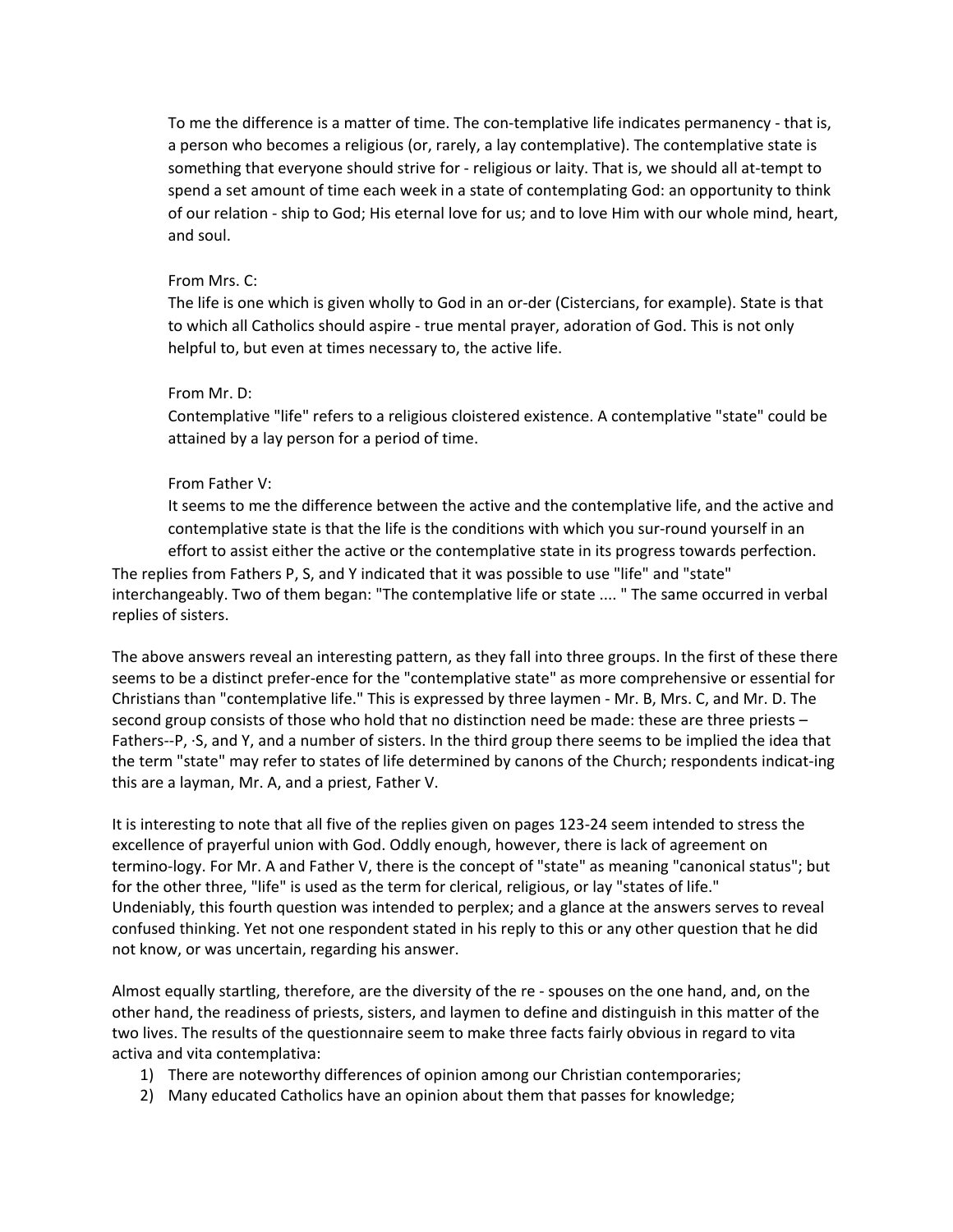> To me the difference is a matter of time. The con-templative life indicates permanency - that is, a person who becomes a religious (or, rarely, a lay contemplative). The contemplative state is something that everyone should strive for - religious or laity. That is, we should all at-tempt to spend a set amount of time each week in a state of contemplating God: an opportunity to think of our relation - ship to God; His eternal love for us; and to love Him with our whole mind, heart, and soul.
>
> From Mrs. C:
> The life is one which is given wholly to God in an or-der (Cistercians, for example). State is that to which all Catholics should aspire - true mental prayer, adoration of God. This is not only helpful to, but even at times necessary to, the active life.
>
> From Mr. D:
> Contemplative "life" refers to a religious cloistered existence. A contemplative "state" could be attained by a lay person for a period of time.
>
> From Father V:
> It seems to me the difference between the active and the contemplative life, and the active and contemplative state is that the life is the conditions with which you sur-round yourself in an effort to assist either the active or the contemplative state in its progress towards perfection.

The replies from Fathers P, S, and Y indicated that it was possible to use "life" and "state" interchangeably. Two of them began: "The contemplative life or state .... " The same occurred in verbal replies of sisters.

The above answers reveal an interesting pattern, as they fall into three groups. In the first of these there seems to be a distinct prefer-ence for the "contemplative state" as more comprehensive or essential for Christians than "contemplative life." This is expressed by three laymen - Mr. B, Mrs. C, and Mr. D. The second group consists of those who hold that no distinction need be made: these are three priests – Fathers--P, ·S, and Y, and a number of sisters. In the third group there seems to be implied the idea that the term "state" may refer to states of life determined by canons of the Church; respondents indicat-ing this are a layman, Mr. A, and a priest, Father V.

It is interesting to note that all five of the replies given on pages 123-24 seem intended to stress the excellence of prayerful union with God. Oddly enough, however, there is lack of agreement on termino-logy. For Mr. A and Father V, there is the concept of "state" as meaning "canonical status"; but for the other three, "life" is used as the term for clerical, religious, or lay "states of life."
Undeniably, this fourth question was intended to perplex; and a glance at the answers serves to reveal confused thinking. Yet not one respondent stated in his reply to this or any other question that he did not know, or was uncertain, regarding his answer.

Almost equally startling, therefore, are the diversity of the re - spouses on the one hand, and, on the other hand, the readiness of priests, sisters, and laymen to define and distinguish in this matter of the two lives. The results of the questionnaire seem to make three facts fairly obvious in regard to vita activa and vita contemplativa:

1) There are noteworthy differences of opinion among our Christian contemporaries;
2) Many educated Catholics have an opinion about them that passes for knowledge;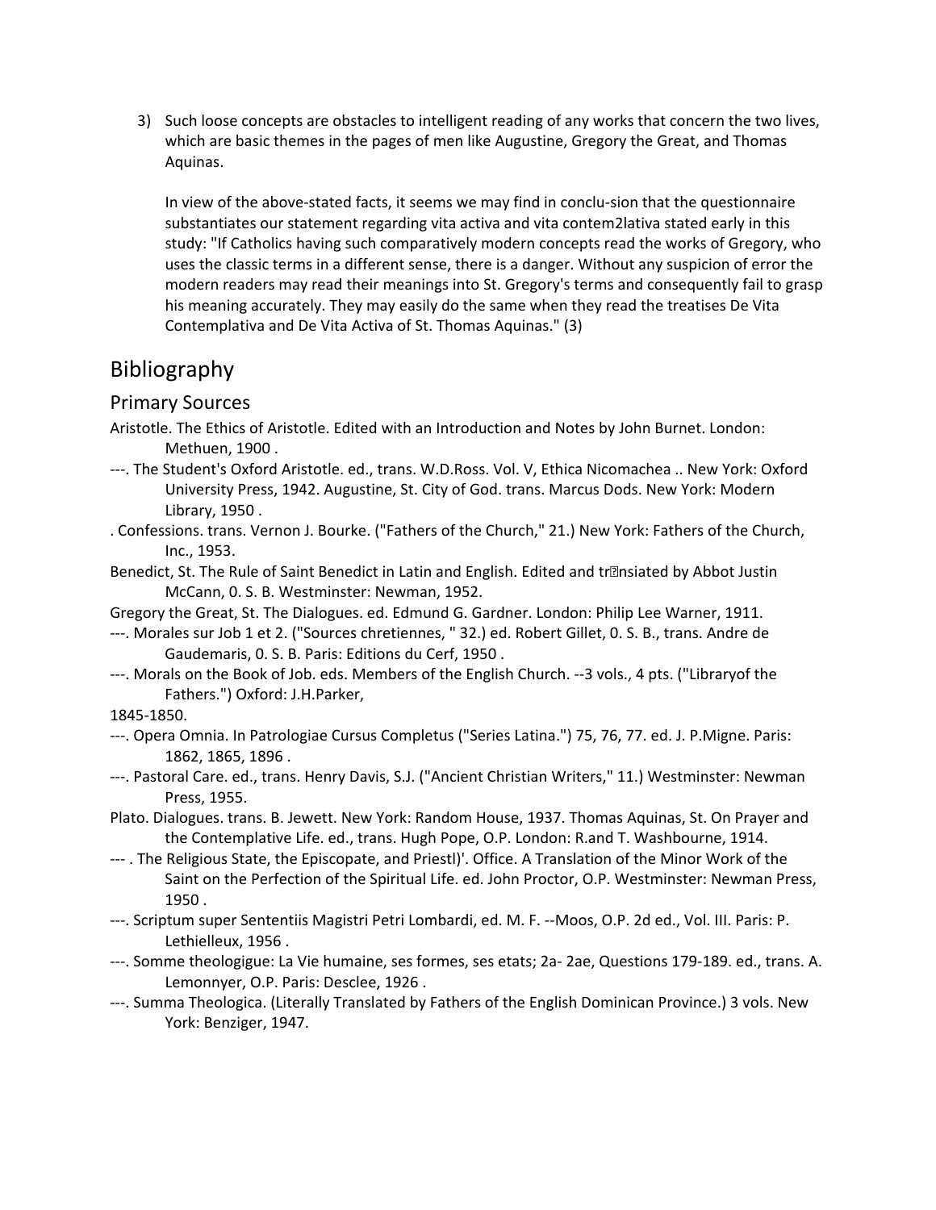3) Such loose concepts are obstacles to intelligent reading of any works that concern the two lives, which are basic themes in the pages of men like Augustine, Gregory the Great, and Thomas Aquinas.

   In view of the above-stated facts, it seems we may find in conclu-sion that the questionnaire substantiates our statement regarding vita activa and vita contem2lativa stated early in this study: "If Catholics having such comparatively modern concepts read the works of Gregory, who uses the classic terms in a different sense, there is a danger. Without any suspicion of error the modern readers may read their meanings into St. Gregory's terms and consequently fail to grasp his meaning accurately. They may easily do the same when they read the treatises De Vita Contemplativa and De Vita Activa of St. Thomas Aquinas." (3)

# Bibliography

## Primary Sources

Aristotle. The Ethics of Aristotle. Edited with an Introduction and Notes by John Burnet. London: Methuen, 1900 .

---. The Student's Oxford Aristotle. ed., trans. W.D.Ross. Vol. V, Ethica Nicomachea .. New York: Oxford University Press, 1942. Augustine, St. City of God. trans. Marcus Dods. New York: Modern Library, 1950 .

. Confessions. trans. Vernon J. Bourke. ("Fathers of the Church," 21.) New York: Fathers of the Church, Inc., 1953.

Benedict, St. The Rule of Saint Benedict in Latin and English. Edited and tr�nsiated by Abbot Justin McCann, 0. S. B. Westminster: Newman, 1952.

Gregory the Great, St. The Dialogues. ed. Edmund G. Gardner. London: Philip Lee Warner, 1911.

---. Morales sur Job 1 et 2. ("Sources chretiennes, " 32.) ed. Robert Gillet, 0. S. B., trans. Andre de Gaudemaris, 0. S. B. Paris: Editions du Cerf, 1950 .

---. Morals on the Book of Job. eds. Members of the English Church. --3 vols., 4 pts. ("Libraryof the Fathers.") Oxford: J.H.Parker,

1845-1850.

---. Opera Omnia. In Patrologiae Cursus Completus ("Series Latina.") 75, 76, 77. ed. J. P.Migne. Paris: 1862, 1865, 1896 .

---. Pastoral Care. ed., trans. Henry Davis, S.J. ("Ancient Christian Writers," 11.) Westminster: Newman Press, 1955.

Plato. Dialogues. trans. B. Jewett. New York: Random House, 1937. Thomas Aquinas, St. On Prayer and the Contemplative Life. ed., trans. Hugh Pope, O.P. London: R.and T. Washbourne, 1914.

--- . The Religious State, the Episcopate, and Priestl)'. Office. A Translation of the Minor Work of the Saint on the Perfection of the Spiritual Life. ed. John Proctor, O.P. Westminster: Newman Press, 1950 .

---. Scriptum super Sententiis Magistri Petri Lombardi, ed. M. F. --Moos, O.P. 2d ed., Vol. III. Paris: P. Lethielleux, 1956 .

---. Somme theologigue: La Vie humaine, ses formes, ses etats; 2a- 2ae, Questions 179-189. ed., trans. A. Lemonnyer, O.P. Paris: Desclee, 1926 .

---. Summa Theologica. (Literally Translated by Fathers of the English Dominican Province.) 3 vols. New York: Benziger, 1947.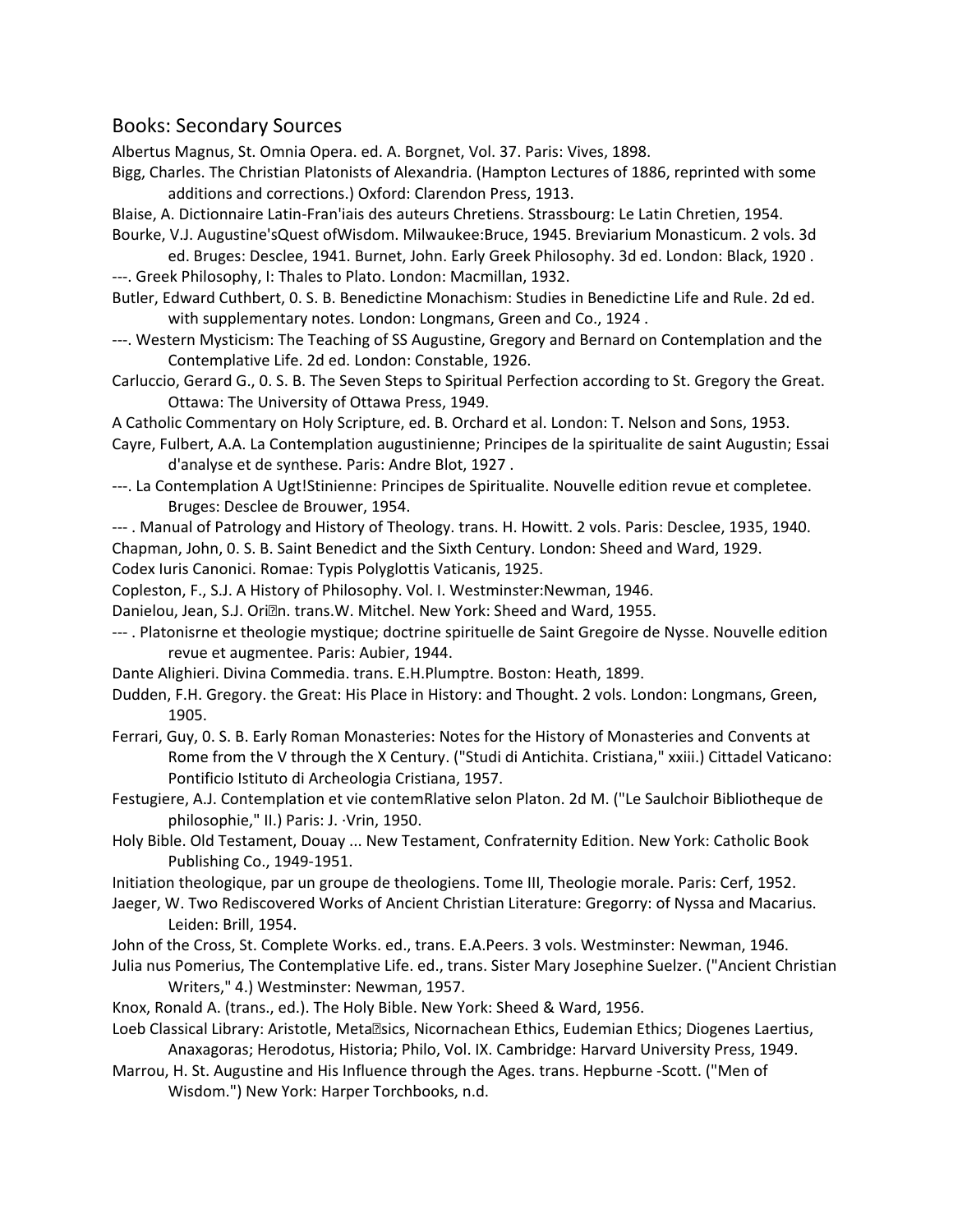## Books: Secondary Sources

Albertus Magnus, St. Omnia Opera. ed. A. Borgnet, Vol. 37. Paris: Vives, 1898.

Bigg, Charles. The Christian Platonists of Alexandria. (Hampton Lectures of 1886, reprinted with some additions and corrections.) Oxford: Clarendon Press, 1913.

Blaise, A. Dictionnaire Latin-Fran'iais des auteurs Chretiens. Strassbourg: Le Latin Chretien, 1954.

Bourke, V.J. Augustine'sQuest ofWisdom. Milwaukee:Bruce, 1945. Breviarium Monasticum. 2 vols. 3d ed. Bruges: Desclee, 1941. Burnet, John. Early Greek Philosophy. 3d ed. London: Black, 1920 .

---. Greek Philosophy, I: Thales to Plato. London: Macmillan, 1932.

Butler, Edward Cuthbert, 0. S. B. Benedictine Monachism: Studies in Benedictine Life and Rule. 2d ed. with supplementary notes. London: Longmans, Green and Co., 1924 .

---. Western Mysticism: The Teaching of SS Augustine, Gregory and Bernard on Contemplation and the Contemplative Life. 2d ed. London: Constable, 1926.

Carluccio, Gerard G., 0. S. B. The Seven Steps to Spiritual Perfection according to St. Gregory the Great. Ottawa: The University of Ottawa Press, 1949.

A Catholic Commentary on Holy Scripture, ed. B. Orchard et al. London: T. Nelson and Sons, 1953.

Cayre, Fulbert, A.A. La Contemplation augustinienne; Principes de la spiritualite de saint Augustin; Essai d'analyse et de synthese. Paris: Andre Blot, 1927 .

---. La Contemplation A Ugt!Stinienne: Principes de Spiritualite. Nouvelle edition revue et completee. Bruges: Desclee de Brouwer, 1954.

--- . Manual of Patrology and History of Theology. trans. H. Howitt. 2 vols. Paris: Desclee, 1935, 1940.

Chapman, John, 0. S. B. Saint Benedict and the Sixth Century. London: Sheed and Ward, 1929.

Codex Iuris Canonici. Romae: Typis Polyglottis Vaticanis, 1925.

Copleston, F., S.J. A History of Philosophy. Vol. I. Westminster:Newman, 1946.

Danielou, Jean, S.J. Ori�n. trans.W. Mitchel. New York: Sheed and Ward, 1955.

--- . Platonisrne et theologie mystique; doctrine spirituelle de Saint Gregoire de Nysse. Nouvelle edition revue et augmentee. Paris: Aubier, 1944.

Dante Alighieri. Divina Commedia. trans. E.H.Plumptre. Boston: Heath, 1899.

Dudden, F.H. Gregory. the Great: His Place in History: and Thought. 2 vols. London: Longmans, Green, 1905.

Ferrari, Guy, 0. S. B. Early Roman Monasteries: Notes for the History of Monasteries and Convents at Rome from the V through the X Century. ("Studi di Antichita. Cristiana," xxiii.) Cittadel Vaticano: Pontificio Istituto di Archeologia Cristiana, 1957.

Festugiere, A.J. Contemplation et vie contemRlative selon Platon. 2d M. ("Le Saulchoir Bibliotheque de philosophie," II.) Paris: J. ·Vrin, 1950.

Holy Bible. Old Testament, Douay ... New Testament, Confraternity Edition. New York: Catholic Book Publishing Co., 1949-1951.

Initiation theologique, par un groupe de theologiens. Tome III, Theologie morale. Paris: Cerf, 1952.

Jaeger, W. Two Rediscovered Works of Ancient Christian Literature: Gregorry: of Nyssa and Macarius. Leiden: Brill, 1954.

John of the Cross, St. Complete Works. ed., trans. E.A.Peers. 3 vols. Westminster: Newman, 1946.

Julia nus Pomerius, The Contemplative Life. ed., trans. Sister Mary Josephine Suelzer. ("Ancient Christian Writers," 4.) Westminster: Newman, 1957.

Knox, Ronald A. (trans., ed.). The Holy Bible. New York: Sheed & Ward, 1956.

Loeb Classical Library: Aristotle, Meta�sics, Nicornachean Ethics, Eudemian Ethics; Diogenes Laertius, Anaxagoras; Herodotus, Historia; Philo, Vol. IX. Cambridge: Harvard University Press, 1949.

Marrou, H. St. Augustine and His Influence through the Ages. trans. Hepburne -Scott. ("Men of Wisdom.") New York: Harper Torchbooks, n.d.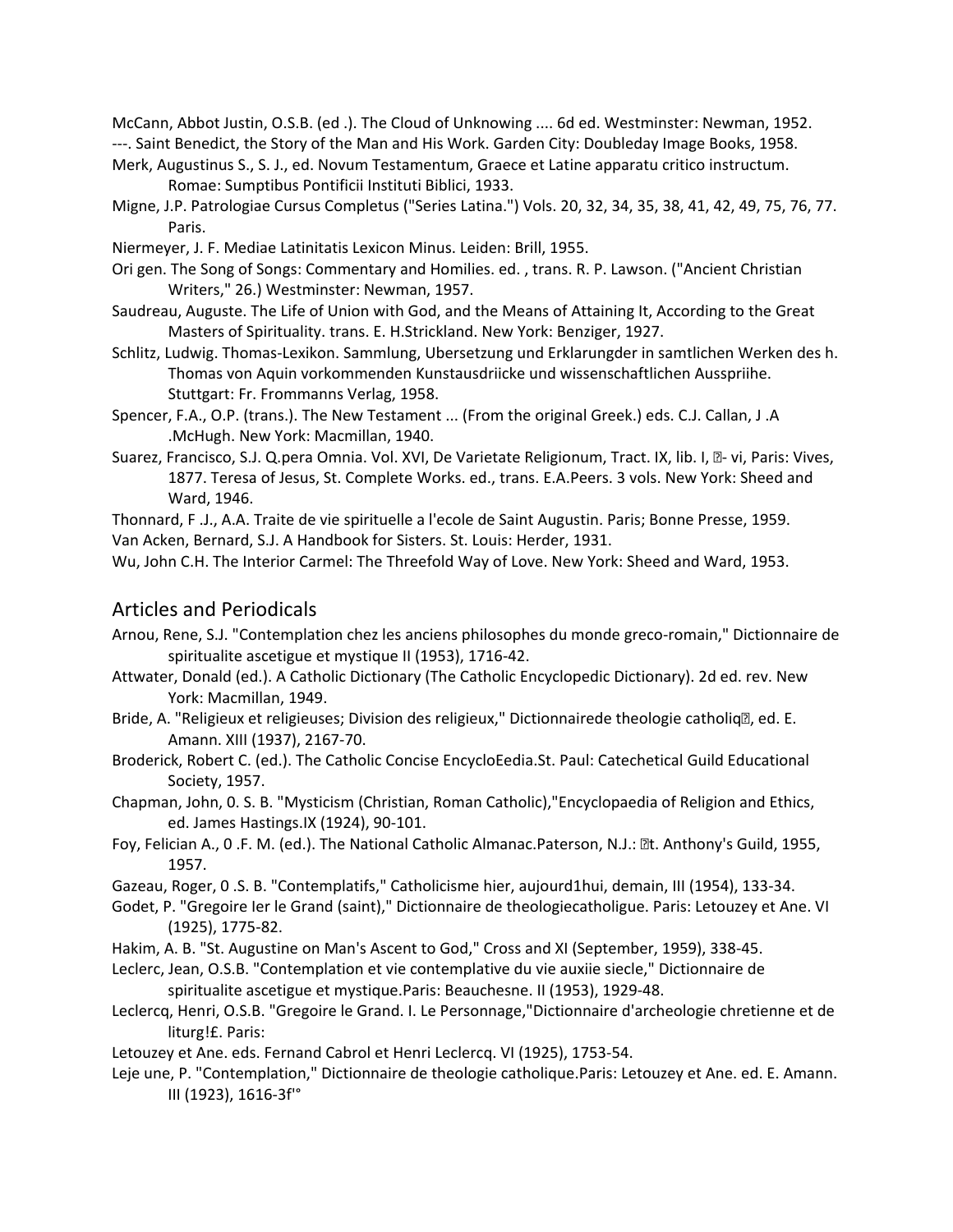McCann, Abbot Justin, O.S.B. (ed .). The Cloud of Unknowing .... 6d ed. Westminster: Newman, 1952.

---. Saint Benedict, the Story of the Man and His Work. Garden City: Doubleday Image Books, 1958.

Merk, Augustinus S., S. J., ed. Novum Testamentum, Graece et Latine apparatu critico instructum. Romae: Sumptibus Pontificii Instituti Biblici, 1933.

Migne, J.P. Patrologiae Cursus Completus ("Series Latina.") Vols. 20, 32, 34, 35, 38, 41, 42, 49, 75, 76, 77. Paris.

Niermeyer, J. F. Mediae Latinitatis Lexicon Minus. Leiden: Brill, 1955.

Ori gen. The Song of Songs: Commentary and Homilies. ed. , trans. R. P. Lawson. ("Ancient Christian Writers," 26.) Westminster: Newman, 1957.

Saudreau, Auguste. The Life of Union with God, and the Means of Attaining It, According to the Great Masters of Spirituality. trans. E. H.Strickland. New York: Benziger, 1927.

Schlitz, Ludwig. Thomas-Lexikon. Sammlung, Ubersetzung und Erklarungder in samtlichen Werken des h. Thomas von Aquin vorkommenden Kunstausdriicke und wissenschaftlichen Ausspriihe. Stuttgart: Fr. Frommanns Verlag, 1958.

Spencer, F.A., O.P. (trans.). The New Testament ... (From the original Greek.) eds. C.J. Callan, J .A .McHugh. New York: Macmillan, 1940.

Suarez, Francisco, S.J. Q.pera Omnia. Vol. XVI, De Varietate Religionum, Tract. IX, lib. I, - vi, Paris: Vives, 1877. Teresa of Jesus, St. Complete Works. ed., trans. E.A.Peers. 3 vols. New York: Sheed and Ward, 1946.

Thonnard, F .J., A.A. Traite de vie spirituelle a l'ecole de Saint Augustin. Paris; Bonne Presse, 1959.

Van Acken, Bernard, S.J. A Handbook for Sisters. St. Louis: Herder, 1931.

Wu, John C.H. The Interior Carmel: The Threefold Way of Love. New York: Sheed and Ward, 1953.

## Articles and Periodicals

Arnou, Rene, S.J. "Contemplation chez les anciens philosophes du monde greco-romain," Dictionnaire de spiritualite ascetigue et mystique II (1953), 1716-42.

Attwater, Donald (ed.). A Catholic Dictionary (The Catholic Encyclopedic Dictionary). 2d ed. rev. New York: Macmillan, 1949.

Bride, A. "Religieux et religieuses; Division des religieux," Dictionnairede theologie catholiq, ed. E. Amann. XIII (1937), 2167-70.

Broderick, Robert C. (ed.). The Catholic Concise EncycloEedia.St. Paul: Catechetical Guild Educational Society, 1957.

Chapman, John, 0. S. B. "Mysticism (Christian, Roman Catholic),"Encyclopaedia of Religion and Ethics, ed. James Hastings.IX (1924), 90-101.

Foy, Felician A., 0 .F. M. (ed.). The National Catholic Almanac.Paterson, N.J.: t. Anthony's Guild, 1955, 1957.

Gazeau, Roger, 0 .S. B. "Contemplatifs," Catholicisme hier, aujourd1hui, demain, III (1954), 133-34.

Godet, P. "Gregoire Ier le Grand (saint)," Dictionnaire de theologiecatholigue. Paris: Letouzey et Ane. VI (1925), 1775-82.

Hakim, A. B. "St. Augustine on Man's Ascent to God," Cross and XI (September, 1959), 338-45.

Leclerc, Jean, O.S.B. "Contemplation et vie contemplative du vie auxiie siecle," Dictionnaire de spiritualite ascetigue et mystique.Paris: Beauchesne. II (1953), 1929-48.

Leclercq, Henri, O.S.B. "Gregoire le Grand. I. Le Personnage,"Dictionnaire d'archeologie chretienne et de liturg!£. Paris:

Letouzey et Ane. eds. Fernand Cabrol et Henri Leclercq. VI (1925), 1753-54.

Leje une, P. "Contemplation," Dictionnaire de theologie catholique.Paris: Letouzey et Ane. ed. E. Amann. III (1923), 1616-3f'°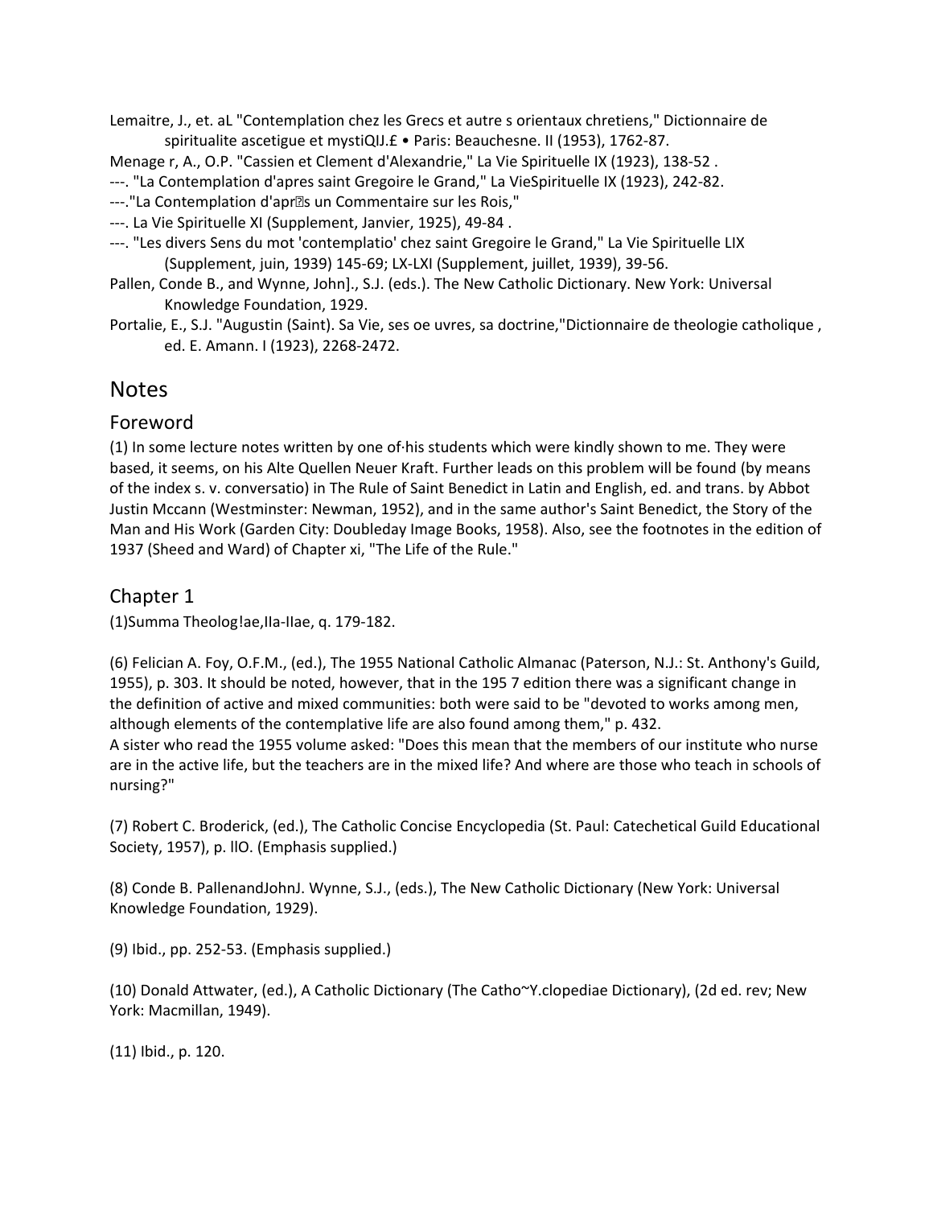Lemaitre, J., et. aL "Contemplation chez les Grecs et autre s orientaux chretiens," Dictionnaire de spiritualite ascetigue et mystiQIJ.£ • Paris: Beauchesne. II (1953), 1762-87.

Menage r, A., O.P. "Cassien et Clement d'Alexandrie," La Vie Spirituelle IX (1923), 138-52 .

---. "La Contemplation d'apres saint Gregoire le Grand," La VieSpirituelle IX (1923), 242-82.

---."La Contemplation d'apr�s un Commentaire sur les Rois,"

---. La Vie Spirituelle XI (Supplement, Janvier, 1925), 49-84 .

---. "Les divers Sens du mot 'contemplatio' chez saint Gregoire le Grand," La Vie Spirituelle LIX (Supplement, juin, 1939) 145-69; LX-LXI (Supplement, juillet, 1939), 39-56.

Pallen, Conde B., and Wynne, John]., S.J. (eds.). The New Catholic Dictionary. New York: Universal Knowledge Foundation, 1929.

Portalie, E., S.J. "Augustin (Saint). Sa Vie, ses oe uvres, sa doctrine,"Dictionnaire de theologie catholique , ed. E. Amann. I (1923), 2268-2472.

# Notes

## Foreword

(1) In some lecture notes written by one of·his students which were kindly shown to me. They were based, it seems, on his Alte Quellen Neuer Kraft. Further leads on this problem will be found (by means of the index s. v. conversatio) in The Rule of Saint Benedict in Latin and English, ed. and trans. by Abbot Justin Mccann (Westminster: Newman, 1952), and in the same author's Saint Benedict, the Story of the Man and His Work (Garden City: Doubleday Image Books, 1958). Also, see the footnotes in the edition of 1937 (Sheed and Ward) of Chapter xi, "The Life of the Rule."

## Chapter 1

(1)Summa Theolog!ae,IIa-IIae, q. 179-182.

(6) Felician A. Foy, O.F.M., (ed.), The 1955 National Catholic Almanac (Paterson, N.J.: St. Anthony's Guild, 1955), p. 303. It should be noted, however, that in the 195 7 edition there was a significant change in the definition of active and mixed communities: both were said to be "devoted to works among men, although elements of the contemplative life are also found among them," p. 432.
A sister who read the 1955 volume asked: "Does this mean that the members of our institute who nurse are in the active life, but the teachers are in the mixed life? And where are those who teach in schools of nursing?"

(7) Robert C. Broderick, (ed.), The Catholic Concise Encyclopedia (St. Paul: Catechetical Guild Educational Society, 1957), p. llO. (Emphasis supplied.)

(8) Conde B. PallenandJohnJ. Wynne, S.J., (eds.), The New Catholic Dictionary (New York: Universal Knowledge Foundation, 1929).

(9) Ibid., pp. 252-53. (Emphasis supplied.)

(10) Donald Attwater, (ed.), A Catholic Dictionary (The Catho~Y.clopediae Dictionary), (2d ed. rev; New York: Macmillan, 1949).

(11) Ibid., p. 120.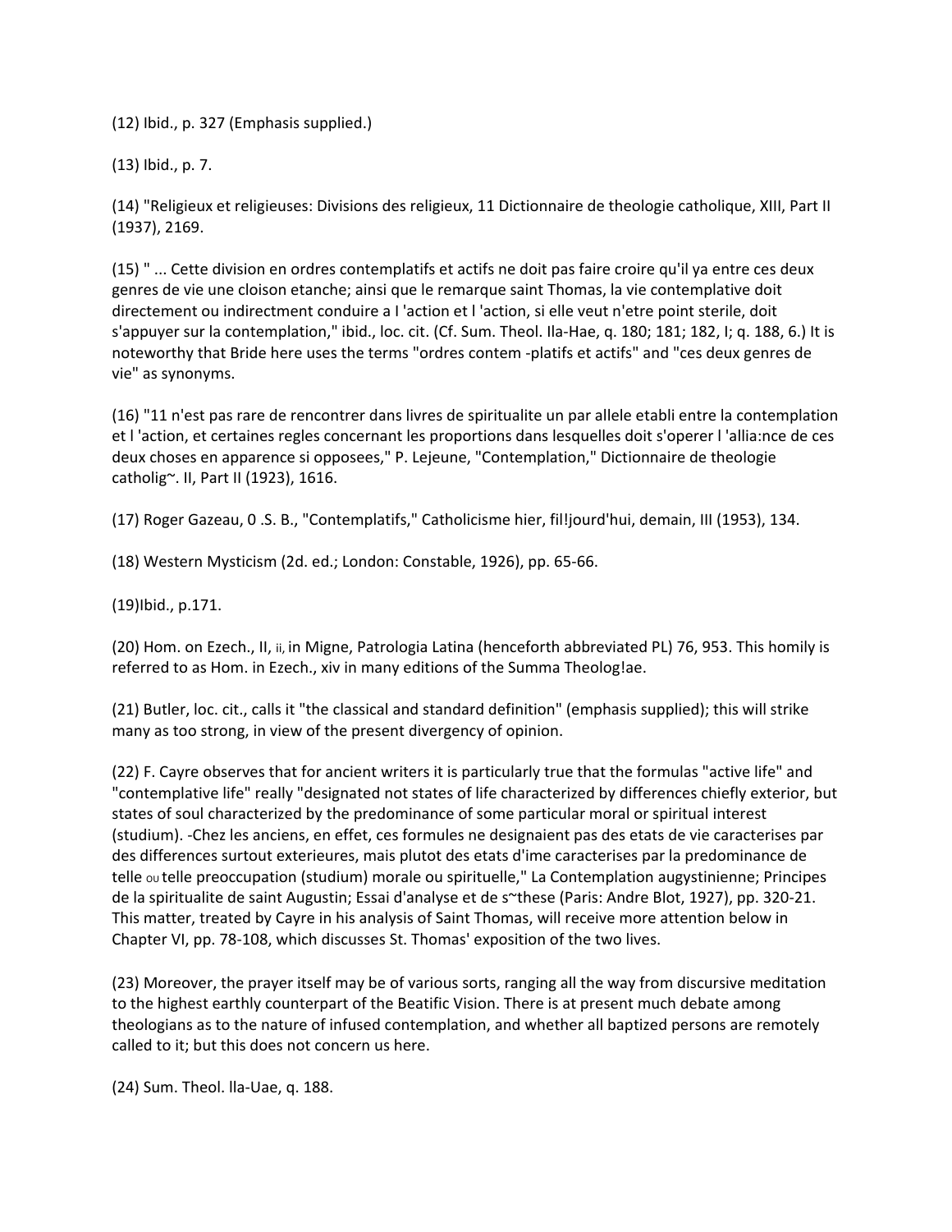(12) Ibid., p. 327 (Emphasis supplied.)

(13) Ibid., p. 7.

(14) "Religieux et religieuses: Divisions des religieux, 11 Dictionnaire de theologie catholique, XIII, Part II (1937), 2169.

(15) " ... Cette division en ordres contemplatifs et actifs ne doit pas faire croire qu'il ya entre ces deux genres de vie une cloison etanche; ainsi que le remarque saint Thomas, la vie contemplative doit directement ou indirectment conduire a I 'action et l 'action, si elle veut n'etre point sterile, doit s'appuyer sur la contemplation," ibid., loc. cit. (Cf. Sum. Theol. Ila-Hae, q. 180; 181; 182, I; q. 188, 6.) It is noteworthy that Bride here uses the terms "ordres contem -platifs et actifs" and "ces deux genres de vie" as synonyms.

(16) "11 n'est pas rare de rencontrer dans livres de spiritualite un par allele etabli entre la contemplation et l 'action, et certaines regles concernant les proportions dans lesquelles doit s'operer l 'allia:nce de ces deux choses en apparence si opposees," P. Lejeune, "Contemplation," Dictionnaire de theologie catholig~. II, Part II (1923), 1616.

(17) Roger Gazeau, 0 .S. B., "Contemplatifs," Catholicisme hier, fil!jourd'hui, demain, III (1953), 134.

(18) Western Mysticism (2d. ed.; London: Constable, 1926), pp. 65-66.

(19)Ibid., p.171.

(20) Hom. on Ezech., II, ii, in Migne, Patrologia Latina (henceforth abbreviated PL) 76, 953. This homily is referred to as Hom. in Ezech., xiv in many editions of the Summa Theolog!ae.

(21) Butler, loc. cit., calls it "the classical and standard definition" (emphasis supplied); this will strike many as too strong, in view of the present divergency of opinion.

(22) F. Cayre observes that for ancient writers it is particularly true that the formulas "active life" and "contemplative life" really "designated not states of life characterized by differences chiefly exterior, but states of soul characterized by the predominance of some particular moral or spiritual interest (studium). -Chez les anciens, en effet, ces formules ne designaient pas des etats de vie caracterises par des differences surtout exterieures, mais plutot des etats d'ime caracterises par la predominance de telle ou telle preoccupation (studium) morale ou spirituelle," La Contemplation augystinienne; Principes de la spiritualite de saint Augustin; Essai d'analyse et de s~these (Paris: Andre Blot, 1927), pp. 320-21. This matter, treated by Cayre in his analysis of Saint Thomas, will receive more attention below in Chapter VI, pp. 78-108, which discusses St. Thomas' exposition of the two lives.

(23) Moreover, the prayer itself may be of various sorts, ranging all the way from discursive meditation to the highest earthly counterpart of the Beatific Vision. There is at present much debate among theologians as to the nature of infused contemplation, and whether all baptized persons are remotely called to it; but this does not concern us here.

(24) Sum. Theol. lla-Uae, q. 188.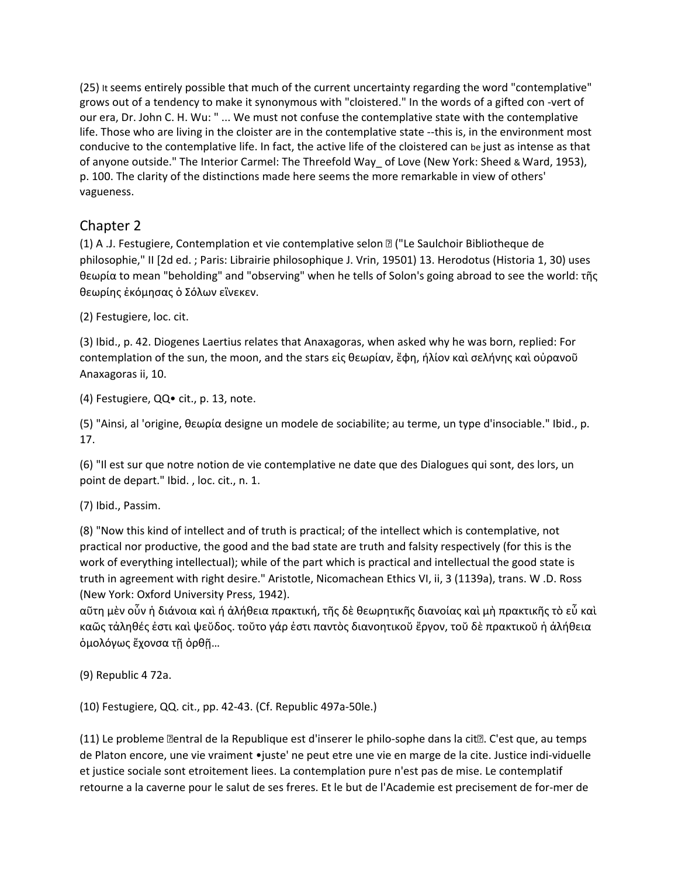(25) It seems entirely possible that much of the current uncertainty regarding the word "contemplative" grows out of a tendency to make it synonymous with "cloistered." In the words of a gifted con -vert of our era, Dr. John C. H. Wu: " ... We must not confuse the contemplative state with the contemplative life. Those who are living in the cloister are in the contemplative state --this is, in the environment most conducive to the contemplative life. In fact, the active life of the cloistered can be just as intense as that of anyone outside." The Interior Carmel: The Threefold Way_ of Love (New York: Sheed & Ward, 1953), p. 100. The clarity of the distinctions made here seems the more remarkable in view of others' vagueness.

## Chapter 2

(1) A .J. Festugiere, Contemplation et vie contemplative selon ▯ ("Le Saulchoir Bibliotheque de philosophie," II [2d ed. ; Paris: Librairie philosophique J. Vrin, 19501) 13. Herodotus (Historia 1, 30) uses θεωρία to mean "beholding" and "observing" when he tells of Solon's going abroad to see the world: τῆς θεωρίης ἐκόμησας ὁ Σόλων εἵνεκεν.

(2) Festugiere, loc. cit.

(3) Ibid., p. 42. Diogenes Laertius relates that Anaxagoras, when asked why he was born, replied: For contemplation of the sun, the moon, and the stars εἰς θεωρίαν, ἔφη, ἡλίον καὶ σελήνης καὶ οὐρανοῦ Anaxagoras ii, 10.

(4) Festugiere, QQ• cit., p. 13, note.

(5) "Ainsi, al 'origine, θεωρία designe un modele de sociabilite; au terme, un type d'insociable." Ibid., p. 17.

(6) "Il est sur que notre notion de vie contemplative ne date que des Dialogues qui sont, des lors, un point de depart." Ibid. , loc. cit., n. 1.

(7) Ibid., Passim.

(8) "Now this kind of intellect and of truth is practical; of the intellect which is contemplative, not practical nor productive, the good and the bad state are truth and falsity respectively (for this is the work of everything intellectual); while of the part which is practical and intellectual the good state is truth in agreement with right desire." Aristotle, Nicomachean Ethics VI, ii, 3 (1139a), trans. W .D. Ross (New York: Oxford University Press, 1942).
αὕτη μὲν οὖν ἡ διάνοια καὶ ἡ ἀλήθεια πρακτική, τῆς δὲ θεωρητικῆς διανοίας καὶ μὴ πρακτικῆς τὸ εὖ καὶ καῶς τἀληθές ἐστι καὶ ψεῦδος. τοῦτο γάρ ἐστι παντὸς διανοητικοῦ ἔργον, τοῦ δὲ πρακτικοῦ ἡ ἀλήθεια ὁμολόγως ἔχονσα τῇ ὀρθῇ...

(9) Republic 4 72a.

(10) Festugiere, QQ. cit., pp. 42-43. (Cf. Republic 497a-50le.)

(11) Le probleme ▯entral de la Republique est d'inserer le philo-sophe dans la cit▯. C'est que, au temps de Platon encore, une vie vraiment •juste' ne peut etre une vie en marge de la cite. Justice indi-viduelle et justice sociale sont etroitement liees. La contemplation pure n'est pas de mise. Le contemplatif retourne a la caverne pour le salut de ses freres. Et le but de l'Academie est precisement de for-mer de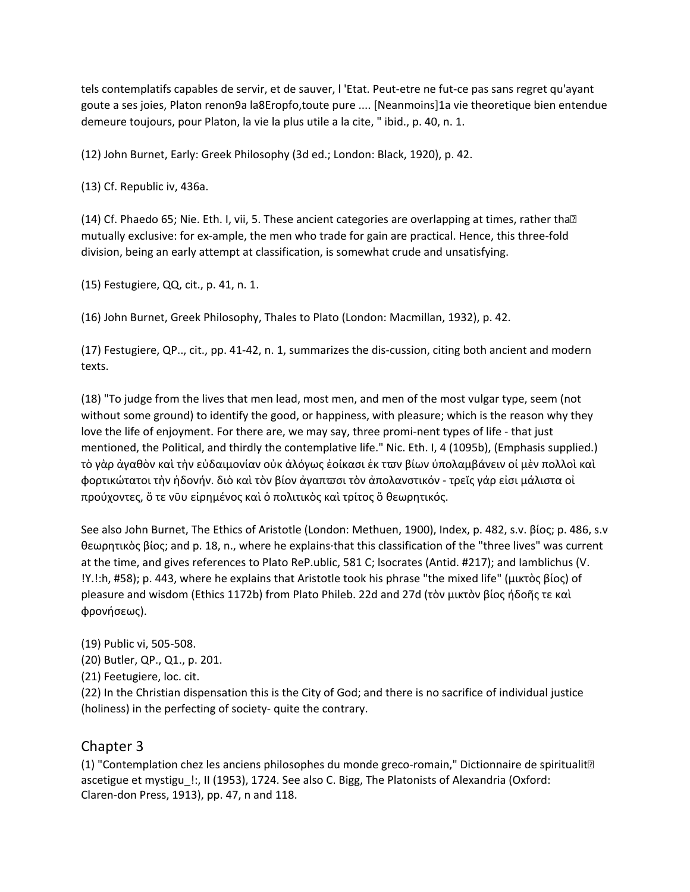tels contemplatifs capables de servir, et de sauver, l 'Etat. Peut-etre ne fut-ce pas sans regret qu'ayant goute a ses joies, Platon renon9a la8Eropfo,toute pure .... [Neanmoins]1a vie theoretique bien entendue demeure toujours, pour Platon, la vie la plus utile a la cite, " ibid., p. 40, n. 1.

(12) John Burnet, Early: Greek Philosophy (3d ed.; London: Black, 1920), p. 42.

(13) Cf. Republic iv, 436a.

(14) Cf. Phaedo 65; Nie. Eth. I, vii, 5. These ancient categories are overlapping at times, rather tha mutually exclusive: for ex-ample, the men who trade for gain are practical. Hence, this three-fold division, being an early attempt at classification, is somewhat crude and unsatisfying.

(15) Festugiere, QQ, cit., p. 41, n. 1.

(16) John Burnet, Greek Philosophy, Thales to Plato (London: Macmillan, 1932), p. 42.

(17) Festugiere, QP.., cit., pp. 41-42, n. 1, summarizes the dis-cussion, citing both ancient and modern texts.

(18) "To judge from the lives that men lead, most men, and men of the most vulgar type, seem (not without some ground) to identify the good, or happiness, with pleasure; which is the reason why they love the life of enjoyment. For there are, we may say, three promi-nent types of life - that just mentioned, the Political, and thirdly the contemplative life." Nic. Eth. I, 4 (1095b), (Emphasis supplied.) τὸ γὰρ ἀγαθὸν καὶ τὴν εὐδαιμονίαν οὐκ ἀλόγως ἐοίκασι ἐκ τϖν βίων ὑπολαμβάνειν οἱ μὲν πολλοὶ καὶ φορτικώτατοι τὴν ἡδονήν. διὸ καὶ τὸν βίον ἀγαπϖσι τὸν ἀπολανστικόν - τρεῖς γάρ εἰσι μάλιστα οἱ προύχοντες, ὅ τε νῦυ εἰρημένος καὶ ὁ πολιτικὸς καὶ τρίτος ὅ θεωρητικός.

See also John Burnet, The Ethics of Aristotle (London: Methuen, 1900), Index, p. 482, s.v. βίος; p. 486, s.v θεωρητικὸς βίος; and p. 18, n., where he explains·that this classification of the "three lives" was current at the time, and gives references to Plato ReP.ublic, 581 C; lsocrates (Antid. #217); and Iamblichus (V. !Y.!:h, #58); p. 443, where he explains that Aristotle took his phrase "the mixed life" (μικτὸς βίος) of pleasure and wisdom (Ethics 1172b) from Plato Phileb. 22d and 27d (τὸν μικτὸν βίος ἡδοῆς τε καὶ φρονήσεως).

(19) Public vi, 505-508.
(20) Butler, QP., Q1., p. 201.
(21) Feetugiere, loc. cit.
(22) In the Christian dispensation this is the City of God; and there is no sacrifice of individual justice (holiness) in the perfecting of society- quite the contrary.

## Chapter 3

(1) "Contemplation chez les anciens philosophes du monde greco-romain," Dictionnaire de spiritualit ascetigue et mystigu_!:, II (1953), 1724. See also C. Bigg, The Platonists of Alexandria (Oxford: Claren-don Press, 1913), pp. 47, n and 118.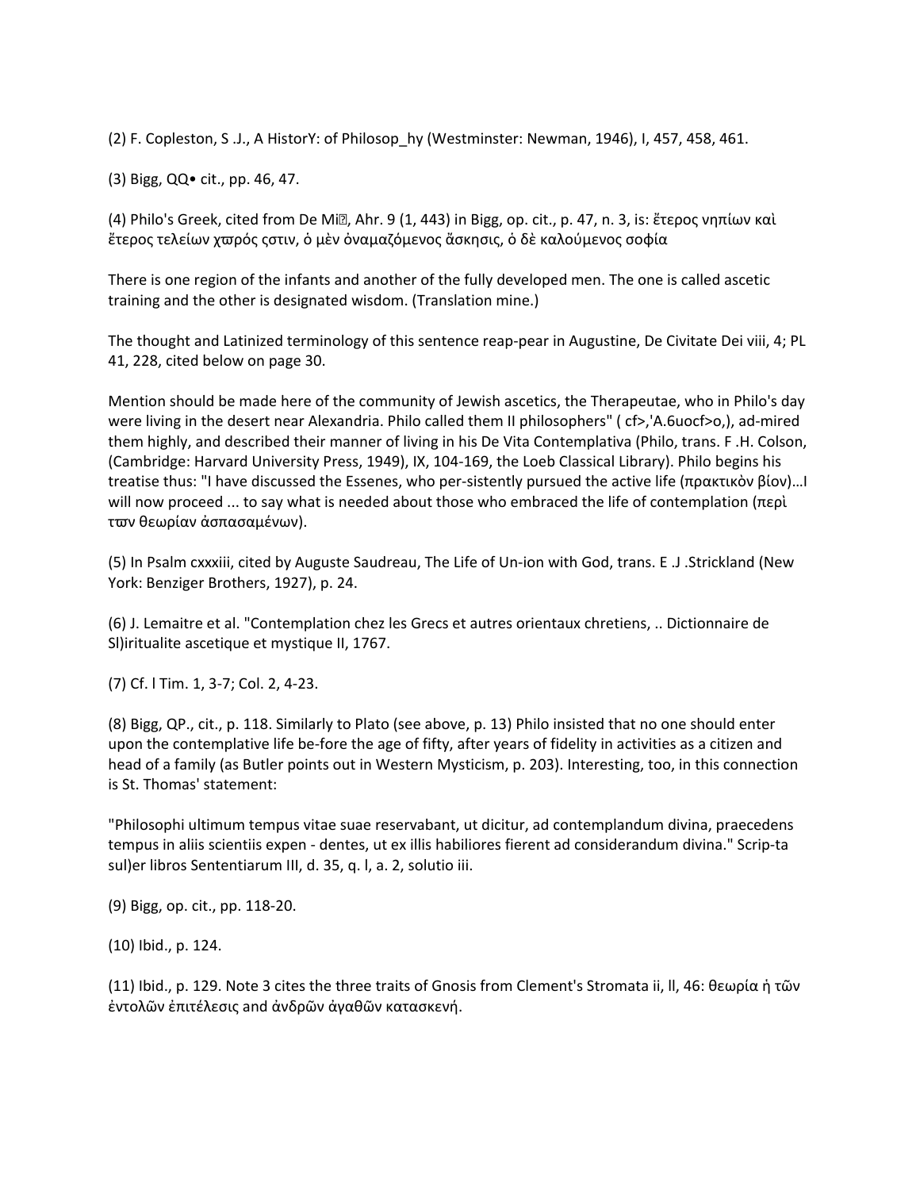(2) F. Copleston, S .J., A HistorY: of Philosop_hy (Westminster: Newman, 1946), I, 457, 458, 461.

(3) Bigg, QQ• cit., pp. 46, 47.

(4) Philo's Greek, cited from De Mi?, Ahr. 9 (1, 443) in Bigg, op. cit., p. 47, n. 3, is: ἕτερος νηπίων καὶ ἕτερος τελείων χϖρός ςστιν, ὁ μὲν ὀναμαζόμενος ἄσκησις, ὁ δὲ καλούμενος σοφία

There is one region of the infants and another of the fully developed men. The one is called ascetic training and the other is designated wisdom. (Translation mine.)

The thought and Latinized terminology of this sentence reap-pear in Augustine, De Civitate Dei viii, 4; PL 41, 228, cited below on page 30.

Mention should be made here of the community of Jewish ascetics, the Therapeutae, who in Philo's day were living in the desert near Alexandria. Philo called them II philosophers" ( cf>,'A.6uocf>o,), ad-mired them highly, and described their manner of living in his De Vita Contemplativa (Philo, trans. F .H. Colson, (Cambridge: Harvard University Press, 1949), IX, 104-169, the Loeb Classical Library). Philo begins his treatise thus: "I have discussed the Essenes, who per-sistently pursued the active life (πρακτικὸν βίον)…I will now proceed ... to say what is needed about those who embraced the life of contemplation (περὶ τϖν θεωρίαν ἀσπασαμένων).

(5) In Psalm cxxxiii, cited by Auguste Saudreau, The Life of Un-ion with God, trans. E .J .Strickland (New York: Benziger Brothers, 1927), p. 24.

(6) J. Lemaitre et al. "Contemplation chez les Grecs et autres orientaux chretiens, .. Dictionnaire de Sl)iritualite ascetique et mystique II, 1767.

(7) Cf. l Tim. 1, 3-7; Col. 2, 4-23.

(8) Bigg, QP., cit., p. 118. Similarly to Plato (see above, p. 13) Philo insisted that no one should enter upon the contemplative life be-fore the age of fifty, after years of fidelity in activities as a citizen and head of a family (as Butler points out in Western Mysticism, p. 203). Interesting, too, in this connection is St. Thomas' statement:

"Philosophi ultimum tempus vitae suae reservabant, ut dicitur, ad contemplandum divina, praecedens tempus in aliis scientiis expen - dentes, ut ex illis habiliores fierent ad considerandum divina." Scrip-ta sul)er libros Sententiarum III, d. 35, q. l, a. 2, solutio iii.

(9) Bigg, op. cit., pp. 118-20.

(10) Ibid., p. 124.

(11) Ibid., p. 129. Note 3 cites the three traits of Gnosis from Clement's Stromata ii, ll, 46: θεωρία ἡ τῶν ἐντολῶν ἐπιτέλεσις and ἀνδρῶν ἀγαθῶν κατασκενή.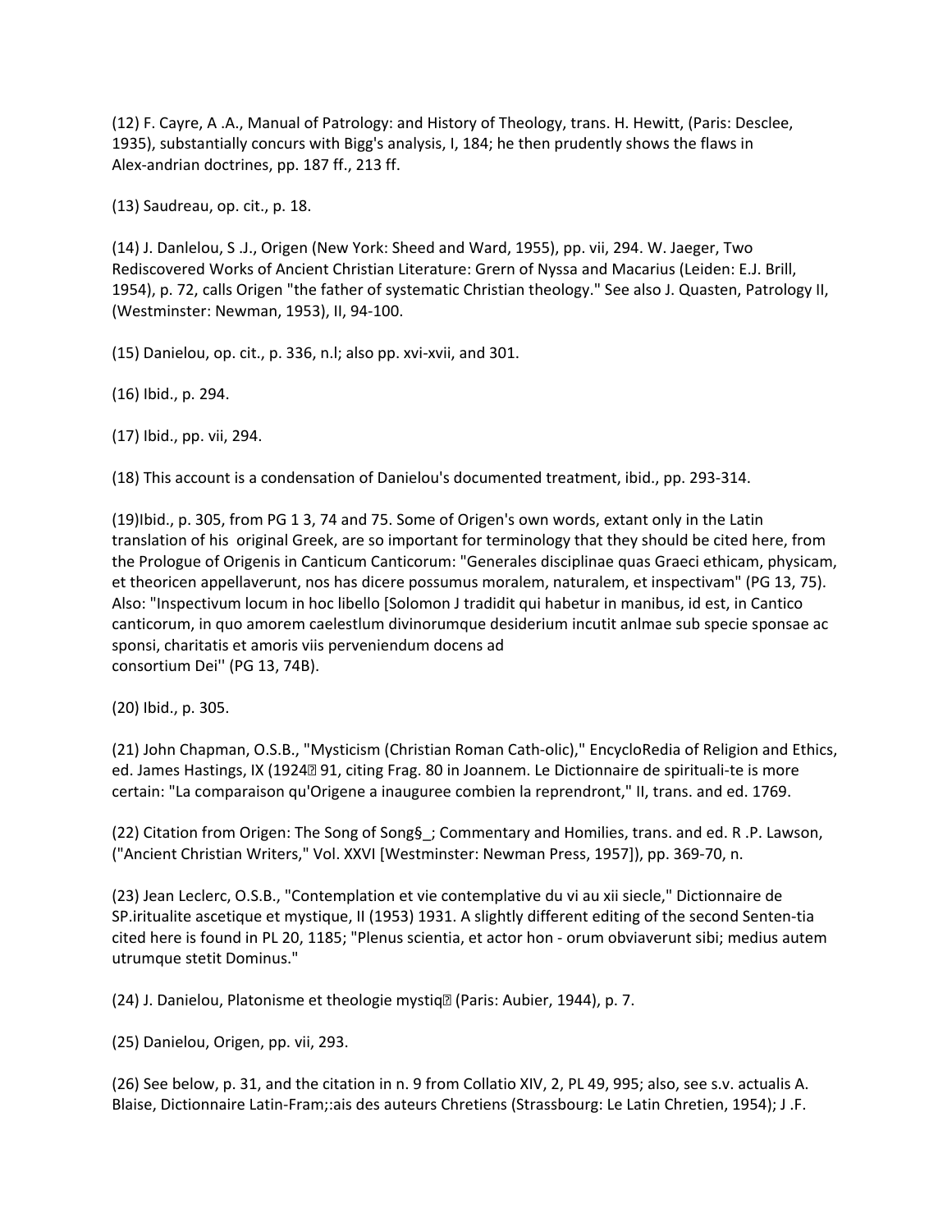(12) F. Cayre, A .A., Manual of Patrology: and History of Theology, trans. H. Hewitt, (Paris: Desclee, 1935), substantially concurs with Bigg's analysis, I, 184; he then prudently shows the flaws in Alex-andrian doctrines, pp. 187 ff., 213 ff.

(13) Saudreau, op. cit., p. 18.

(14) J. Danlelou, S .J., Origen (New York: Sheed and Ward, 1955), pp. vii, 294. W. Jaeger, Two Rediscovered Works of Ancient Christian Literature: Grern of Nyssa and Macarius (Leiden: E.J. Brill, 1954), p. 72, calls Origen "the father of systematic Christian theology." See also J. Quasten, Patrology II, (Westminster: Newman, 1953), II, 94-100.

(15) Danielou, op. cit., p. 336, n.l; also pp. xvi-xvii, and 301.

(16) Ibid., p. 294.

(17) Ibid., pp. vii, 294.

(18) This account is a condensation of Danielou's documented treatment, ibid., pp. 293-314.

(19)Ibid., p. 305, from PG 1 3, 74 and 75. Some of Origen's own words, extant only in the Latin translation of his original Greek, are so important for terminology that they should be cited here, from the Prologue of Origenis in Canticum Canticorum: "Generales disciplinae quas Graeci ethicam, physicam, et theoricen appellaverunt, nos has dicere possumus moralem, naturalem, et inspectivam" (PG 13, 75). Also: "Inspectivum locum in hoc libello [Solomon J tradidit qui habetur in manibus, id est, in Cantico canticorum, in quo amorem caelestlum divinorumque desiderium incutit anlmae sub specie sponsae ac sponsi, charitatis et amoris viis perveniendum docens ad consortium Dei'' (PG 13, 74B).

(20) Ibid., p. 305.

(21) John Chapman, O.S.B., "Mysticism (Christian Roman Cath-olic)," EncycloRedia of Religion and Ethics, ed. James Hastings, IX (1924� 91, citing Frag. 80 in Joannem. Le Dictionnaire de spirituali-te is more certain: "La comparaison qu'Origene a inauguree combien la reprendront," II, trans. and ed. 1769.

(22) Citation from Origen: The Song of Song§_; Commentary and Homilies, trans. and ed. R .P. Lawson, ("Ancient Christian Writers," Vol. XXVI [Westminster: Newman Press, 1957]), pp. 369-70, n.

(23) Jean Leclerc, O.S.B., "Contemplation et vie contemplative du vi au xii siecle," Dictionnaire de SP.iritualite ascetique et mystique, II (1953) 1931. A slightly different editing of the second Senten-tia cited here is found in PL 20, 1185; "Plenus scientia, et actor hon - orum obviaverunt sibi; medius autem utrumque stetit Dominus."

(24) J. Danielou, Platonisme et theologie mystiq� (Paris: Aubier, 1944), p. 7.

(25) Danielou, Origen, pp. vii, 293.

(26) See below, p. 31, and the citation in n. 9 from Collatio XIV, 2, PL 49, 995; also, see s.v. actualis A. Blaise, Dictionnaire Latin-Fram;:ais des auteurs Chretiens (Strassbourg: Le Latin Chretien, 1954); J .F.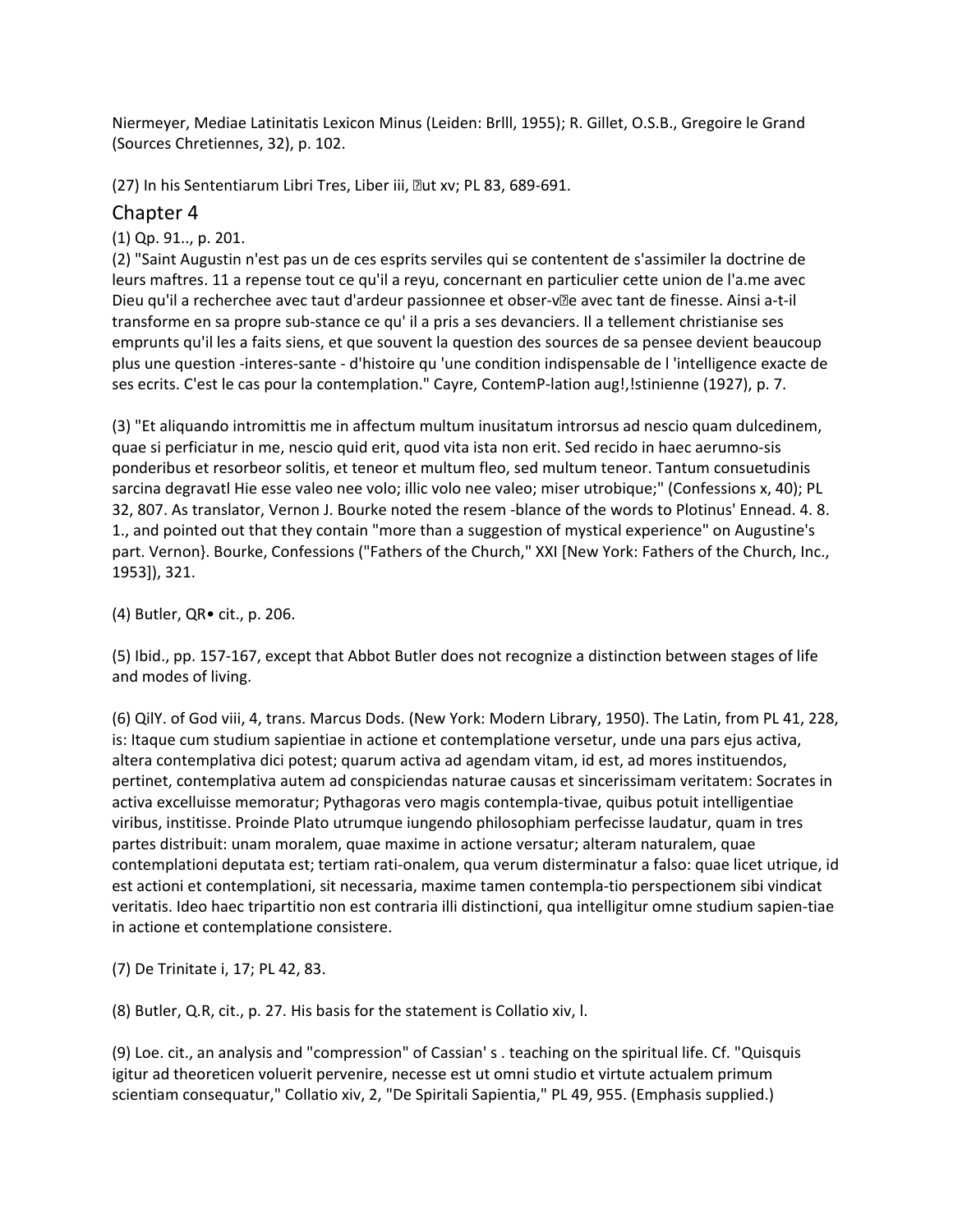Niermeyer, Mediae Latinitatis Lexicon Minus (Leiden: Brlll, 1955); R. Gillet, O.S.B., Gregoire le Grand (Sources Chretiennes, 32), p. 102.

(27) In his Sententiarum Libri Tres, Liber iii, �ut xv; PL 83, 689-691.

## Chapter 4

(1) Qp. 91.., p. 201.

(2) "Saint Augustin n'est pas un de ces esprits serviles qui se contentent de s'assimiler la doctrine de leurs maftres. 11 a repense tout ce qu'il a reyu, concernant en particulier cette union de l'a.me avec Dieu qu'il a recherchee avec taut d'ardeur passionnee et obser-v�e avec tant de finesse. Ainsi a-t-il transforme en sa propre sub-stance ce qu' il a pris a ses devanciers. Il a tellement christianise ses emprunts qu'il les a faits siens, et que souvent la question des sources de sa pensee devient beaucoup plus une question -interes-sante - d'histoire qu 'une condition indispensable de l 'intelligence exacte de ses ecrits. C'est le cas pour la contemplation." Cayre, ContemP-lation aug!,!stinienne (1927), p. 7.

(3) "Et aliquando intromittis me in affectum multum inusitatum introrsus ad nescio quam dulcedinem, quae si perficiatur in me, nescio quid erit, quod vita ista non erit. Sed recido in haec aerumno-sis ponderibus et resorbeor solitis, et teneor et multum fleo, sed multum teneor. Tantum consuetudinis sarcina degravatl Hie esse valeo nee volo; illic volo nee valeo; miser utrobique;" (Confessions x, 40); PL 32, 807. As translator, Vernon J. Bourke noted the resem -blance of the words to Plotinus' Ennead. 4. 8. 1., and pointed out that they contain "more than a suggestion of mystical experience" on Augustine's part. Vernon}. Bourke, Confessions ("Fathers of the Church," XXI [New York: Fathers of the Church, Inc., 1953]), 321.

(4) Butler, QR• cit., p. 206.

(5) Ibid., pp. 157-167, except that Abbot Butler does not recognize a distinction between stages of life and modes of living.

(6) QilY. of God viii, 4, trans. Marcus Dods. (New York: Modern Library, 1950). The Latin, from PL 41, 228, is: Itaque cum studium sapientiae in actione et contemplatione versetur, unde una pars ejus activa, altera contemplativa dici potest; quarum activa ad agendam vitam, id est, ad mores instituendos, pertinet, contemplativa autem ad conspiciendas naturae causas et sincerissimam veritatem: Socrates in activa excelluisse memoratur; Pythagoras vero magis contempla-tivae, quibus potuit intelligentiae viribus, institisse. Proinde Plato utrumque iungendo philosophiam perfecisse laudatur, quam in tres partes distribuit: unam moralem, quae maxime in actione versatur; alteram naturalem, quae contemplationi deputata est; tertiam rati-onalem, qua verum disterminatur a falso: quae licet utrique, id est actioni et contemplationi, sit necessaria, maxime tamen contempla-tio perspectionem sibi vindicat veritatis. Ideo haec tripartitio non est contraria illi distinctioni, qua intelligitur omne studium sapien-tiae in actione et contemplatione consistere.

(7) De Trinitate i, 17; PL 42, 83.

(8) Butler, Q.R, cit., p. 27. His basis for the statement is Collatio xiv, l.

(9) Loe. cit., an analysis and "compression" of Cassian' s . teaching on the spiritual life. Cf. "Quisquis igitur ad theoreticen voluerit pervenire, necesse est ut omni studio et virtute actualem primum scientiam consequatur," Collatio xiv, 2, "De Spiritali Sapientia," PL 49, 955. (Emphasis supplied.)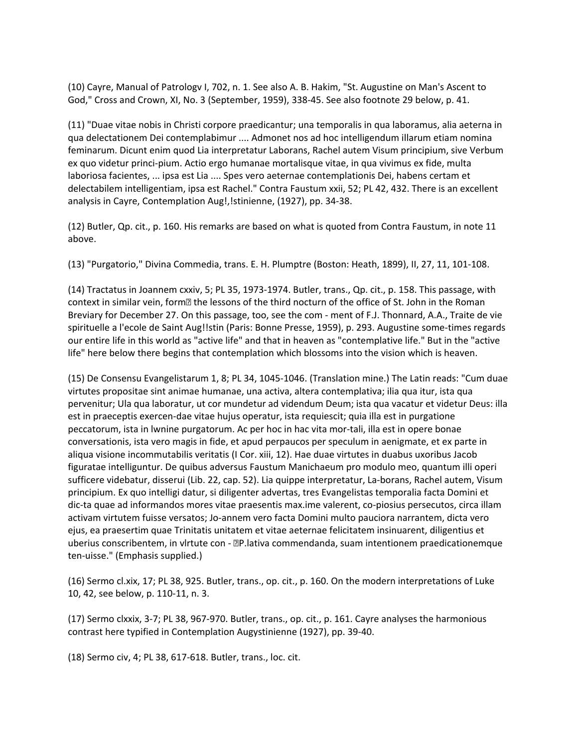(10) Cayre, Manual of Patrologv I, 702, n. 1. See also A. B. Hakim, "St. Augustine on Man's Ascent to God," Cross and Crown, XI, No. 3 (September, 1959), 338-45. See also footnote 29 below, p. 41.

(11) "Duae vitae nobis in Christi corpore praedicantur; una temporalis in qua laboramus, alia aeterna in qua delectationem Dei contemplabimur .... Admonet nos ad hoc intelligendum illarum etiam nomina feminarum. Dicunt enim quod Lia interpretatur Laborans, Rachel autem Visum principium, sive Verbum ex quo videtur princi-pium. Actio ergo humanae mortalisque vitae, in qua vivimus ex fide, multa laboriosa facientes, ... ipsa est Lia .... Spes vero aeternae contemplationis Dei, habens certam et delectabilem intelligentiam, ipsa est Rachel." Contra Faustum xxii, 52; PL 42, 432. There is an excellent analysis in Cayre, Contemplation Aug!,!stinienne, (1927), pp. 34-38.

(12) Butler, Qp. cit., p. 160. His remarks are based on what is quoted from Contra Faustum, in note 11 above.

(13) "Purgatorio," Divina Commedia, trans. E. H. Plumptre (Boston: Heath, 1899), II, 27, 11, 101-108.

(14) Tractatus in Joannem cxxiv, 5; PL 35, 1973-1974. Butler, trans., Qp. cit., p. 158. This passage, with context in similar vein, form� the lessons of the third nocturn of the office of St. John in the Roman Breviary for December 27. On this passage, too, see the com - ment of F.J. Thonnard, A.A., Traite de vie spirituelle a l'ecole de Saint Aug!!stin (Paris: Bonne Presse, 1959), p. 293. Augustine some-times regards our entire life in this world as "active life" and that in heaven as "contemplative life." But in the "active life" here below there begins that contemplation which blossoms into the vision which is heaven.

(15) De Consensu Evangelistarum 1, 8; PL 34, 1045-1046. (Translation mine.) The Latin reads: "Cum duae virtutes propositae sint animae humanae, una activa, altera contemplativa; ilia qua itur, ista qua pervenitur; Ula qua laboratur, ut cor mundetur ad videndum Deum; ista qua vacatur et videtur Deus: illa est in praeceptis exercen-dae vitae hujus operatur, ista requiescit; quia illa est in purgatione peccatorum, ista in lwnine purgatorum. Ac per hoc in hac vita mor-tali, illa est in opere bonae conversationis, ista vero magis in fide, et apud perpaucos per speculum in aenigmate, et ex parte in aliqua visione incommutabilis veritatis (I Cor. xiii, 12). Hae duae virtutes in duabus uxoribus Jacob figuratae intelliguntur. De quibus adversus Faustum Manichaeum pro modulo meo, quantum illi operi sufficere videbatur, disserui (Lib. 22, cap. 52). Lia quippe interpretatur, La-borans, Rachel autem, Visum principium. Ex quo intelligi datur, si diligenter advertas, tres Evangelistas temporalia facta Domini et dic-ta quae ad informandos mores vitae praesentis max.ime valerent, co-piosius persecutos, circa illam activam virtutem fuisse versatos; Jo-annem vero facta Domini multo pauciora narrantem, dicta vero ejus, ea praesertim quae Trinitatis unitatem et vitae aeternae felicitatem insinuarent, diligentius et uberius conscribentem, in vlrtute con - �P.lativa commendanda, suam intentionem praedicationemque ten-uisse." (Emphasis supplied.)

(16) Sermo cl.xix, 17; PL 38, 925. Butler, trans., op. cit., p. 160. On the modern interpretations of Luke 10, 42, see below, p. 110-11, n. 3.

(17) Sermo clxxix, 3-7; PL 38, 967-970. Butler, trans., op. cit., p. 161. Cayre analyses the harmonious contrast here typified in Contemplation Augystinienne (1927), pp. 39-40.

(18) Sermo civ, 4; PL 38, 617-618. Butler, trans., loc. cit.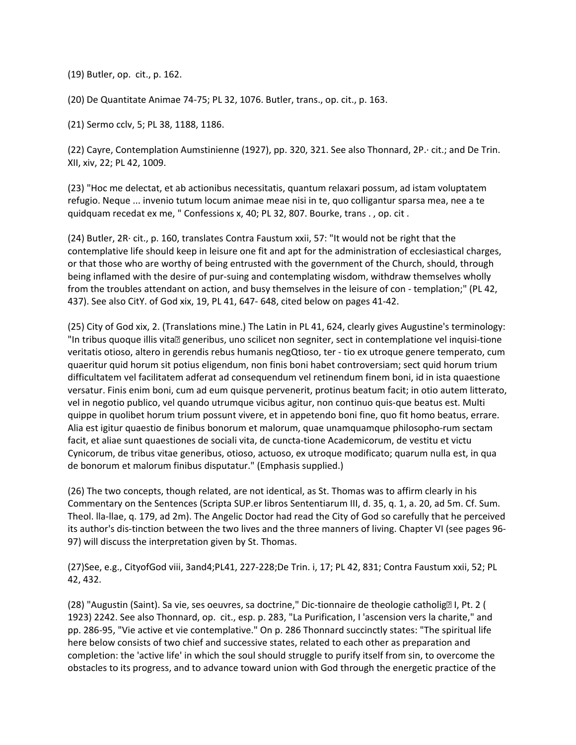(19) Butler, op. cit., p. 162.

(20) De Quantitate Animae 74-75; PL 32, 1076. Butler, trans., op. cit., p. 163.

(21) Sermo cclv, 5; PL 38, 1188, 1186.

(22) Cayre, Contemplation Aumstinienne (1927), pp. 320, 321. See also Thonnard, 2P.· cit.; and De Trin. XII, xiv, 22; PL 42, 1009.

(23) "Hoc me delectat, et ab actionibus necessitatis, quantum relaxari possum, ad istam voluptatem refugio. Neque ... invenio tutum locum animae meae nisi in te, quo colligantur sparsa mea, nee a te quidquam recedat ex me, " Confessions x, 40; PL 32, 807. Bourke, trans . , op. cit .

(24) Butler, 2R· cit., p. 160, translates Contra Faustum xxii, 57: "It would not be right that the contemplative life should keep in leisure one fit and apt for the administration of ecclesiastical charges, or that those who are worthy of being entrusted with the government of the Church, should, through being inflamed with the desire of pur-suing and contemplating wisdom, withdraw themselves wholly from the troubles attendant on action, and busy themselves in the leisure of con - templation;" (PL 42, 437). See also CitY. of God xix, 19, PL 41, 647- 648, cited below on pages 41-42.

(25) City of God xix, 2. (Translations mine.) The Latin in PL 41, 624, clearly gives Augustine's terminology: "In tribus quoque illis vita generibus, uno scilicet non segniter, sect in contemplatione vel inquisi-tione veritatis otioso, altero in gerendis rebus humanis negQtioso, ter - tio ex utroque genere temperato, cum quaeritur quid horum sit potius eligendum, non finis boni habet controversiam; sect quid horum trium difficultatem vel facilitatem adferat ad consequendum vel retinendum finem boni, id in ista quaestione versatur. Finis enim boni, cum ad eum quisque pervenerit, protinus beatum facit; in otio autem litterato, vel in negotio publico, vel quando utrumque vicibus agitur, non continuo quis-que beatus est. Multi quippe in quolibet horum trium possunt vivere, et in appetendo boni fine, quo fit homo beatus, errare. Alia est igitur quaestio de finibus bonorum et malorum, quae unamquamque philosopho-rum sectam facit, et aliae sunt quaestiones de sociali vita, de cuncta-tione Academicorum, de vestitu et victu Cynicorum, de tribus vitae generibus, otioso, actuoso, ex utroque modificato; quarum nulla est, in qua de bonorum et malorum finibus disputatur." (Emphasis supplied.)

(26) The two concepts, though related, are not identical, as St. Thomas was to affirm clearly in his Commentary on the Sentences (Scripta SUP.er libros Sententiarum III, d. 35, q. 1, a. 20, ad 5m. Cf. Sum. Theol. lla-llae, q. 179, ad 2m). The Angelic Doctor had read the City of God so carefully that he perceived its author's dis-tinction between the two lives and the three manners of living. Chapter VI (see pages 96-97) will discuss the interpretation given by St. Thomas.

(27)See, e.g., CityofGod viii, 3and4;PL41, 227-228;De Trin. i, 17; PL 42, 831; Contra Faustum xxii, 52; PL 42, 432.

(28) "Augustin (Saint). Sa vie, ses oeuvres, sa doctrine," Dic-tionnaire de theologie catholig I, Pt. 2 ( 1923) 2242. See also Thonnard, op. cit., esp. p. 283, "La Purification, l 'ascension vers la charite," and pp. 286-95, "Vie active et vie contemplative." On p. 286 Thonnard succinctly states: "The spiritual life here below consists of two chief and successive states, related to each other as preparation and completion: the 'active life' in which the soul should struggle to purify itself from sin, to overcome the obstacles to its progress, and to advance toward union with God through the energetic practice of the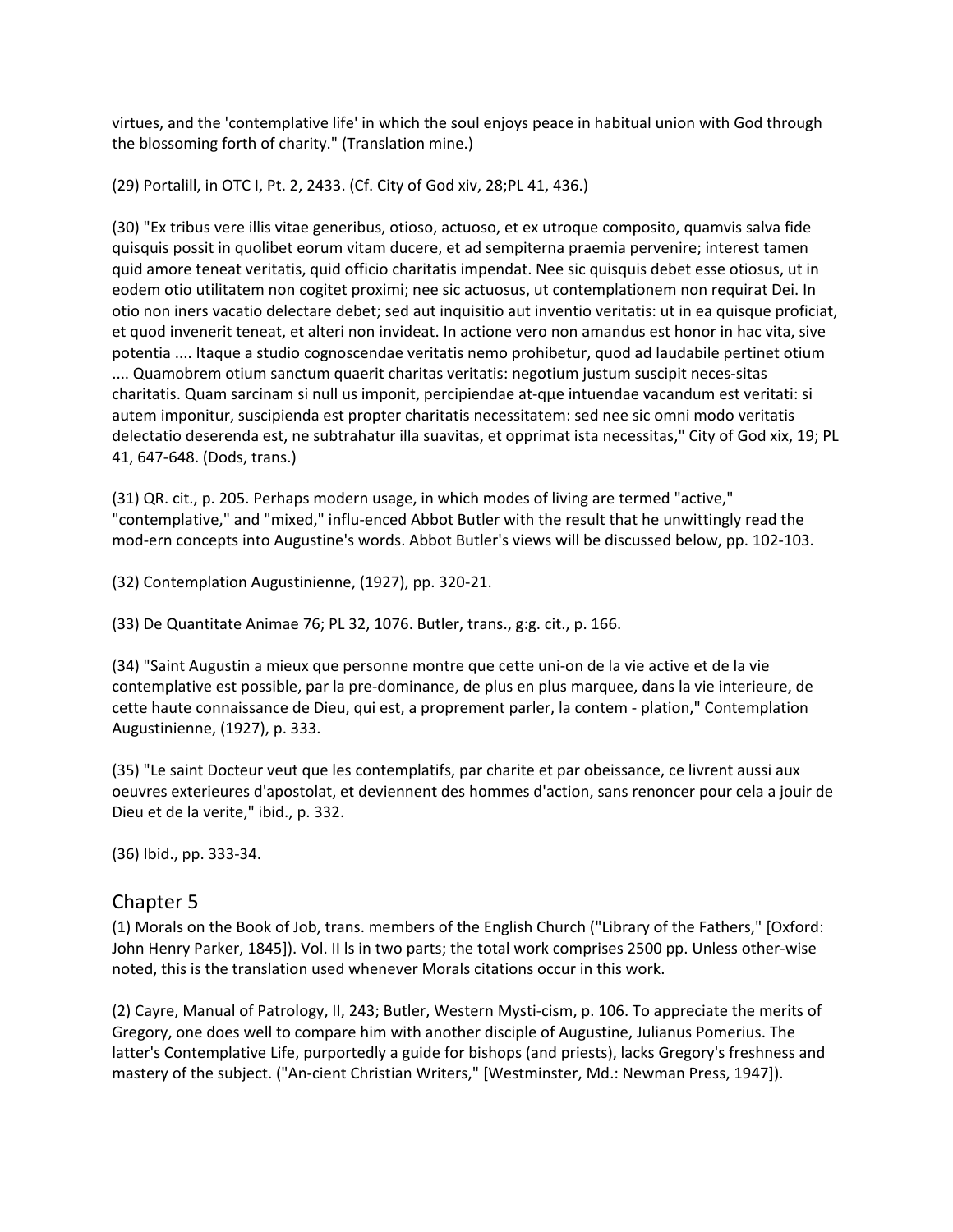virtues, and the 'contemplative life' in which the soul enjoys peace in habitual union with God through the blossoming forth of charity." (Translation mine.)

(29) Portalill, in OTC I, Pt. 2, 2433. (Cf. City of God xiv, 28;PL 41, 436.)

(30) "Ex tribus vere illis vitae generibus, otioso, actuoso, et ex utroque composito, quamvis salva fide quisquis possit in quolibet eorum vitam ducere, et ad sempiterna praemia pervenire; interest tamen quid amore teneat veritatis, quid officio charitatis impendat. Nee sic quisquis debet esse otiosus, ut in eodem otio utilitatem non cogitet proximi; nee sic actuosus, ut contemplationem non requirat Dei. In otio non iners vacatio delectare debet; sed aut inquisitio aut inventio veritatis: ut in ea quisque proficiat, et quod invenerit teneat, et alteri non invideat. In actione vero non amandus est honor in hac vita, sive potentia .... Itaque a studio cognoscendae veritatis nemo prohibetur, quod ad laudabile pertinet otium .... Quamobrem otium sanctum quaerit charitas veritatis: negotium justum suscipit neces-sitas charitatis. Quam sarcinam si null us imponit, percipiendae at-qμe intuendae vacandum est veritati: si autem imponitur, suscipienda est propter charitatis necessitatem: sed nee sic omni modo veritatis delectatio deserenda est, ne subtrahatur illa suavitas, et opprimat ista necessitas," City of God xix, 19; PL 41, 647-648. (Dods, trans.)

(31) QR. cit., p. 205. Perhaps modern usage, in which modes of living are termed "active," "contemplative," and "mixed," influ-enced Abbot Butler with the result that he unwittingly read the mod-ern concepts into Augustine's words. Abbot Butler's views will be discussed below, pp. 102-103.

(32) Contemplation Augustinienne, (1927), pp. 320-21.

(33) De Quantitate Animae 76; PL 32, 1076. Butler, trans., g:g. cit., p. 166.

(34) "Saint Augustin a mieux que personne montre que cette uni-on de la vie active et de la vie contemplative est possible, par la pre-dominance, de plus en plus marquee, dans la vie interieure, de cette haute connaissance de Dieu, qui est, a proprement parler, la contem - plation," Contemplation Augustinienne, (1927), p. 333.

(35) "Le saint Docteur veut que les contemplatifs, par charite et par obeissance, ce livrent aussi aux oeuvres exterieures d'apostolat, et deviennent des hommes d'action, sans renoncer pour cela a jouir de Dieu et de la verite," ibid., p. 332.

(36) Ibid., pp. 333-34.

## Chapter 5

(1) Morals on the Book of Job, trans. members of the English Church ("Library of the Fathers," [Oxford: John Henry Parker, 1845]). Vol. II ls in two parts; the total work comprises 2500 pp. Unless other-wise noted, this is the translation used whenever Morals citations occur in this work.

(2) Cayre, Manual of Patrology, II, 243; Butler, Western Mysti-cism, p. 106. To appreciate the merits of Gregory, one does well to compare him with another disciple of Augustine, Julianus Pomerius. The latter's Contemplative Life, purportedly a guide for bishops (and priests), lacks Gregory's freshness and mastery of the subject. ("An-cient Christian Writers," [Westminster, Md.: Newman Press, 1947]).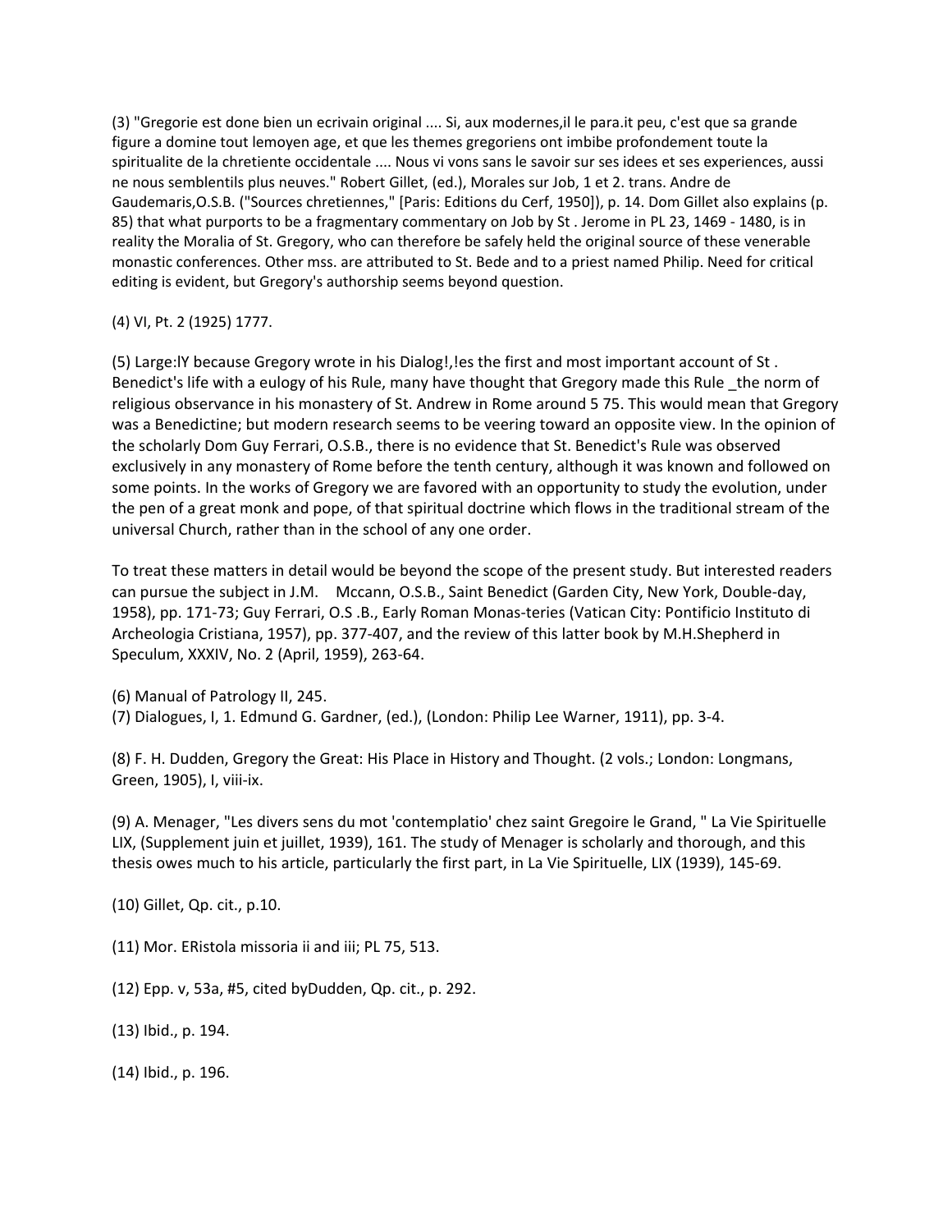(3) "Gregorie est done bien un ecrivain original .... Si, aux modernes,il le para.it peu, c'est que sa grande figure a domine tout lemoyen age, et que les themes gregoriens ont imbibe profondement toute la spiritualite de la chretiente occidentale .... Nous vi vons sans le savoir sur ses idees et ses experiences, aussi ne nous semblentils plus neuves." Robert Gillet, (ed.), Morales sur Job, 1 et 2. trans. Andre de Gaudemaris,O.S.B. ("Sources chretiennes," [Paris: Editions du Cerf, 1950]), p. 14. Dom Gillet also explains (p. 85) that what purports to be a fragmentary commentary on Job by St . Jerome in PL 23, 1469 - 1480, is in reality the Moralia of St. Gregory, who can therefore be safely held the original source of these venerable monastic conferences. Other mss. are attributed to St. Bede and to a priest named Philip. Need for critical editing is evident, but Gregory's authorship seems beyond question.

(4) VI, Pt. 2 (1925) 1777.

(5) Large:lY because Gregory wrote in his Dialog!,!es the first and most important account of St . Benedict's life with a eulogy of his Rule, many have thought that Gregory made this Rule _the norm of religious observance in his monastery of St. Andrew in Rome around 5 75. This would mean that Gregory was a Benedictine; but modern research seems to be veering toward an opposite view. In the opinion of the scholarly Dom Guy Ferrari, O.S.B., there is no evidence that St. Benedict's Rule was observed exclusively in any monastery of Rome before the tenth century, although it was known and followed on some points. In the works of Gregory we are favored with an opportunity to study the evolution, under the pen of a great monk and pope, of that spiritual doctrine which flows in the traditional stream of the universal Church, rather than in the school of any one order.

To treat these matters in detail would be beyond the scope of the present study. But interested readers can pursue the subject in J.M. Mccann, O.S.B., Saint Benedict (Garden City, New York, Double-day, 1958), pp. 171-73; Guy Ferrari, O.S .B., Early Roman Monas-teries (Vatican City: Pontificio Instituto di Archeologia Cristiana, 1957), pp. 377-407, and the review of this latter book by M.H.Shepherd in Speculum, XXXIV, No. 2 (April, 1959), 263-64.

(6) Manual of Patrology II, 245.
(7) Dialogues, I, 1. Edmund G. Gardner, (ed.), (London: Philip Lee Warner, 1911), pp. 3-4.

(8) F. H. Dudden, Gregory the Great: His Place in History and Thought. (2 vols.; London: Longmans, Green, 1905), I, viii-ix.

(9) A. Menager, "Les divers sens du mot 'contemplatio' chez saint Gregoire le Grand, " La Vie Spirituelle LIX, (Supplement juin et juillet, 1939), 161. The study of Menager is scholarly and thorough, and this thesis owes much to his article, particularly the first part, in La Vie Spirituelle, LIX (1939), 145-69.

(10) Gillet, Qp. cit., p.10.

(11) Mor. ERistola missoria ii and iii; PL 75, 513.

(12) Epp. v, 53a, #5, cited byDudden, Qp. cit., p. 292.

(13) Ibid., p. 194.

(14) Ibid., p. 196.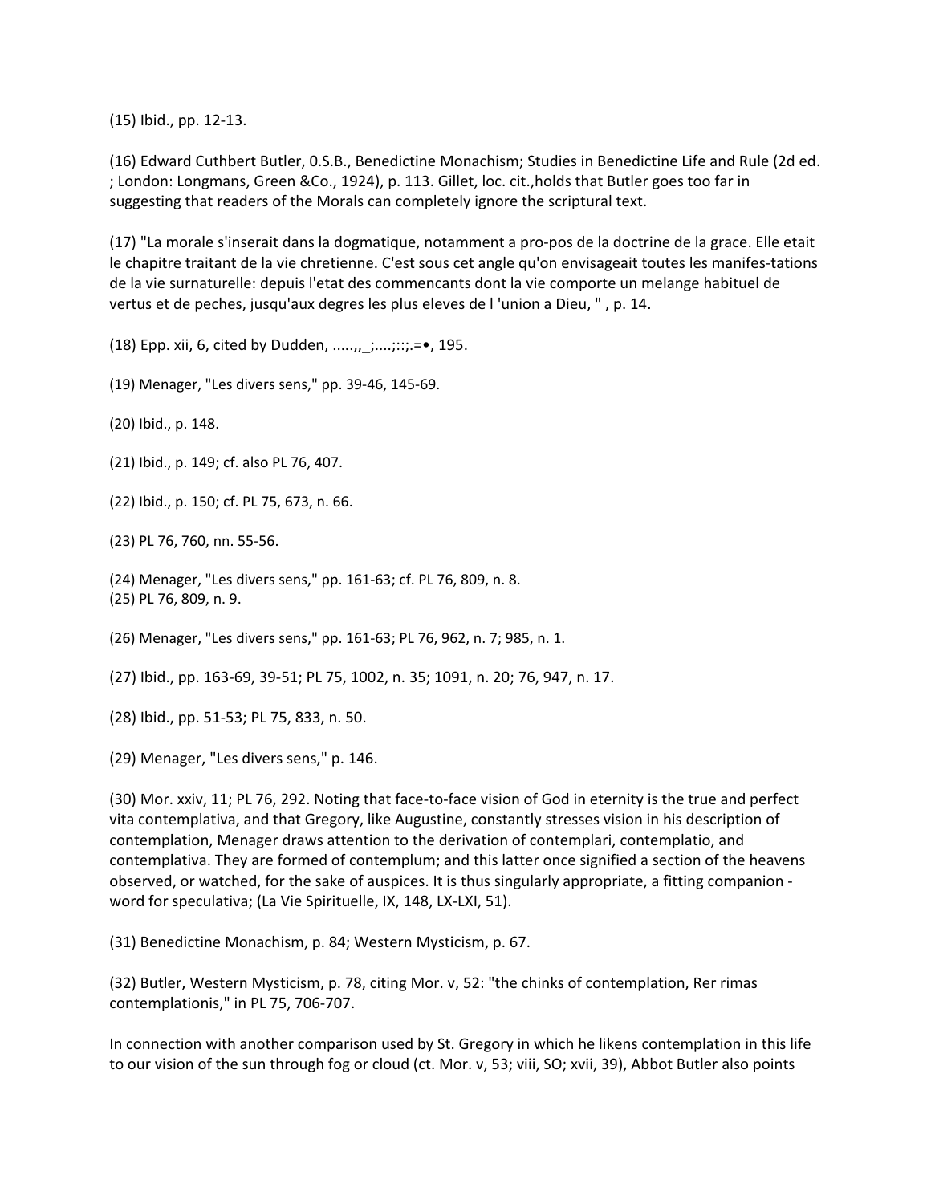(15) Ibid., pp. 12-13.

(16) Edward Cuthbert Butler, 0.S.B., Benedictine Monachism; Studies in Benedictine Life and Rule (2d ed. ; London: Longmans, Green &Co., 1924), p. 113. Gillet, loc. cit.,holds that Butler goes too far in suggesting that readers of the Morals can completely ignore the scriptural text.

(17) "La morale s'inserait dans la dogmatique, notamment a pro-pos de la doctrine de la grace. Elle etait le chapitre traitant de la vie chretienne. C'est sous cet angle qu'on envisageait toutes les manifes-tations de la vie surnaturelle: depuis l'etat des commencants dont la vie comporte un melange habituel de vertus et de peches, jusqu'aux degres les plus eleves de l 'union a Dieu, " , p. 14.

(18) Epp. xii, 6, cited by Dudden, .....,,_;....;::;.=•, 195.

(19) Menager, "Les divers sens," pp. 39-46, 145-69.

(20) Ibid., p. 148.

(21) Ibid., p. 149; cf. also PL 76, 407.

(22) Ibid., p. 150; cf. PL 75, 673, n. 66.

(23) PL 76, 760, nn. 55-56.

(24) Menager, "Les divers sens," pp. 161-63; cf. PL 76, 809, n. 8.
(25) PL 76, 809, n. 9.

(26) Menager, "Les divers sens," pp. 161-63; PL 76, 962, n. 7; 985, n. 1.

(27) Ibid., pp. 163-69, 39-51; PL 75, 1002, n. 35; 1091, n. 20; 76, 947, n. 17.

(28) Ibid., pp. 51-53; PL 75, 833, n. 50.

(29) Menager, "Les divers sens," p. 146.

(30) Mor. xxiv, 11; PL 76, 292. Noting that face-to-face vision of God in eternity is the true and perfect vita contemplativa, and that Gregory, like Augustine, constantly stresses vision in his description of contemplation, Menager draws attention to the derivation of contemplari, contemplatio, and contemplativa. They are formed of contemplum; and this latter once signified a section of the heavens observed, or watched, for the sake of auspices. It is thus singularly appropriate, a fitting companion - word for speculativa; (La Vie Spirituelle, IX, 148, LX-LXI, 51).

(31) Benedictine Monachism, p. 84; Western Mysticism, p. 67.

(32) Butler, Western Mysticism, p. 78, citing Mor. v, 52: "the chinks of contemplation, Rer rimas contemplationis," in PL 75, 706-707.

In connection with another comparison used by St. Gregory in which he likens contemplation in this life to our vision of the sun through fog or cloud (ct. Mor. v, 53; viii, SO; xvii, 39), Abbot Butler also points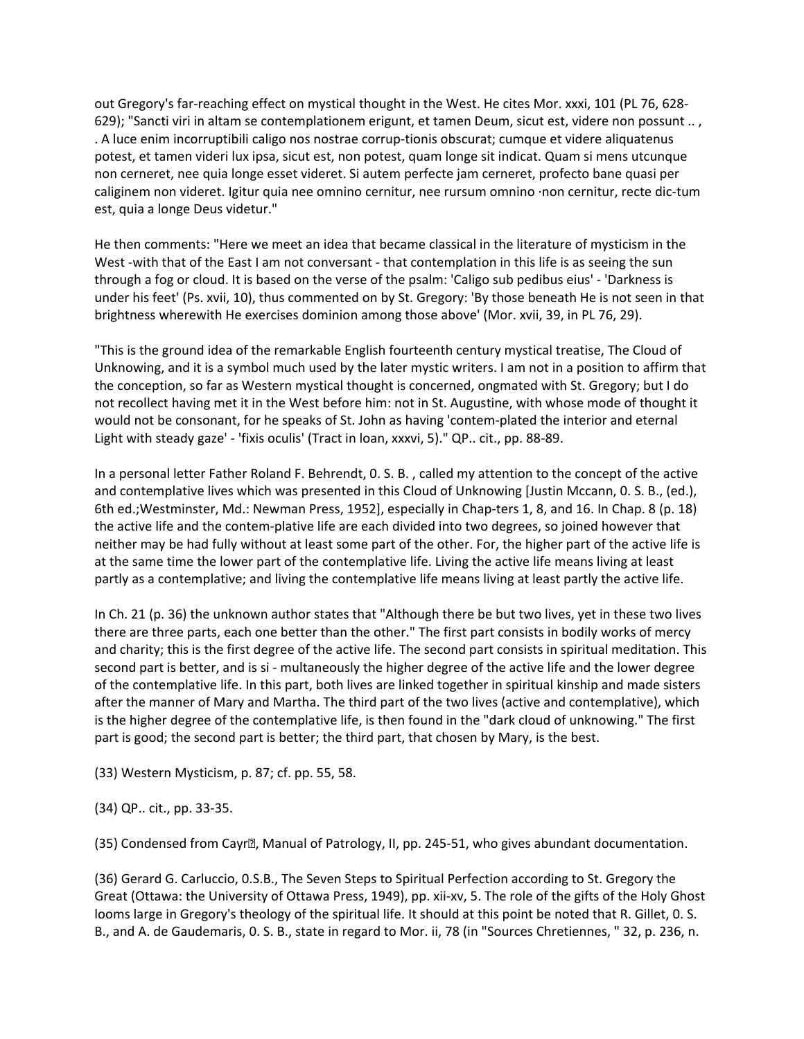out Gregory's far-reaching effect on mystical thought in the West. He cites Mor. xxxi, 101 (PL 76, 628-629); "Sancti viri in altam se contemplationem erigunt, et tamen Deum, sicut est, videre non possunt .. , . A luce enim incorruptibili caligo nos nostrae corrup-tionis obscurat; cumque et videre aliquatenus potest, et tamen videri lux ipsa, sicut est, non potest, quam longe sit indicat. Quam si mens utcunque non cerneret, nee quia longe esset videret. Si autem perfecte jam cerneret, profecto bane quasi per caliginem non videret. Igitur quia nee omnino cernitur, nee rursum omnino ·non cernitur, recte dic-tum est, quia a longe Deus videtur."

He then comments: "Here we meet an idea that became classical in the literature of mysticism in the West -with that of the East I am not conversant - that contemplation in this life is as seeing the sun through a fog or cloud. It is based on the verse of the psalm: 'Caligo sub pedibus eius' - 'Darkness is under his feet' (Ps. xvii, 10), thus commented on by St. Gregory: 'By those beneath He is not seen in that brightness wherewith He exercises dominion among those above' (Mor. xvii, 39, in PL 76, 29).

"This is the ground idea of the remarkable English fourteenth century mystical treatise, The Cloud of Unknowing, and it is a symbol much used by the later mystic writers. I am not in a position to affirm that the conception, so far as Western mystical thought is concerned, ongmated with St. Gregory; but I do not recollect having met it in the West before him: not in St. Augustine, with whose mode of thought it would not be consonant, for he speaks of St. John as having 'contem-plated the interior and eternal Light with steady gaze' - 'fixis oculis' (Tract in loan, xxxvi, 5)." QP.. cit., pp. 88-89.

In a personal letter Father Roland F. Behrendt, 0. S. B. , called my attention to the concept of the active and contemplative lives which was presented in this Cloud of Unknowing [Justin Mccann, 0. S. B., (ed.), 6th ed.;Westminster, Md.: Newman Press, 1952], especially in Chap-ters 1, 8, and 16. In Chap. 8 (p. 18) the active life and the contem-plative life are each divided into two degrees, so joined however that neither may be had fully without at least some part of the other. For, the higher part of the active life is at the same time the lower part of the contemplative life. Living the active life means living at least partly as a contemplative; and living the contemplative life means living at least partly the active life.

In Ch. 21 (p. 36) the unknown author states that "Although there be but two lives, yet in these two lives there are three parts, each one better than the other." The first part consists in bodily works of mercy and charity; this is the first degree of the active life. The second part consists in spiritual meditation. This second part is better, and is si - multaneously the higher degree of the active life and the lower degree of the contemplative life. In this part, both lives are linked together in spiritual kinship and made sisters after the manner of Mary and Martha. The third part of the two lives (active and contemplative), which is the higher degree of the contemplative life, is then found in the "dark cloud of unknowing." The first part is good; the second part is better; the third part, that chosen by Mary, is the best.

(33) Western Mysticism, p. 87; cf. pp. 55, 58.

(34) QP.. cit., pp. 33-35.

(35) Condensed from Cayr�, Manual of Patrology, II, pp. 245-51, who gives abundant documentation.

(36) Gerard G. Carluccio, 0.S.B., The Seven Steps to Spiritual Perfection according to St. Gregory the Great (Ottawa: the University of Ottawa Press, 1949), pp. xii-xv, 5. The role of the gifts of the Holy Ghost looms large in Gregory's theology of the spiritual life. It should at this point be noted that R. Gillet, 0. S. B., and A. de Gaudemaris, 0. S. B., state in regard to Mor. ii, 78 (in "Sources Chretiennes, " 32, p. 236, n.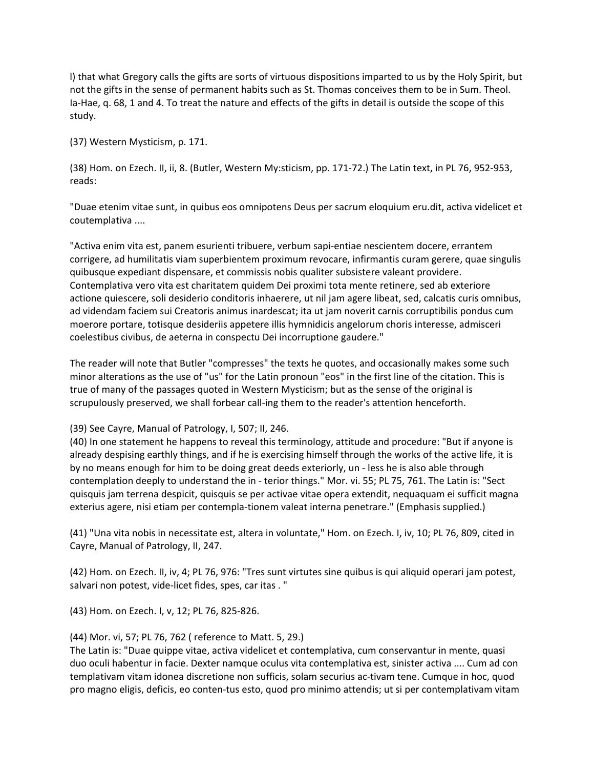l) that what Gregory calls the gifts are sorts of virtuous dispositions imparted to us by the Holy Spirit, but not the gifts in the sense of permanent habits such as St. Thomas conceives them to be in Sum. Theol. Ia-Hae, q. 68, 1 and 4. To treat the nature and effects of the gifts in detail is outside the scope of this study.

(37) Western Mysticism, p. 171.

(38) Hom. on Ezech. II, ii, 8. (Butler, Western My:sticism, pp. 171-72.) The Latin text, in PL 76, 952-953, reads:

"Duae etenim vitae sunt, in quibus eos omnipotens Deus per sacrum eloquium eru.dit, activa videlicet et coutemplativa ....

"Activa enim vita est, panem esurienti tribuere, verbum sapi-entiae nescientem docere, errantem corrigere, ad humilitatis viam superbientem proximum revocare, infirmantis curam gerere, quae singulis quibusque expediant dispensare, et commissis nobis qualiter subsistere valeant providere. Contemplativa vero vita est charitatem quidem Dei proximi tota mente retinere, sed ab exteriore actione quiescere, soli desiderio conditoris inhaerere, ut nil jam agere libeat, sed, calcatis curis omnibus, ad videndam faciem sui Creatoris animus inardescat; ita ut jam noverit carnis corruptibilis pondus cum moerore portare, totisque desideriis appetere illis hymnidicis angelorum choris interesse, admisceri coelestibus civibus, de aeterna in conspectu Dei incorruptione gaudere."

The reader will note that Butler "compresses" the texts he quotes, and occasionally makes some such minor alterations as the use of "us" for the Latin pronoun "eos" in the first line of the citation. This is true of many of the passages quoted in Western Mysticism; but as the sense of the original is scrupulously preserved, we shall forbear call-ing them to the reader's attention henceforth.

(39) See Cayre, Manual of Patrology, I, 507; II, 246.

(40) In one statement he happens to reveal this terminology, attitude and procedure: "But if anyone is already despising earthly things, and if he is exercising himself through the works of the active life, it is by no means enough for him to be doing great deeds exteriorly, un - less he is also able through contemplation deeply to understand the in - terior things." Mor. vi. 55; PL 75, 761. The Latin is: "Sect quisquis jam terrena despicit, quisquis se per activae vitae opera extendit, nequaquam ei sufficit magna exterius agere, nisi etiam per contempla-tionem valeat interna penetrare." (Emphasis supplied.)

(41) "Una vita nobis in necessitate est, altera in voluntate," Hom. on Ezech. I, iv, 10; PL 76, 809, cited in Cayre, Manual of Patrology, II, 247.

(42) Hom. on Ezech. II, iv, 4; PL 76, 976: "Tres sunt virtutes sine quibus is qui aliquid operari jam potest, salvari non potest, vide-licet fides, spes, car itas . "

(43) Hom. on Ezech. I, v, 12; PL 76, 825-826.

(44) Mor. vi, 57; PL 76, 762 ( reference to Matt. 5, 29.)
The Latin is: "Duae quippe vitae, activa videlicet et contemplativa, cum conservantur in mente, quasi duo oculi habentur in facie. Dexter namque oculus vita contemplativa est, sinister activa .... Cum ad con templativam vitam idonea discretione non sufficis, solam securius ac-tivam tene. Cumque in hoc, quod pro magno eligis, deficis, eo conten-tus esto, quod pro minimo attendis; ut si per contemplativam vitam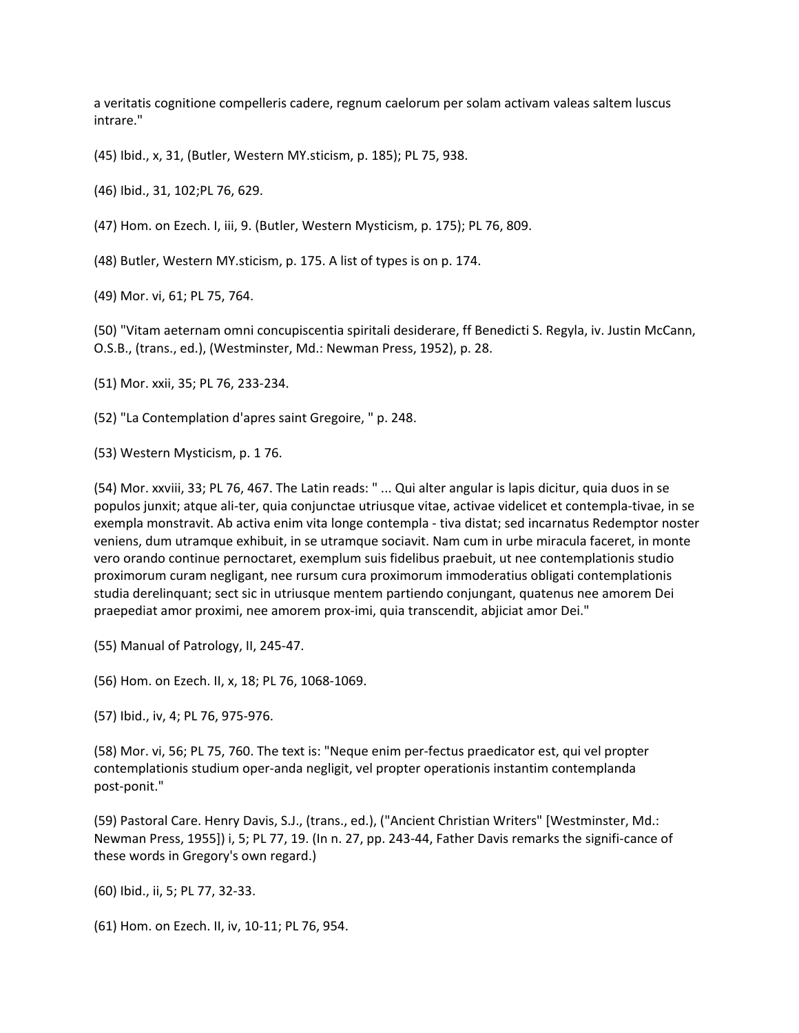a veritatis cognitione compelleris cadere, regnum caelorum per solam activam valeas saltem luscus intrare."

(45) Ibid., x, 31, (Butler, Western MY.sticism, p. 185); PL 75, 938.

(46) Ibid., 31, 102;PL 76, 629.

(47) Hom. on Ezech. I, iii, 9. (Butler, Western Mysticism, p. 175); PL 76, 809.

(48) Butler, Western MY.sticism, p. 175. A list of types is on p. 174.

(49) Mor. vi, 61; PL 75, 764.

(50) "Vitam aeternam omni concupiscentia spiritali desiderare, ff Benedicti S. Regyla, iv. Justin McCann, O.S.B., (trans., ed.), (Westminster, Md.: Newman Press, 1952), p. 28.

(51) Mor. xxii, 35; PL 76, 233-234.

(52) "La Contemplation d'apres saint Gregoire, " p. 248.

(53) Western Mysticism, p. 1 76.

(54) Mor. xxviii, 33; PL 76, 467. The Latin reads: " ... Qui alter angular is lapis dicitur, quia duos in se populos junxit; atque ali-ter, quia conjunctae utriusque vitae, activae videlicet et contempla-tivae, in se exempla monstravit. Ab activa enim vita longe contempla - tiva distat; sed incarnatus Redemptor noster veniens, dum utramque exhibuit, in se utramque sociavit. Nam cum in urbe miracula faceret, in monte vero orando continue pernoctaret, exemplum suis fidelibus praebuit, ut nee contemplationis studio proximorum curam negligant, nee rursum cura proximorum immoderatius obligati contemplationis studia derelinquant; sect sic in utriusque mentem partiendo conjungant, quatenus nee amorem Dei praepediat amor proximi, nee amorem prox-imi, quia transcendit, abjiciat amor Dei."

(55) Manual of Patrology, II, 245-47.

(56) Hom. on Ezech. II, x, 18; PL 76, 1068-1069.

(57) Ibid., iv, 4; PL 76, 975-976.

(58) Mor. vi, 56; PL 75, 760. The text is: "Neque enim per-fectus praedicator est, qui vel propter contemplationis studium oper-anda negligit, vel propter operationis instantim contemplanda post-ponit."

(59) Pastoral Care. Henry Davis, S.J., (trans., ed.), ("Ancient Christian Writers" [Westminster, Md.: Newman Press, 1955]) i, 5; PL 77, 19. (In n. 27, pp. 243-44, Father Davis remarks the signifi-cance of these words in Gregory's own regard.)

(60) Ibid., ii, 5; PL 77, 32-33.

(61) Hom. on Ezech. II, iv, 10-11; PL 76, 954.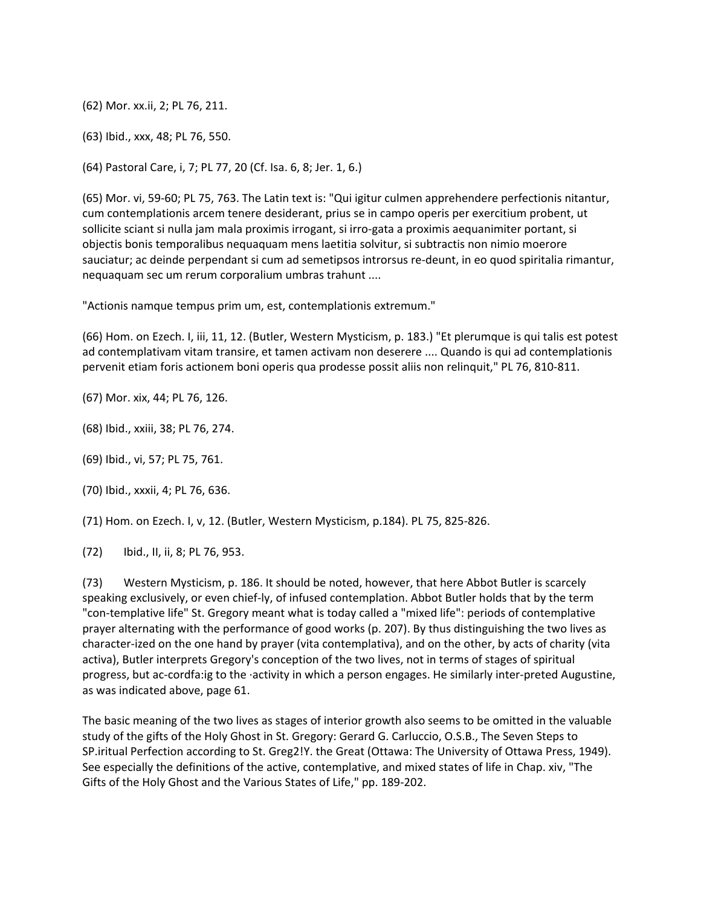(62) Mor. xx.ii, 2; PL 76, 211.

(63) Ibid., xxx, 48; PL 76, 550.

(64) Pastoral Care, i, 7; PL 77, 20 (Cf. Isa. 6, 8; Jer. 1, 6.)

(65) Mor. vi, 59-60; PL 75, 763. The Latin text is: "Qui igitur culmen apprehendere perfectionis nitantur, cum contemplationis arcem tenere desiderant, prius se in campo operis per exercitium probent, ut sollicite sciant si nulla jam mala proximis irrogant, si irro-gata a proximis aequanimiter portant, si objectis bonis temporalibus nequaquam mens laetitia solvitur, si subtractis non nimio moerore sauciatur; ac deinde perpendant si cum ad semetipsos introrsus re-deunt, in eo quod spiritalia rimantur, nequaquam sec um rerum corporalium umbras trahunt ....

"Actionis namque tempus prim um, est, contemplationis extremum."

(66) Hom. on Ezech. I, iii, 11, 12. (Butler, Western Mysticism, p. 183.) "Et plerumque is qui talis est potest ad contemplativam vitam transire, et tamen activam non deserere .... Quando is qui ad contemplationis pervenit etiam foris actionem boni operis qua prodesse possit aliis non relinquit," PL 76, 810-811.

(67) Mor. xix, 44; PL 76, 126.

(68) Ibid., xxiii, 38; PL 76, 274.

(69) Ibid., vi, 57; PL 75, 761.

(70) Ibid., xxxii, 4; PL 76, 636.

(71) Hom. on Ezech. I, v, 12. (Butler, Western Mysticism, p.184). PL 75, 825-826.

(72) Ibid., II, ii, 8; PL 76, 953.

(73) Western Mysticism, p. 186. It should be noted, however, that here Abbot Butler is scarcely speaking exclusively, or even chief-ly, of infused contemplation. Abbot Butler holds that by the term "con-templative life" St. Gregory meant what is today called a "mixed life": periods of contemplative prayer alternating with the performance of good works (p. 207). By thus distinguishing the two lives as character-ized on the one hand by prayer (vita contemplativa), and on the other, by acts of charity (vita activa), Butler interprets Gregory's conception of the two lives, not in terms of stages of spiritual progress, but ac-cordfa:ig to the ·activity in which a person engages. He similarly inter-preted Augustine, as was indicated above, page 61.

The basic meaning of the two lives as stages of interior growth also seems to be omitted in the valuable study of the gifts of the Holy Ghost in St. Gregory: Gerard G. Carluccio, O.S.B., The Seven Steps to SP.iritual Perfection according to St. Greg2!Y. the Great (Ottawa: The University of Ottawa Press, 1949). See especially the definitions of the active, contemplative, and mixed states of life in Chap. xiv, "The Gifts of the Holy Ghost and the Various States of Life," pp. 189-202.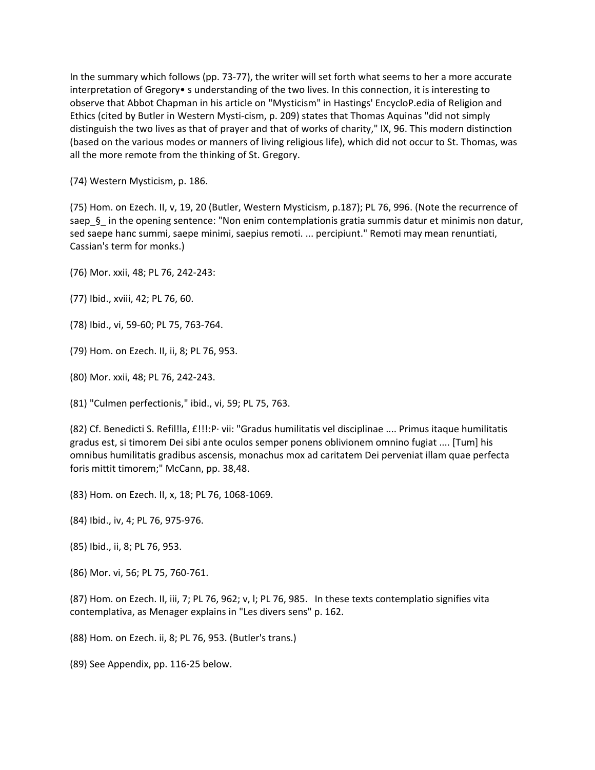In the summary which follows (pp. 73-77), the writer will set forth what seems to her a more accurate interpretation of Gregory• s understanding of the two lives. In this connection, it is interesting to observe that Abbot Chapman in his article on "Mysticism" in Hastings' EncycloP.edia of Religion and Ethics (cited by Butler in Western Mysti-cism, p. 209) states that Thomas Aquinas "did not simply distinguish the two lives as that of prayer and that of works of charity," IX, 96. This modern distinction (based on the various modes or manners of living religious life), which did not occur to St. Thomas, was all the more remote from the thinking of St. Gregory.

(74) Western Mysticism, p. 186.

(75) Hom. on Ezech. II, v, 19, 20 (Butler, Western Mysticism, p.187); PL 76, 996. (Note the recurrence of saep_§_ in the opening sentence: "Non enim contemplationis gratia summis datur et minimis non datur, sed saepe hanc summi, saepe minimi, saepius remoti. ... percipiunt." Remoti may mean renuntiati, Cassian's term for monks.)

(76) Mor. xxii, 48; PL 76, 242-243:

(77) Ibid., xviii, 42; PL 76, 60.

(78) Ibid., vi, 59-60; PL 75, 763-764.

(79) Hom. on Ezech. II, ii, 8; PL 76, 953.

(80) Mor. xxii, 48; PL 76, 242-243.

(81) "Culmen perfectionis," ibid., vi, 59; PL 75, 763.

(82) Cf. Benedicti S. Refil!la, £!!!:P· vii: "Gradus humilitatis vel disciplinae .... Primus itaque humilitatis gradus est, si timorem Dei sibi ante oculos semper ponens oblivionem omnino fugiat .... [Tum] his omnibus humilitatis gradibus ascensis, monachus mox ad caritatem Dei perveniat illam quae perfecta foris mittit timorem;" McCann, pp. 38,48.

(83) Hom. on Ezech. II, x, 18; PL 76, 1068-1069.

(84) Ibid., iv, 4; PL 76, 975-976.

(85) Ibid., ii, 8; PL 76, 953.

(86) Mor. vi, 56; PL 75, 760-761.

(87) Hom. on Ezech. II, iii, 7; PL 76, 962; v, l; PL 76, 985. In these texts contemplatio signifies vita contemplativa, as Menager explains in "Les divers sens" p. 162.

(88) Hom. on Ezech. ii, 8; PL 76, 953. (Butler's trans.)

(89) See Appendix, pp. 116-25 below.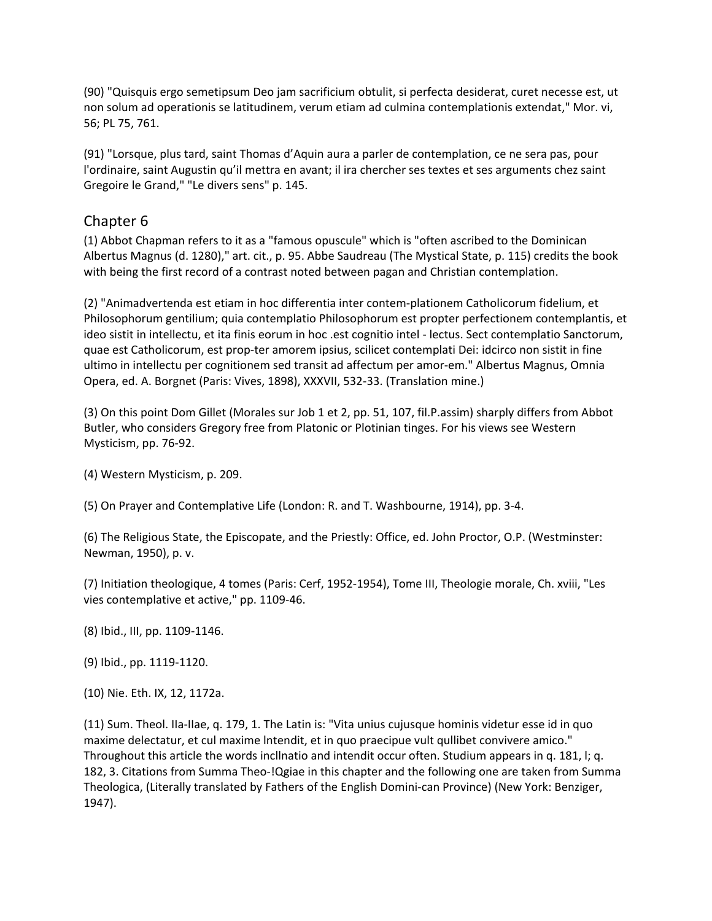(90) "Quisquis ergo semetipsum Deo jam sacrificium obtulit, si perfecta desiderat, curet necesse est, ut non solum ad operationis se latitudinem, verum etiam ad culmina contemplationis extendat," Mor. vi, 56; PL 75, 761.

(91) "Lorsque, plus tard, saint Thomas d'Aquin aura a parler de contemplation, ce ne sera pas, pour l'ordinaire, saint Augustin qu'il mettra en avant; il ira chercher ses textes et ses arguments chez saint Gregoire le Grand," "Le divers sens" p. 145.

## Chapter 6

(1) Abbot Chapman refers to it as a "famous opuscule" which is "often ascribed to the Dominican Albertus Magnus (d. 1280)," art. cit., p. 95. Abbe Saudreau (The Mystical State, p. 115) credits the book with being the first record of a contrast noted between pagan and Christian contemplation.

(2) "Animadvertenda est etiam in hoc differentia inter contem-plationem Catholicorum fidelium, et Philosophorum gentilium; quia contemplatio Philosophorum est propter perfectionem contemplantis, et ideo sistit in intellectu, et ita finis eorum in hoc .est cognitio intel - lectus. Sect contemplatio Sanctorum, quae est Catholicorum, est prop-ter amorem ipsius, scilicet contemplati Dei: idcirco non sistit in fine ultimo in intellectu per cognitionem sed transit ad affectum per amor-em." Albertus Magnus, Omnia Opera, ed. A. Borgnet (Paris: Vives, 1898), XXXVII, 532-33. (Translation mine.)

(3) On this point Dom Gillet (Morales sur Job 1 et 2, pp. 51, 107, fil.P.assim) sharply differs from Abbot Butler, who considers Gregory free from Platonic or Plotinian tinges. For his views see Western Mysticism, pp. 76-92.

(4) Western Mysticism, p. 209.

(5) On Prayer and Contemplative Life (London: R. and T. Washbourne, 1914), pp. 3-4.

(6) The Religious State, the Episcopate, and the Priestly: Office, ed. John Proctor, O.P. (Westminster: Newman, 1950), p. v.

(7) Initiation theologique, 4 tomes (Paris: Cerf, 1952-1954), Tome III, Theologie morale, Ch. xviii, "Les vies contemplative et active," pp. 1109-46.

(8) Ibid., III, pp. 1109-1146.

(9) Ibid., pp. 1119-1120.

(10) Nie. Eth. IX, 12, 1172a.

(11) Sum. Theol. IIa-IIae, q. 179, 1. The Latin is: "Vita unius cujusque hominis videtur esse id in quo maxime delectatur, et cul maxime lntendit, et in quo praecipue vult qullibet convivere amico." Throughout this article the words incllnatio and intendit occur often. Studium appears in q. 181, l; q. 182, 3. Citations from Summa Theo-!Qgiae in this chapter and the following one are taken from Summa Theologica, (Literally translated by Fathers of the English Domini-can Province) (New York: Benziger, 1947).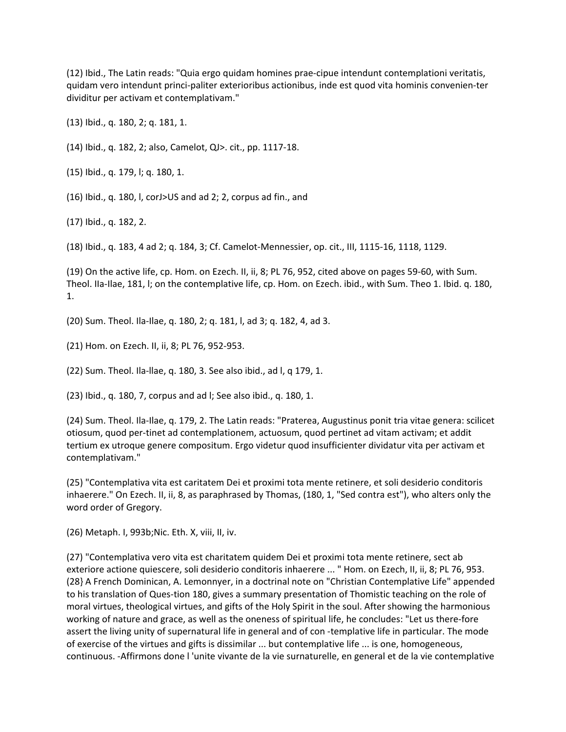(12) Ibid., The Latin reads: "Quia ergo quidam homines prae-cipue intendunt contemplationi veritatis, quidam vero intendunt princi-paliter exterioribus actionibus, inde est quod vita hominis convenien-ter dividitur per activam et contemplativam."

(13) Ibid., q. 180, 2; q. 181, 1.

(14) Ibid., q. 182, 2; also, Camelot, QJ>. cit., pp. 1117-18.

(15) Ibid., q. 179, l; q. 180, 1.

(16) Ibid., q. 180, l, corJ>US and ad 2; 2, corpus ad fin., and

(17) Ibid., q. 182, 2.

(18) Ibid., q. 183, 4 ad 2; q. 184, 3; Cf. Camelot-Mennessier, op. cit., III, 1115-16, 1118, 1129.

(19) On the active life, cp. Hom. on Ezech. II, ii, 8; PL 76, 952, cited above on pages 59-60, with Sum. Theol. IIa-IIae, 181, l; on the contemplative life, cp. Hom. on Ezech. ibid., with Sum. Theo 1. Ibid. q. 180, 1.

(20) Sum. Theol. Ila-Ilae, q. 180, 2; q. 181, l, ad 3; q. 182, 4, ad 3.

(21) Hom. on Ezech. II, ii, 8; PL 76, 952-953.

(22) Sum. Theol. Ila-llae, q. 180, 3. See also ibid., ad l, q 179, 1.

(23) Ibid., q. 180, 7, corpus and ad l; See also ibid., q. 180, 1.

(24) Sum. Theol. Ila-Ilae, q. 179, 2. The Latin reads: "Praterea, Augustinus ponit tria vitae genera: scilicet otiosum, quod per-tinet ad contemplationem, actuosum, quod pertinet ad vitam activam; et addit tertium ex utroque genere compositum. Ergo videtur quod insufficienter dividatur vita per activam et contemplativam."

(25) "Contemplativa vita est caritatem Dei et proximi tota mente retinere, et soli desiderio conditoris inhaerere." On Ezech. II, ii, 8, as paraphrased by Thomas, (180, 1, "Sed contra est"), who alters only the word order of Gregory.

(26) Metaph. I, 993b;Nic. Eth. X, viii, II, iv.

(27) "Contemplativa vero vita est charitatem quidem Dei et proximi tota mente retinere, sect ab exteriore actione quiescere, soli desiderio conditoris inhaerere ... " Hom. on Ezech, II, ii, 8; PL 76, 953.

(28} A French Dominican, A. Lemonnyer, in a doctrinal note on "Christian Contemplative Life" appended to his translation of Ques-tion 180, gives a summary presentation of Thomistic teaching on the role of moral virtues, theological virtues, and gifts of the Holy Spirit in the soul. After showing the harmonious working of nature and grace, as well as the oneness of spiritual life, he concludes: "Let us there-fore assert the living unity of supernatural life in general and of con -templative life in particular. The mode of exercise of the virtues and gifts is dissimilar ... but contemplative life ... is one, homogeneous, continuous. -Affirmons done l 'unite vivante de la vie surnaturelle, en general et de la vie contemplative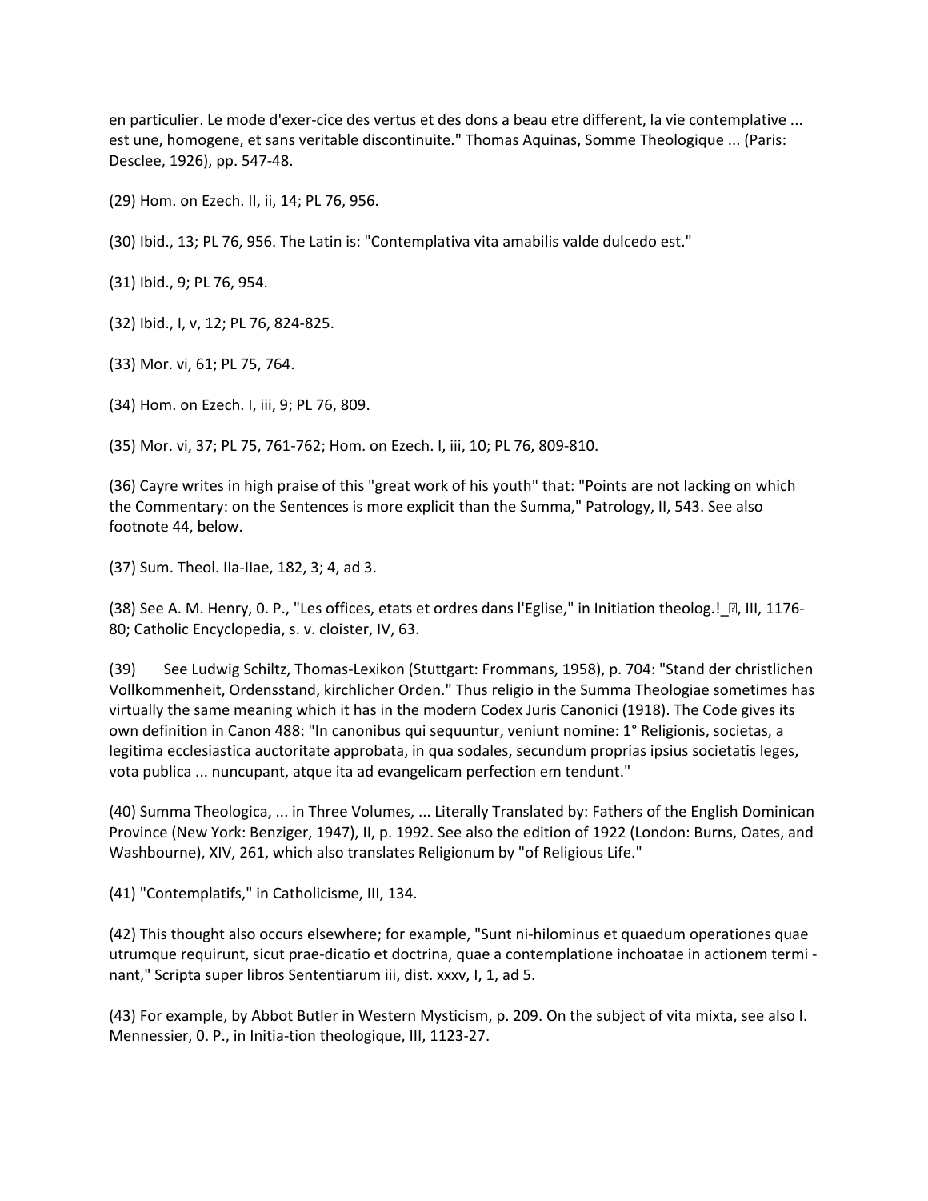en particulier. Le mode d'exer-cice des vertus et des dons a beau etre different, la vie contemplative ... est une, homogene, et sans veritable discontinuite." Thomas Aquinas, Somme Theologique ... (Paris: Desclee, 1926), pp. 547-48.

(29) Hom. on Ezech. II, ii, 14; PL 76, 956.

(30) Ibid., 13; PL 76, 956. The Latin is: "Contemplativa vita amabilis valde dulcedo est."

(31) Ibid., 9; PL 76, 954.

(32) Ibid., I, v, 12; PL 76, 824-825.

(33) Mor. vi, 61; PL 75, 764.

(34) Hom. on Ezech. I, iii, 9; PL 76, 809.

(35) Mor. vi, 37; PL 75, 761-762; Hom. on Ezech. I, iii, 10; PL 76, 809-810.

(36) Cayre writes in high praise of this "great work of his youth" that: "Points are not lacking on which the Commentary: on the Sentences is more explicit than the Summa," Patrology, II, 543. See also footnote 44, below.

(37) Sum. Theol. IIa-IIae, 182, 3; 4, ad 3.

(38) See A. M. Henry, 0. P., "Les offices, etats et ordres dans l'Eglise," in Initiation theolog.!_�, III, 1176-80; Catholic Encyclopedia, s. v. cloister, IV, 63.

(39) See Ludwig Schiltz, Thomas-Lexikon (Stuttgart: Frommans, 1958), p. 704: "Stand der christlichen Vollkommenheit, Ordensstand, kirchlicher Orden." Thus religio in the Summa Theologiae sometimes has virtually the same meaning which it has in the modern Codex Juris Canonici (1918). The Code gives its own definition in Canon 488: "In canonibus qui sequuntur, veniunt nomine: 1° Religionis, societas, a legitima ecclesiastica auctoritate approbata, in qua sodales, secundum proprias ipsius societatis leges, vota publica ... nuncupant, atque ita ad evangelicam perfection em tendunt."

(40) Summa Theologica, ... in Three Volumes, ... Literally Translated by: Fathers of the English Dominican Province (New York: Benziger, 1947), II, p. 1992. See also the edition of 1922 (London: Burns, Oates, and Washbourne), XIV, 261, which also translates Religionum by "of Religious Life."

(41) "Contemplatifs," in Catholicisme, III, 134.

(42) This thought also occurs elsewhere; for example, "Sunt ni-hilominus et quaedum operationes quae utrumque requirunt, sicut prae-dicatio et doctrina, quae a contemplatione inchoatae in actionem termi - nant," Scripta super libros Sententiarum iii, dist. xxxv, I, 1, ad 5.

(43) For example, by Abbot Butler in Western Mysticism, p. 209. On the subject of vita mixta, see also I. Mennessier, 0. P., in Initia-tion theologique, III, 1123-27.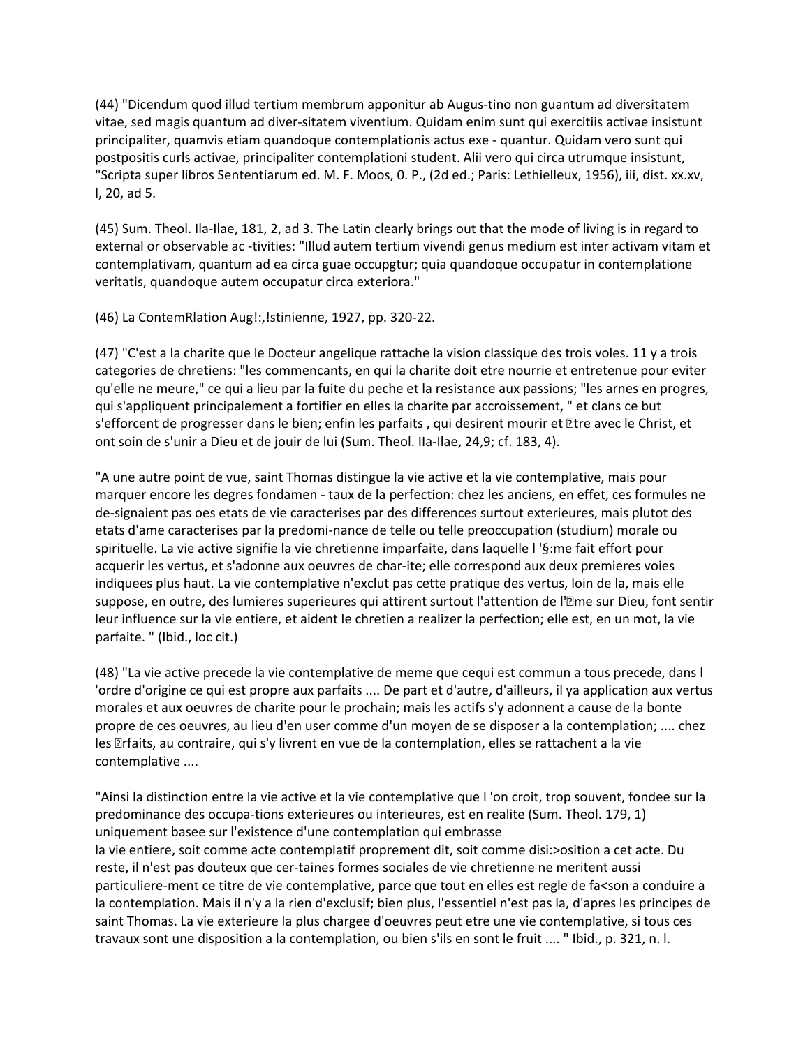(44) "Dicendum quod illud tertium membrum apponitur ab Augus-tino non guantum ad diversitatem vitae, sed magis quantum ad diver-sitatem viventium. Quidam enim sunt qui exercitiis activae insistunt principaliter, quamvis etiam quandoque contemplationis actus exe - quantur. Quidam vero sunt qui postpositis curls activae, principaliter contemplationi student. Alii vero qui circa utrumque insistunt, "Scripta super libros Sententiarum ed. M. F. Moos, 0. P., (2d ed.; Paris: Lethielleux, 1956), iii, dist. xx.xv, l, 20, ad 5.

(45) Sum. Theol. Ila-Ilae, 181, 2, ad 3. The Latin clearly brings out that the mode of living is in regard to external or observable ac -tivities: "Illud autem tertium vivendi genus medium est inter activam vitam et contemplativam, quantum ad ea circa guae occupgtur; quia quandoque occupatur in contemplatione veritatis, quandoque autem occupatur circa exteriora."

(46) La ContemRlation Aug!:,!stinienne, 1927, pp. 320-22.

(47) "C'est a la charite que le Docteur angelique rattache la vision classique des trois voles. 11 y a trois categories de chretiens: "les commencants, en qui la charite doit etre nourrie et entretenue pour eviter qu'elle ne meure," ce qui a lieu par la fuite du peche et la resistance aux passions; "les arnes en progres, qui s'appliquent principalement a fortifier en elles la charite par accroissement, " et clans ce but s'efforcent de progresser dans le bien; enfin les parfaits , qui desirent mourir et �tre avec le Christ, et ont soin de s'unir a Dieu et de jouir de lui (Sum. Theol. IIa-Ilae, 24,9; cf. 183, 4).

"A une autre point de vue, saint Thomas distingue la vie active et la vie contemplative, mais pour marquer encore les degres fondamen - taux de la perfection: chez les anciens, en effet, ces formules ne de-signaient pas oes etats de vie caracterises par des differences surtout exterieures, mais plutot des etats d'ame caracterises par la predomi-nance de telle ou telle preoccupation (studium) morale ou spirituelle. La vie active signifie la vie chretienne imparfaite, dans laquelle l '§:me fait effort pour acquerir les vertus, et s'adonne aux oeuvres de char-ite; elle correspond aux deux premieres voies indiquees plus haut. La vie contemplative n'exclut pas cette pratique des vertus, loin de la, mais elle suppose, en outre, des lumieres superieures qui attirent surtout l'attention de l'�me sur Dieu, font sentir leur influence sur la vie entiere, et aident le chretien a realizer la perfection; elle est, en un mot, la vie parfaite. " (Ibid., loc cit.)

(48) "La vie active precede la vie contemplative de meme que cequi est commun a tous precede, dans l 'ordre d'origine ce qui est propre aux parfaits .... De part et d'autre, d'ailleurs, il ya application aux vertus morales et aux oeuvres de charite pour le prochain; mais les actifs s'y adonnent a cause de la bonte propre de ces oeuvres, au lieu d'en user comme d'un moyen de se disposer a la contemplation; .... chez les �rfaits, au contraire, qui s'y livrent en vue de la contemplation, elles se rattachent a la vie contemplative ....

"Ainsi la distinction entre la vie active et la vie contemplative que l 'on croit, trop souvent, fondee sur la predominance des occupa-tions exterieures ou interieures, est en realite (Sum. Theol. 179, 1) uniquement basee sur l'existence d'une contemplation qui embrasse la vie entiere, soit comme acte contemplatif proprement dit, soit comme disi:>osition a cet acte. Du reste, il n'est pas douteux que cer-taines formes sociales de vie chretienne ne meritent aussi particuliere-ment ce titre de vie contemplative, parce que tout en elles est regle de fa<son a conduire a la contemplation. Mais il n'y a la rien d'exclusif; bien plus, l'essentiel n'est pas la, d'apres les principes de saint Thomas. La vie exterieure la plus chargee d'oeuvres peut etre une vie contemplative, si tous ces travaux sont une disposition a la contemplation, ou bien s'ils en sont le fruit .... " Ibid., p. 321, n. l.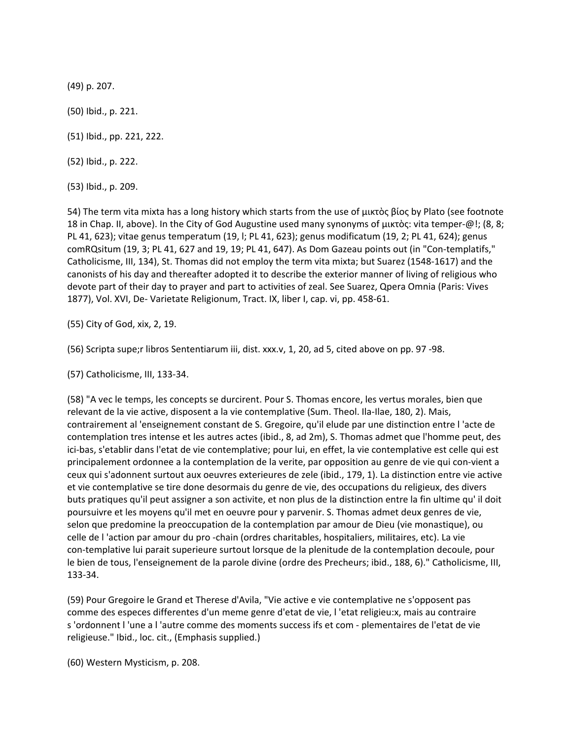(49) p. 207.

(50) Ibid., p. 221.

(51) Ibid., pp. 221, 222.

(52) Ibid., p. 222.

(53) Ibid., p. 209.

54) The term vita mixta has a long history which starts from the use of μικτὸς βίος by Plato (see footnote 18 in Chap. II, above). In the City of God Augustine used many synonyms of μικτὸς: vita temper-@!; (8, 8; PL 41, 623); vitae genus temperatum (19, l; PL 41, 623); genus modificatum (19, 2; PL 41, 624); genus comRQsitum (19, 3; PL 41, 627 and 19, 19; PL 41, 647). As Dom Gazeau points out (in "Con-templatifs," Catholicisme, III, 134), St. Thomas did not employ the term vita mixta; but Suarez (1548-1617) and the canonists of his day and thereafter adopted it to describe the exterior manner of living of religious who devote part of their day to prayer and part to activities of zeal. See Suarez, Qpera Omnia (Paris: Vives 1877), Vol. XVI, De- Varietate Religionum, Tract. IX, liber I, cap. vi, pp. 458-61.

(55) City of God, xix, 2, 19.

(56) Scripta supe;r libros Sententiarum iii, dist. xxx.v, 1, 20, ad 5, cited above on pp. 97 -98.

(57) Catholicisme, III, 133-34.

(58) "A vec le temps, les concepts se durcirent. Pour S. Thomas encore, les vertus morales, bien que relevant de la vie active, disposent a la vie contemplative (Sum. Theol. IIa-IIae, 180, 2). Mais, contrairement al 'enseignement constant de S. Gregoire, qu'il elude par une distinction entre l 'acte de contemplation tres intense et les autres actes (ibid., 8, ad 2m), S. Thomas admet que l'homme peut, des ici-bas, s'etablir dans l'etat de vie contemplative; pour lui, en effet, la vie contemplative est celle qui est principalement ordonnee a la contemplation de la verite, par opposition au genre de vie qui con-vient a ceux qui s'adonnent surtout aux oeuvres exterieures de zele (ibid., 179, 1). La distinction entre vie active et vie contemplative se tire done desormais du genre de vie, des occupations du religieux, des divers buts pratiques qu'il peut assigner a son activite, et non plus de la distinction entre la fin ultime qu' il doit poursuivre et les moyens qu'il met en oeuvre pour y parvenir. S. Thomas admet deux genres de vie, selon que predomine la preoccupation de la contemplation par amour de Dieu (vie monastique), ou celle de l 'action par amour du pro -chain (ordres charitables, hospitaliers, militaires, etc). La vie con-templative lui parait superieure surtout lorsque de la plenitude de la contemplation decoule, pour le bien de tous, l'enseignement de la parole divine (ordre des Precheurs; ibid., 188, 6)." Catholicisme, III, 133-34.

(59) Pour Gregoire le Grand et Therese d'Avila, "Vie active e vie contemplative ne s'opposent pas comme des especes differentes d'un meme genre d'etat de vie, l 'etat religieu:x, mais au contraire s 'ordonnent l 'une a l 'autre comme des moments success ifs et com - plementaires de l'etat de vie religieuse." Ibid., loc. cit., (Emphasis supplied.)

(60) Western Mysticism, p. 208.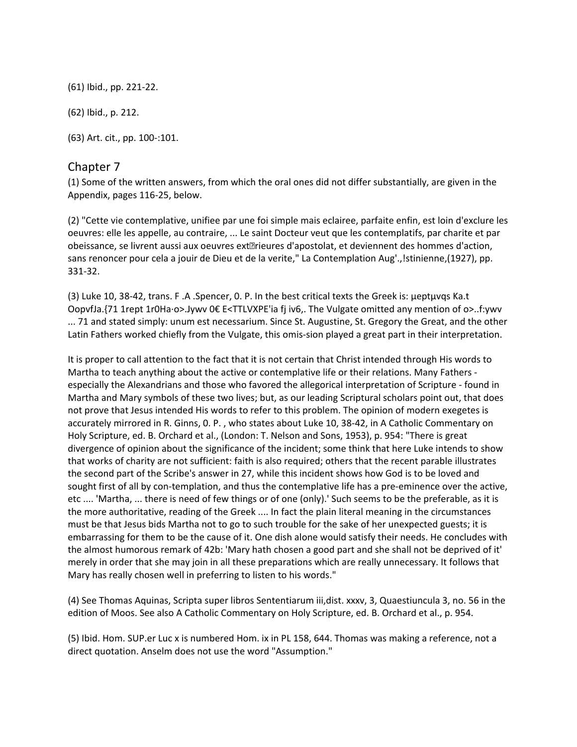(61) Ibid., pp. 221-22.

(62) Ibid., p. 212.

(63) Art. cit., pp. 100-:101.

## Chapter 7

(1) Some of the written answers, from which the oral ones did not differ substantially, are given in the Appendix, pages 116-25, below.

(2) "Cette vie contemplative, unifiee par une foi simple mais eclairee, parfaite enfin, est loin d'exclure les oeuvres: elle les appelle, au contraire, ... Le saint Docteur veut que les contemplatifs, par charite et par obeissance, se livrent aussi aux oeuvres ext�rieures d'apostolat, et deviennent des hommes d'action, sans renoncer pour cela a jouir de Dieu et de la verite," La Contemplation Aug'.,!stinienne,(1927), pp. 331-32.

(3) Luke 10, 38-42, trans. F .A .Spencer, 0. P. In the best critical texts the Greek is: μeptμvqs Ka.t OopvfJa.{71 1rept 1r0Ha·o>.Jywv 0€ E<TTLVXPE'ia fj iv6,. The Vulgate omitted any mention of o>..f:ywv ... 71 and stated simply: unum est necessarium. Since St. Augustine, St. Gregory the Great, and the other Latin Fathers worked chiefly from the Vulgate, this omis-sion played a great part in their interpretation.

It is proper to call attention to the fact that it is not certain that Christ intended through His words to Martha to teach anything about the active or contemplative life or their relations. Many Fathers - especially the Alexandrians and those who favored the allegorical interpretation of Scripture - found in Martha and Mary symbols of these two lives; but, as our leading Scriptural scholars point out, that does not prove that Jesus intended His words to refer to this problem. The opinion of modern exegetes is accurately mirrored in R. Ginns, 0. P. , who states about Luke 10, 38-42, in A Catholic Commentary on Holy Scripture, ed. B. Orchard et al., (London: T. Nelson and Sons, 1953), p. 954: "There is great divergence of opinion about the significance of the incident; some think that here Luke intends to show that works of charity are not sufficient: faith is also required; others that the recent parable illustrates the second part of the Scribe's answer in 27, while this incident shows how God is to be loved and sought first of all by con-templation, and thus the contemplative life has a pre-eminence over the active, etc .... 'Martha, ... there is need of few things or of one (only).' Such seems to be the preferable, as it is the more authoritative, reading of the Greek .... In fact the plain literal meaning in the circumstances must be that Jesus bids Martha not to go to such trouble for the sake of her unexpected guests; it is embarrassing for them to be the cause of it. One dish alone would satisfy their needs. He concludes with the almost humorous remark of 42b: 'Mary hath chosen a good part and she shall not be deprived of it' merely in order that she may join in all these preparations which are really unnecessary. It follows that Mary has really chosen well in preferring to listen to his words."

(4) See Thomas Aquinas, Scripta super libros Sententiarum iii,dist. xxxv, 3, Quaestiuncula 3, no. 56 in the edition of Moos. See also A Catholic Commentary on Holy Scripture, ed. B. Orchard et al., p. 954.

(5) Ibid. Hom. SUP.er Luc x is numbered Hom. ix in PL 158, 644. Thomas was making a reference, not a direct quotation. Anselm does not use the word "Assumption."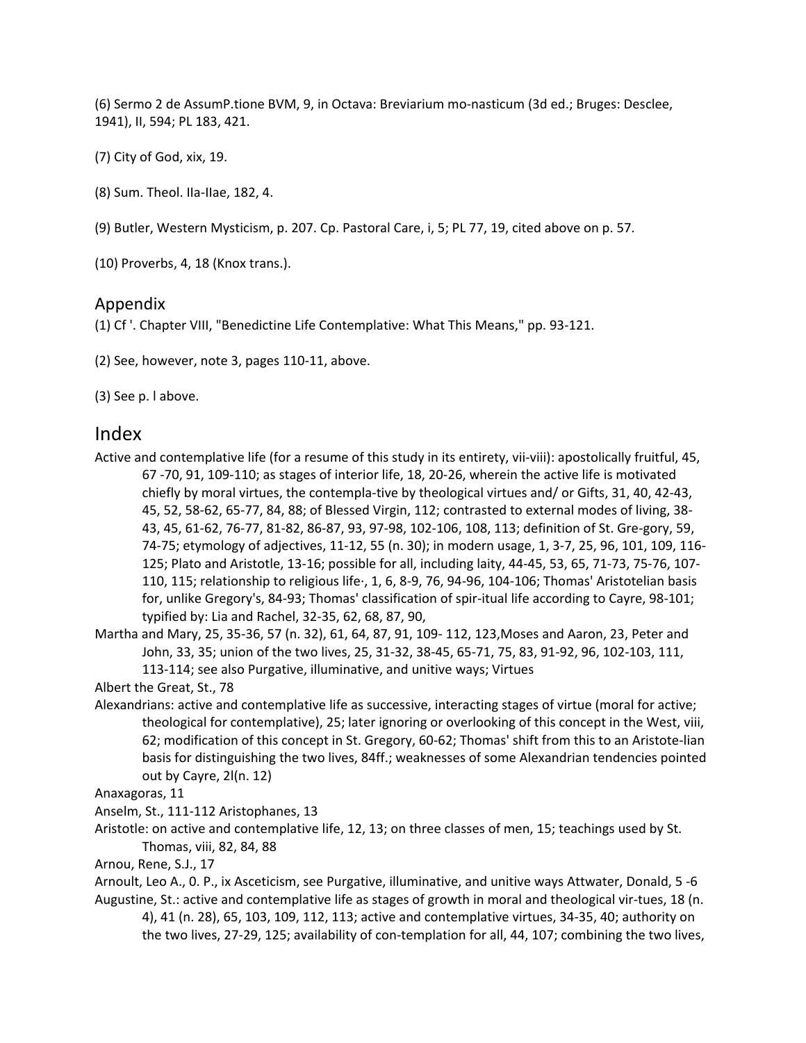(6) Sermo 2 de AssumP.tione BVM, 9, in Octava: Breviarium mo-nasticum (3d ed.; Bruges: Desclee, 1941), II, 594; PL 183, 421.

(7) City of God, xix, 19.

(8) Sum. Theol. IIa-IIae, 182, 4.

(9) Butler, Western Mysticism, p. 207. Cp. Pastoral Care, i, 5; PL 77, 19, cited above on p. 57.

(10) Proverbs, 4, 18 (Knox trans.).

## Appendix

(1) Cf '. Chapter VIII, "Benedictine Life Contemplative: What This Means," pp. 93-121.

(2) See, however, note 3, pages 110-11, above.

(3) See p. l above.

## Index

Active and contemplative life (for a resume of this study in its entirety, vii-viii): apostolically fruitful, 45, 67 -70, 91, 109-110; as stages of interior life, 18, 20-26, wherein the active life is motivated chiefly by moral virtues, the contempla-tive by theological virtues and/ or Gifts, 31, 40, 42-43, 45, 52, 58-62, 65-77, 84, 88; of Blessed Virgin, 112; contrasted to external modes of living, 38-43, 45, 61-62, 76-77, 81-82, 86-87, 93, 97-98, 102-106, 108, 113; definition of St. Gre-gory, 59, 74-75; etymology of adjectives, 11-12, 55 (n. 30); in modern usage, 1, 3-7, 25, 96, 101, 109, 116-125; Plato and Aristotle, 13-16; possible for all, including laity, 44-45, 53, 65, 71-73, 75-76, 107-110, 115; relationship to religious life·, 1, 6, 8-9, 76, 94-96, 104-106; Thomas' Aristotelian basis for, unlike Gregory's, 84-93; Thomas' classification of spir-itual life according to Cayre, 98-101; typified by: Lia and Rachel, 32-35, 62, 68, 87, 90,

Martha and Mary, 25, 35-36, 57 (n. 32), 61, 64, 87, 91, 109- 112, 123,Moses and Aaron, 23, Peter and John, 33, 35; union of the two lives, 25, 31-32, 38-45, 65-71, 75, 83, 91-92, 96, 102-103, 111, 113-114; see also Purgative, illuminative, and unitive ways; Virtues

Albert the Great, St., 78

Alexandrians: active and contemplative life as successive, interacting stages of virtue (moral for active; theological for contemplative), 25; later ignoring or overlooking of this concept in the West, viii, 62; modification of this concept in St. Gregory, 60-62; Thomas' shift from this to an Aristote-lian basis for distinguishing the two lives, 84ff.; weaknesses of some Alexandrian tendencies pointed out by Cayre, 2l(n. 12)

Anaxagoras, 11

Anselm, St., 111-112 Aristophanes, 13

Aristotle: on active and contemplative life, 12, 13; on three classes of men, 15; teachings used by St. Thomas, viii, 82, 84, 88

Arnou, Rene, S.J., 17

Arnoult, Leo A., 0. P., ix Asceticism, see Purgative, illuminative, and unitive ways Attwater, Donald, 5 -6

Augustine, St.: active and contemplative life as stages of growth in moral and theological vir-tues, 18 (n. 4), 41 (n. 28), 65, 103, 109, 112, 113; active and contemplative virtues, 34-35, 40; authority on the two lives, 27-29, 125; availability of con-templation for all, 44, 107; combining the two lives,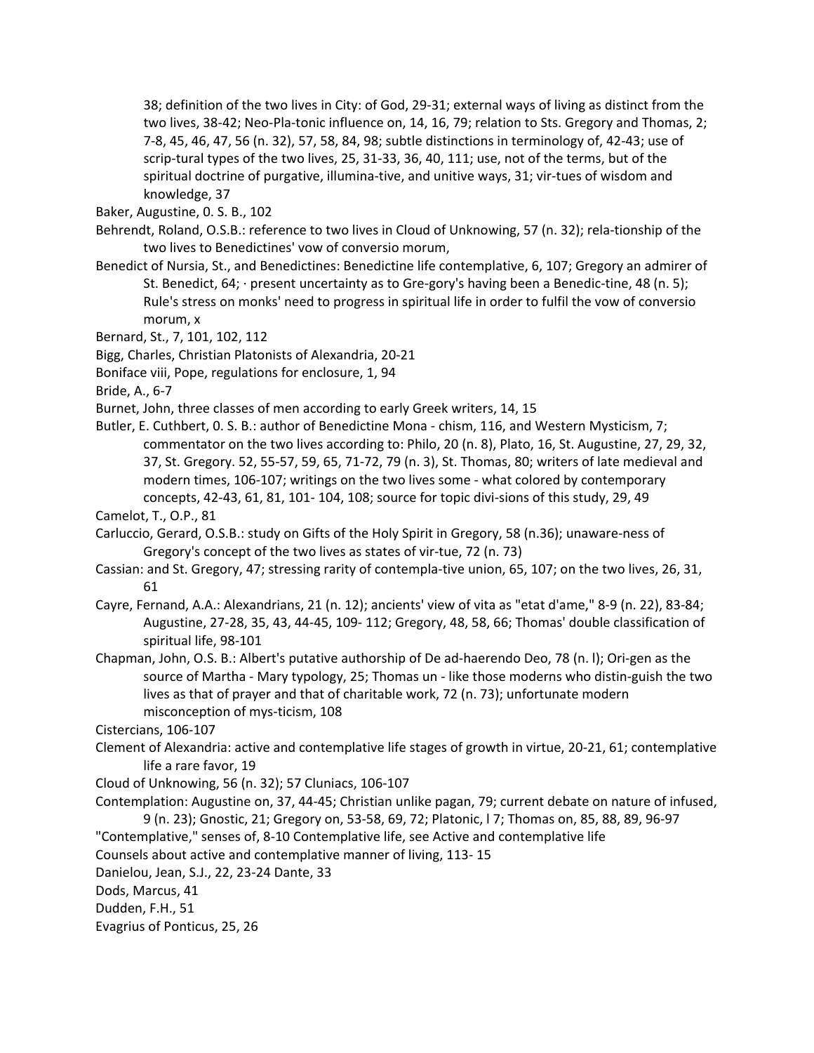38; definition of the two lives in City: of God, 29-31; external ways of living as distinct from the two lives, 38-42; Neo-Pla-tonic influence on, 14, 16, 79; relation to Sts. Gregory and Thomas, 2; 7-8, 45, 46, 47, 56 (n. 32), 57, 58, 84, 98; subtle distinctions in terminology of, 42-43; use of scrip-tural types of the two lives, 25, 31-33, 36, 40, 111; use, not of the terms, but of the spiritual doctrine of purgative, illumina-tive, and unitive ways, 31; vir-tues of wisdom and knowledge, 37

Baker, Augustine, 0. S. B., 102

Behrendt, Roland, O.S.B.: reference to two lives in Cloud of Unknowing, 57 (n. 32); rela-tionship of the two lives to Benedictines' vow of conversio morum,

Benedict of Nursia, St., and Benedictines: Benedictine life contemplative, 6, 107; Gregory an admirer of St. Benedict, 64; · present uncertainty as to Gre-gory's having been a Benedic-tine, 48 (n. 5); Rule's stress on monks' need to progress in spiritual life in order to fulfil the vow of conversio morum, x

Bernard, St., 7, 101, 102, 112

Bigg, Charles, Christian Platonists of Alexandria, 20-21

Boniface viii, Pope, regulations for enclosure, 1, 94

Bride, A., 6-7

Burnet, John, three classes of men according to early Greek writers, 14, 15

Butler, E. Cuthbert, 0. S. B.: author of Benedictine Mona - chism, 116, and Western Mysticism, 7; commentator on the two lives according to: Philo, 20 (n. 8), Plato, 16, St. Augustine, 27, 29, 32, 37, St. Gregory. 52, 55-57, 59, 65, 71-72, 79 (n. 3), St. Thomas, 80; writers of late medieval and modern times, 106-107; writings on the two lives some - what colored by contemporary concepts, 42-43, 61, 81, 101- 104, 108; source for topic divi-sions of this study, 29, 49

Camelot, T., O.P., 81

Carluccio, Gerard, O.S.B.: study on Gifts of the Holy Spirit in Gregory, 58 (n.36); unaware-ness of Gregory's concept of the two lives as states of vir-tue, 72 (n. 73)

Cassian: and St. Gregory, 47; stressing rarity of contempla-tive union, 65, 107; on the two lives, 26, 31, 61

Cayre, Fernand, A.A.: Alexandrians, 21 (n. 12); ancients' view of vita as "etat d'ame," 8-9 (n. 22), 83-84; Augustine, 27-28, 35, 43, 44-45, 109- 112; Gregory, 48, 58, 66; Thomas' double classification of spiritual life, 98-101

Chapman, John, O.S. B.: Albert's putative authorship of De ad-haerendo Deo, 78 (n. l); Ori-gen as the source of Martha - Mary typology, 25; Thomas un - like those moderns who distin-guish the two lives as that of prayer and that of charitable work, 72 (n. 73); unfortunate modern misconception of mys-ticism, 108

Cistercians, 106-107

Clement of Alexandria: active and contemplative life stages of growth in virtue, 20-21, 61; contemplative life a rare favor, 19

Cloud of Unknowing, 56 (n. 32); 57 Cluniacs, 106-107

Contemplation: Augustine on, 37, 44-45; Christian unlike pagan, 79; current debate on nature of infused, 9 (n. 23); Gnostic, 21; Gregory on, 53-58, 69, 72; Platonic, l 7; Thomas on, 85, 88, 89, 96-97

"Contemplative," senses of, 8-10 Contemplative life, see Active and contemplative life

Counsels about active and contemplative manner of living, 113- 15

Danielou, Jean, S.J., 22, 23-24 Dante, 33

Dods, Marcus, 41

Dudden, F.H., 51

Evagrius of Ponticus, 25, 26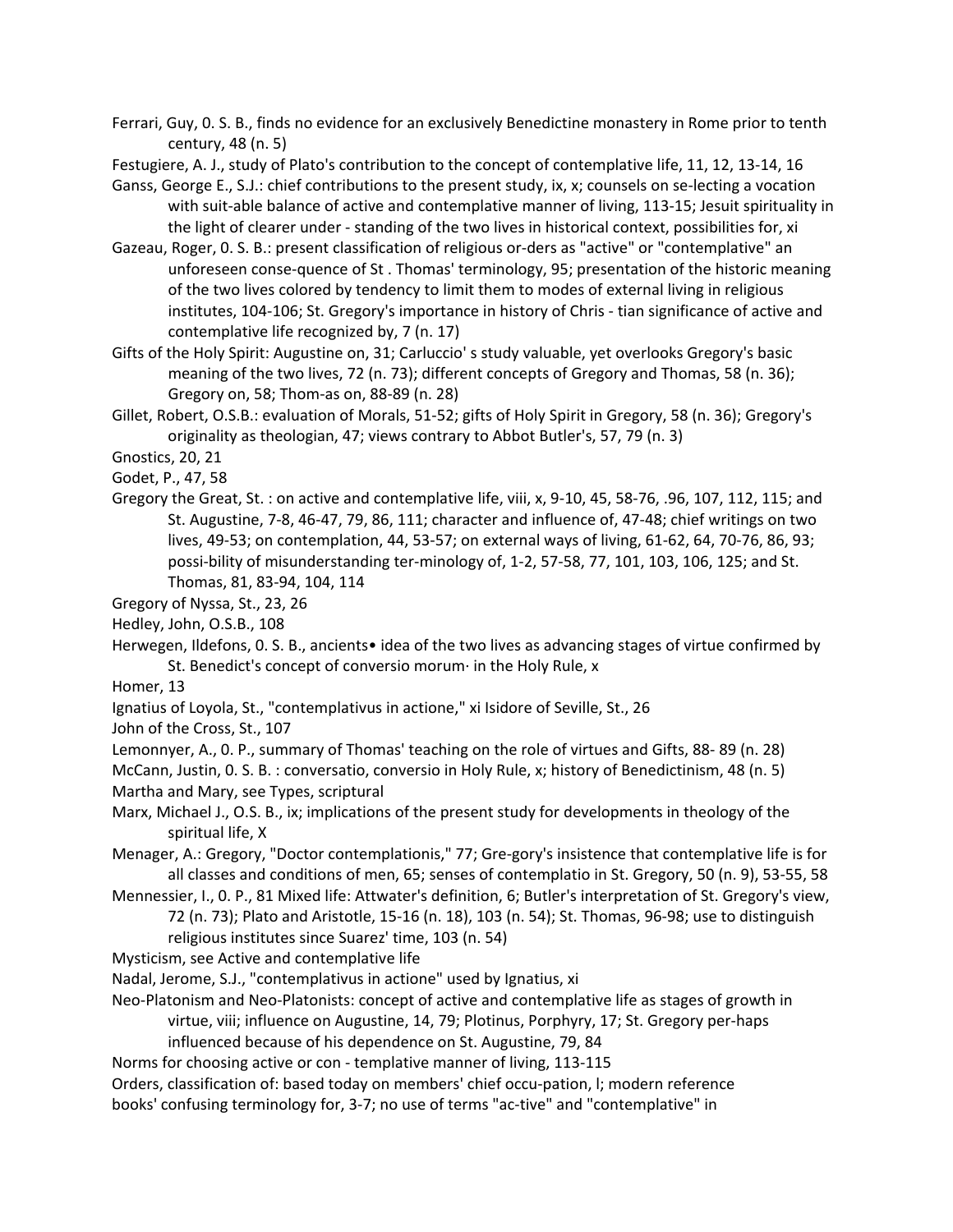Ferrari, Guy, 0. S. B., finds no evidence for an exclusively Benedictine monastery in Rome prior to tenth century, 48 (n. 5)

Festugiere, A. J., study of Plato's contribution to the concept of contemplative life, 11, 12, 13-14, 16

Ganss, George E., S.J.: chief contributions to the present study, ix, x; counsels on se-lecting a vocation with suit-able balance of active and contemplative manner of living, 113-15; Jesuit spirituality in the light of clearer under - standing of the two lives in historical context, possibilities for, xi

Gazeau, Roger, 0. S. B.: present classification of religious or-ders as "active" or "contemplative" an unforeseen conse-quence of St . Thomas' terminology, 95; presentation of the historic meaning of the two lives colored by tendency to limit them to modes of external living in religious institutes, 104-106; St. Gregory's importance in history of Chris - tian significance of active and contemplative life recognized by, 7 (n. 17)

Gifts of the Holy Spirit: Augustine on, 31; Carluccio' s study valuable, yet overlooks Gregory's basic meaning of the two lives, 72 (n. 73); different concepts of Gregory and Thomas, 58 (n. 36); Gregory on, 58; Thom-as on, 88-89 (n. 28)

Gillet, Robert, O.S.B.: evaluation of Morals, 51-52; gifts of Holy Spirit in Gregory, 58 (n. 36); Gregory's originality as theologian, 47; views contrary to Abbot Butler's, 57, 79 (n. 3)

Gnostics, 20, 21

Godet, P., 47, 58

Gregory the Great, St. : on active and contemplative life, viii, x, 9-10, 45, 58-76, .96, 107, 112, 115; and St. Augustine, 7-8, 46-47, 79, 86, 111; character and influence of, 47-48; chief writings on two lives, 49-53; on contemplation, 44, 53-57; on external ways of living, 61-62, 64, 70-76, 86, 93; possi-bility of misunderstanding ter-minology of, 1-2, 57-58, 77, 101, 103, 106, 125; and St. Thomas, 81, 83-94, 104, 114

Gregory of Nyssa, St., 23, 26

Hedley, John, O.S.B., 108

Herwegen, Ildefons, 0. S. B., ancients• idea of the two lives as advancing stages of virtue confirmed by St. Benedict's concept of conversio morum· in the Holy Rule, x

Homer, 13

Ignatius of Loyola, St., "contemplativus in actione," xi Isidore of Seville, St., 26

John of the Cross, St., 107

Lemonnyer, A., 0. P., summary of Thomas' teaching on the role of virtues and Gifts, 88- 89 (n. 28)

McCann, Justin, 0. S. B. : conversatio, conversio in Holy Rule, x; history of Benedictinism, 48 (n. 5)

Martha and Mary, see Types, scriptural

Marx, Michael J., O.S.B., ix; implications of the present study for developments in theology of the spiritual life, X

Menager, A.: Gregory, "Doctor contemplationis," 77; Gre-gory's insistence that contemplative life is for all classes and conditions of men, 65; senses of contemplatio in St. Gregory, 50 (n. 9), 53-55, 58

Mennessier, I., 0. P., 81 Mixed life: Attwater's definition, 6; Butler's interpretation of St. Gregory's view, 72 (n. 73); Plato and Aristotle, 15-16 (n. 18), 103 (n. 54); St. Thomas, 96-98; use to distinguish religious institutes since Suarez' time, 103 (n. 54)

Mysticism, see Active and contemplative life

Nadal, Jerome, S.J., "contemplativus in actione" used by Ignatius, xi

Neo-Platonism and Neo-Platonists: concept of active and contemplative life as stages of growth in virtue, viii; influence on Augustine, 14, 79; Plotinus, Porphyry, 17; St. Gregory per-haps influenced because of his dependence on St. Augustine, 79, 84

Norms for choosing active or con - templative manner of living, 113-115

Orders, classification of: based today on members' chief occu-pation, l; modern reference books' confusing terminology for, 3-7; no use of terms "ac-tive" and "contemplative" in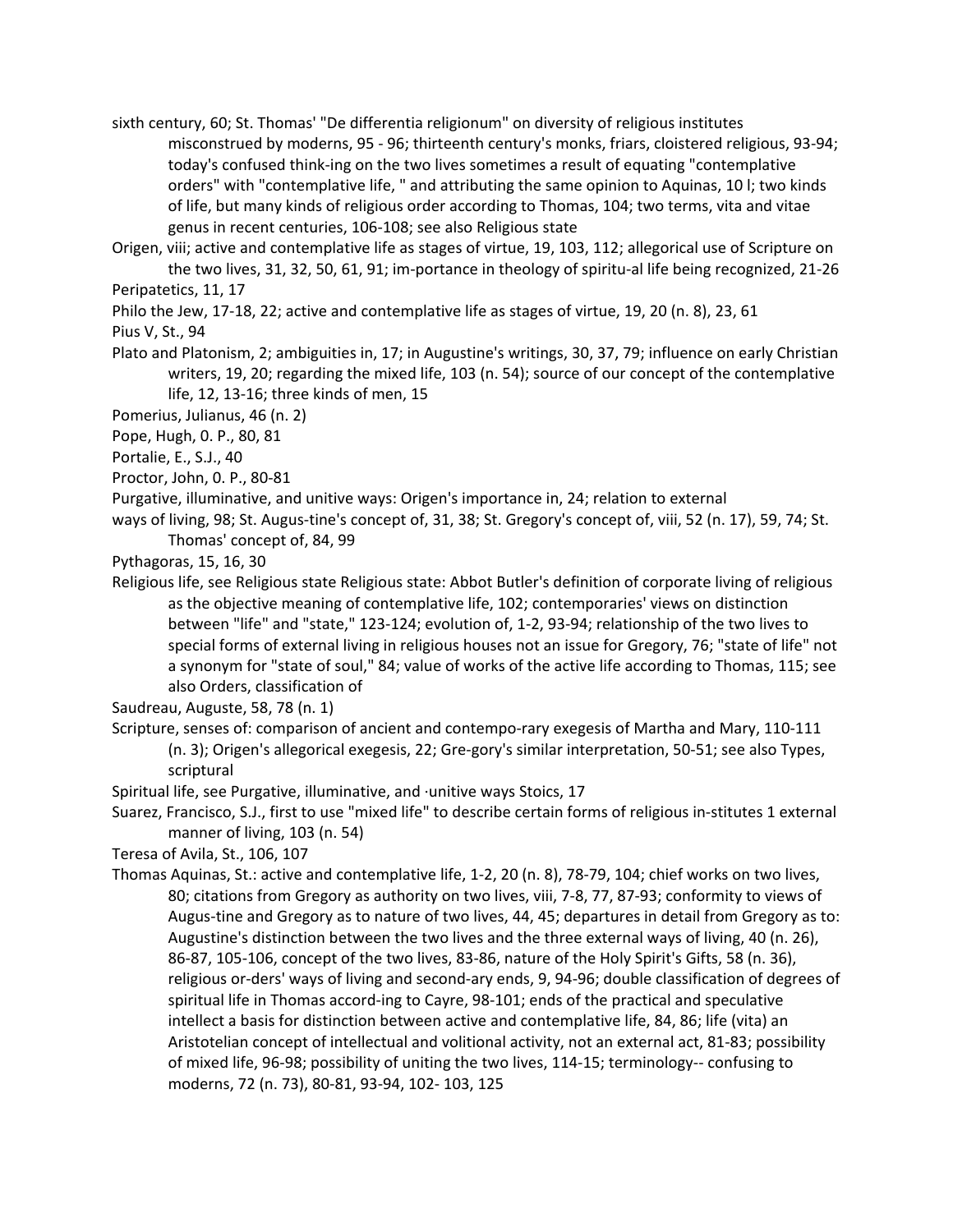sixth century, 60; St. Thomas' "De differentia religionum" on diversity of religious institutes misconstrued by moderns, 95 - 96; thirteenth century's monks, friars, cloistered religious, 93-94; today's confused think-ing on the two lives sometimes a result of equating "contemplative orders" with "contemplative life, " and attributing the same opinion to Aquinas, 10 l; two kinds of life, but many kinds of religious order according to Thomas, 104; two terms, vita and vitae genus in recent centuries, 106-108; see also Religious state

Origen, viii; active and contemplative life as stages of virtue, 19, 103, 112; allegorical use of Scripture on the two lives, 31, 32, 50, 61, 91; im-portance in theology of spiritu-al life being recognized, 21-26

Peripatetics, 11, 17

Philo the Jew, 17-18, 22; active and contemplative life as stages of virtue, 19, 20 (n. 8), 23, 61

Pius V, St., 94

Plato and Platonism, 2; ambiguities in, 17; in Augustine's writings, 30, 37, 79; influence on early Christian writers, 19, 20; regarding the mixed life, 103 (n. 54); source of our concept of the contemplative life, 12, 13-16; three kinds of men, 15

Pomerius, Julianus, 46 (n. 2)

Pope, Hugh, 0. P., 80, 81

Portalie, E., S.J., 40

Proctor, John, 0. P., 80-81

Purgative, illuminative, and unitive ways: Origen's importance in, 24; relation to external ways of living, 98; St. Augus-tine's concept of, 31, 38; St. Gregory's concept of, viii, 52 (n. 17), 59, 74; St. Thomas' concept of, 84, 99

Pythagoras, 15, 16, 30

Religious life, see Religious state Religious state: Abbot Butler's definition of corporate living of religious as the objective meaning of contemplative life, 102; contemporaries' views on distinction between "life" and "state," 123-124; evolution of, 1-2, 93-94; relationship of the two lives to special forms of external living in religious houses not an issue for Gregory, 76; "state of life" not a synonym for "state of soul," 84; value of works of the active life according to Thomas, 115; see also Orders, classification of

Saudreau, Auguste, 58, 78 (n. 1)

Scripture, senses of: comparison of ancient and contempo-rary exegesis of Martha and Mary, 110-111 (n. 3); Origen's allegorical exegesis, 22; Gre-gory's similar interpretation, 50-51; see also Types, scriptural

Spiritual life, see Purgative, illuminative, and ·unitive ways Stoics, 17

Suarez, Francisco, S.J., first to use "mixed life" to describe certain forms of religious in-stitutes 1 external manner of living, 103 (n. 54)

Teresa of Avila, St., 106, 107

Thomas Aquinas, St.: active and contemplative life, 1-2, 20 (n. 8), 78-79, 104; chief works on two lives, 80; citations from Gregory as authority on two lives, viii, 7-8, 77, 87-93; conformity to views of Augus-tine and Gregory as to nature of two lives, 44, 45; departures in detail from Gregory as to: Augustine's distinction between the two lives and the three external ways of living, 40 (n. 26), 86-87, 105-106, concept of the two lives, 83-86, nature of the Holy Spirit's Gifts, 58 (n. 36), religious or-ders' ways of living and second-ary ends, 9, 94-96; double classification of degrees of spiritual life in Thomas accord-ing to Cayre, 98-101; ends of the practical and speculative intellect a basis for distinction between active and contemplative life, 84, 86; life (vita) an Aristotelian concept of intellectual and volitional activity, not an external act, 81-83; possibility of mixed life, 96-98; possibility of uniting the two lives, 114-15; terminology-- confusing to moderns, 72 (n. 73), 80-81, 93-94, 102- 103, 125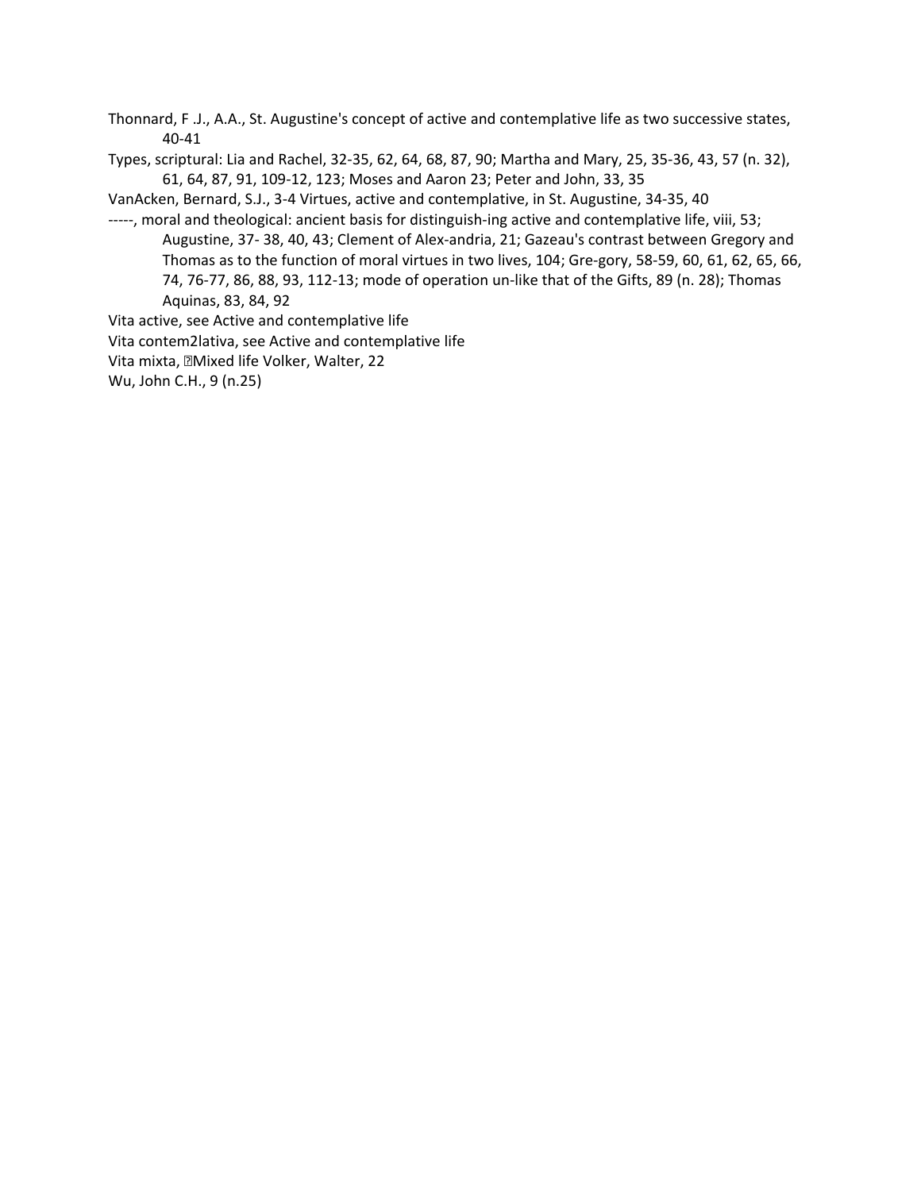Thonnard, F .J., A.A., St. Augustine's concept of active and contemplative life as two successive states, 40-41

Types, scriptural: Lia and Rachel, 32-35, 62, 64, 68, 87, 90; Martha and Mary, 25, 35-36, 43, 57 (n. 32), 61, 64, 87, 91, 109-12, 123; Moses and Aaron 23; Peter and John, 33, 35

VanAcken, Bernard, S.J., 3-4 Virtues, active and contemplative, in St. Augustine, 34-35, 40

-----, moral and theological: ancient basis for distinguish-ing active and contemplative life, viii, 53; Augustine, 37- 38, 40, 43; Clement of Alex-andria, 21; Gazeau's contrast between Gregory and Thomas as to the function of moral virtues in two lives, 104; Gre-gory, 58-59, 60, 61, 62, 65, 66, 74, 76-77, 86, 88, 93, 112-13; mode of operation un-like that of the Gifts, 89 (n. 28); Thomas Aquinas, 83, 84, 92

Vita active, see Active and contemplative life

Vita contem2lativa, see Active and contemplative life

Vita mixta, �Mixed life Volker, Walter, 22

Wu, John C.H., 9 (n.25)